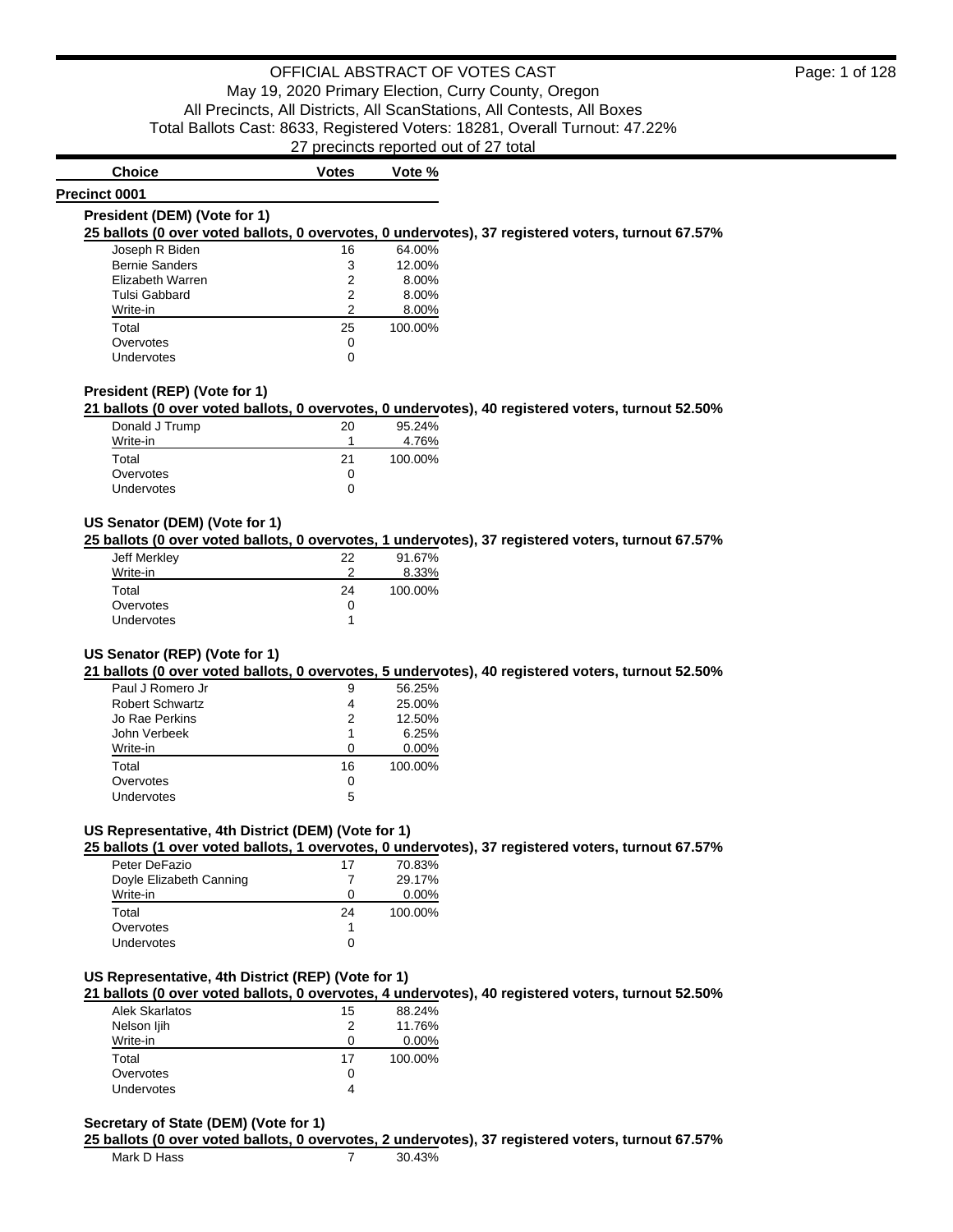# OFFICIAL ABSTRACT OF VOTES CAST

May 19, 2020 Primary Election, Curry County, Oregon
All Precincts, All Districts, All ScanStations, All Contests, All Boxes
Total Ballots Cast: 8633, Registered Voters: 18281, Overall Turnout: 47.22%
27 precincts reported out of 27 total

| Choice | Votes | Vote % |
|---|---|---|

## Precinct 0001

### President (DEM) (Vote for 1)

**25 ballots (0 over voted ballots, 0 overvotes, 0 undervotes), 37 registered voters, turnout 67.57%**

| Choice | Votes | Vote % |
|---|---|---|
| Joseph R Biden | 16 | 64.00% |
| Bernie Sanders | 3 | 12.00% |
| Elizabeth Warren | 2 | 8.00% |
| Tulsi Gabbard | 2 | 8.00% |
| Write-in | 2 | 8.00% |
| Total | 25 | 100.00% |
| Overvotes | 0 | |
| Undervotes | 0 | |

### President (REP) (Vote for 1)

**21 ballots (0 over voted ballots, 0 overvotes, 0 undervotes), 40 registered voters, turnout 52.50%**

| Choice | Votes | Vote % |
|---|---|---|
| Donald J Trump | 20 | 95.24% |
| Write-in | 1 | 4.76% |
| Total | 21 | 100.00% |
| Overvotes | 0 | |
| Undervotes | 0 | |

### US Senator (DEM) (Vote for 1)

**25 ballots (0 over voted ballots, 0 overvotes, 1 undervotes), 37 registered voters, turnout 67.57%**

| Choice | Votes | Vote % |
|---|---|---|
| Jeff Merkley | 22 | 91.67% |
| Write-in | 2 | 8.33% |
| Total | 24 | 100.00% |
| Overvotes | 0 | |
| Undervotes | 1 | |

### US Senator (REP) (Vote for 1)

**21 ballots (0 over voted ballots, 0 overvotes, 5 undervotes), 40 registered voters, turnout 52.50%**

| Choice | Votes | Vote % |
|---|---|---|
| Paul J Romero Jr | 9 | 56.25% |
| Robert Schwartz | 4 | 25.00% |
| Jo Rae Perkins | 2 | 12.50% |
| John Verbeek | 1 | 6.25% |
| Write-in | 0 | 0.00% |
| Total | 16 | 100.00% |
| Overvotes | 0 | |
| Undervotes | 5 | |

### US Representative, 4th District (DEM) (Vote for 1)

**25 ballots (1 over voted ballots, 1 overvotes, 0 undervotes), 37 registered voters, turnout 67.57%**

| Choice | Votes | Vote % |
|---|---|---|
| Peter DeFazio | 17 | 70.83% |
| Doyle Elizabeth Canning | 7 | 29.17% |
| Write-in | 0 | 0.00% |
| Total | 24 | 100.00% |
| Overvotes | 1 | |
| Undervotes | 0 | |

### US Representative, 4th District (REP) (Vote for 1)

**21 ballots (0 over voted ballots, 0 overvotes, 4 undervotes), 40 registered voters, turnout 52.50%**

| Choice | Votes | Vote % |
|---|---|---|
| Alek Skarlatos | 15 | 88.24% |
| Nelson Ijih | 2 | 11.76% |
| Write-in | 0 | 0.00% |
| Total | 17 | 100.00% |
| Overvotes | 0 | |
| Undervotes | 4 | |

### Secretary of State (DEM) (Vote for 1)

**25 ballots (0 over voted ballots, 0 overvotes, 2 undervotes), 37 registered voters, turnout 67.57%**

| Choice | Votes | Vote % |
|---|---|---|
| Mark D Hass | 7 | 30.43% |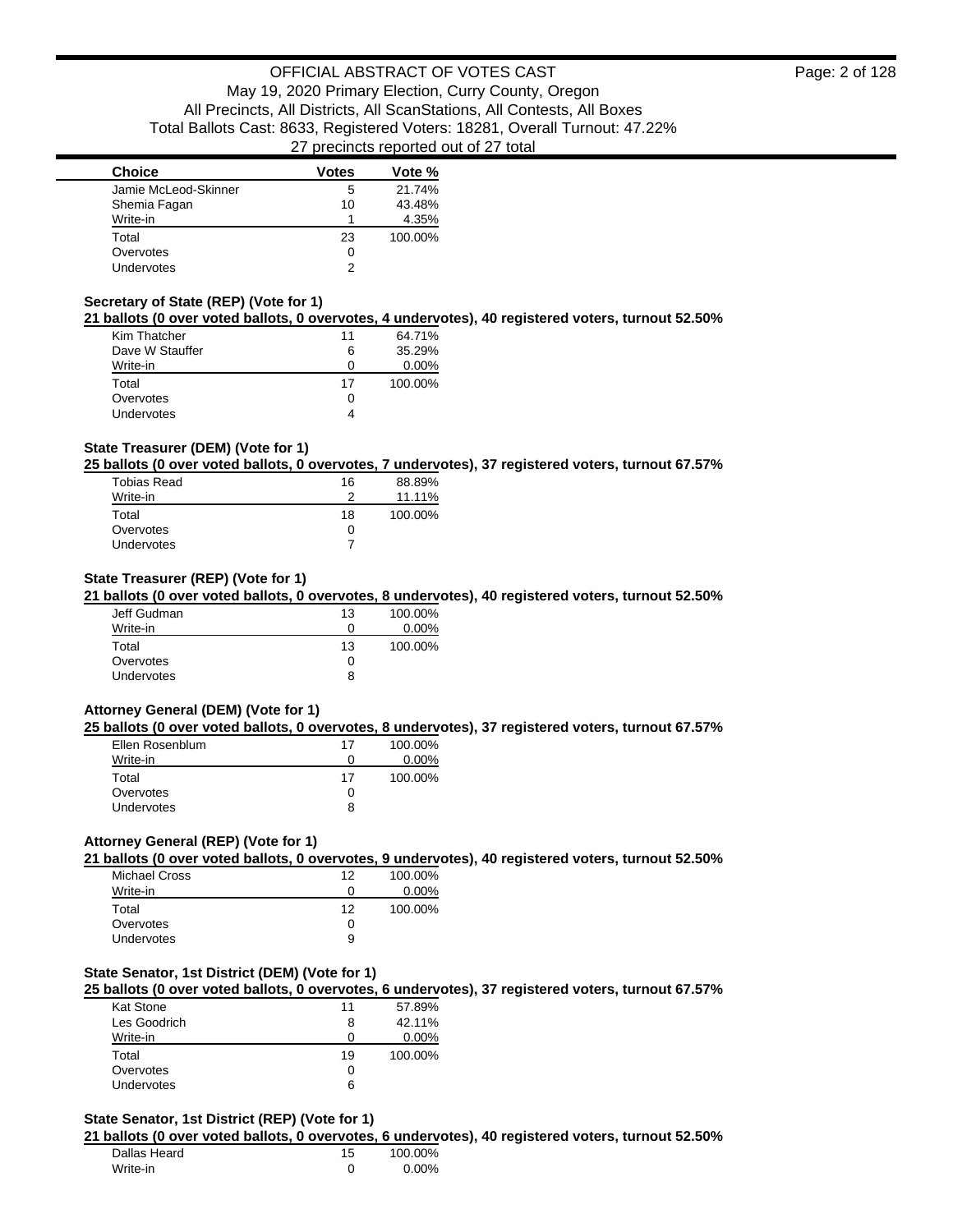| Choice | Votes | Vote % |
|---|---|---|
| Jamie McLeod-Skinner | 5 | 21.74% |
| Shemia Fagan | 10 | 43.48% |
| Write-in | 1 | 4.35% |
| Total | 23 | 100.00% |
| Overvotes | 0 | |
| Undervotes | 2 | |

### Secretary of State (REP) (Vote for 1)

**21 ballots (0 over voted ballots, 0 overvotes, 4 undervotes), 40 registered voters, turnout 52.50%**

| Choice | Votes | Vote % |
|---|---|---|
| Kim Thatcher | 11 | 64.71% |
| Dave W Stauffer | 6 | 35.29% |
| Write-in | 0 | 0.00% |
| Total | 17 | 100.00% |
| Overvotes | 0 | |
| Undervotes | 4 | |

### State Treasurer (DEM) (Vote for 1)

**25 ballots (0 over voted ballots, 0 overvotes, 7 undervotes), 37 registered voters, turnout 67.57%**

| Choice | Votes | Vote % |
|---|---|---|
| Tobias Read | 16 | 88.89% |
| Write-in | 2 | 11.11% |
| Total | 18 | 100.00% |
| Overvotes | 0 | |
| Undervotes | 7 | |

### State Treasurer (REP) (Vote for 1)

**21 ballots (0 over voted ballots, 0 overvotes, 8 undervotes), 40 registered voters, turnout 52.50%**

| Choice | Votes | Vote % |
|---|---|---|
| Jeff Gudman | 13 | 100.00% |
| Write-in | 0 | 0.00% |
| Total | 13 | 100.00% |
| Overvotes | 0 | |
| Undervotes | 8 | |

### Attorney General (DEM) (Vote for 1)

**25 ballots (0 over voted ballots, 0 overvotes, 8 undervotes), 37 registered voters, turnout 67.57%**

| Choice | Votes | Vote % |
|---|---|---|
| Ellen Rosenblum | 17 | 100.00% |
| Write-in | 0 | 0.00% |
| Total | 17 | 100.00% |
| Overvotes | 0 | |
| Undervotes | 8 | |

### Attorney General (REP) (Vote for 1)

**21 ballots (0 over voted ballots, 0 overvotes, 9 undervotes), 40 registered voters, turnout 52.50%**

| Choice | Votes | Vote % |
|---|---|---|
| Michael Cross | 12 | 100.00% |
| Write-in | 0 | 0.00% |
| Total | 12 | 100.00% |
| Overvotes | 0 | |
| Undervotes | 9 | |

### State Senator, 1st District (DEM) (Vote for 1)

**25 ballots (0 over voted ballots, 0 overvotes, 6 undervotes), 37 registered voters, turnout 67.57%**

| Choice | Votes | Vote % |
|---|---|---|
| Kat Stone | 11 | 57.89% |
| Les Goodrich | 8 | 42.11% |
| Write-in | 0 | 0.00% |
| Total | 19 | 100.00% |
| Overvotes | 0 | |
| Undervotes | 6 | |

### State Senator, 1st District (REP) (Vote for 1)

**21 ballots (0 over voted ballots, 0 overvotes, 6 undervotes), 40 registered voters, turnout 52.50%**

| Choice | Votes | Vote % |
|---|---|---|
| Dallas Heard | 15 | 100.00% |
| Write-in | 0 | 0.00% |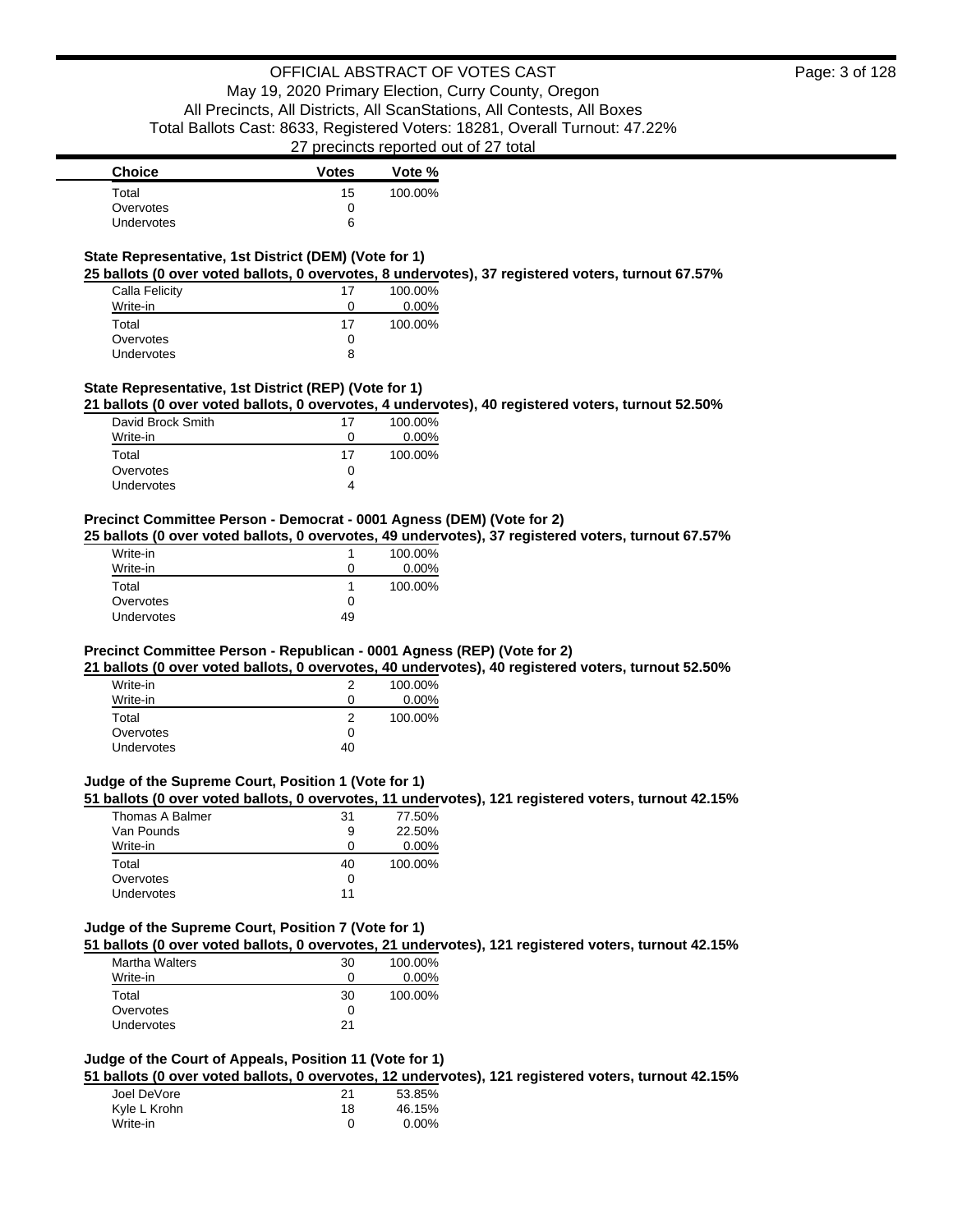| Choice | Votes | Vote % |
| --- | --- | --- |
| Total | 15 | 100.00% |
| Overvotes | 0 | |
| Undervotes | 6 | |

### State Representative, 1st District (DEM) (Vote for 1)

**25 ballots (0 over voted ballots, 0 overvotes, 8 undervotes), 37 registered voters, turnout 67.57%**

| Choice | Votes | Vote % |
| --- | --- | --- |
| Calla Felicity | 17 | 100.00% |
| Write-in | 0 | 0.00% |
| Total | 17 | 100.00% |
| Overvotes | 0 | |
| Undervotes | 8 | |

### State Representative, 1st District (REP) (Vote for 1)

**21 ballots (0 over voted ballots, 0 overvotes, 4 undervotes), 40 registered voters, turnout 52.50%**

| Choice | Votes | Vote % |
| --- | --- | --- |
| David Brock Smith | 17 | 100.00% |
| Write-in | 0 | 0.00% |
| Total | 17 | 100.00% |
| Overvotes | 0 | |
| Undervotes | 4 | |

### Precinct Committee Person - Democrat - 0001 Agness (DEM) (Vote for 2)

**25 ballots (0 over voted ballots, 0 overvotes, 49 undervotes), 37 registered voters, turnout 67.57%**

| Choice | Votes | Vote % |
| --- | --- | --- |
| Write-in | 1 | 100.00% |
| Write-in | 0 | 0.00% |
| Total | 1 | 100.00% |
| Overvotes | 0 | |
| Undervotes | 49 | |

### Precinct Committee Person - Republican - 0001 Agness (REP) (Vote for 2)

**21 ballots (0 over voted ballots, 0 overvotes, 40 undervotes), 40 registered voters, turnout 52.50%**

| Choice | Votes | Vote % |
| --- | --- | --- |
| Write-in | 2 | 100.00% |
| Write-in | 0 | 0.00% |
| Total | 2 | 100.00% |
| Overvotes | 0 | |
| Undervotes | 40 | |

### Judge of the Supreme Court, Position 1 (Vote for 1)

**51 ballots (0 over voted ballots, 0 overvotes, 11 undervotes), 121 registered voters, turnout 42.15%**

| Choice | Votes | Vote % |
| --- | --- | --- |
| Thomas A Balmer | 31 | 77.50% |
| Van Pounds | 9 | 22.50% |
| Write-in | 0 | 0.00% |
| Total | 40 | 100.00% |
| Overvotes | 0 | |
| Undervotes | 11 | |

### Judge of the Supreme Court, Position 7 (Vote for 1)

**51 ballots (0 over voted ballots, 0 overvotes, 21 undervotes), 121 registered voters, turnout 42.15%**

| Choice | Votes | Vote % |
| --- | --- | --- |
| Martha Walters | 30 | 100.00% |
| Write-in | 0 | 0.00% |
| Total | 30 | 100.00% |
| Overvotes | 0 | |
| Undervotes | 21 | |

### Judge of the Court of Appeals, Position 11 (Vote for 1)

**51 ballots (0 over voted ballots, 0 overvotes, 12 undervotes), 121 registered voters, turnout 42.15%**

| Choice | Votes | Vote % |
| --- | --- | --- |
| Joel DeVore | 21 | 53.85% |
| Kyle L Krohn | 18 | 46.15% |
| Write-in | 0 | 0.00% |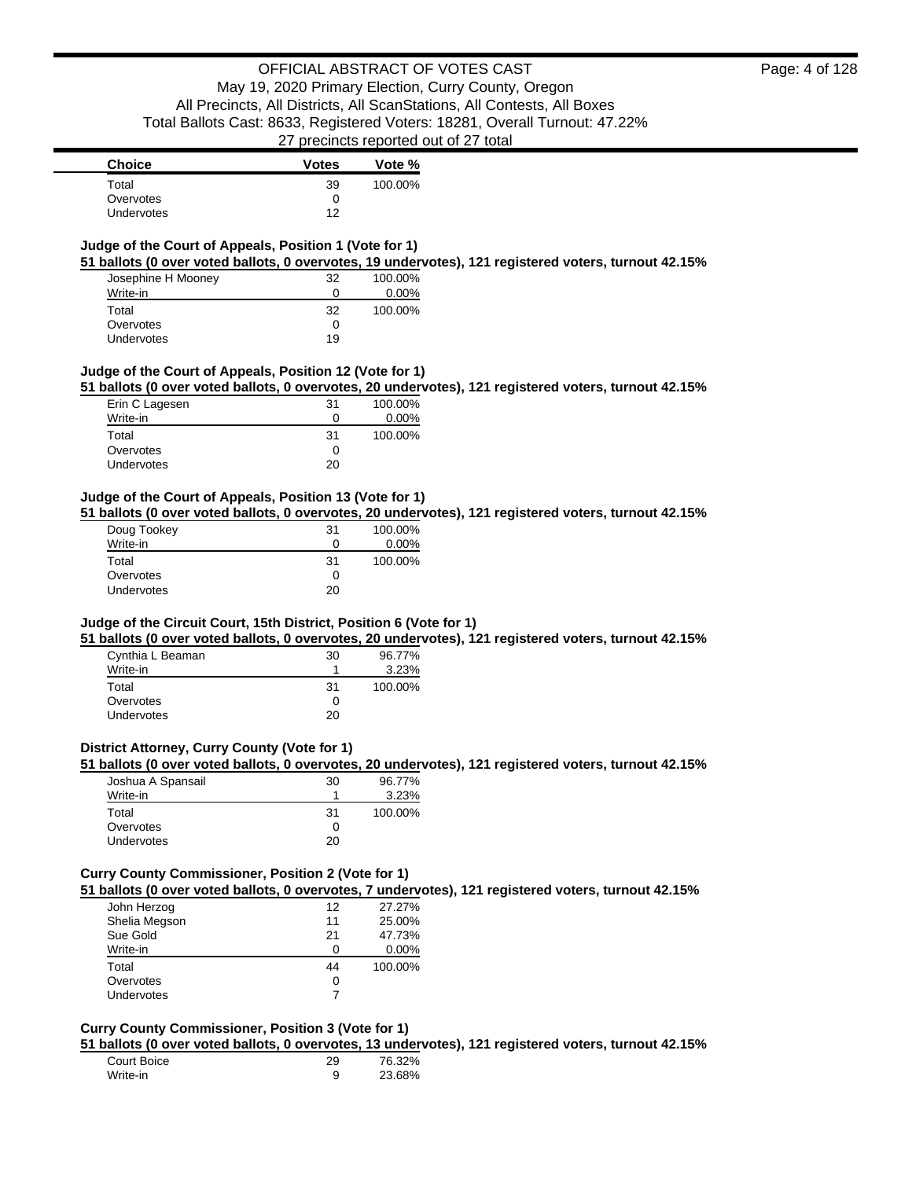| Choice | Votes | Vote % |
| --- | --- | --- |
| Total | 39 | 100.00% |
| Overvotes | 0 | |
| Undervotes | 12 | |

### Judge of the Court of Appeals, Position 1 (Vote for 1)

**51 ballots (0 over voted ballots, 0 overvotes, 19 undervotes), 121 registered voters, turnout 42.15%**

| Choice | Votes | Vote % |
| --- | --- | --- |
| Josephine H Mooney | 32 | 100.00% |
| Write-in | 0 | 0.00% |
| Total | 32 | 100.00% |
| Overvotes | 0 | |
| Undervotes | 19 | |

### Judge of the Court of Appeals, Position 12 (Vote for 1)

**51 ballots (0 over voted ballots, 0 overvotes, 20 undervotes), 121 registered voters, turnout 42.15%**

| Choice | Votes | Vote % |
| --- | --- | --- |
| Erin C Lagesen | 31 | 100.00% |
| Write-in | 0 | 0.00% |
| Total | 31 | 100.00% |
| Overvotes | 0 | |
| Undervotes | 20 | |

### Judge of the Court of Appeals, Position 13 (Vote for 1)

**51 ballots (0 over voted ballots, 0 overvotes, 20 undervotes), 121 registered voters, turnout 42.15%**

| Choice | Votes | Vote % |
| --- | --- | --- |
| Doug Tookey | 31 | 100.00% |
| Write-in | 0 | 0.00% |
| Total | 31 | 100.00% |
| Overvotes | 0 | |
| Undervotes | 20 | |

### Judge of the Circuit Court, 15th District, Position 6 (Vote for 1)

**51 ballots (0 over voted ballots, 0 overvotes, 20 undervotes), 121 registered voters, turnout 42.15%**

| Choice | Votes | Vote % |
| --- | --- | --- |
| Cynthia L Beaman | 30 | 96.77% |
| Write-in | 1 | 3.23% |
| Total | 31 | 100.00% |
| Overvotes | 0 | |
| Undervotes | 20 | |

### District Attorney, Curry County (Vote for 1)

**51 ballots (0 over voted ballots, 0 overvotes, 20 undervotes), 121 registered voters, turnout 42.15%**

| Choice | Votes | Vote % |
| --- | --- | --- |
| Joshua A Spansail | 30 | 96.77% |
| Write-in | 1 | 3.23% |
| Total | 31 | 100.00% |
| Overvotes | 0 | |
| Undervotes | 20 | |

### Curry County Commissioner, Position 2 (Vote for 1)

**51 ballots (0 over voted ballots, 0 overvotes, 7 undervotes), 121 registered voters, turnout 42.15%**

| Choice | Votes | Vote % |
| --- | --- | --- |
| John Herzog | 12 | 27.27% |
| Shelia Megson | 11 | 25.00% |
| Sue Gold | 21 | 47.73% |
| Write-in | 0 | 0.00% |
| Total | 44 | 100.00% |
| Overvotes | 0 | |
| Undervotes | 7 | |

### Curry County Commissioner, Position 3 (Vote for 1)

**51 ballots (0 over voted ballots, 0 overvotes, 13 undervotes), 121 registered voters, turnout 42.15%**

| Choice | Votes | Vote % |
| --- | --- | --- |
| Court Boice | 29 | 76.32% |
| Write-in | 9 | 23.68% |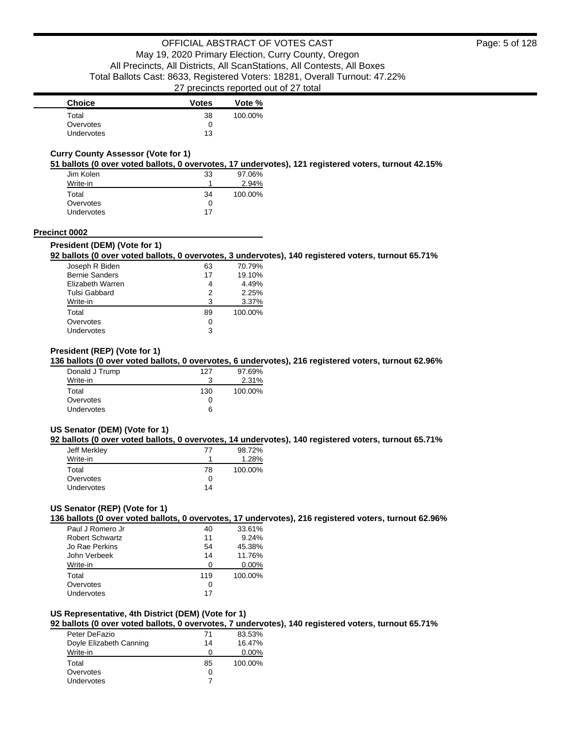| Choice | Votes | Vote % |
| --- | --- | --- |
| Total | 38 | 100.00% |
| Overvotes | 0 | |
| Undervotes | 13 | |

### Curry County Assessor (Vote for 1)

**51 ballots (0 over voted ballots, 0 overvotes, 17 undervotes), 121 registered voters, turnout 42.15%**

| Choice | Votes | Vote % |
| --- | --- | --- |
| Jim Kolen | 33 | 97.06% |
| Write-in | 1 | 2.94% |
| Total | 34 | 100.00% |
| Overvotes | 0 | |
| Undervotes | 17 | |

## Precinct 0002

### President (DEM) (Vote for 1)

**92 ballots (0 over voted ballots, 0 overvotes, 3 undervotes), 140 registered voters, turnout 65.71%**

| Choice | Votes | Vote % |
| --- | --- | --- |
| Joseph R Biden | 63 | 70.79% |
| Bernie Sanders | 17 | 19.10% |
| Elizabeth Warren | 4 | 4.49% |
| Tulsi Gabbard | 2 | 2.25% |
| Write-in | 3 | 3.37% |
| Total | 89 | 100.00% |
| Overvotes | 0 | |
| Undervotes | 3 | |

### President (REP) (Vote for 1)

**136 ballots (0 over voted ballots, 0 overvotes, 6 undervotes), 216 registered voters, turnout 62.96%**

| Choice | Votes | Vote % |
| --- | --- | --- |
| Donald J Trump | 127 | 97.69% |
| Write-in | 3 | 2.31% |
| Total | 130 | 100.00% |
| Overvotes | 0 | |
| Undervotes | 6 | |

### US Senator (DEM) (Vote for 1)

**92 ballots (0 over voted ballots, 0 overvotes, 14 undervotes), 140 registered voters, turnout 65.71%**

| Choice | Votes | Vote % |
| --- | --- | --- |
| Jeff Merkley | 77 | 98.72% |
| Write-in | 1 | 1.28% |
| Total | 78 | 100.00% |
| Overvotes | 0 | |
| Undervotes | 14 | |

### US Senator (REP) (Vote for 1)

**136 ballots (0 over voted ballots, 0 overvotes, 17 undervotes), 216 registered voters, turnout 62.96%**

| Choice | Votes | Vote % |
| --- | --- | --- |
| Paul J Romero Jr | 40 | 33.61% |
| Robert Schwartz | 11 | 9.24% |
| Jo Rae Perkins | 54 | 45.38% |
| John Verbeek | 14 | 11.76% |
| Write-in | 0 | 0.00% |
| Total | 119 | 100.00% |
| Overvotes | 0 | |
| Undervotes | 17 | |

### US Representative, 4th District (DEM) (Vote for 1)

**92 ballots (0 over voted ballots, 0 overvotes, 7 undervotes), 140 registered voters, turnout 65.71%**

| Choice | Votes | Vote % |
| --- | --- | --- |
| Peter DeFazio | 71 | 83.53% |
| Doyle Elizabeth Canning | 14 | 16.47% |
| Write-in | 0 | 0.00% |
| Total | 85 | 100.00% |
| Overvotes | 0 | |
| Undervotes | 7 | |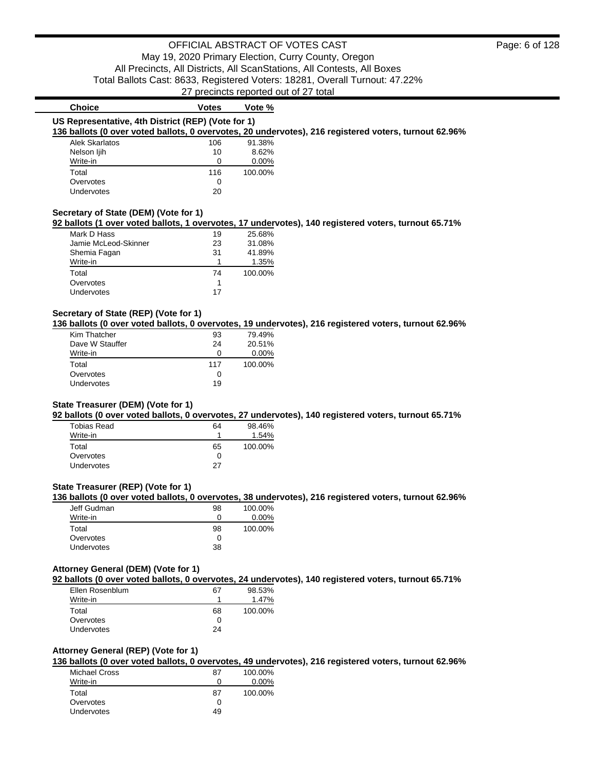OFFICIAL ABSTRACT OF VOTES CAST

May 19, 2020 Primary Election, Curry County, Oregon

All Precincts, All Districts, All ScanStations, All Contests, All Boxes

Total Ballots Cast: 8633, Registered Voters: 18281, Overall Turnout: 47.22%

27 precincts reported out of 27 total

### US Representative, 4th District (REP) (Vote for 1)

**136 ballots (0 over voted ballots, 0 overvotes, 20 undervotes), 216 registered voters, turnout 62.96%**

| Choice | Votes | Vote % |
|---|---|---|
| Alek Skarlatos | 106 | 91.38% |
| Nelson Ijih | 10 | 8.62% |
| Write-in | 0 | 0.00% |
| Total | 116 | 100.00% |
| Overvotes | 0 | |
| Undervotes | 20 | |

### Secretary of State (DEM) (Vote for 1)

**92 ballots (1 over voted ballots, 1 overvotes, 17 undervotes), 140 registered voters, turnout 65.71%**

| Choice | Votes | Vote % |
|---|---|---|
| Mark D Hass | 19 | 25.68% |
| Jamie McLeod-Skinner | 23 | 31.08% |
| Shemia Fagan | 31 | 41.89% |
| Write-in | 1 | 1.35% |
| Total | 74 | 100.00% |
| Overvotes | 1 | |
| Undervotes | 17 | |

### Secretary of State (REP) (Vote for 1)

**136 ballots (0 over voted ballots, 0 overvotes, 19 undervotes), 216 registered voters, turnout 62.96%**

| Choice | Votes | Vote % |
|---|---|---|
| Kim Thatcher | 93 | 79.49% |
| Dave W Stauffer | 24 | 20.51% |
| Write-in | 0 | 0.00% |
| Total | 117 | 100.00% |
| Overvotes | 0 | |
| Undervotes | 19 | |

### State Treasurer (DEM) (Vote for 1)

**92 ballots (0 over voted ballots, 0 overvotes, 27 undervotes), 140 registered voters, turnout 65.71%**

| Choice | Votes | Vote % |
|---|---|---|
| Tobias Read | 64 | 98.46% |
| Write-in | 1 | 1.54% |
| Total | 65 | 100.00% |
| Overvotes | 0 | |
| Undervotes | 27 | |

### State Treasurer (REP) (Vote for 1)

**136 ballots (0 over voted ballots, 0 overvotes, 38 undervotes), 216 registered voters, turnout 62.96%**

| Choice | Votes | Vote % |
|---|---|---|
| Jeff Gudman | 98 | 100.00% |
| Write-in | 0 | 0.00% |
| Total | 98 | 100.00% |
| Overvotes | 0 | |
| Undervotes | 38 | |

### Attorney General (DEM) (Vote for 1)

**92 ballots (0 over voted ballots, 0 overvotes, 24 undervotes), 140 registered voters, turnout 65.71%**

| Choice | Votes | Vote % |
|---|---|---|
| Ellen Rosenblum | 67 | 98.53% |
| Write-in | 1 | 1.47% |
| Total | 68 | 100.00% |
| Overvotes | 0 | |
| Undervotes | 24 | |

### Attorney General (REP) (Vote for 1)

**136 ballots (0 over voted ballots, 0 overvotes, 49 undervotes), 216 registered voters, turnout 62.96%**

| Choice | Votes | Vote % |
|---|---|---|
| Michael Cross | 87 | 100.00% |
| Write-in | 0 | 0.00% |
| Total | 87 | 100.00% |
| Overvotes | 0 | |
| Undervotes | 49 | |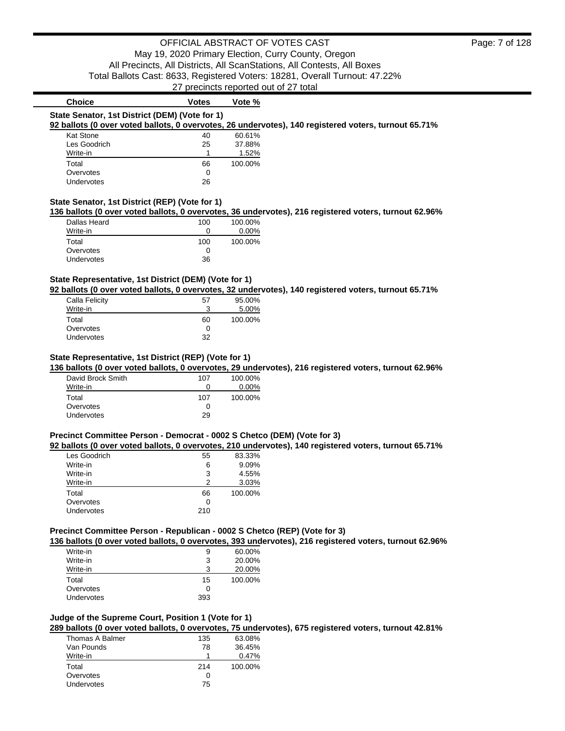| Choice | Votes | Vote % |
|---|---|---|

**State Senator, 1st District (DEM) (Vote for 1)**

**92 ballots (0 over voted ballots, 0 overvotes, 26 undervotes), 140 registered voters, turnout 65.71%**

| Choice | Votes | Vote % |
|---|---|---|
| Kat Stone | 40 | 60.61% |
| Les Goodrich | 25 | 37.88% |
| Write-in | 1 | 1.52% |
| Total | 66 | 100.00% |
| Overvotes | 0 | |
| Undervotes | 26 | |

**State Senator, 1st District (REP) (Vote for 1)**

**136 ballots (0 over voted ballots, 0 overvotes, 36 undervotes), 216 registered voters, turnout 62.96%**

| Choice | Votes | Vote % |
|---|---|---|
| Dallas Heard | 100 | 100.00% |
| Write-in | 0 | 0.00% |
| Total | 100 | 100.00% |
| Overvotes | 0 | |
| Undervotes | 36 | |

**State Representative, 1st District (DEM) (Vote for 1)**

**92 ballots (0 over voted ballots, 0 overvotes, 32 undervotes), 140 registered voters, turnout 65.71%**

| Choice | Votes | Vote % |
|---|---|---|
| Calla Felicity | 57 | 95.00% |
| Write-in | 3 | 5.00% |
| Total | 60 | 100.00% |
| Overvotes | 0 | |
| Undervotes | 32 | |

**State Representative, 1st District (REP) (Vote for 1)**

**136 ballots (0 over voted ballots, 0 overvotes, 29 undervotes), 216 registered voters, turnout 62.96%**

| Choice | Votes | Vote % |
|---|---|---|
| David Brock Smith | 107 | 100.00% |
| Write-in | 0 | 0.00% |
| Total | 107 | 100.00% |
| Overvotes | 0 | |
| Undervotes | 29 | |

**Precinct Committee Person - Democrat - 0002 S Chetco (DEM) (Vote for 3)**

**92 ballots (0 over voted ballots, 0 overvotes, 210 undervotes), 140 registered voters, turnout 65.71%**

| Choice | Votes | Vote % |
|---|---|---|
| Les Goodrich | 55 | 83.33% |
| Write-in | 6 | 9.09% |
| Write-in | 3 | 4.55% |
| Write-in | 2 | 3.03% |
| Total | 66 | 100.00% |
| Overvotes | 0 | |
| Undervotes | 210 | |

**Precinct Committee Person - Republican - 0002 S Chetco (REP) (Vote for 3)**

**136 ballots (0 over voted ballots, 0 overvotes, 393 undervotes), 216 registered voters, turnout 62.96%**

| Choice | Votes | Vote % |
|---|---|---|
| Write-in | 9 | 60.00% |
| Write-in | 3 | 20.00% |
| Write-in | 3 | 20.00% |
| Total | 15 | 100.00% |
| Overvotes | 0 | |
| Undervotes | 393 | |

**Judge of the Supreme Court, Position 1 (Vote for 1)**

**289 ballots (0 over voted ballots, 0 overvotes, 75 undervotes), 675 registered voters, turnout 42.81%**

| Choice | Votes | Vote % |
|---|---|---|
| Thomas A Balmer | 135 | 63.08% |
| Van Pounds | 78 | 36.45% |
| Write-in | 1 | 0.47% |
| Total | 214 | 100.00% |
| Overvotes | 0 | |
| Undervotes | 75 | |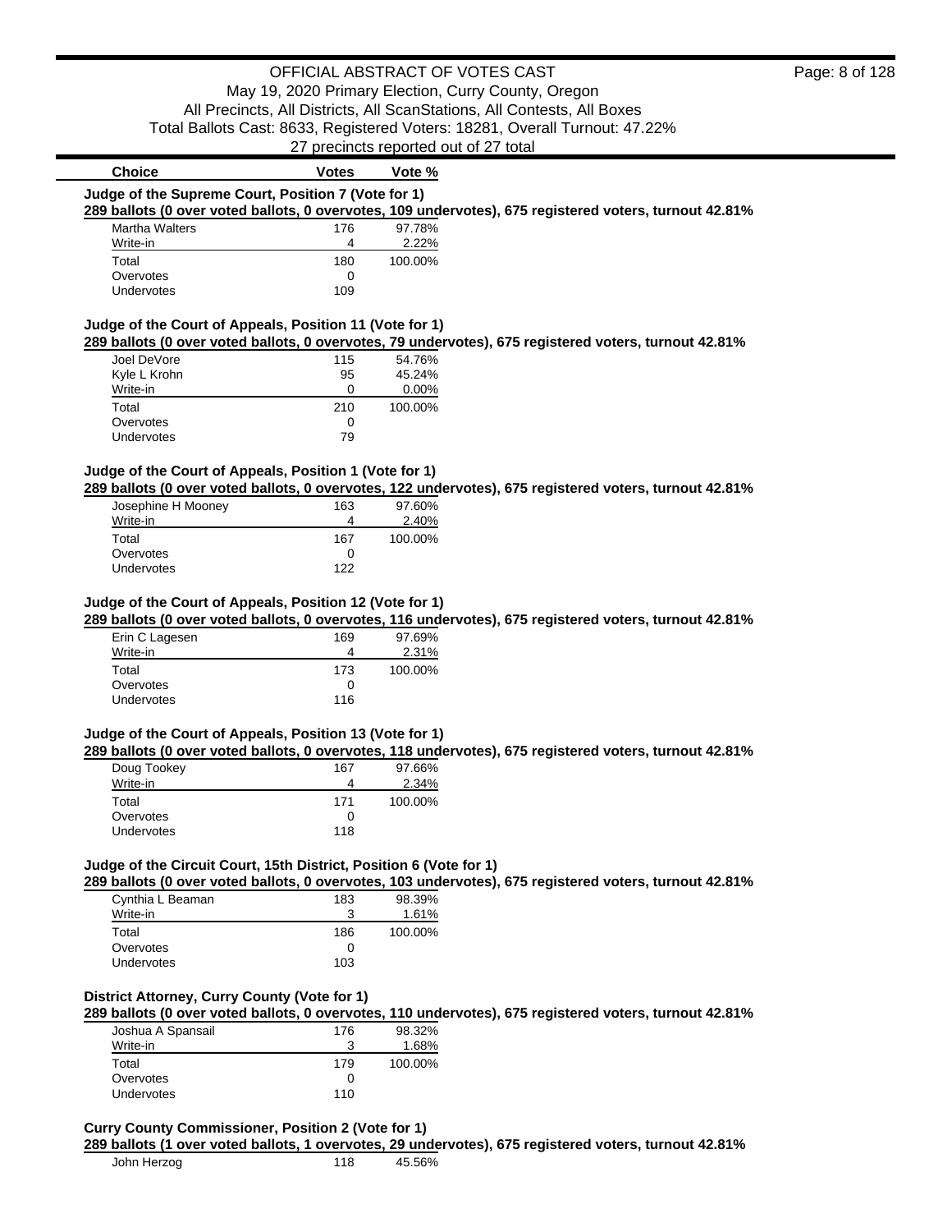OFFICIAL ABSTRACT OF VOTES CAST
May 19, 2020 Primary Election, Curry County, Oregon
All Precincts, All Districts, All ScanStations, All Contests, All Boxes
Total Ballots Cast: 8633, Registered Voters: 18281, Overall Turnout: 47.22%
27 precincts reported out of 27 total

### Judge of the Supreme Court, Position 7 (Vote for 1)

**289 ballots (0 over voted ballots, 0 overvotes, 109 undervotes), 675 registered voters, turnout 42.81%**

| Choice | Votes | Vote % |
|---|---|---|
| Martha Walters | 176 | 97.78% |
| Write-in | 4 | 2.22% |
| Total | 180 | 100.00% |
| Overvotes | 0 | |
| Undervotes | 109 | |

### Judge of the Court of Appeals, Position 11 (Vote for 1)

**289 ballots (0 over voted ballots, 0 overvotes, 79 undervotes), 675 registered voters, turnout 42.81%**

| Choice | Votes | Vote % |
|---|---|---|
| Joel DeVore | 115 | 54.76% |
| Kyle L Krohn | 95 | 45.24% |
| Write-in | 0 | 0.00% |
| Total | 210 | 100.00% |
| Overvotes | 0 | |
| Undervotes | 79 | |

### Judge of the Court of Appeals, Position 1 (Vote for 1)

**289 ballots (0 over voted ballots, 0 overvotes, 122 undervotes), 675 registered voters, turnout 42.81%**

| Choice | Votes | Vote % |
|---|---|---|
| Josephine H Mooney | 163 | 97.60% |
| Write-in | 4 | 2.40% |
| Total | 167 | 100.00% |
| Overvotes | 0 | |
| Undervotes | 122 | |

### Judge of the Court of Appeals, Position 12 (Vote for 1)

**289 ballots (0 over voted ballots, 0 overvotes, 116 undervotes), 675 registered voters, turnout 42.81%**

| Choice | Votes | Vote % |
|---|---|---|
| Erin C Lagesen | 169 | 97.69% |
| Write-in | 4 | 2.31% |
| Total | 173 | 100.00% |
| Overvotes | 0 | |
| Undervotes | 116 | |

### Judge of the Court of Appeals, Position 13 (Vote for 1)

**289 ballots (0 over voted ballots, 0 overvotes, 118 undervotes), 675 registered voters, turnout 42.81%**

| Choice | Votes | Vote % |
|---|---|---|
| Doug Tookey | 167 | 97.66% |
| Write-in | 4 | 2.34% |
| Total | 171 | 100.00% |
| Overvotes | 0 | |
| Undervotes | 118 | |

### Judge of the Circuit Court, 15th District, Position 6 (Vote for 1)

**289 ballots (0 over voted ballots, 0 overvotes, 103 undervotes), 675 registered voters, turnout 42.81%**

| Choice | Votes | Vote % |
|---|---|---|
| Cynthia L Beaman | 183 | 98.39% |
| Write-in | 3 | 1.61% |
| Total | 186 | 100.00% |
| Overvotes | 0 | |
| Undervotes | 103 | |

### District Attorney, Curry County (Vote for 1)

**289 ballots (0 over voted ballots, 0 overvotes, 110 undervotes), 675 registered voters, turnout 42.81%**

| Choice | Votes | Vote % |
|---|---|---|
| Joshua A Spansail | 176 | 98.32% |
| Write-in | 3 | 1.68% |
| Total | 179 | 100.00% |
| Overvotes | 0 | |
| Undervotes | 110 | |

### Curry County Commissioner, Position 2 (Vote for 1)

**289 ballots (1 over voted ballots, 1 overvotes, 29 undervotes), 675 registered voters, turnout 42.81%**

| Choice | Votes | Vote % |
|---|---|---|
| John Herzog | 118 | 45.56% |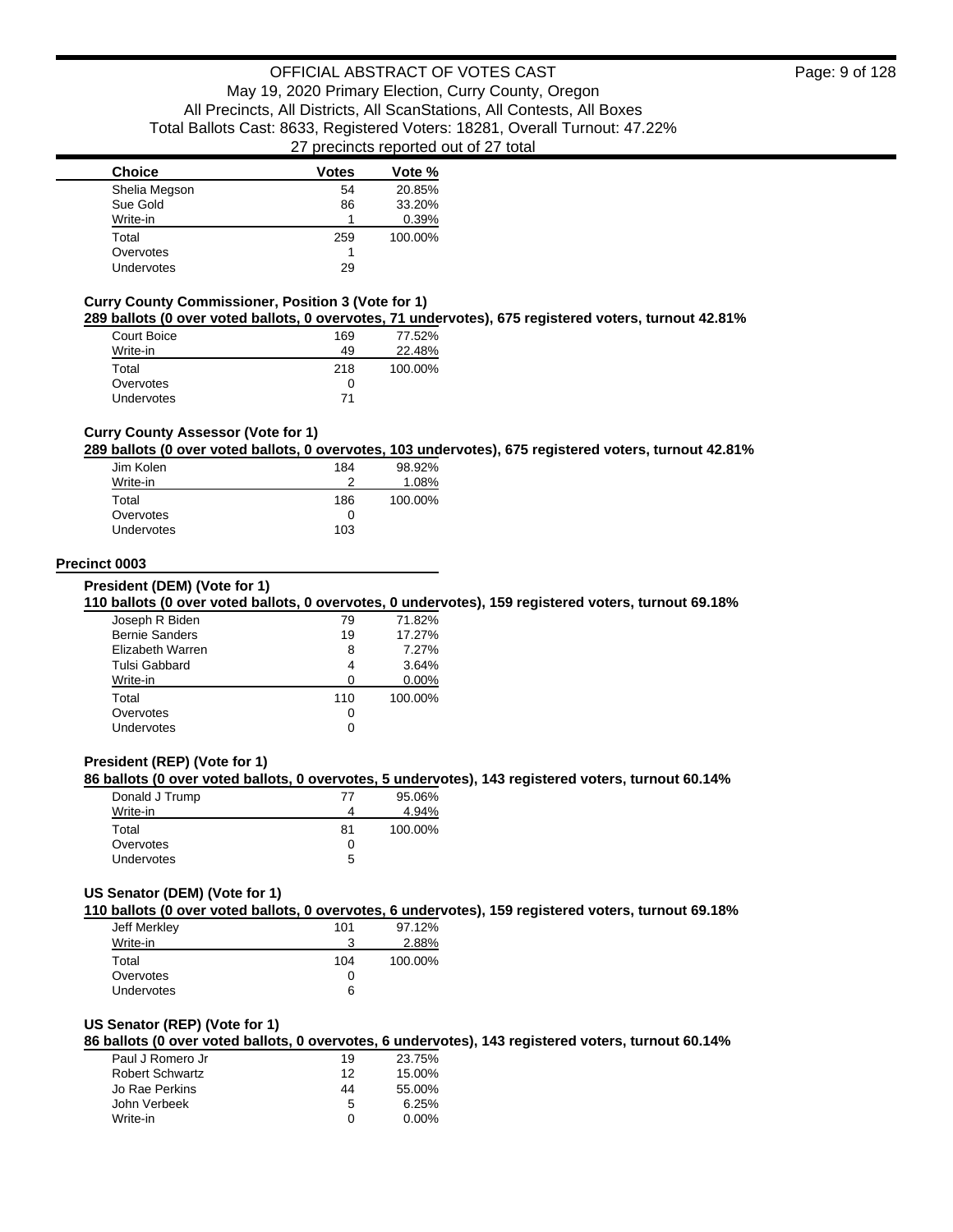| Choice | Votes | Vote % |
|---|---|---|
| Shelia Megson | 54 | 20.85% |
| Sue Gold | 86 | 33.20% |
| Write-in | 1 | 0.39% |
| Total | 259 | 100.00% |
| Overvotes | 1 | |
| Undervotes | 29 | |

### Curry County Commissioner, Position 3 (Vote for 1)

**289 ballots (0 over voted ballots, 0 overvotes, 71 undervotes), 675 registered voters, turnout 42.81%**

| Choice | Votes | Vote % |
|---|---|---|
| Court Boice | 169 | 77.52% |
| Write-in | 49 | 22.48% |
| Total | 218 | 100.00% |
| Overvotes | 0 | |
| Undervotes | 71 | |

### Curry County Assessor (Vote for 1)

**289 ballots (0 over voted ballots, 0 overvotes, 103 undervotes), 675 registered voters, turnout 42.81%**

| Choice | Votes | Vote % |
|---|---|---|
| Jim Kolen | 184 | 98.92% |
| Write-in | 2 | 1.08% |
| Total | 186 | 100.00% |
| Overvotes | 0 | |
| Undervotes | 103 | |

## Precinct 0003

### President (DEM) (Vote for 1)

**110 ballots (0 over voted ballots, 0 overvotes, 0 undervotes), 159 registered voters, turnout 69.18%**

| Choice | Votes | Vote % |
|---|---|---|
| Joseph R Biden | 79 | 71.82% |
| Bernie Sanders | 19 | 17.27% |
| Elizabeth Warren | 8 | 7.27% |
| Tulsi Gabbard | 4 | 3.64% |
| Write-in | 0 | 0.00% |
| Total | 110 | 100.00% |
| Overvotes | 0 | |
| Undervotes | 0 | |

### President (REP) (Vote for 1)

**86 ballots (0 over voted ballots, 0 overvotes, 5 undervotes), 143 registered voters, turnout 60.14%**

| Choice | Votes | Vote % |
|---|---|---|
| Donald J Trump | 77 | 95.06% |
| Write-in | 4 | 4.94% |
| Total | 81 | 100.00% |
| Overvotes | 0 | |
| Undervotes | 5 | |

### US Senator (DEM) (Vote for 1)

**110 ballots (0 over voted ballots, 0 overvotes, 6 undervotes), 159 registered voters, turnout 69.18%**

| Choice | Votes | Vote % |
|---|---|---|
| Jeff Merkley | 101 | 97.12% |
| Write-in | 3 | 2.88% |
| Total | 104 | 100.00% |
| Overvotes | 0 | |
| Undervotes | 6 | |

### US Senator (REP) (Vote for 1)

**86 ballots (0 over voted ballots, 0 overvotes, 6 undervotes), 143 registered voters, turnout 60.14%**

| Choice | Votes | Vote % |
|---|---|---|
| Paul J Romero Jr | 19 | 23.75% |
| Robert Schwartz | 12 | 15.00% |
| Jo Rae Perkins | 44 | 55.00% |
| John Verbeek | 5 | 6.25% |
| Write-in | 0 | 0.00% |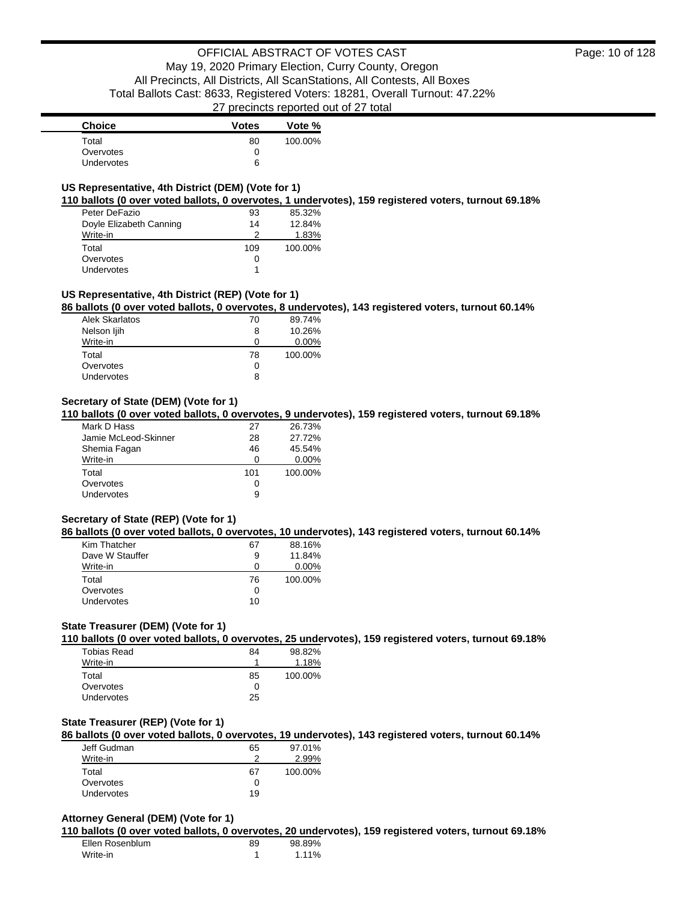| Choice | Votes | Vote % |
| --- | --- | --- |
| Total | 80 | 100.00% |
| Overvotes | 0 | |
| Undervotes | 6 | |

### US Representative, 4th District (DEM) (Vote for 1)

**110 ballots (0 over voted ballots, 0 overvotes, 1 undervotes), 159 registered voters, turnout 69.18%**

| Choice | Votes | Vote % |
| --- | --- | --- |
| Peter DeFazio | 93 | 85.32% |
| Doyle Elizabeth Canning | 14 | 12.84% |
| Write-in | 2 | 1.83% |
| Total | 109 | 100.00% |
| Overvotes | 0 | |
| Undervotes | 1 | |

### US Representative, 4th District (REP) (Vote for 1)

**86 ballots (0 over voted ballots, 0 overvotes, 8 undervotes), 143 registered voters, turnout 60.14%**

| Choice | Votes | Vote % |
| --- | --- | --- |
| Alek Skarlatos | 70 | 89.74% |
| Nelson Ijih | 8 | 10.26% |
| Write-in | 0 | 0.00% |
| Total | 78 | 100.00% |
| Overvotes | 0 | |
| Undervotes | 8 | |

### Secretary of State (DEM) (Vote for 1)

**110 ballots (0 over voted ballots, 0 overvotes, 9 undervotes), 159 registered voters, turnout 69.18%**

| Choice | Votes | Vote % |
| --- | --- | --- |
| Mark D Hass | 27 | 26.73% |
| Jamie McLeod-Skinner | 28 | 27.72% |
| Shemia Fagan | 46 | 45.54% |
| Write-in | 0 | 0.00% |
| Total | 101 | 100.00% |
| Overvotes | 0 | |
| Undervotes | 9 | |

### Secretary of State (REP) (Vote for 1)

**86 ballots (0 over voted ballots, 0 overvotes, 10 undervotes), 143 registered voters, turnout 60.14%**

| Choice | Votes | Vote % |
| --- | --- | --- |
| Kim Thatcher | 67 | 88.16% |
| Dave W Stauffer | 9 | 11.84% |
| Write-in | 0 | 0.00% |
| Total | 76 | 100.00% |
| Overvotes | 0 | |
| Undervotes | 10 | |

### State Treasurer (DEM) (Vote for 1)

**110 ballots (0 over voted ballots, 0 overvotes, 25 undervotes), 159 registered voters, turnout 69.18%**

| Choice | Votes | Vote % |
| --- | --- | --- |
| Tobias Read | 84 | 98.82% |
| Write-in | 1 | 1.18% |
| Total | 85 | 100.00% |
| Overvotes | 0 | |
| Undervotes | 25 | |

### State Treasurer (REP) (Vote for 1)

**86 ballots (0 over voted ballots, 0 overvotes, 19 undervotes), 143 registered voters, turnout 60.14%**

| Choice | Votes | Vote % |
| --- | --- | --- |
| Jeff Gudman | 65 | 97.01% |
| Write-in | 2 | 2.99% |
| Total | 67 | 100.00% |
| Overvotes | 0 | |
| Undervotes | 19 | |

### Attorney General (DEM) (Vote for 1)

**110 ballots (0 over voted ballots, 0 overvotes, 20 undervotes), 159 registered voters, turnout 69.18%**

| Choice | Votes | Vote % |
| --- | --- | --- |
| Ellen Rosenblum | 89 | 98.89% |
| Write-in | 1 | 1.11% |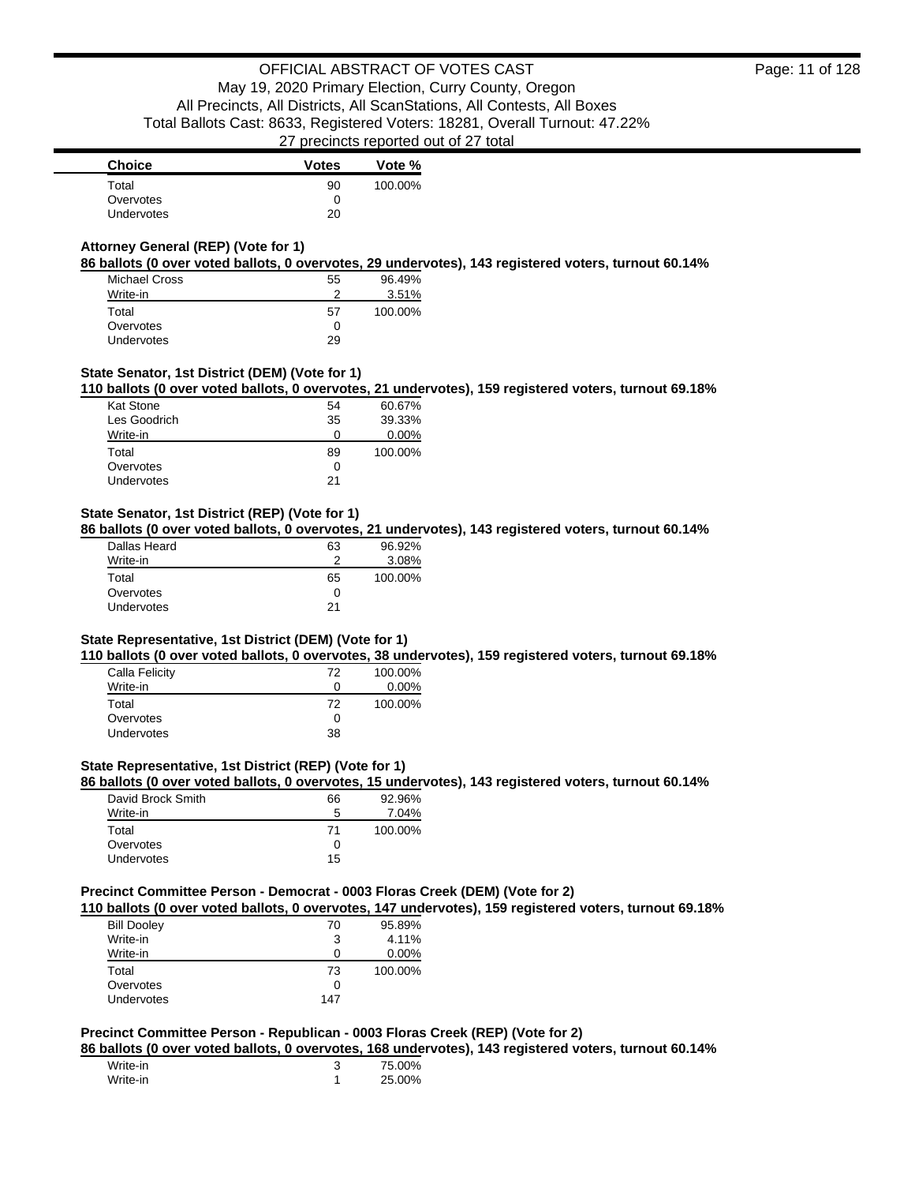| Choice | Votes | Vote % |
| --- | --- | --- |
| Total | 90 | 100.00% |
| Overvotes | 0 | |
| Undervotes | 20 | |

### Attorney General (REP) (Vote for 1)

**86 ballots (0 over voted ballots, 0 overvotes, 29 undervotes), 143 registered voters, turnout 60.14%**

| Choice | Votes | Vote % |
| --- | --- | --- |
| Michael Cross | 55 | 96.49% |
| Write-in | 2 | 3.51% |
| Total | 57 | 100.00% |
| Overvotes | 0 | |
| Undervotes | 29 | |

### State Senator, 1st District (DEM) (Vote for 1)

**110 ballots (0 over voted ballots, 0 overvotes, 21 undervotes), 159 registered voters, turnout 69.18%**

| Choice | Votes | Vote % |
| --- | --- | --- |
| Kat Stone | 54 | 60.67% |
| Les Goodrich | 35 | 39.33% |
| Write-in | 0 | 0.00% |
| Total | 89 | 100.00% |
| Overvotes | 0 | |
| Undervotes | 21 | |

### State Senator, 1st District (REP) (Vote for 1)

**86 ballots (0 over voted ballots, 0 overvotes, 21 undervotes), 143 registered voters, turnout 60.14%**

| Choice | Votes | Vote % |
| --- | --- | --- |
| Dallas Heard | 63 | 96.92% |
| Write-in | 2 | 3.08% |
| Total | 65 | 100.00% |
| Overvotes | 0 | |
| Undervotes | 21 | |

### State Representative, 1st District (DEM) (Vote for 1)

**110 ballots (0 over voted ballots, 0 overvotes, 38 undervotes), 159 registered voters, turnout 69.18%**

| Choice | Votes | Vote % |
| --- | --- | --- |
| Calla Felicity | 72 | 100.00% |
| Write-in | 0 | 0.00% |
| Total | 72 | 100.00% |
| Overvotes | 0 | |
| Undervotes | 38 | |

### State Representative, 1st District (REP) (Vote for 1)

**86 ballots (0 over voted ballots, 0 overvotes, 15 undervotes), 143 registered voters, turnout 60.14%**

| Choice | Votes | Vote % |
| --- | --- | --- |
| David Brock Smith | 66 | 92.96% |
| Write-in | 5 | 7.04% |
| Total | 71 | 100.00% |
| Overvotes | 0 | |
| Undervotes | 15 | |

### Precinct Committee Person - Democrat - 0003 Floras Creek (DEM) (Vote for 2)

**110 ballots (0 over voted ballots, 0 overvotes, 147 undervotes), 159 registered voters, turnout 69.18%**

| Choice | Votes | Vote % |
| --- | --- | --- |
| Bill Dooley | 70 | 95.89% |
| Write-in | 3 | 4.11% |
| Write-in | 0 | 0.00% |
| Total | 73 | 100.00% |
| Overvotes | 0 | |
| Undervotes | 147 | |

### Precinct Committee Person - Republican - 0003 Floras Creek (REP) (Vote for 2)

**86 ballots (0 over voted ballots, 0 overvotes, 168 undervotes), 143 registered voters, turnout 60.14%**

| Choice | Votes | Vote % |
| --- | --- | --- |
| Write-in | 3 | 75.00% |
| Write-in | 1 | 25.00% |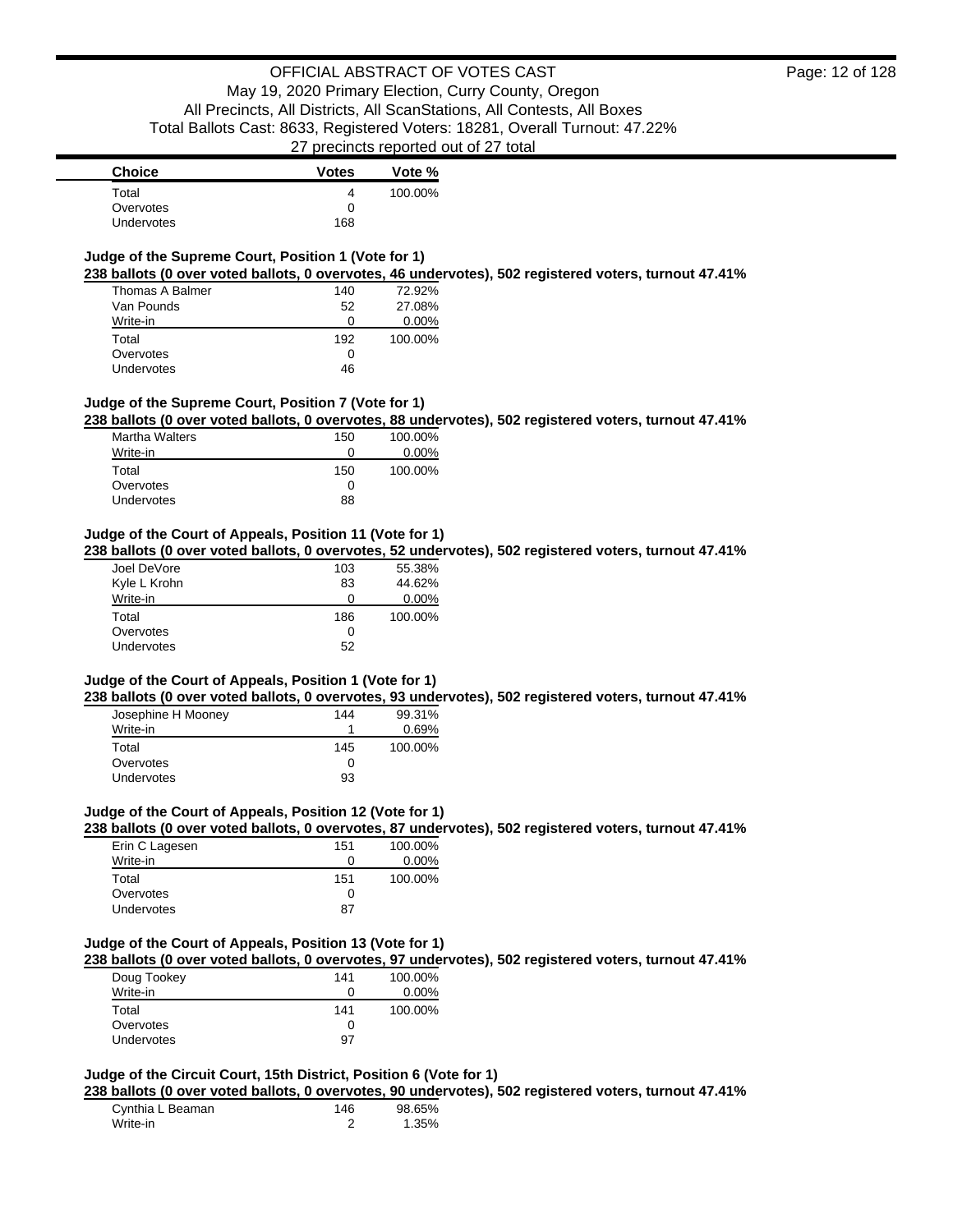| Choice | Votes | Vote % |
|---|---|---|
| Total | 4 | 100.00% |
| Overvotes | 0 | |
| Undervotes | 168 | |

### Judge of the Supreme Court, Position 1 (Vote for 1)

**238 ballots (0 over voted ballots, 0 overvotes, 46 undervotes), 502 registered voters, turnout 47.41%**

| Choice | Votes | Vote % |
|---|---|---|
| Thomas A Balmer | 140 | 72.92% |
| Van Pounds | 52 | 27.08% |
| Write-in | 0 | 0.00% |
| Total | 192 | 100.00% |
| Overvotes | 0 | |
| Undervotes | 46 | |

### Judge of the Supreme Court, Position 7 (Vote for 1)

**238 ballots (0 over voted ballots, 0 overvotes, 88 undervotes), 502 registered voters, turnout 47.41%**

| Choice | Votes | Vote % |
|---|---|---|
| Martha Walters | 150 | 100.00% |
| Write-in | 0 | 0.00% |
| Total | 150 | 100.00% |
| Overvotes | 0 | |
| Undervotes | 88 | |

### Judge of the Court of Appeals, Position 11 (Vote for 1)

**238 ballots (0 over voted ballots, 0 overvotes, 52 undervotes), 502 registered voters, turnout 47.41%**

| Choice | Votes | Vote % |
|---|---|---|
| Joel DeVore | 103 | 55.38% |
| Kyle L Krohn | 83 | 44.62% |
| Write-in | 0 | 0.00% |
| Total | 186 | 100.00% |
| Overvotes | 0 | |
| Undervotes | 52 | |

### Judge of the Court of Appeals, Position 1 (Vote for 1)

**238 ballots (0 over voted ballots, 0 overvotes, 93 undervotes), 502 registered voters, turnout 47.41%**

| Choice | Votes | Vote % |
|---|---|---|
| Josephine H Mooney | 144 | 99.31% |
| Write-in | 1 | 0.69% |
| Total | 145 | 100.00% |
| Overvotes | 0 | |
| Undervotes | 93 | |

### Judge of the Court of Appeals, Position 12 (Vote for 1)

**238 ballots (0 over voted ballots, 0 overvotes, 87 undervotes), 502 registered voters, turnout 47.41%**

| Choice | Votes | Vote % |
|---|---|---|
| Erin C Lagesen | 151 | 100.00% |
| Write-in | 0 | 0.00% |
| Total | 151 | 100.00% |
| Overvotes | 0 | |
| Undervotes | 87 | |

### Judge of the Court of Appeals, Position 13 (Vote for 1)

**238 ballots (0 over voted ballots, 0 overvotes, 97 undervotes), 502 registered voters, turnout 47.41%**

| Choice | Votes | Vote % |
|---|---|---|
| Doug Tookey | 141 | 100.00% |
| Write-in | 0 | 0.00% |
| Total | 141 | 100.00% |
| Overvotes | 0 | |
| Undervotes | 97 | |

### Judge of the Circuit Court, 15th District, Position 6 (Vote for 1)

**238 ballots (0 over voted ballots, 0 overvotes, 90 undervotes), 502 registered voters, turnout 47.41%**

| Choice | Votes | Vote % |
|---|---|---|
| Cynthia L Beaman | 146 | 98.65% |
| Write-in | 2 | 1.35% |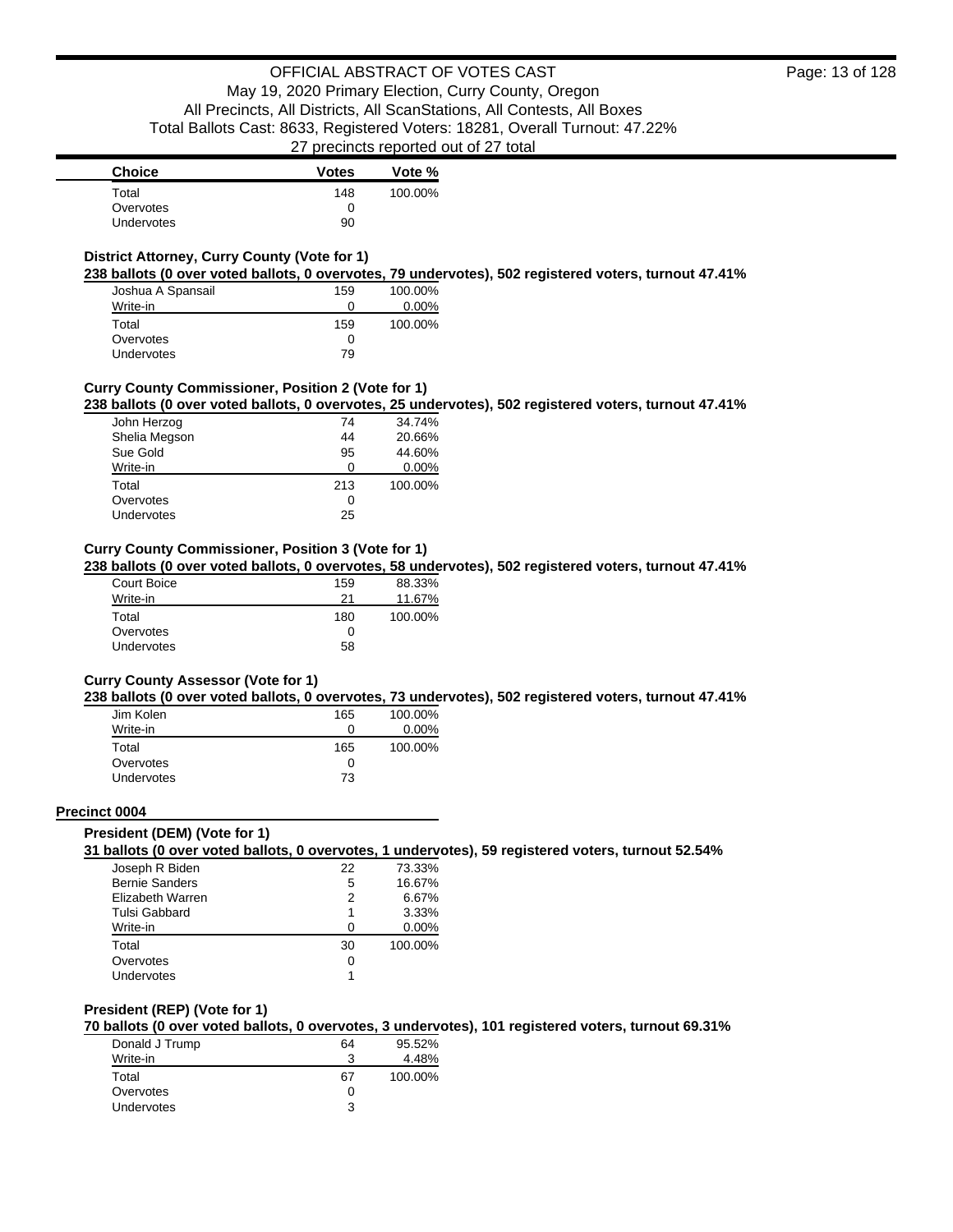| Choice | Votes | Vote % |
| --- | --- | --- |
| Total | 148 | 100.00% |
| Overvotes | 0 | |
| Undervotes | 90 | |

### District Attorney, Curry County (Vote for 1)

**238 ballots (0 over voted ballots, 0 overvotes, 79 undervotes), 502 registered voters, turnout 47.41%**

| Choice | Votes | Vote % |
| --- | --- | --- |
| Joshua A Spansail | 159 | 100.00% |
| Write-in | 0 | 0.00% |
| Total | 159 | 100.00% |
| Overvotes | 0 | |
| Undervotes | 79 | |

### Curry County Commissioner, Position 2 (Vote for 1)

**238 ballots (0 over voted ballots, 0 overvotes, 25 undervotes), 502 registered voters, turnout 47.41%**

| Choice | Votes | Vote % |
| --- | --- | --- |
| John Herzog | 74 | 34.74% |
| Shelia Megson | 44 | 20.66% |
| Sue Gold | 95 | 44.60% |
| Write-in | 0 | 0.00% |
| Total | 213 | 100.00% |
| Overvotes | 0 | |
| Undervotes | 25 | |

### Curry County Commissioner, Position 3 (Vote for 1)

**238 ballots (0 over voted ballots, 0 overvotes, 58 undervotes), 502 registered voters, turnout 47.41%**

| Choice | Votes | Vote % |
| --- | --- | --- |
| Court Boice | 159 | 88.33% |
| Write-in | 21 | 11.67% |
| Total | 180 | 100.00% |
| Overvotes | 0 | |
| Undervotes | 58 | |

### Curry County Assessor (Vote for 1)

**238 ballots (0 over voted ballots, 0 overvotes, 73 undervotes), 502 registered voters, turnout 47.41%**

| Choice | Votes | Vote % |
| --- | --- | --- |
| Jim Kolen | 165 | 100.00% |
| Write-in | 0 | 0.00% |
| Total | 165 | 100.00% |
| Overvotes | 0 | |
| Undervotes | 73 | |

## Precinct 0004

### President (DEM) (Vote for 1)

**31 ballots (0 over voted ballots, 0 overvotes, 1 undervotes), 59 registered voters, turnout 52.54%**

| Choice | Votes | Vote % |
| --- | --- | --- |
| Joseph R Biden | 22 | 73.33% |
| Bernie Sanders | 5 | 16.67% |
| Elizabeth Warren | 2 | 6.67% |
| Tulsi Gabbard | 1 | 3.33% |
| Write-in | 0 | 0.00% |
| Total | 30 | 100.00% |
| Overvotes | 0 | |
| Undervotes | 1 | |

### President (REP) (Vote for 1)

**70 ballots (0 over voted ballots, 0 overvotes, 3 undervotes), 101 registered voters, turnout 69.31%**

| Choice | Votes | Vote % |
| --- | --- | --- |
| Donald J Trump | 64 | 95.52% |
| Write-in | 3 | 4.48% |
| Total | 67 | 100.00% |
| Overvotes | 0 | |
| Undervotes | 3 | |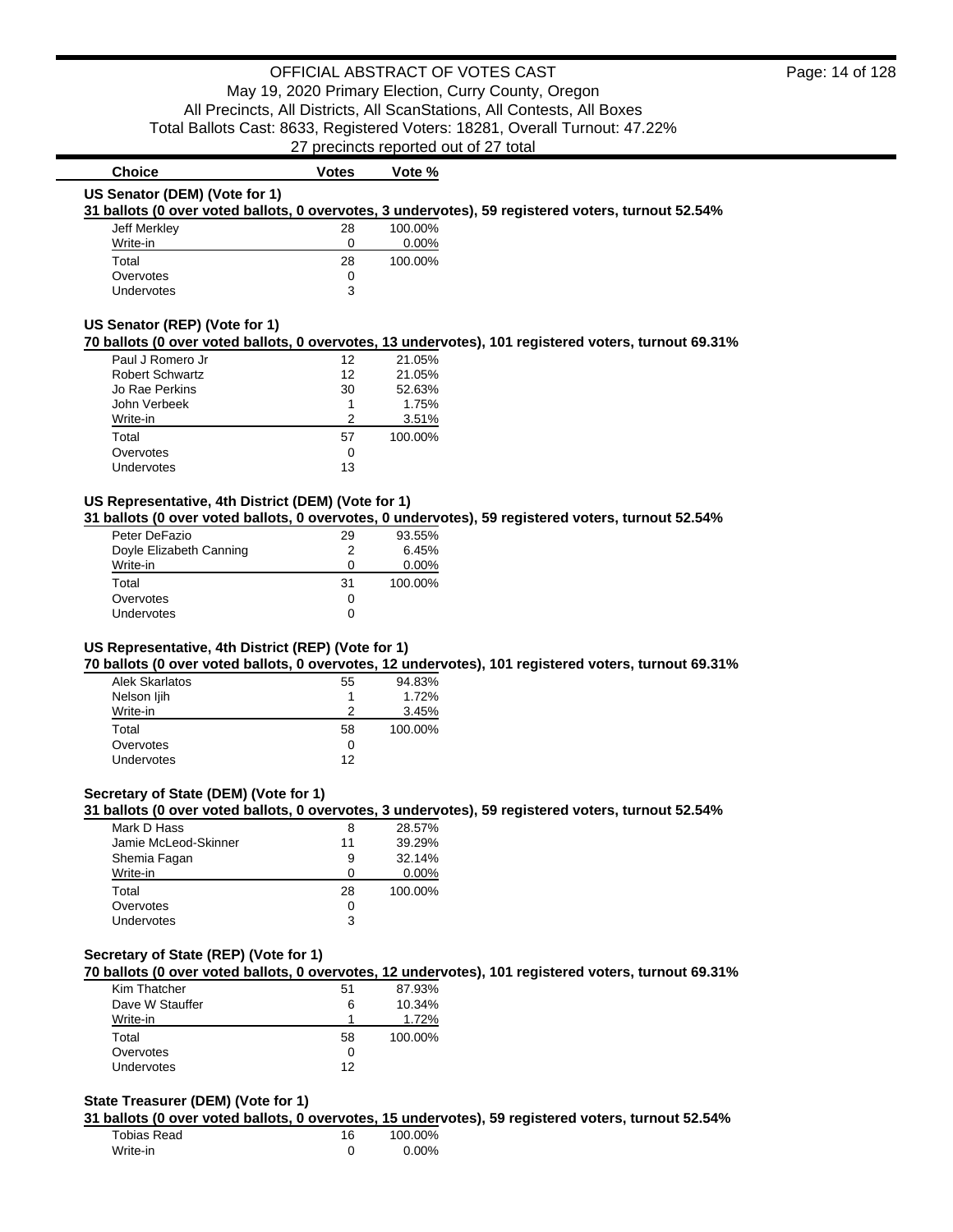OFFICIAL ABSTRACT OF VOTES CAST

May 19, 2020 Primary Election, Curry County, Oregon

All Precincts, All Districts, All ScanStations, All Contests, All Boxes

Total Ballots Cast: 8633, Registered Voters: 18281, Overall Turnout: 47.22%

27 precincts reported out of 27 total

### US Senator (DEM) (Vote for 1)

**31 ballots (0 over voted ballots, 0 overvotes, 3 undervotes), 59 registered voters, turnout 52.54%**

| Choice | Votes | Vote % |
|---|---|---|
| Jeff Merkley | 28 | 100.00% |
| Write-in | 0 | 0.00% |
| Total | 28 | 100.00% |
| Overvotes | 0 | |
| Undervotes | 3 | |

### US Senator (REP) (Vote for 1)

**70 ballots (0 over voted ballots, 0 overvotes, 13 undervotes), 101 registered voters, turnout 69.31%**

| Choice | Votes | Vote % |
|---|---|---|
| Paul J Romero Jr | 12 | 21.05% |
| Robert Schwartz | 12 | 21.05% |
| Jo Rae Perkins | 30 | 52.63% |
| John Verbeek | 1 | 1.75% |
| Write-in | 2 | 3.51% |
| Total | 57 | 100.00% |
| Overvotes | 0 | |
| Undervotes | 13 | |

### US Representative, 4th District (DEM) (Vote for 1)

**31 ballots (0 over voted ballots, 0 overvotes, 0 undervotes), 59 registered voters, turnout 52.54%**

| Choice | Votes | Vote % |
|---|---|---|
| Peter DeFazio | 29 | 93.55% |
| Doyle Elizabeth Canning | 2 | 6.45% |
| Write-in | 0 | 0.00% |
| Total | 31 | 100.00% |
| Overvotes | 0 | |
| Undervotes | 0 | |

### US Representative, 4th District (REP) (Vote for 1)

**70 ballots (0 over voted ballots, 0 overvotes, 12 undervotes), 101 registered voters, turnout 69.31%**

| Choice | Votes | Vote % |
|---|---|---|
| Alek Skarlatos | 55 | 94.83% |
| Nelson Ijih | 1 | 1.72% |
| Write-in | 2 | 3.45% |
| Total | 58 | 100.00% |
| Overvotes | 0 | |
| Undervotes | 12 | |

### Secretary of State (DEM) (Vote for 1)

**31 ballots (0 over voted ballots, 0 overvotes, 3 undervotes), 59 registered voters, turnout 52.54%**

| Choice | Votes | Vote % |
|---|---|---|
| Mark D Hass | 8 | 28.57% |
| Jamie McLeod-Skinner | 11 | 39.29% |
| Shemia Fagan | 9 | 32.14% |
| Write-in | 0 | 0.00% |
| Total | 28 | 100.00% |
| Overvotes | 0 | |
| Undervotes | 3 | |

### Secretary of State (REP) (Vote for 1)

**70 ballots (0 over voted ballots, 0 overvotes, 12 undervotes), 101 registered voters, turnout 69.31%**

| Choice | Votes | Vote % |
|---|---|---|
| Kim Thatcher | 51 | 87.93% |
| Dave W Stauffer | 6 | 10.34% |
| Write-in | 1 | 1.72% |
| Total | 58 | 100.00% |
| Overvotes | 0 | |
| Undervotes | 12 | |

### State Treasurer (DEM) (Vote for 1)

**31 ballots (0 over voted ballots, 0 overvotes, 15 undervotes), 59 registered voters, turnout 52.54%**

| Choice | Votes | Vote % |
|---|---|---|
| Tobias Read | 16 | 100.00% |
| Write-in | 0 | 0.00% |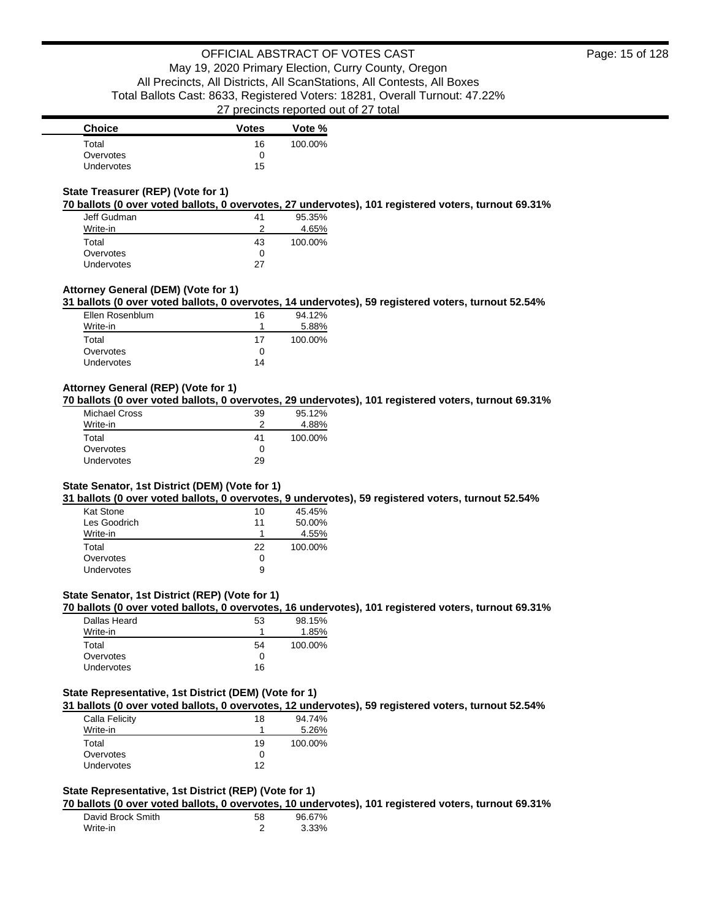| Choice | Votes | Vote % |
|---|---|---|
| Total | 16 | 100.00% |
| Overvotes | 0 | |
| Undervotes | 15 | |

### State Treasurer (REP) (Vote for 1)

**70 ballots (0 over voted ballots, 0 overvotes, 27 undervotes), 101 registered voters, turnout 69.31%**

| Choice | Votes | Vote % |
|---|---|---|
| Jeff Gudman | 41 | 95.35% |
| Write-in | 2 | 4.65% |
| Total | 43 | 100.00% |
| Overvotes | 0 | |
| Undervotes | 27 | |

### Attorney General (DEM) (Vote for 1)

**31 ballots (0 over voted ballots, 0 overvotes, 14 undervotes), 59 registered voters, turnout 52.54%**

| Choice | Votes | Vote % |
|---|---|---|
| Ellen Rosenblum | 16 | 94.12% |
| Write-in | 1 | 5.88% |
| Total | 17 | 100.00% |
| Overvotes | 0 | |
| Undervotes | 14 | |

### Attorney General (REP) (Vote for 1)

**70 ballots (0 over voted ballots, 0 overvotes, 29 undervotes), 101 registered voters, turnout 69.31%**

| Choice | Votes | Vote % |
|---|---|---|
| Michael Cross | 39 | 95.12% |
| Write-in | 2 | 4.88% |
| Total | 41 | 100.00% |
| Overvotes | 0 | |
| Undervotes | 29 | |

### State Senator, 1st District (DEM) (Vote for 1)

**31 ballots (0 over voted ballots, 0 overvotes, 9 undervotes), 59 registered voters, turnout 52.54%**

| Choice | Votes | Vote % |
|---|---|---|
| Kat Stone | 10 | 45.45% |
| Les Goodrich | 11 | 50.00% |
| Write-in | 1 | 4.55% |
| Total | 22 | 100.00% |
| Overvotes | 0 | |
| Undervotes | 9 | |

### State Senator, 1st District (REP) (Vote for 1)

**70 ballots (0 over voted ballots, 0 overvotes, 16 undervotes), 101 registered voters, turnout 69.31%**

| Choice | Votes | Vote % |
|---|---|---|
| Dallas Heard | 53 | 98.15% |
| Write-in | 1 | 1.85% |
| Total | 54 | 100.00% |
| Overvotes | 0 | |
| Undervotes | 16 | |

### State Representative, 1st District (DEM) (Vote for 1)

**31 ballots (0 over voted ballots, 0 overvotes, 12 undervotes), 59 registered voters, turnout 52.54%**

| Choice | Votes | Vote % |
|---|---|---|
| Calla Felicity | 18 | 94.74% |
| Write-in | 1 | 5.26% |
| Total | 19 | 100.00% |
| Overvotes | 0 | |
| Undervotes | 12 | |

### State Representative, 1st District (REP) (Vote for 1)

**70 ballots (0 over voted ballots, 0 overvotes, 10 undervotes), 101 registered voters, turnout 69.31%**

| Choice | Votes | Vote % |
|---|---|---|
| David Brock Smith | 58 | 96.67% |
| Write-in | 2 | 3.33% |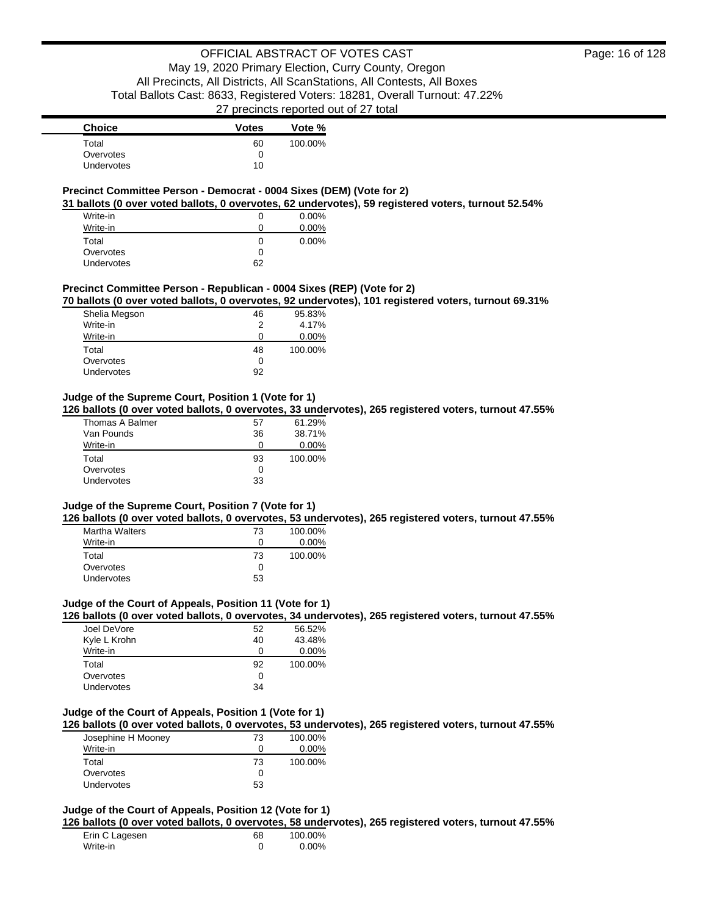| Choice | Votes | Vote % |
| --- | --- | --- |
| Total | 60 | 100.00% |
| Overvotes | 0 | |
| Undervotes | 10 | |

### Precinct Committee Person - Democrat - 0004 Sixes (DEM) (Vote for 2)

**31 ballots (0 over voted ballots, 0 overvotes, 62 undervotes), 59 registered voters, turnout 52.54%**

| Choice | Votes | Vote % |
| --- | --- | --- |
| Write-in | 0 | 0.00% |
| Write-in | 0 | 0.00% |
| Total | 0 | 0.00% |
| Overvotes | 0 | |
| Undervotes | 62 | |

### Precinct Committee Person - Republican - 0004 Sixes (REP) (Vote for 2)

**70 ballots (0 over voted ballots, 0 overvotes, 92 undervotes), 101 registered voters, turnout 69.31%**

| Choice | Votes | Vote % |
| --- | --- | --- |
| Shelia Megson | 46 | 95.83% |
| Write-in | 2 | 4.17% |
| Write-in | 0 | 0.00% |
| Total | 48 | 100.00% |
| Overvotes | 0 | |
| Undervotes | 92 | |

### Judge of the Supreme Court, Position 1 (Vote for 1)

**126 ballots (0 over voted ballots, 0 overvotes, 33 undervotes), 265 registered voters, turnout 47.55%**

| Choice | Votes | Vote % |
| --- | --- | --- |
| Thomas A Balmer | 57 | 61.29% |
| Van Pounds | 36 | 38.71% |
| Write-in | 0 | 0.00% |
| Total | 93 | 100.00% |
| Overvotes | 0 | |
| Undervotes | 33 | |

### Judge of the Supreme Court, Position 7 (Vote for 1)

**126 ballots (0 over voted ballots, 0 overvotes, 53 undervotes), 265 registered voters, turnout 47.55%**

| Choice | Votes | Vote % |
| --- | --- | --- |
| Martha Walters | 73 | 100.00% |
| Write-in | 0 | 0.00% |
| Total | 73 | 100.00% |
| Overvotes | 0 | |
| Undervotes | 53 | |

### Judge of the Court of Appeals, Position 11 (Vote for 1)

**126 ballots (0 over voted ballots, 0 overvotes, 34 undervotes), 265 registered voters, turnout 47.55%**

| Choice | Votes | Vote % |
| --- | --- | --- |
| Joel DeVore | 52 | 56.52% |
| Kyle L Krohn | 40 | 43.48% |
| Write-in | 0 | 0.00% |
| Total | 92 | 100.00% |
| Overvotes | 0 | |
| Undervotes | 34 | |

### Judge of the Court of Appeals, Position 1 (Vote for 1)

**126 ballots (0 over voted ballots, 0 overvotes, 53 undervotes), 265 registered voters, turnout 47.55%**

| Choice | Votes | Vote % |
| --- | --- | --- |
| Josephine H Mooney | 73 | 100.00% |
| Write-in | 0 | 0.00% |
| Total | 73 | 100.00% |
| Overvotes | 0 | |
| Undervotes | 53 | |

### Judge of the Court of Appeals, Position 12 (Vote for 1)

**126 ballots (0 over voted ballots, 0 overvotes, 58 undervotes), 265 registered voters, turnout 47.55%**

| Choice | Votes | Vote % |
| --- | --- | --- |
| Erin C Lagesen | 68 | 100.00% |
| Write-in | 0 | 0.00% |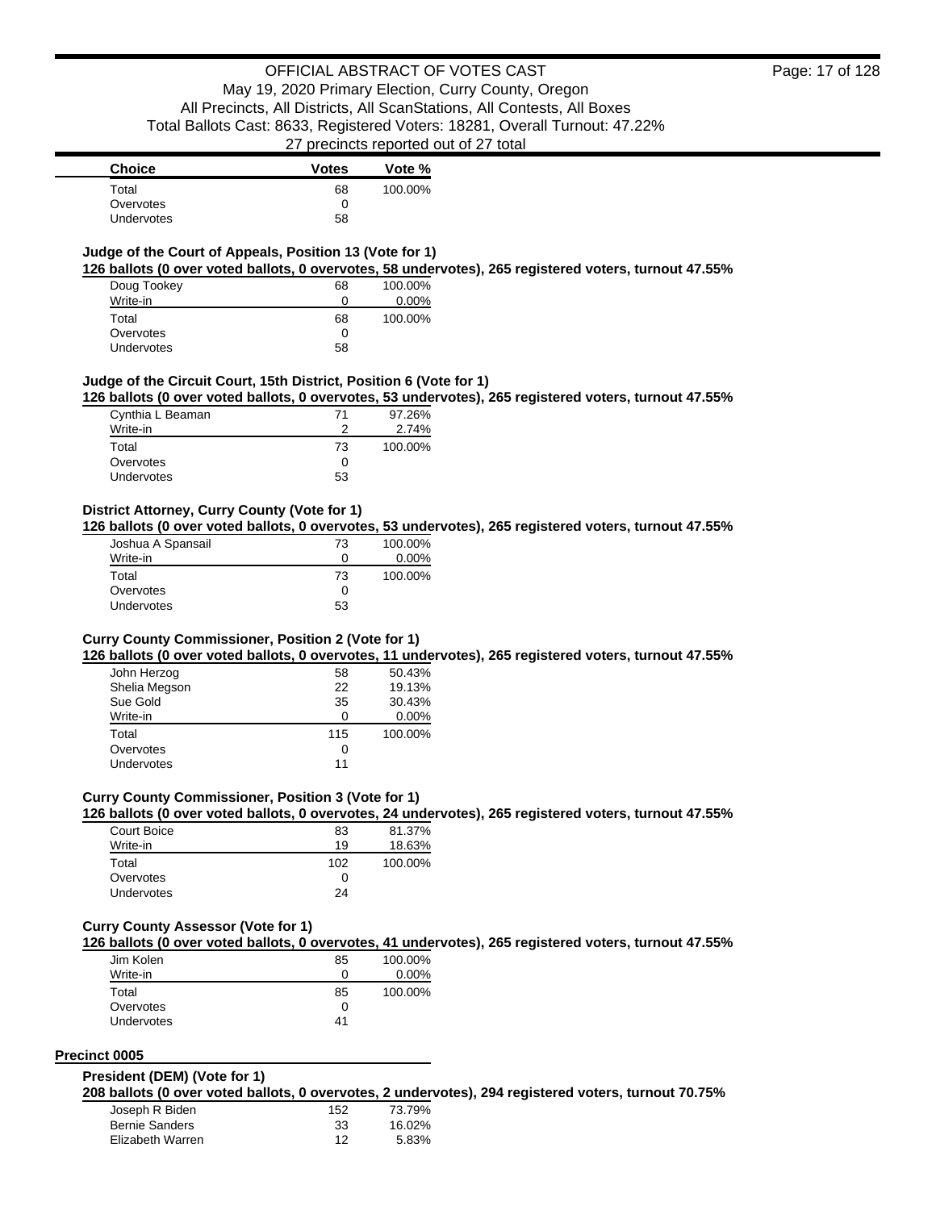| Choice | Votes | Vote % |
| --- | --- | --- |
| Total | 68 | 100.00% |
| Overvotes | 0 | |
| Undervotes | 58 | |

### Judge of the Court of Appeals, Position 13 (Vote for 1)

**126 ballots (0 over voted ballots, 0 overvotes, 58 undervotes), 265 registered voters, turnout 47.55%**

| Choice | Votes | Vote % |
| --- | --- | --- |
| Doug Tookey | 68 | 100.00% |
| Write-in | 0 | 0.00% |
| Total | 68 | 100.00% |
| Overvotes | 0 | |
| Undervotes | 58 | |

### Judge of the Circuit Court, 15th District, Position 6 (Vote for 1)

**126 ballots (0 over voted ballots, 0 overvotes, 53 undervotes), 265 registered voters, turnout 47.55%**

| Choice | Votes | Vote % |
| --- | --- | --- |
| Cynthia L Beaman | 71 | 97.26% |
| Write-in | 2 | 2.74% |
| Total | 73 | 100.00% |
| Overvotes | 0 | |
| Undervotes | 53 | |

### District Attorney, Curry County (Vote for 1)

**126 ballots (0 over voted ballots, 0 overvotes, 53 undervotes), 265 registered voters, turnout 47.55%**

| Choice | Votes | Vote % |
| --- | --- | --- |
| Joshua A Spansail | 73 | 100.00% |
| Write-in | 0 | 0.00% |
| Total | 73 | 100.00% |
| Overvotes | 0 | |
| Undervotes | 53 | |

### Curry County Commissioner, Position 2 (Vote for 1)

**126 ballots (0 over voted ballots, 0 overvotes, 11 undervotes), 265 registered voters, turnout 47.55%**

| Choice | Votes | Vote % |
| --- | --- | --- |
| John Herzog | 58 | 50.43% |
| Shelia Megson | 22 | 19.13% |
| Sue Gold | 35 | 30.43% |
| Write-in | 0 | 0.00% |
| Total | 115 | 100.00% |
| Overvotes | 0 | |
| Undervotes | 11 | |

### Curry County Commissioner, Position 3 (Vote for 1)

**126 ballots (0 over voted ballots, 0 overvotes, 24 undervotes), 265 registered voters, turnout 47.55%**

| Choice | Votes | Vote % |
| --- | --- | --- |
| Court Boice | 83 | 81.37% |
| Write-in | 19 | 18.63% |
| Total | 102 | 100.00% |
| Overvotes | 0 | |
| Undervotes | 24 | |

### Curry County Assessor (Vote for 1)

**126 ballots (0 over voted ballots, 0 overvotes, 41 undervotes), 265 registered voters, turnout 47.55%**

| Choice | Votes | Vote % |
| --- | --- | --- |
| Jim Kolen | 85 | 100.00% |
| Write-in | 0 | 0.00% |
| Total | 85 | 100.00% |
| Overvotes | 0 | |
| Undervotes | 41 | |

## Precinct 0005

### President (DEM) (Vote for 1)

**208 ballots (0 over voted ballots, 0 overvotes, 2 undervotes), 294 registered voters, turnout 70.75%**

| Choice | Votes | Vote % |
| --- | --- | --- |
| Joseph R Biden | 152 | 73.79% |
| Bernie Sanders | 33 | 16.02% |
| Elizabeth Warren | 12 | 5.83% |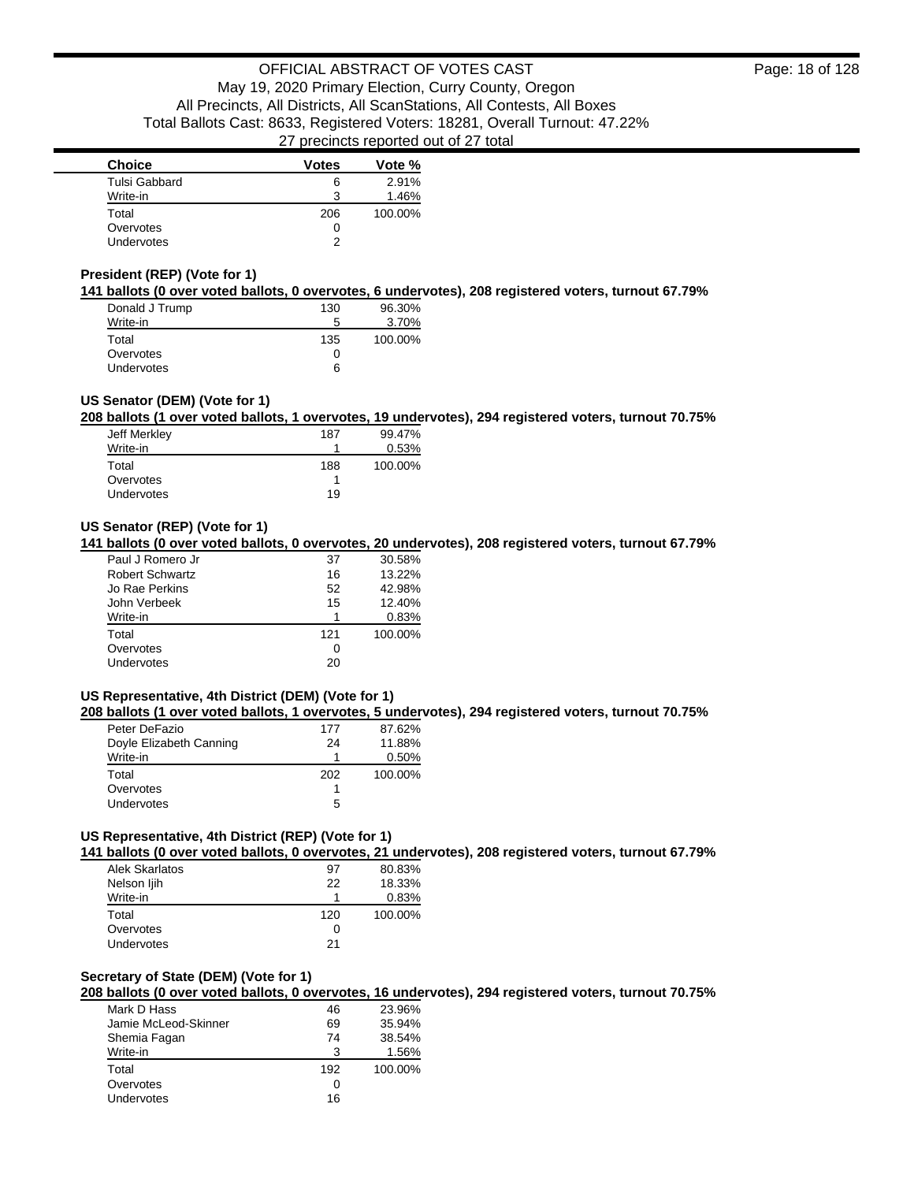| Choice | Votes | Vote % |
| --- | --- | --- |
| Tulsi Gabbard | 6 | 2.91% |
| Write-in | 3 | 1.46% |
| Total | 206 | 100.00% |
| Overvotes | 0 | |
| Undervotes | 2 | |

### President (REP) (Vote for 1)

**141 ballots (0 over voted ballots, 0 overvotes, 6 undervotes), 208 registered voters, turnout 67.79%**

| Choice | Votes | Vote % |
| --- | --- | --- |
| Donald J Trump | 130 | 96.30% |
| Write-in | 5 | 3.70% |
| Total | 135 | 100.00% |
| Overvotes | 0 | |
| Undervotes | 6 | |

### US Senator (DEM) (Vote for 1)

**208 ballots (1 over voted ballots, 1 overvotes, 19 undervotes), 294 registered voters, turnout 70.75%**

| Choice | Votes | Vote % |
| --- | --- | --- |
| Jeff Merkley | 187 | 99.47% |
| Write-in | 1 | 0.53% |
| Total | 188 | 100.00% |
| Overvotes | 1 | |
| Undervotes | 19 | |

### US Senator (REP) (Vote for 1)

**141 ballots (0 over voted ballots, 0 overvotes, 20 undervotes), 208 registered voters, turnout 67.79%**

| Choice | Votes | Vote % |
| --- | --- | --- |
| Paul J Romero Jr | 37 | 30.58% |
| Robert Schwartz | 16 | 13.22% |
| Jo Rae Perkins | 52 | 42.98% |
| John Verbeek | 15 | 12.40% |
| Write-in | 1 | 0.83% |
| Total | 121 | 100.00% |
| Overvotes | 0 | |
| Undervotes | 20 | |

### US Representative, 4th District (DEM) (Vote for 1)

**208 ballots (1 over voted ballots, 1 overvotes, 5 undervotes), 294 registered voters, turnout 70.75%**

| Choice | Votes | Vote % |
| --- | --- | --- |
| Peter DeFazio | 177 | 87.62% |
| Doyle Elizabeth Canning | 24 | 11.88% |
| Write-in | 1 | 0.50% |
| Total | 202 | 100.00% |
| Overvotes | 1 | |
| Undervotes | 5 | |

### US Representative, 4th District (REP) (Vote for 1)

**141 ballots (0 over voted ballots, 0 overvotes, 21 undervotes), 208 registered voters, turnout 67.79%**

| Choice | Votes | Vote % |
| --- | --- | --- |
| Alek Skarlatos | 97 | 80.83% |
| Nelson Ijih | 22 | 18.33% |
| Write-in | 1 | 0.83% |
| Total | 120 | 100.00% |
| Overvotes | 0 | |
| Undervotes | 21 | |

### Secretary of State (DEM) (Vote for 1)

**208 ballots (0 over voted ballots, 0 overvotes, 16 undervotes), 294 registered voters, turnout 70.75%**

| Choice | Votes | Vote % |
| --- | --- | --- |
| Mark D Hass | 46 | 23.96% |
| Jamie McLeod-Skinner | 69 | 35.94% |
| Shemia Fagan | 74 | 38.54% |
| Write-in | 3 | 1.56% |
| Total | 192 | 100.00% |
| Overvotes | 0 | |
| Undervotes | 16 | |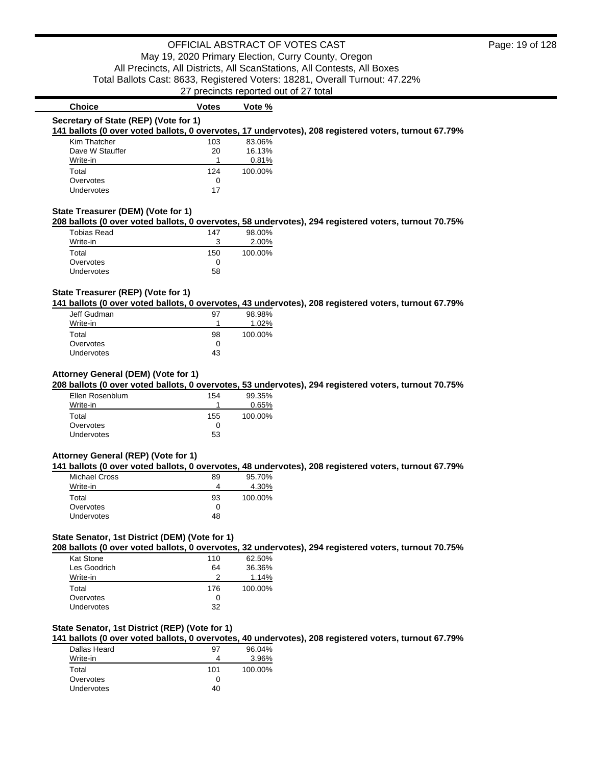| Choice | Votes | Vote % |
|---|---|---|

**Secretary of State (REP) (Vote for 1)**

**141 ballots (0 over voted ballots, 0 overvotes, 17 undervotes), 208 registered voters, turnout 67.79%**

| Choice | Votes | Vote % |
|---|---|---|
| Kim Thatcher | 103 | 83.06% |
| Dave W Stauffer | 20 | 16.13% |
| Write-in | 1 | 0.81% |
| Total | 124 | 100.00% |
| Overvotes | 0 | |
| Undervotes | 17 | |

**State Treasurer (DEM) (Vote for 1)**

**208 ballots (0 over voted ballots, 0 overvotes, 58 undervotes), 294 registered voters, turnout 70.75%**

| Choice | Votes | Vote % |
|---|---|---|
| Tobias Read | 147 | 98.00% |
| Write-in | 3 | 2.00% |
| Total | 150 | 100.00% |
| Overvotes | 0 | |
| Undervotes | 58 | |

**State Treasurer (REP) (Vote for 1)**

**141 ballots (0 over voted ballots, 0 overvotes, 43 undervotes), 208 registered voters, turnout 67.79%**

| Choice | Votes | Vote % |
|---|---|---|
| Jeff Gudman | 97 | 98.98% |
| Write-in | 1 | 1.02% |
| Total | 98 | 100.00% |
| Overvotes | 0 | |
| Undervotes | 43 | |

**Attorney General (DEM) (Vote for 1)**

**208 ballots (0 over voted ballots, 0 overvotes, 53 undervotes), 294 registered voters, turnout 70.75%**

| Choice | Votes | Vote % |
|---|---|---|
| Ellen Rosenblum | 154 | 99.35% |
| Write-in | 1 | 0.65% |
| Total | 155 | 100.00% |
| Overvotes | 0 | |
| Undervotes | 53 | |

**Attorney General (REP) (Vote for 1)**

**141 ballots (0 over voted ballots, 0 overvotes, 48 undervotes), 208 registered voters, turnout 67.79%**

| Choice | Votes | Vote % |
|---|---|---|
| Michael Cross | 89 | 95.70% |
| Write-in | 4 | 4.30% |
| Total | 93 | 100.00% |
| Overvotes | 0 | |
| Undervotes | 48 | |

**State Senator, 1st District (DEM) (Vote for 1)**

**208 ballots (0 over voted ballots, 0 overvotes, 32 undervotes), 294 registered voters, turnout 70.75%**

| Choice | Votes | Vote % |
|---|---|---|
| Kat Stone | 110 | 62.50% |
| Les Goodrich | 64 | 36.36% |
| Write-in | 2 | 1.14% |
| Total | 176 | 100.00% |
| Overvotes | 0 | |
| Undervotes | 32 | |

**State Senator, 1st District (REP) (Vote for 1)**

**141 ballots (0 over voted ballots, 0 overvotes, 40 undervotes), 208 registered voters, turnout 67.79%**

| Choice | Votes | Vote % |
|---|---|---|
| Dallas Heard | 97 | 96.04% |
| Write-in | 4 | 3.96% |
| Total | 101 | 100.00% |
| Overvotes | 0 | |
| Undervotes | 40 | |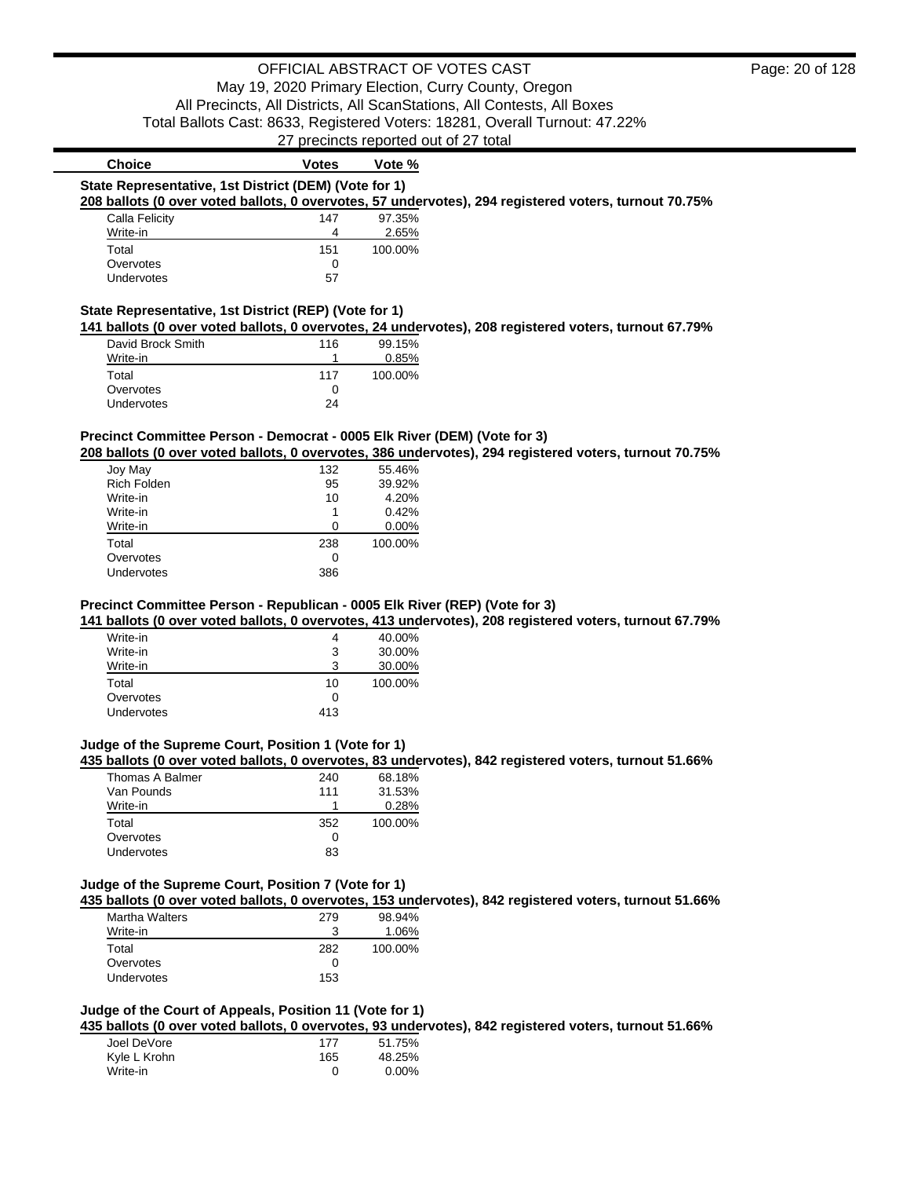# OFFICIAL ABSTRACT OF VOTES CAST

May 19, 2020 Primary Election, Curry County, Oregon
All Precincts, All Districts, All ScanStations, All Contests, All Boxes
Total Ballots Cast: 8633, Registered Voters: 18281, Overall Turnout: 47.22%
27 precincts reported out of 27 total

### State Representative, 1st District (DEM) (Vote for 1)

**208 ballots (0 over voted ballots, 0 overvotes, 57 undervotes), 294 registered voters, turnout 70.75%**

| Choice | Votes | Vote % |
|---|---|---|
| Calla Felicity | 147 | 97.35% |
| Write-in | 4 | 2.65% |
| Total | 151 | 100.00% |
| Overvotes | 0 | |
| Undervotes | 57 | |

### State Representative, 1st District (REP) (Vote for 1)

**141 ballots (0 over voted ballots, 0 overvotes, 24 undervotes), 208 registered voters, turnout 67.79%**

| Choice | Votes | Vote % |
|---|---|---|
| David Brock Smith | 116 | 99.15% |
| Write-in | 1 | 0.85% |
| Total | 117 | 100.00% |
| Overvotes | 0 | |
| Undervotes | 24 | |

### Precinct Committee Person - Democrat - 0005 Elk River (DEM) (Vote for 3)

**208 ballots (0 over voted ballots, 0 overvotes, 386 undervotes), 294 registered voters, turnout 70.75%**

| Choice | Votes | Vote % |
|---|---|---|
| Joy May | 132 | 55.46% |
| Rich Folden | 95 | 39.92% |
| Write-in | 10 | 4.20% |
| Write-in | 1 | 0.42% |
| Write-in | 0 | 0.00% |
| Total | 238 | 100.00% |
| Overvotes | 0 | |
| Undervotes | 386 | |

### Precinct Committee Person - Republican - 0005 Elk River (REP) (Vote for 3)

**141 ballots (0 over voted ballots, 0 overvotes, 413 undervotes), 208 registered voters, turnout 67.79%**

| Choice | Votes | Vote % |
|---|---|---|
| Write-in | 4 | 40.00% |
| Write-in | 3 | 30.00% |
| Write-in | 3 | 30.00% |
| Total | 10 | 100.00% |
| Overvotes | 0 | |
| Undervotes | 413 | |

### Judge of the Supreme Court, Position 1 (Vote for 1)

**435 ballots (0 over voted ballots, 0 overvotes, 83 undervotes), 842 registered voters, turnout 51.66%**

| Choice | Votes | Vote % |
|---|---|---|
| Thomas A Balmer | 240 | 68.18% |
| Van Pounds | 111 | 31.53% |
| Write-in | 1 | 0.28% |
| Total | 352 | 100.00% |
| Overvotes | 0 | |
| Undervotes | 83 | |

### Judge of the Supreme Court, Position 7 (Vote for 1)

**435 ballots (0 over voted ballots, 0 overvotes, 153 undervotes), 842 registered voters, turnout 51.66%**

| Choice | Votes | Vote % |
|---|---|---|
| Martha Walters | 279 | 98.94% |
| Write-in | 3 | 1.06% |
| Total | 282 | 100.00% |
| Overvotes | 0 | |
| Undervotes | 153 | |

### Judge of the Court of Appeals, Position 11 (Vote for 1)

**435 ballots (0 over voted ballots, 0 overvotes, 93 undervotes), 842 registered voters, turnout 51.66%**

| Choice | Votes | Vote % |
|---|---|---|
| Joel DeVore | 177 | 51.75% |
| Kyle L Krohn | 165 | 48.25% |
| Write-in | 0 | 0.00% |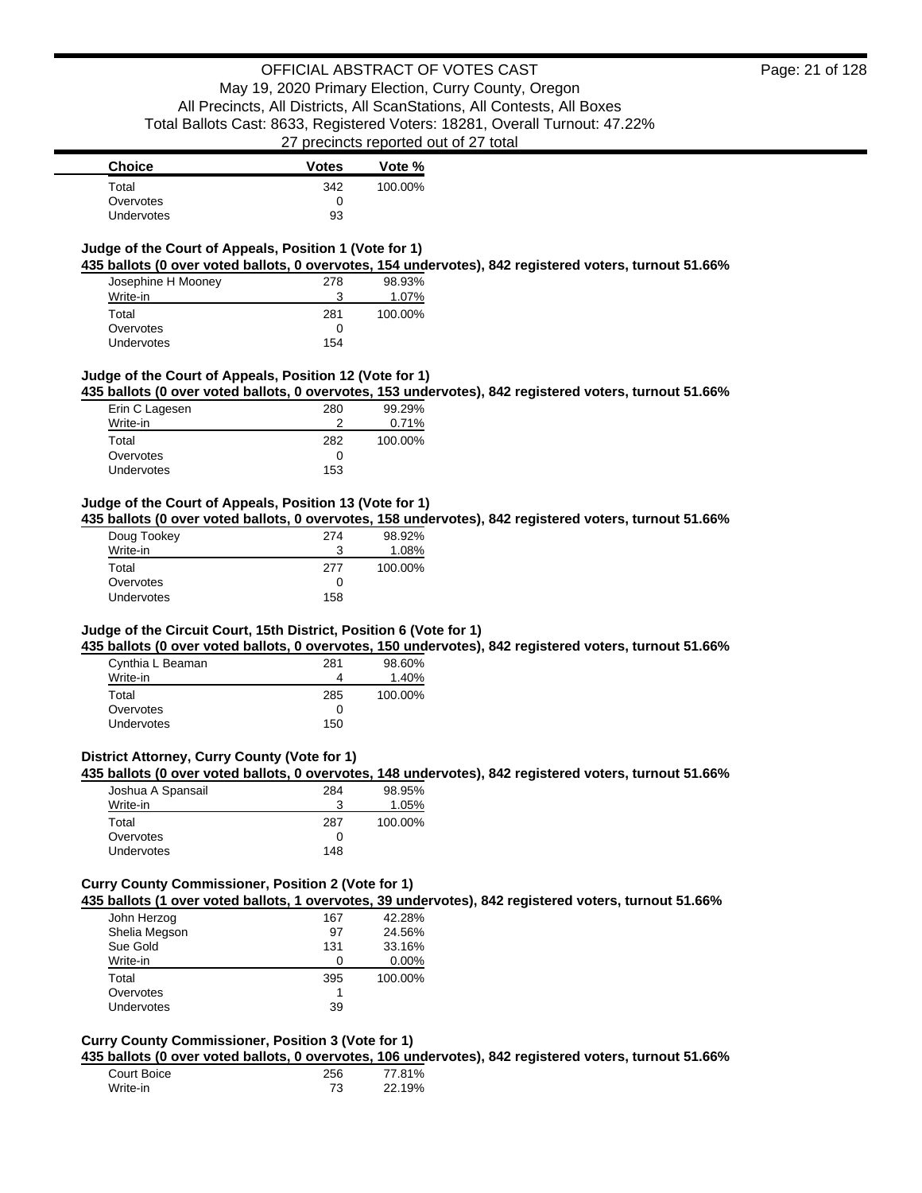| Choice | Votes | Vote % |
|---|---|---|
| Total | 342 | 100.00% |
| Overvotes | 0 | |
| Undervotes | 93 | |

### Judge of the Court of Appeals, Position 1 (Vote for 1)

**435 ballots (0 over voted ballots, 0 overvotes, 154 undervotes), 842 registered voters, turnout 51.66%**

| Choice | Votes | Vote % |
|---|---|---|
| Josephine H Mooney | 278 | 98.93% |
| Write-in | 3 | 1.07% |
| Total | 281 | 100.00% |
| Overvotes | 0 | |
| Undervotes | 154 | |

### Judge of the Court of Appeals, Position 12 (Vote for 1)

**435 ballots (0 over voted ballots, 0 overvotes, 153 undervotes), 842 registered voters, turnout 51.66%**

| Choice | Votes | Vote % |
|---|---|---|
| Erin C Lagesen | 280 | 99.29% |
| Write-in | 2 | 0.71% |
| Total | 282 | 100.00% |
| Overvotes | 0 | |
| Undervotes | 153 | |

### Judge of the Court of Appeals, Position 13 (Vote for 1)

**435 ballots (0 over voted ballots, 0 overvotes, 158 undervotes), 842 registered voters, turnout 51.66%**

| Choice | Votes | Vote % |
|---|---|---|
| Doug Tookey | 274 | 98.92% |
| Write-in | 3 | 1.08% |
| Total | 277 | 100.00% |
| Overvotes | 0 | |
| Undervotes | 158 | |

### Judge of the Circuit Court, 15th District, Position 6 (Vote for 1)

**435 ballots (0 over voted ballots, 0 overvotes, 150 undervotes), 842 registered voters, turnout 51.66%**

| Choice | Votes | Vote % |
|---|---|---|
| Cynthia L Beaman | 281 | 98.60% |
| Write-in | 4 | 1.40% |
| Total | 285 | 100.00% |
| Overvotes | 0 | |
| Undervotes | 150 | |

### District Attorney, Curry County (Vote for 1)

**435 ballots (0 over voted ballots, 0 overvotes, 148 undervotes), 842 registered voters, turnout 51.66%**

| Choice | Votes | Vote % |
|---|---|---|
| Joshua A Spansail | 284 | 98.95% |
| Write-in | 3 | 1.05% |
| Total | 287 | 100.00% |
| Overvotes | 0 | |
| Undervotes | 148 | |

### Curry County Commissioner, Position 2 (Vote for 1)

**435 ballots (1 over voted ballots, 1 overvotes, 39 undervotes), 842 registered voters, turnout 51.66%**

| Choice | Votes | Vote % |
|---|---|---|
| John Herzog | 167 | 42.28% |
| Shelia Megson | 97 | 24.56% |
| Sue Gold | 131 | 33.16% |
| Write-in | 0 | 0.00% |
| Total | 395 | 100.00% |
| Overvotes | 1 | |
| Undervotes | 39 | |

### Curry County Commissioner, Position 3 (Vote for 1)

**435 ballots (0 over voted ballots, 0 overvotes, 106 undervotes), 842 registered voters, turnout 51.66%**

| Choice | Votes | Vote % |
|---|---|---|
| Court Boice | 256 | 77.81% |
| Write-in | 73 | 22.19% |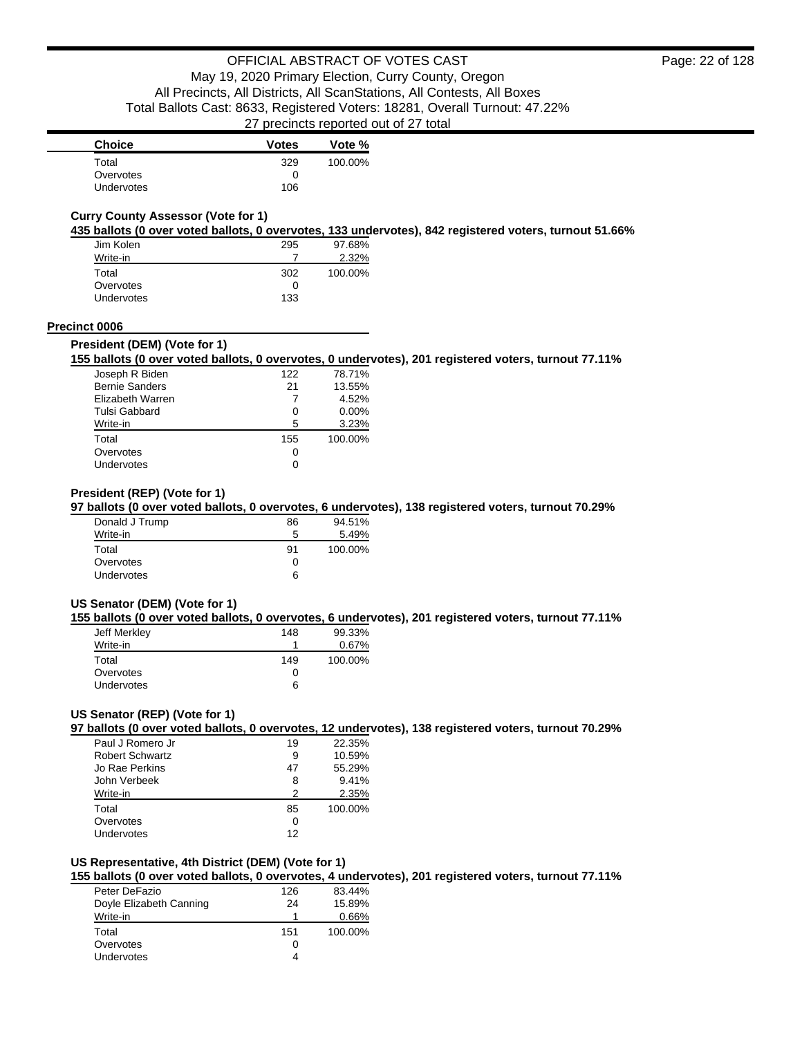| Choice | Votes | Vote % |
|---|---|---|
| Total | 329 | 100.00% |
| Overvotes | 0 | |
| Undervotes | 106 | |

### Curry County Assessor (Vote for 1)

**435 ballots (0 over voted ballots, 0 overvotes, 133 undervotes), 842 registered voters, turnout 51.66%**

| Choice | Votes | Vote % |
|---|---|---|
| Jim Kolen | 295 | 97.68% |
| Write-in | 7 | 2.32% |
| Total | 302 | 100.00% |
| Overvotes | 0 | |
| Undervotes | 133 | |

## Precinct 0006

### President (DEM) (Vote for 1)

**155 ballots (0 over voted ballots, 0 overvotes, 0 undervotes), 201 registered voters, turnout 77.11%**

| Choice | Votes | Vote % |
|---|---|---|
| Joseph R Biden | 122 | 78.71% |
| Bernie Sanders | 21 | 13.55% |
| Elizabeth Warren | 7 | 4.52% |
| Tulsi Gabbard | 0 | 0.00% |
| Write-in | 5 | 3.23% |
| Total | 155 | 100.00% |
| Overvotes | 0 | |
| Undervotes | 0 | |

### President (REP) (Vote for 1)

**97 ballots (0 over voted ballots, 0 overvotes, 6 undervotes), 138 registered voters, turnout 70.29%**

| Choice | Votes | Vote % |
|---|---|---|
| Donald J Trump | 86 | 94.51% |
| Write-in | 5 | 5.49% |
| Total | 91 | 100.00% |
| Overvotes | 0 | |
| Undervotes | 6 | |

### US Senator (DEM) (Vote for 1)

**155 ballots (0 over voted ballots, 0 overvotes, 6 undervotes), 201 registered voters, turnout 77.11%**

| Choice | Votes | Vote % |
|---|---|---|
| Jeff Merkley | 148 | 99.33% |
| Write-in | 1 | 0.67% |
| Total | 149 | 100.00% |
| Overvotes | 0 | |
| Undervotes | 6 | |

### US Senator (REP) (Vote for 1)

**97 ballots (0 over voted ballots, 0 overvotes, 12 undervotes), 138 registered voters, turnout 70.29%**

| Choice | Votes | Vote % |
|---|---|---|
| Paul J Romero Jr | 19 | 22.35% |
| Robert Schwartz | 9 | 10.59% |
| Jo Rae Perkins | 47 | 55.29% |
| John Verbeek | 8 | 9.41% |
| Write-in | 2 | 2.35% |
| Total | 85 | 100.00% |
| Overvotes | 0 | |
| Undervotes | 12 | |

### US Representative, 4th District (DEM) (Vote for 1)

**155 ballots (0 over voted ballots, 0 overvotes, 4 undervotes), 201 registered voters, turnout 77.11%**

| Choice | Votes | Vote % |
|---|---|---|
| Peter DeFazio | 126 | 83.44% |
| Doyle Elizabeth Canning | 24 | 15.89% |
| Write-in | 1 | 0.66% |
| Total | 151 | 100.00% |
| Overvotes | 0 | |
| Undervotes | 4 | |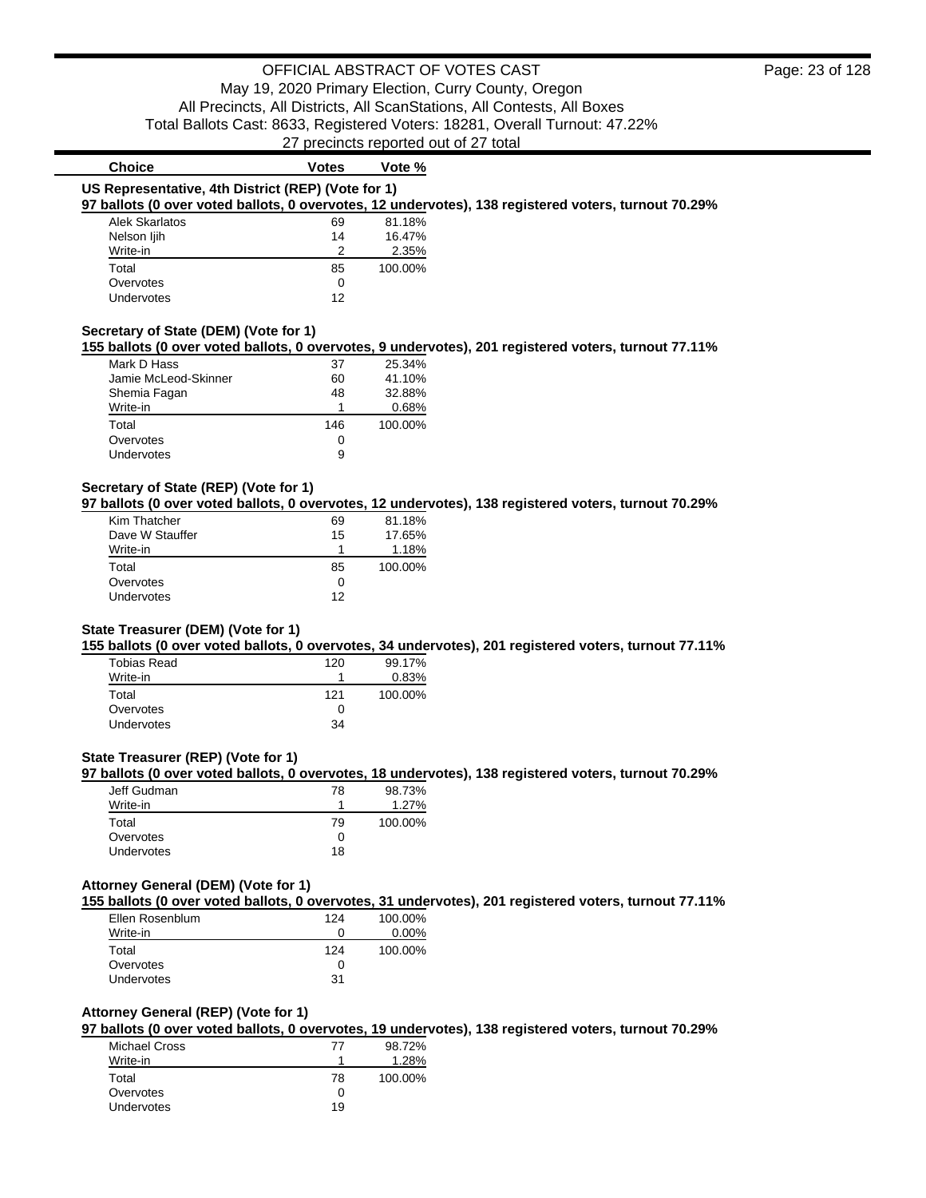OFFICIAL ABSTRACT OF VOTES CAST

May 19, 2020 Primary Election, Curry County, Oregon

All Precincts, All Districts, All ScanStations, All Contests, All Boxes

Total Ballots Cast: 8633, Registered Voters: 18281, Overall Turnout: 47.22%

27 precincts reported out of 27 total

### US Representative, 4th District (REP) (Vote for 1)

**97 ballots (0 over voted ballots, 0 overvotes, 12 undervotes), 138 registered voters, turnout 70.29%**

| Choice | Votes | Vote % |
|---|---|---|
| Alek Skarlatos | 69 | 81.18% |
| Nelson Ijih | 14 | 16.47% |
| Write-in | 2 | 2.35% |
| Total | 85 | 100.00% |
| Overvotes | 0 | |
| Undervotes | 12 | |

### Secretary of State (DEM) (Vote for 1)

**155 ballots (0 over voted ballots, 0 overvotes, 9 undervotes), 201 registered voters, turnout 77.11%**

| Choice | Votes | Vote % |
|---|---|---|
| Mark D Hass | 37 | 25.34% |
| Jamie McLeod-Skinner | 60 | 41.10% |
| Shemia Fagan | 48 | 32.88% |
| Write-in | 1 | 0.68% |
| Total | 146 | 100.00% |
| Overvotes | 0 | |
| Undervotes | 9 | |

### Secretary of State (REP) (Vote for 1)

**97 ballots (0 over voted ballots, 0 overvotes, 12 undervotes), 138 registered voters, turnout 70.29%**

| Choice | Votes | Vote % |
|---|---|---|
| Kim Thatcher | 69 | 81.18% |
| Dave W Stauffer | 15 | 17.65% |
| Write-in | 1 | 1.18% |
| Total | 85 | 100.00% |
| Overvotes | 0 | |
| Undervotes | 12 | |

### State Treasurer (DEM) (Vote for 1)

**155 ballots (0 over voted ballots, 0 overvotes, 34 undervotes), 201 registered voters, turnout 77.11%**

| Choice | Votes | Vote % |
|---|---|---|
| Tobias Read | 120 | 99.17% |
| Write-in | 1 | 0.83% |
| Total | 121 | 100.00% |
| Overvotes | 0 | |
| Undervotes | 34 | |

### State Treasurer (REP) (Vote for 1)

**97 ballots (0 over voted ballots, 0 overvotes, 18 undervotes), 138 registered voters, turnout 70.29%**

| Choice | Votes | Vote % |
|---|---|---|
| Jeff Gudman | 78 | 98.73% |
| Write-in | 1 | 1.27% |
| Total | 79 | 100.00% |
| Overvotes | 0 | |
| Undervotes | 18 | |

### Attorney General (DEM) (Vote for 1)

**155 ballots (0 over voted ballots, 0 overvotes, 31 undervotes), 201 registered voters, turnout 77.11%**

| Choice | Votes | Vote % |
|---|---|---|
| Ellen Rosenblum | 124 | 100.00% |
| Write-in | 0 | 0.00% |
| Total | 124 | 100.00% |
| Overvotes | 0 | |
| Undervotes | 31 | |

### Attorney General (REP) (Vote for 1)

**97 ballots (0 over voted ballots, 0 overvotes, 19 undervotes), 138 registered voters, turnout 70.29%**

| Choice | Votes | Vote % |
|---|---|---|
| Michael Cross | 77 | 98.72% |
| Write-in | 1 | 1.28% |
| Total | 78 | 100.00% |
| Overvotes | 0 | |
| Undervotes | 19 | |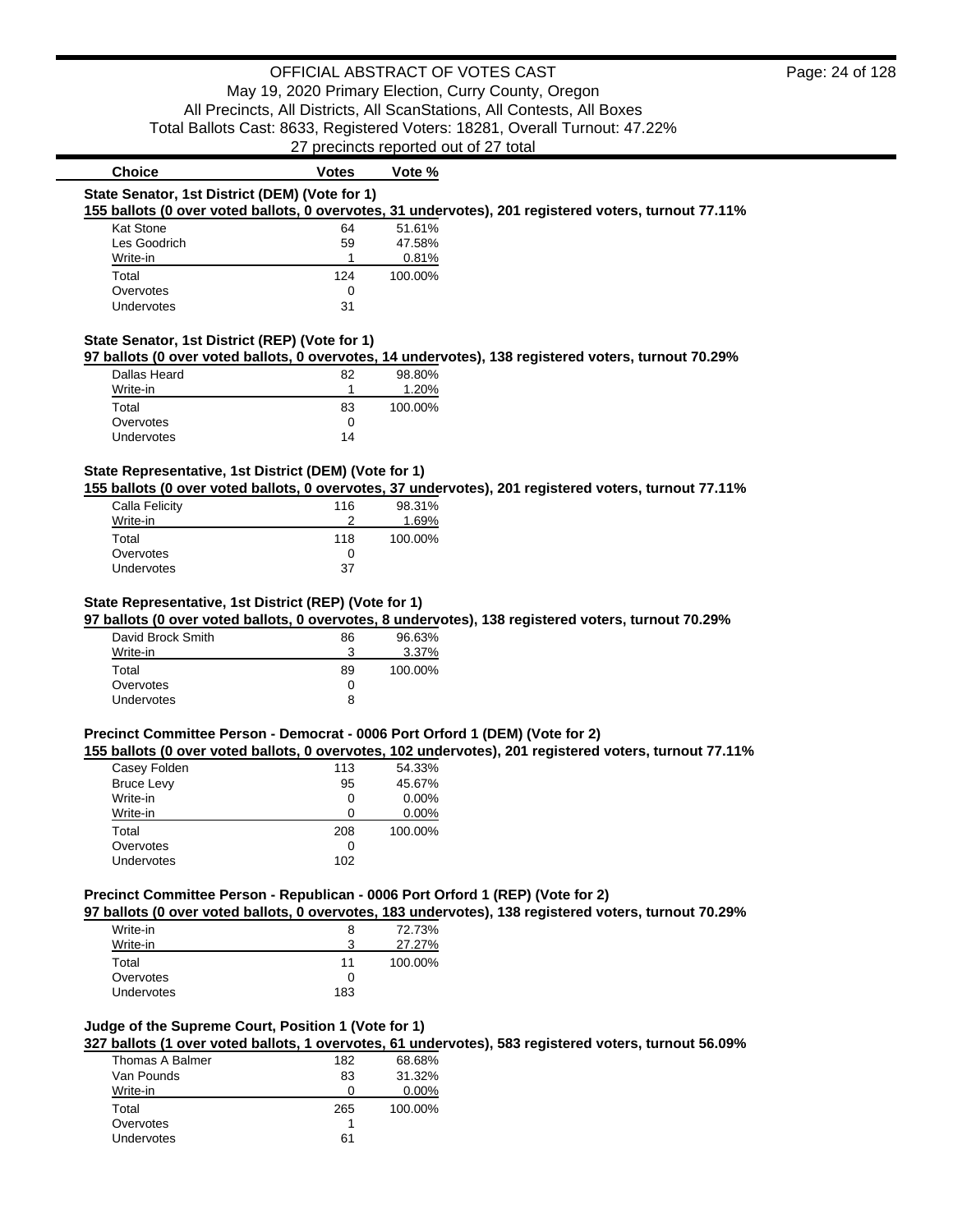OFFICIAL ABSTRACT OF VOTES CAST
May 19, 2020 Primary Election, Curry County, Oregon
All Precincts, All Districts, All ScanStations, All Contests, All Boxes
Total Ballots Cast: 8633, Registered Voters: 18281, Overall Turnout: 47.22%
27 precincts reported out of 27 total

### State Senator, 1st District (DEM) (Vote for 1)

**155 ballots (0 over voted ballots, 0 overvotes, 31 undervotes), 201 registered voters, turnout 77.11%**

| Choice | Votes | Vote % |
|---|---|---|
| Kat Stone | 64 | 51.61% |
| Les Goodrich | 59 | 47.58% |
| Write-in | 1 | 0.81% |
| Total | 124 | 100.00% |
| Overvotes | 0 | |
| Undervotes | 31 | |

### State Senator, 1st District (REP) (Vote for 1)

**97 ballots (0 over voted ballots, 0 overvotes, 14 undervotes), 138 registered voters, turnout 70.29%**

| Choice | Votes | Vote % |
|---|---|---|
| Dallas Heard | 82 | 98.80% |
| Write-in | 1 | 1.20% |
| Total | 83 | 100.00% |
| Overvotes | 0 | |
| Undervotes | 14 | |

### State Representative, 1st District (DEM) (Vote for 1)

**155 ballots (0 over voted ballots, 0 overvotes, 37 undervotes), 201 registered voters, turnout 77.11%**

| Choice | Votes | Vote % |
|---|---|---|
| Calla Felicity | 116 | 98.31% |
| Write-in | 2 | 1.69% |
| Total | 118 | 100.00% |
| Overvotes | 0 | |
| Undervotes | 37 | |

### State Representative, 1st District (REP) (Vote for 1)

**97 ballots (0 over voted ballots, 0 overvotes, 8 undervotes), 138 registered voters, turnout 70.29%**

| Choice | Votes | Vote % |
|---|---|---|
| David Brock Smith | 86 | 96.63% |
| Write-in | 3 | 3.37% |
| Total | 89 | 100.00% |
| Overvotes | 0 | |
| Undervotes | 8 | |

### Precinct Committee Person - Democrat - 0006 Port Orford 1 (DEM) (Vote for 2)

**155 ballots (0 over voted ballots, 0 overvotes, 102 undervotes), 201 registered voters, turnout 77.11%**

| Choice | Votes | Vote % |
|---|---|---|
| Casey Folden | 113 | 54.33% |
| Bruce Levy | 95 | 45.67% |
| Write-in | 0 | 0.00% |
| Write-in | 0 | 0.00% |
| Total | 208 | 100.00% |
| Overvotes | 0 | |
| Undervotes | 102 | |

### Precinct Committee Person - Republican - 0006 Port Orford 1 (REP) (Vote for 2)

**97 ballots (0 over voted ballots, 0 overvotes, 183 undervotes), 138 registered voters, turnout 70.29%**

| Choice | Votes | Vote % |
|---|---|---|
| Write-in | 8 | 72.73% |
| Write-in | 3 | 27.27% |
| Total | 11 | 100.00% |
| Overvotes | 0 | |
| Undervotes | 183 | |

### Judge of the Supreme Court, Position 1 (Vote for 1)

**327 ballots (1 over voted ballots, 1 overvotes, 61 undervotes), 583 registered voters, turnout 56.09%**

| Choice | Votes | Vote % |
|---|---|---|
| Thomas A Balmer | 182 | 68.68% |
| Van Pounds | 83 | 31.32% |
| Write-in | 0 | 0.00% |
| Total | 265 | 100.00% |
| Overvotes | 1 | |
| Undervotes | 61 | |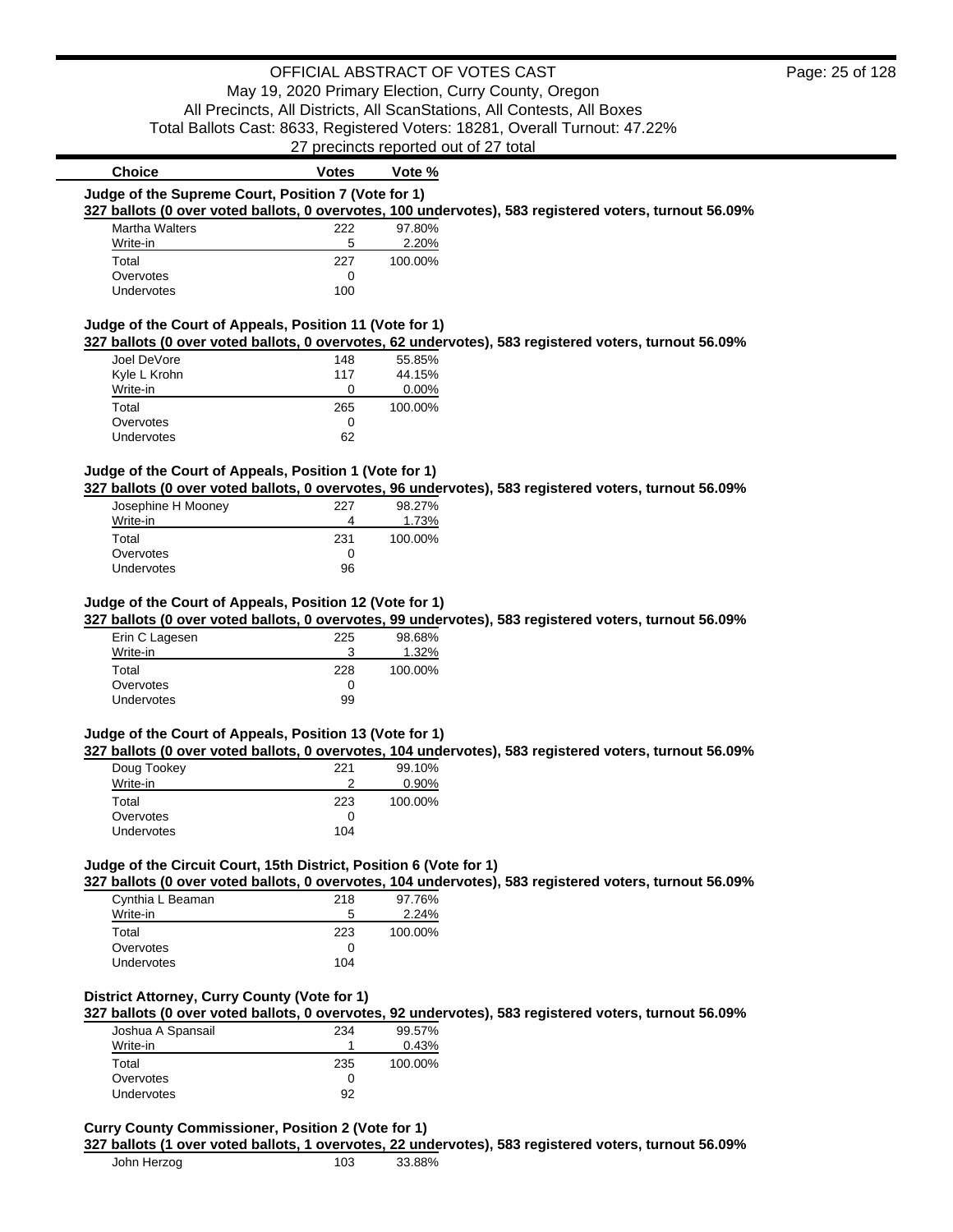# OFFICIAL ABSTRACT OF VOTES CAST

May 19, 2020 Primary Election, Curry County, Oregon
All Precincts, All Districts, All ScanStations, All Contests, All Boxes
Total Ballots Cast: 8633, Registered Voters: 18281, Overall Turnout: 47.22%
27 precincts reported out of 27 total

### Judge of the Supreme Court, Position 7 (Vote for 1)

**327 ballots (0 over voted ballots, 0 overvotes, 100 undervotes), 583 registered voters, turnout 56.09%**

| Choice | Votes | Vote % |
|---|---|---|
| Martha Walters | 222 | 97.80% |
| Write-in | 5 | 2.20% |
| Total | 227 | 100.00% |
| Overvotes | 0 | |
| Undervotes | 100 | |

### Judge of the Court of Appeals, Position 11 (Vote for 1)

**327 ballots (0 over voted ballots, 0 overvotes, 62 undervotes), 583 registered voters, turnout 56.09%**

| Choice | Votes | Vote % |
|---|---|---|
| Joel DeVore | 148 | 55.85% |
| Kyle L Krohn | 117 | 44.15% |
| Write-in | 0 | 0.00% |
| Total | 265 | 100.00% |
| Overvotes | 0 | |
| Undervotes | 62 | |

### Judge of the Court of Appeals, Position 1 (Vote for 1)

**327 ballots (0 over voted ballots, 0 overvotes, 96 undervotes), 583 registered voters, turnout 56.09%**

| Choice | Votes | Vote % |
|---|---|---|
| Josephine H Mooney | 227 | 98.27% |
| Write-in | 4 | 1.73% |
| Total | 231 | 100.00% |
| Overvotes | 0 | |
| Undervotes | 96 | |

### Judge of the Court of Appeals, Position 12 (Vote for 1)

**327 ballots (0 over voted ballots, 0 overvotes, 99 undervotes), 583 registered voters, turnout 56.09%**

| Choice | Votes | Vote % |
|---|---|---|
| Erin C Lagesen | 225 | 98.68% |
| Write-in | 3 | 1.32% |
| Total | 228 | 100.00% |
| Overvotes | 0 | |
| Undervotes | 99 | |

### Judge of the Court of Appeals, Position 13 (Vote for 1)

**327 ballots (0 over voted ballots, 0 overvotes, 104 undervotes), 583 registered voters, turnout 56.09%**

| Choice | Votes | Vote % |
|---|---|---|
| Doug Tookey | 221 | 99.10% |
| Write-in | 2 | 0.90% |
| Total | 223 | 100.00% |
| Overvotes | 0 | |
| Undervotes | 104 | |

### Judge of the Circuit Court, 15th District, Position 6 (Vote for 1)

**327 ballots (0 over voted ballots, 0 overvotes, 104 undervotes), 583 registered voters, turnout 56.09%**

| Choice | Votes | Vote % |
|---|---|---|
| Cynthia L Beaman | 218 | 97.76% |
| Write-in | 5 | 2.24% |
| Total | 223 | 100.00% |
| Overvotes | 0 | |
| Undervotes | 104 | |

### District Attorney, Curry County (Vote for 1)

**327 ballots (0 over voted ballots, 0 overvotes, 92 undervotes), 583 registered voters, turnout 56.09%**

| Choice | Votes | Vote % |
|---|---|---|
| Joshua A Spansail | 234 | 99.57% |
| Write-in | 1 | 0.43% |
| Total | 235 | 100.00% |
| Overvotes | 0 | |
| Undervotes | 92 | |

### Curry County Commissioner, Position 2 (Vote for 1)

**327 ballots (1 over voted ballots, 1 overvotes, 22 undervotes), 583 registered voters, turnout 56.09%**

| Choice | Votes | Vote % |
|---|---|---|
| John Herzog | 103 | 33.88% |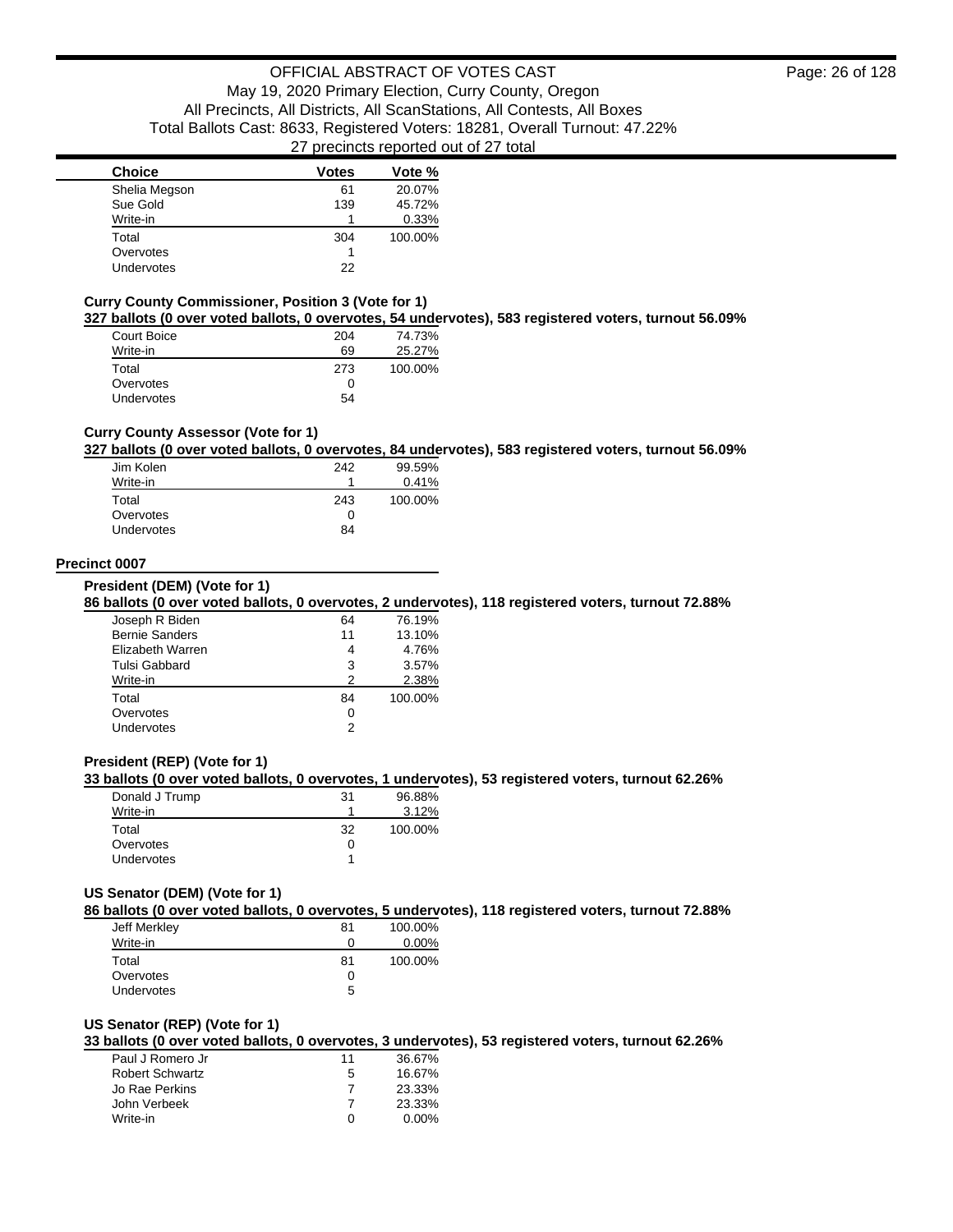| Choice | Votes | Vote % |
|---|---|---|
| Shelia Megson | 61 | 20.07% |
| Sue Gold | 139 | 45.72% |
| Write-in | 1 | 0.33% |
| Total | 304 | 100.00% |
| Overvotes | 1 | |
| Undervotes | 22 | |

**Curry County Commissioner, Position 3 (Vote for 1)**

**327 ballots (0 over voted ballots, 0 overvotes, 54 undervotes), 583 registered voters, turnout 56.09%**

| Choice | Votes | Vote % |
|---|---|---|
| Court Boice | 204 | 74.73% |
| Write-in | 69 | 25.27% |
| Total | 273 | 100.00% |
| Overvotes | 0 | |
| Undervotes | 54 | |

**Curry County Assessor (Vote for 1)**

**327 ballots (0 over voted ballots, 0 overvotes, 84 undervotes), 583 registered voters, turnout 56.09%**

| Choice | Votes | Vote % |
|---|---|---|
| Jim Kolen | 242 | 99.59% |
| Write-in | 1 | 0.41% |
| Total | 243 | 100.00% |
| Overvotes | 0 | |
| Undervotes | 84 | |

## Precinct 0007

**President (DEM) (Vote for 1)**

**86 ballots (0 over voted ballots, 0 overvotes, 2 undervotes), 118 registered voters, turnout 72.88%**

| Choice | Votes | Vote % |
|---|---|---|
| Joseph R Biden | 64 | 76.19% |
| Bernie Sanders | 11 | 13.10% |
| Elizabeth Warren | 4 | 4.76% |
| Tulsi Gabbard | 3 | 3.57% |
| Write-in | 2 | 2.38% |
| Total | 84 | 100.00% |
| Overvotes | 0 | |
| Undervotes | 2 | |

**President (REP) (Vote for 1)**

**33 ballots (0 over voted ballots, 0 overvotes, 1 undervotes), 53 registered voters, turnout 62.26%**

| Choice | Votes | Vote % |
|---|---|---|
| Donald J Trump | 31 | 96.88% |
| Write-in | 1 | 3.12% |
| Total | 32 | 100.00% |
| Overvotes | 0 | |
| Undervotes | 1 | |

**US Senator (DEM) (Vote for 1)**

**86 ballots (0 over voted ballots, 0 overvotes, 5 undervotes), 118 registered voters, turnout 72.88%**

| Choice | Votes | Vote % |
|---|---|---|
| Jeff Merkley | 81 | 100.00% |
| Write-in | 0 | 0.00% |
| Total | 81 | 100.00% |
| Overvotes | 0 | |
| Undervotes | 5 | |

**US Senator (REP) (Vote for 1)**

**33 ballots (0 over voted ballots, 0 overvotes, 3 undervotes), 53 registered voters, turnout 62.26%**

| Choice | Votes | Vote % |
|---|---|---|
| Paul J Romero Jr | 11 | 36.67% |
| Robert Schwartz | 5 | 16.67% |
| Jo Rae Perkins | 7 | 23.33% |
| John Verbeek | 7 | 23.33% |
| Write-in | 0 | 0.00% |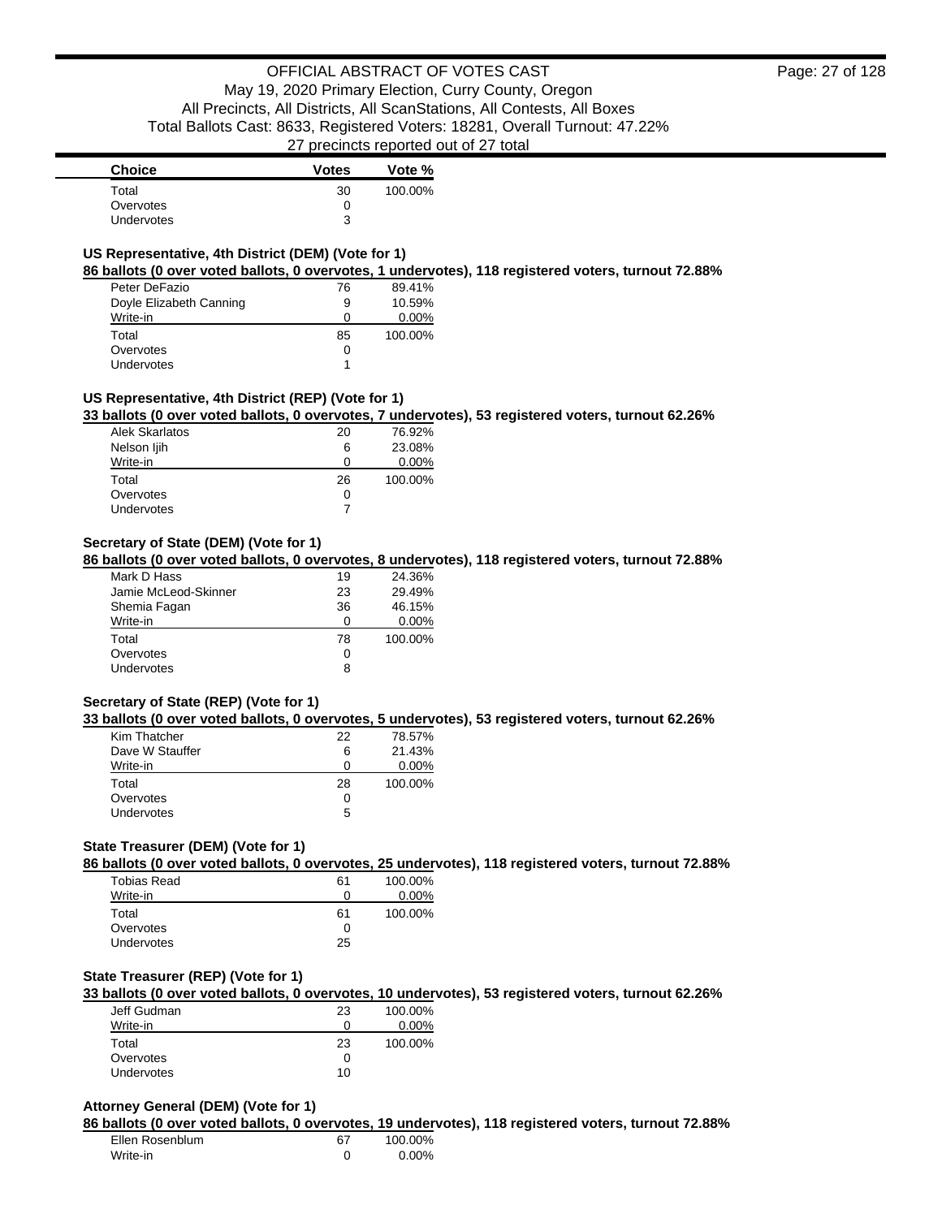| Choice | Votes | Vote % |
|---|---|---|
| Total | 30 | 100.00% |
| Overvotes | 0 | |
| Undervotes | 3 | |

### US Representative, 4th District (DEM) (Vote for 1)

**86 ballots (0 over voted ballots, 0 overvotes, 1 undervotes), 118 registered voters, turnout 72.88%**

| Choice | Votes | Vote % |
|---|---|---|
| Peter DeFazio | 76 | 89.41% |
| Doyle Elizabeth Canning | 9 | 10.59% |
| Write-in | 0 | 0.00% |
| Total | 85 | 100.00% |
| Overvotes | 0 | |
| Undervotes | 1 | |

### US Representative, 4th District (REP) (Vote for 1)

**33 ballots (0 over voted ballots, 0 overvotes, 7 undervotes), 53 registered voters, turnout 62.26%**

| Choice | Votes | Vote % |
|---|---|---|
| Alek Skarlatos | 20 | 76.92% |
| Nelson Ijih | 6 | 23.08% |
| Write-in | 0 | 0.00% |
| Total | 26 | 100.00% |
| Overvotes | 0 | |
| Undervotes | 7 | |

### Secretary of State (DEM) (Vote for 1)

**86 ballots (0 over voted ballots, 0 overvotes, 8 undervotes), 118 registered voters, turnout 72.88%**

| Choice | Votes | Vote % |
|---|---|---|
| Mark D Hass | 19 | 24.36% |
| Jamie McLeod-Skinner | 23 | 29.49% |
| Shemia Fagan | 36 | 46.15% |
| Write-in | 0 | 0.00% |
| Total | 78 | 100.00% |
| Overvotes | 0 | |
| Undervotes | 8 | |

### Secretary of State (REP) (Vote for 1)

**33 ballots (0 over voted ballots, 0 overvotes, 5 undervotes), 53 registered voters, turnout 62.26%**

| Choice | Votes | Vote % |
|---|---|---|
| Kim Thatcher | 22 | 78.57% |
| Dave W Stauffer | 6 | 21.43% |
| Write-in | 0 | 0.00% |
| Total | 28 | 100.00% |
| Overvotes | 0 | |
| Undervotes | 5 | |

### State Treasurer (DEM) (Vote for 1)

**86 ballots (0 over voted ballots, 0 overvotes, 25 undervotes), 118 registered voters, turnout 72.88%**

| Choice | Votes | Vote % |
|---|---|---|
| Tobias Read | 61 | 100.00% |
| Write-in | 0 | 0.00% |
| Total | 61 | 100.00% |
| Overvotes | 0 | |
| Undervotes | 25 | |

### State Treasurer (REP) (Vote for 1)

**33 ballots (0 over voted ballots, 0 overvotes, 10 undervotes), 53 registered voters, turnout 62.26%**

| Choice | Votes | Vote % |
|---|---|---|
| Jeff Gudman | 23 | 100.00% |
| Write-in | 0 | 0.00% |
| Total | 23 | 100.00% |
| Overvotes | 0 | |
| Undervotes | 10 | |

### Attorney General (DEM) (Vote for 1)

**86 ballots (0 over voted ballots, 0 overvotes, 19 undervotes), 118 registered voters, turnout 72.88%**

| Choice | Votes | Vote % |
|---|---|---|
| Ellen Rosenblum | 67 | 100.00% |
| Write-in | 0 | 0.00% |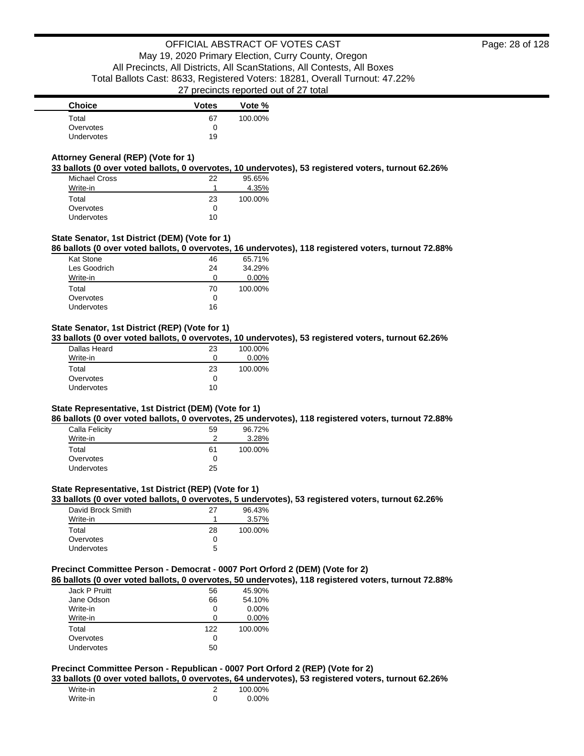| Choice | Votes | Vote % |
|---|---|---|
| Total | 67 | 100.00% |
| Overvotes | 0 | |
| Undervotes | 19 | |

### Attorney General (REP) (Vote for 1)

**33 ballots (0 over voted ballots, 0 overvotes, 10 undervotes), 53 registered voters, turnout 62.26%**

| Choice | Votes | Vote % |
|---|---|---|
| Michael Cross | 22 | 95.65% |
| Write-in | 1 | 4.35% |
| Total | 23 | 100.00% |
| Overvotes | 0 | |
| Undervotes | 10 | |

### State Senator, 1st District (DEM) (Vote for 1)

**86 ballots (0 over voted ballots, 0 overvotes, 16 undervotes), 118 registered voters, turnout 72.88%**

| Choice | Votes | Vote % |
|---|---|---|
| Kat Stone | 46 | 65.71% |
| Les Goodrich | 24 | 34.29% |
| Write-in | 0 | 0.00% |
| Total | 70 | 100.00% |
| Overvotes | 0 | |
| Undervotes | 16 | |

### State Senator, 1st District (REP) (Vote for 1)

**33 ballots (0 over voted ballots, 0 overvotes, 10 undervotes), 53 registered voters, turnout 62.26%**

| Choice | Votes | Vote % |
|---|---|---|
| Dallas Heard | 23 | 100.00% |
| Write-in | 0 | 0.00% |
| Total | 23 | 100.00% |
| Overvotes | 0 | |
| Undervotes | 10 | |

### State Representative, 1st District (DEM) (Vote for 1)

**86 ballots (0 over voted ballots, 0 overvotes, 25 undervotes), 118 registered voters, turnout 72.88%**

| Choice | Votes | Vote % |
|---|---|---|
| Calla Felicity | 59 | 96.72% |
| Write-in | 2 | 3.28% |
| Total | 61 | 100.00% |
| Overvotes | 0 | |
| Undervotes | 25 | |

### State Representative, 1st District (REP) (Vote for 1)

**33 ballots (0 over voted ballots, 0 overvotes, 5 undervotes), 53 registered voters, turnout 62.26%**

| Choice | Votes | Vote % |
|---|---|---|
| David Brock Smith | 27 | 96.43% |
| Write-in | 1 | 3.57% |
| Total | 28 | 100.00% |
| Overvotes | 0 | |
| Undervotes | 5 | |

### Precinct Committee Person - Democrat - 0007 Port Orford 2 (DEM) (Vote for 2)

**86 ballots (0 over voted ballots, 0 overvotes, 50 undervotes), 118 registered voters, turnout 72.88%**

| Choice | Votes | Vote % |
|---|---|---|
| Jack P Pruitt | 56 | 45.90% |
| Jane Odson | 66 | 54.10% |
| Write-in | 0 | 0.00% |
| Write-in | 0 | 0.00% |
| Total | 122 | 100.00% |
| Overvotes | 0 | |
| Undervotes | 50 | |

### Precinct Committee Person - Republican - 0007 Port Orford 2 (REP) (Vote for 2)

**33 ballots (0 over voted ballots, 0 overvotes, 64 undervotes), 53 registered voters, turnout 62.26%**

| Choice | Votes | Vote % |
|---|---|---|
| Write-in | 2 | 100.00% |
| Write-in | 0 | 0.00% |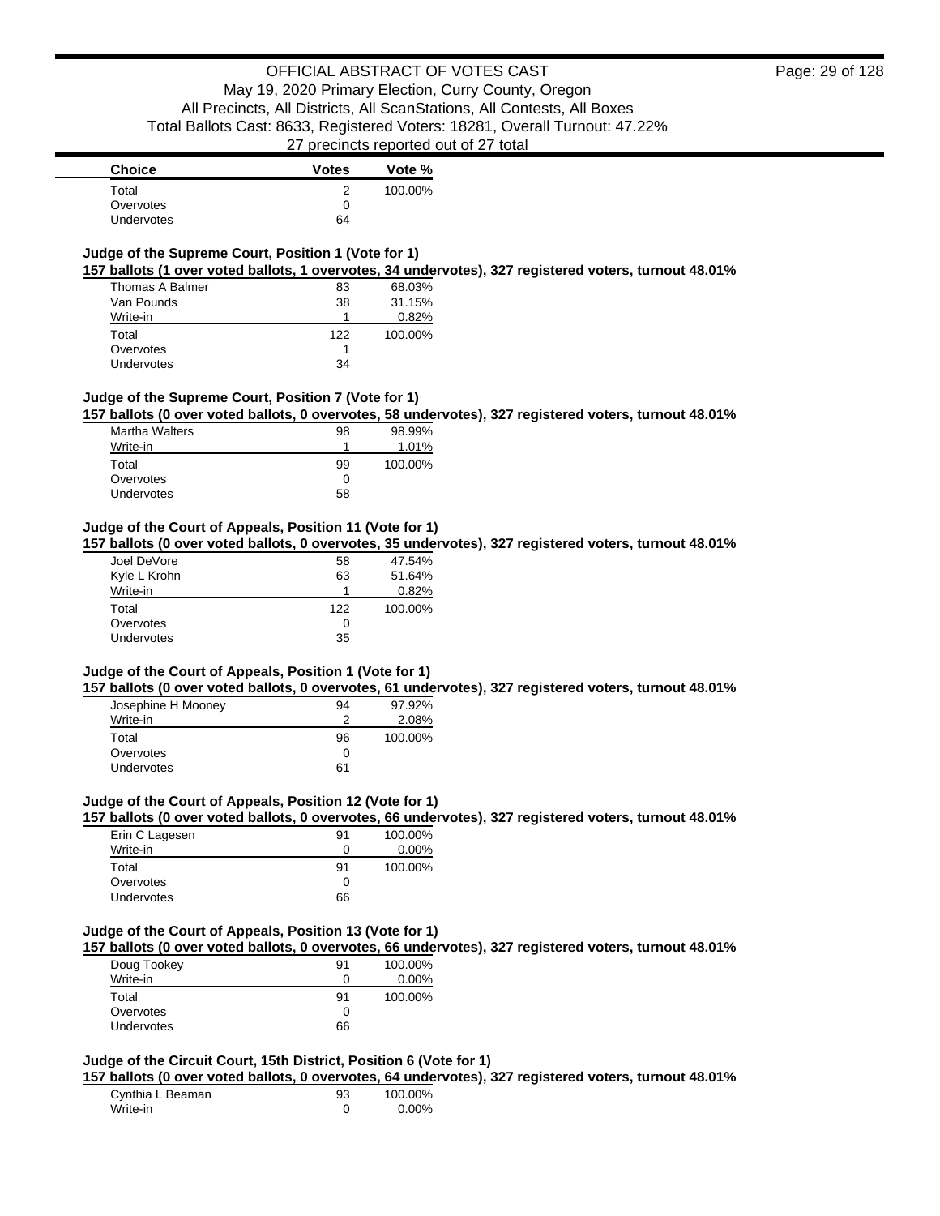| Choice | Votes | Vote % |
|---|---|---|
| Total | 2 | 100.00% |
| Overvotes | 0 | |
| Undervotes | 64 | |

**Judge of the Supreme Court, Position 1 (Vote for 1)**

**157 ballots (1 over voted ballots, 1 overvotes, 34 undervotes), 327 registered voters, turnout 48.01%**

| Choice | Votes | Vote % |
|---|---|---|
| Thomas A Balmer | 83 | 68.03% |
| Van Pounds | 38 | 31.15% |
| Write-in | 1 | 0.82% |
| Total | 122 | 100.00% |
| Overvotes | 1 | |
| Undervotes | 34 | |

**Judge of the Supreme Court, Position 7 (Vote for 1)**

**157 ballots (0 over voted ballots, 0 overvotes, 58 undervotes), 327 registered voters, turnout 48.01%**

| Choice | Votes | Vote % |
|---|---|---|
| Martha Walters | 98 | 98.99% |
| Write-in | 1 | 1.01% |
| Total | 99 | 100.00% |
| Overvotes | 0 | |
| Undervotes | 58 | |

**Judge of the Court of Appeals, Position 11 (Vote for 1)**

**157 ballots (0 over voted ballots, 0 overvotes, 35 undervotes), 327 registered voters, turnout 48.01%**

| Choice | Votes | Vote % |
|---|---|---|
| Joel DeVore | 58 | 47.54% |
| Kyle L Krohn | 63 | 51.64% |
| Write-in | 1 | 0.82% |
| Total | 122 | 100.00% |
| Overvotes | 0 | |
| Undervotes | 35 | |

**Judge of the Court of Appeals, Position 1 (Vote for 1)**

**157 ballots (0 over voted ballots, 0 overvotes, 61 undervotes), 327 registered voters, turnout 48.01%**

| Choice | Votes | Vote % |
|---|---|---|
| Josephine H Mooney | 94 | 97.92% |
| Write-in | 2 | 2.08% |
| Total | 96 | 100.00% |
| Overvotes | 0 | |
| Undervotes | 61 | |

**Judge of the Court of Appeals, Position 12 (Vote for 1)**

**157 ballots (0 over voted ballots, 0 overvotes, 66 undervotes), 327 registered voters, turnout 48.01%**

| Choice | Votes | Vote % |
|---|---|---|
| Erin C Lagesen | 91 | 100.00% |
| Write-in | 0 | 0.00% |
| Total | 91 | 100.00% |
| Overvotes | 0 | |
| Undervotes | 66 | |

**Judge of the Court of Appeals, Position 13 (Vote for 1)**

**157 ballots (0 over voted ballots, 0 overvotes, 66 undervotes), 327 registered voters, turnout 48.01%**

| Choice | Votes | Vote % |
|---|---|---|
| Doug Tookey | 91 | 100.00% |
| Write-in | 0 | 0.00% |
| Total | 91 | 100.00% |
| Overvotes | 0 | |
| Undervotes | 66 | |

**Judge of the Circuit Court, 15th District, Position 6 (Vote for 1)**

**157 ballots (0 over voted ballots, 0 overvotes, 64 undervotes), 327 registered voters, turnout 48.01%**

| Choice | Votes | Vote % |
|---|---|---|
| Cynthia L Beaman | 93 | 100.00% |
| Write-in | 0 | 0.00% |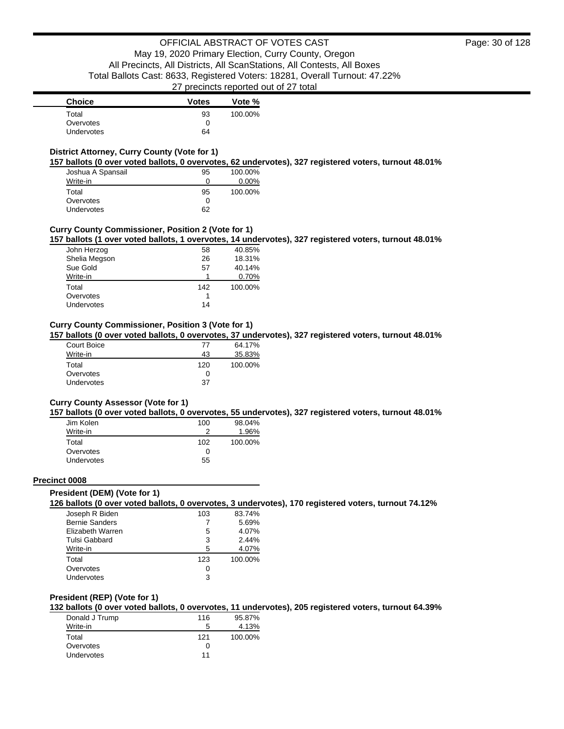| Choice | Votes | Vote % |
| --- | --- | --- |
| Total | 93 | 100.00% |
| Overvotes | 0 | |
| Undervotes | 64 | |

### District Attorney, Curry County (Vote for 1)

**157 ballots (0 over voted ballots, 0 overvotes, 62 undervotes), 327 registered voters, turnout 48.01%**

| Choice | Votes | Vote % |
| --- | --- | --- |
| Joshua A Spansail | 95 | 100.00% |
| Write-in | 0 | 0.00% |
| Total | 95 | 100.00% |
| Overvotes | 0 | |
| Undervotes | 62 | |

### Curry County Commissioner, Position 2 (Vote for 1)

**157 ballots (1 over voted ballots, 1 overvotes, 14 undervotes), 327 registered voters, turnout 48.01%**

| Choice | Votes | Vote % |
| --- | --- | --- |
| John Herzog | 58 | 40.85% |
| Shelia Megson | 26 | 18.31% |
| Sue Gold | 57 | 40.14% |
| Write-in | 1 | 0.70% |
| Total | 142 | 100.00% |
| Overvotes | 1 | |
| Undervotes | 14 | |

### Curry County Commissioner, Position 3 (Vote for 1)

**157 ballots (0 over voted ballots, 0 overvotes, 37 undervotes), 327 registered voters, turnout 48.01%**

| Choice | Votes | Vote % |
| --- | --- | --- |
| Court Boice | 77 | 64.17% |
| Write-in | 43 | 35.83% |
| Total | 120 | 100.00% |
| Overvotes | 0 | |
| Undervotes | 37 | |

### Curry County Assessor (Vote for 1)

**157 ballots (0 over voted ballots, 0 overvotes, 55 undervotes), 327 registered voters, turnout 48.01%**

| Choice | Votes | Vote % |
| --- | --- | --- |
| Jim Kolen | 100 | 98.04% |
| Write-in | 2 | 1.96% |
| Total | 102 | 100.00% |
| Overvotes | 0 | |
| Undervotes | 55 | |

## Precinct 0008

### President (DEM) (Vote for 1)

**126 ballots (0 over voted ballots, 0 overvotes, 3 undervotes), 170 registered voters, turnout 74.12%**

| Choice | Votes | Vote % |
| --- | --- | --- |
| Joseph R Biden | 103 | 83.74% |
| Bernie Sanders | 7 | 5.69% |
| Elizabeth Warren | 5 | 4.07% |
| Tulsi Gabbard | 3 | 2.44% |
| Write-in | 5 | 4.07% |
| Total | 123 | 100.00% |
| Overvotes | 0 | |
| Undervotes | 3 | |

### President (REP) (Vote for 1)

**132 ballots (0 over voted ballots, 0 overvotes, 11 undervotes), 205 registered voters, turnout 64.39%**

| Choice | Votes | Vote % |
| --- | --- | --- |
| Donald J Trump | 116 | 95.87% |
| Write-in | 5 | 4.13% |
| Total | 121 | 100.00% |
| Overvotes | 0 | |
| Undervotes | 11 | |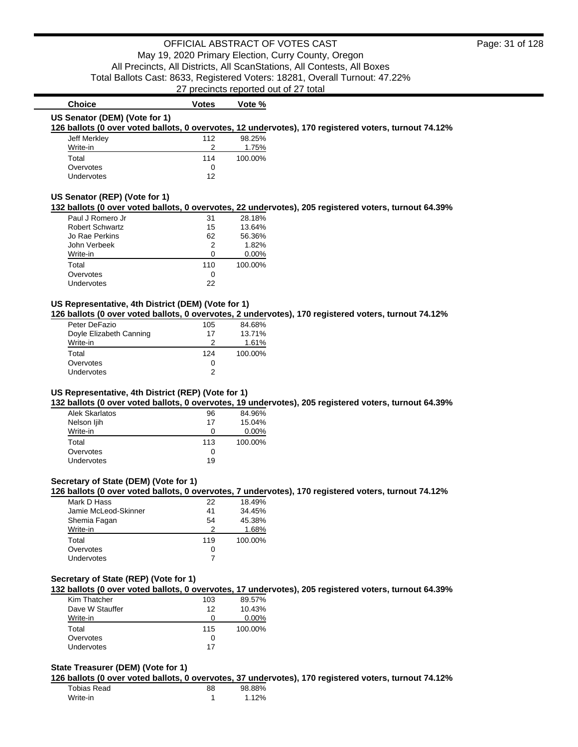| Choice | Votes | Vote % |
|---|---|---|

### US Senator (DEM) (Vote for 1)

**126 ballots (0 over voted ballots, 0 overvotes, 12 undervotes), 170 registered voters, turnout 74.12%**

| Choice | Votes | Vote % |
|---|---|---|
| Jeff Merkley | 112 | 98.25% |
| Write-in | 2 | 1.75% |
| Total | 114 | 100.00% |
| Overvotes | 0 | |
| Undervotes | 12 | |

### US Senator (REP) (Vote for 1)

**132 ballots (0 over voted ballots, 0 overvotes, 22 undervotes), 205 registered voters, turnout 64.39%**

| Choice | Votes | Vote % |
|---|---|---|
| Paul J Romero Jr | 31 | 28.18% |
| Robert Schwartz | 15 | 13.64% |
| Jo Rae Perkins | 62 | 56.36% |
| John Verbeek | 2 | 1.82% |
| Write-in | 0 | 0.00% |
| Total | 110 | 100.00% |
| Overvotes | 0 | |
| Undervotes | 22 | |

### US Representative, 4th District (DEM) (Vote for 1)

**126 ballots (0 over voted ballots, 0 overvotes, 2 undervotes), 170 registered voters, turnout 74.12%**

| Choice | Votes | Vote % |
|---|---|---|
| Peter DeFazio | 105 | 84.68% |
| Doyle Elizabeth Canning | 17 | 13.71% |
| Write-in | 2 | 1.61% |
| Total | 124 | 100.00% |
| Overvotes | 0 | |
| Undervotes | 2 | |

### US Representative, 4th District (REP) (Vote for 1)

**132 ballots (0 over voted ballots, 0 overvotes, 19 undervotes), 205 registered voters, turnout 64.39%**

| Choice | Votes | Vote % |
|---|---|---|
| Alek Skarlatos | 96 | 84.96% |
| Nelson Ijih | 17 | 15.04% |
| Write-in | 0 | 0.00% |
| Total | 113 | 100.00% |
| Overvotes | 0 | |
| Undervotes | 19 | |

### Secretary of State (DEM) (Vote for 1)

**126 ballots (0 over voted ballots, 0 overvotes, 7 undervotes), 170 registered voters, turnout 74.12%**

| Choice | Votes | Vote % |
|---|---|---|
| Mark D Hass | 22 | 18.49% |
| Jamie McLeod-Skinner | 41 | 34.45% |
| Shemia Fagan | 54 | 45.38% |
| Write-in | 2 | 1.68% |
| Total | 119 | 100.00% |
| Overvotes | 0 | |
| Undervotes | 7 | |

### Secretary of State (REP) (Vote for 1)

**132 ballots (0 over voted ballots, 0 overvotes, 17 undervotes), 205 registered voters, turnout 64.39%**

| Choice | Votes | Vote % |
|---|---|---|
| Kim Thatcher | 103 | 89.57% |
| Dave W Stauffer | 12 | 10.43% |
| Write-in | 0 | 0.00% |
| Total | 115 | 100.00% |
| Overvotes | 0 | |
| Undervotes | 17 | |

### State Treasurer (DEM) (Vote for 1)

**126 ballots (0 over voted ballots, 0 overvotes, 37 undervotes), 170 registered voters, turnout 74.12%**

| Choice | Votes | Vote % |
|---|---|---|
| Tobias Read | 88 | 98.88% |
| Write-in | 1 | 1.12% |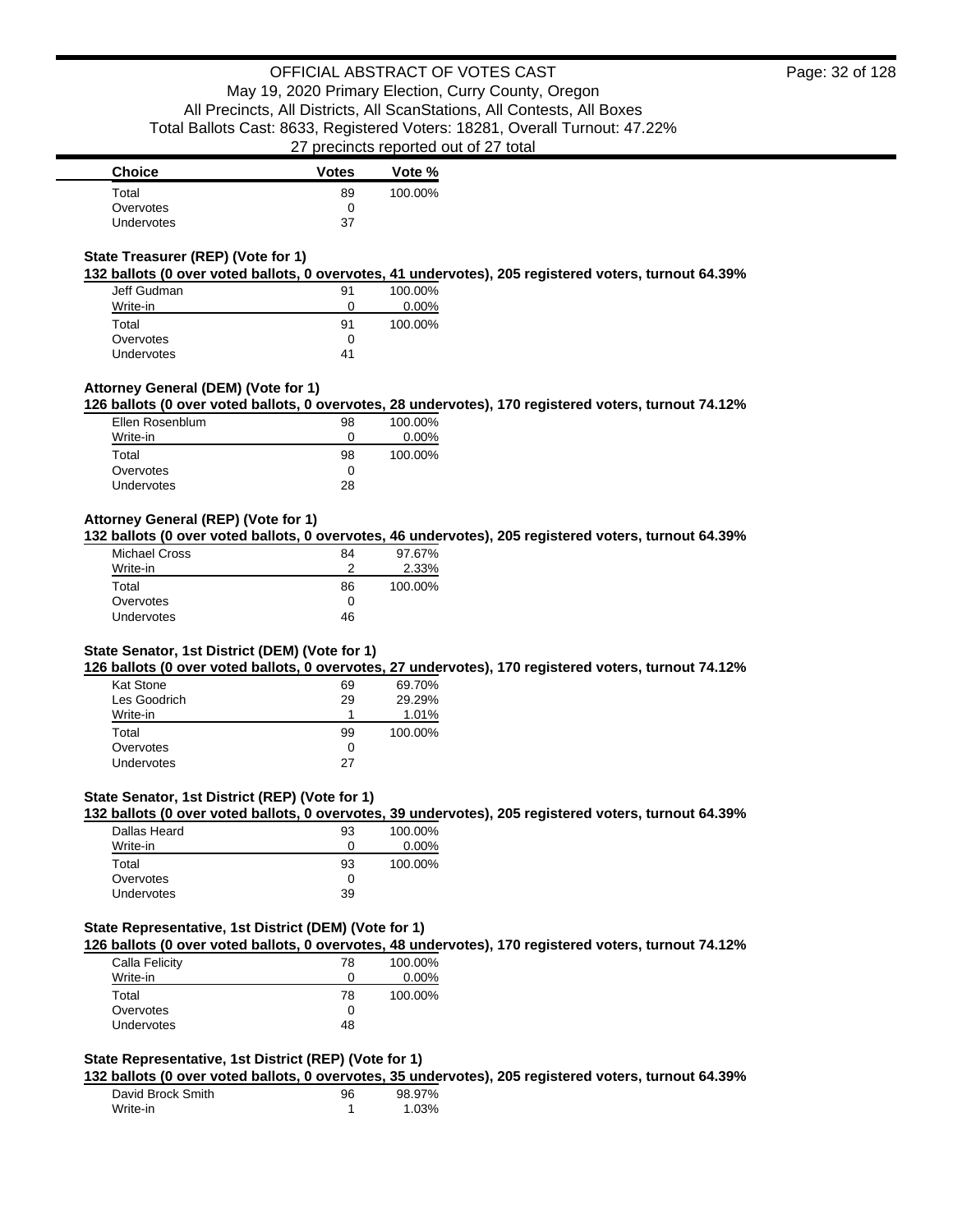| Choice | Votes | Vote % |
|---|---|---|
| Total | 89 | 100.00% |
| Overvotes | 0 | |
| Undervotes | 37 | |

### State Treasurer (REP) (Vote for 1)

**132 ballots (0 over voted ballots, 0 overvotes, 41 undervotes), 205 registered voters, turnout 64.39%**

| Choice | Votes | Vote % |
|---|---|---|
| Jeff Gudman | 91 | 100.00% |
| Write-in | 0 | 0.00% |
| Total | 91 | 100.00% |
| Overvotes | 0 | |
| Undervotes | 41 | |

### Attorney General (DEM) (Vote for 1)

**126 ballots (0 over voted ballots, 0 overvotes, 28 undervotes), 170 registered voters, turnout 74.12%**

| Choice | Votes | Vote % |
|---|---|---|
| Ellen Rosenblum | 98 | 100.00% |
| Write-in | 0 | 0.00% |
| Total | 98 | 100.00% |
| Overvotes | 0 | |
| Undervotes | 28 | |

### Attorney General (REP) (Vote for 1)

**132 ballots (0 over voted ballots, 0 overvotes, 46 undervotes), 205 registered voters, turnout 64.39%**

| Choice | Votes | Vote % |
|---|---|---|
| Michael Cross | 84 | 97.67% |
| Write-in | 2 | 2.33% |
| Total | 86 | 100.00% |
| Overvotes | 0 | |
| Undervotes | 46 | |

### State Senator, 1st District (DEM) (Vote for 1)

**126 ballots (0 over voted ballots, 0 overvotes, 27 undervotes), 170 registered voters, turnout 74.12%**

| Choice | Votes | Vote % |
|---|---|---|
| Kat Stone | 69 | 69.70% |
| Les Goodrich | 29 | 29.29% |
| Write-in | 1 | 1.01% |
| Total | 99 | 100.00% |
| Overvotes | 0 | |
| Undervotes | 27 | |

### State Senator, 1st District (REP) (Vote for 1)

**132 ballots (0 over voted ballots, 0 overvotes, 39 undervotes), 205 registered voters, turnout 64.39%**

| Choice | Votes | Vote % |
|---|---|---|
| Dallas Heard | 93 | 100.00% |
| Write-in | 0 | 0.00% |
| Total | 93 | 100.00% |
| Overvotes | 0 | |
| Undervotes | 39 | |

### State Representative, 1st District (DEM) (Vote for 1)

**126 ballots (0 over voted ballots, 0 overvotes, 48 undervotes), 170 registered voters, turnout 74.12%**

| Choice | Votes | Vote % |
|---|---|---|
| Calla Felicity | 78 | 100.00% |
| Write-in | 0 | 0.00% |
| Total | 78 | 100.00% |
| Overvotes | 0 | |
| Undervotes | 48 | |

### State Representative, 1st District (REP) (Vote for 1)

**132 ballots (0 over voted ballots, 0 overvotes, 35 undervotes), 205 registered voters, turnout 64.39%**

| Choice | Votes | Vote % |
|---|---|---|
| David Brock Smith | 96 | 98.97% |
| Write-in | 1 | 1.03% |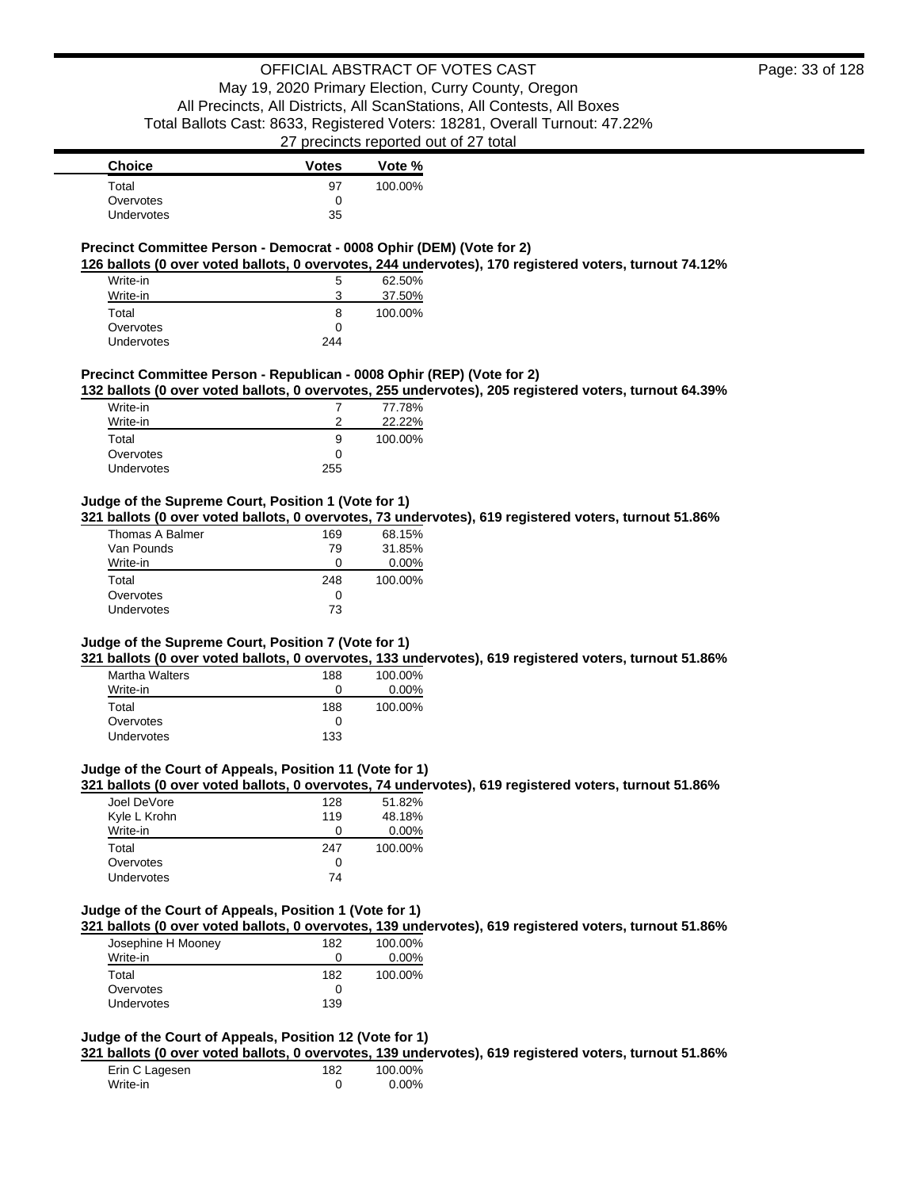| Choice | Votes | Vote % |
| --- | --- | --- |
| Total | 97 | 100.00% |
| Overvotes | 0 | |
| Undervotes | 35 | |

### Precinct Committee Person - Democrat - 0008 Ophir (DEM) (Vote for 2)

**126 ballots (0 over voted ballots, 0 overvotes, 244 undervotes), 170 registered voters, turnout 74.12%**

| Choice | Votes | Vote % |
| --- | --- | --- |
| Write-in | 5 | 62.50% |
| Write-in | 3 | 37.50% |
| Total | 8 | 100.00% |
| Overvotes | 0 | |
| Undervotes | 244 | |

### Precinct Committee Person - Republican - 0008 Ophir (REP) (Vote for 2)

**132 ballots (0 over voted ballots, 0 overvotes, 255 undervotes), 205 registered voters, turnout 64.39%**

| Choice | Votes | Vote % |
| --- | --- | --- |
| Write-in | 7 | 77.78% |
| Write-in | 2 | 22.22% |
| Total | 9 | 100.00% |
| Overvotes | 0 | |
| Undervotes | 255 | |

### Judge of the Supreme Court, Position 1 (Vote for 1)

**321 ballots (0 over voted ballots, 0 overvotes, 73 undervotes), 619 registered voters, turnout 51.86%**

| Choice | Votes | Vote % |
| --- | --- | --- |
| Thomas A Balmer | 169 | 68.15% |
| Van Pounds | 79 | 31.85% |
| Write-in | 0 | 0.00% |
| Total | 248 | 100.00% |
| Overvotes | 0 | |
| Undervotes | 73 | |

### Judge of the Supreme Court, Position 7 (Vote for 1)

**321 ballots (0 over voted ballots, 0 overvotes, 133 undervotes), 619 registered voters, turnout 51.86%**

| Choice | Votes | Vote % |
| --- | --- | --- |
| Martha Walters | 188 | 100.00% |
| Write-in | 0 | 0.00% |
| Total | 188 | 100.00% |
| Overvotes | 0 | |
| Undervotes | 133 | |

### Judge of the Court of Appeals, Position 11 (Vote for 1)

**321 ballots (0 over voted ballots, 0 overvotes, 74 undervotes), 619 registered voters, turnout 51.86%**

| Choice | Votes | Vote % |
| --- | --- | --- |
| Joel DeVore | 128 | 51.82% |
| Kyle L Krohn | 119 | 48.18% |
| Write-in | 0 | 0.00% |
| Total | 247 | 100.00% |
| Overvotes | 0 | |
| Undervotes | 74 | |

### Judge of the Court of Appeals, Position 1 (Vote for 1)

**321 ballots (0 over voted ballots, 0 overvotes, 139 undervotes), 619 registered voters, turnout 51.86%**

| Choice | Votes | Vote % |
| --- | --- | --- |
| Josephine H Mooney | 182 | 100.00% |
| Write-in | 0 | 0.00% |
| Total | 182 | 100.00% |
| Overvotes | 0 | |
| Undervotes | 139 | |

### Judge of the Court of Appeals, Position 12 (Vote for 1)

**321 ballots (0 over voted ballots, 0 overvotes, 139 undervotes), 619 registered voters, turnout 51.86%**

| Choice | Votes | Vote % |
| --- | --- | --- |
| Erin C Lagesen | 182 | 100.00% |
| Write-in | 0 | 0.00% |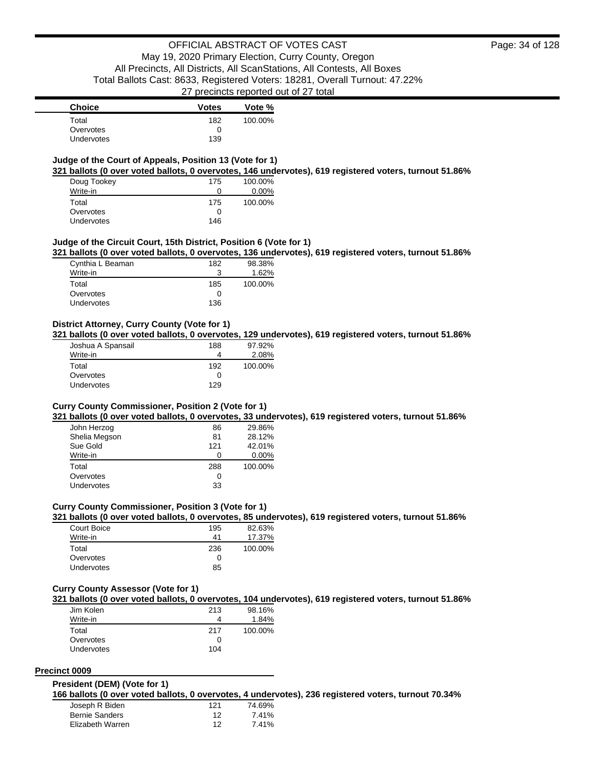| Choice | Votes | Vote % |
|---|---|---|
| Total | 182 | 100.00% |
| Overvotes | 0 | |
| Undervotes | 139 | |

**Judge of the Court of Appeals, Position 13 (Vote for 1)**

**321 ballots (0 over voted ballots, 0 overvotes, 146 undervotes), 619 registered voters, turnout 51.86%**

| Choice | Votes | Vote % |
|---|---|---|
| Doug Tookey | 175 | 100.00% |
| Write-in | 0 | 0.00% |
| Total | 175 | 100.00% |
| Overvotes | 0 | |
| Undervotes | 146 | |

**Judge of the Circuit Court, 15th District, Position 6 (Vote for 1)**

**321 ballots (0 over voted ballots, 0 overvotes, 136 undervotes), 619 registered voters, turnout 51.86%**

| Choice | Votes | Vote % |
|---|---|---|
| Cynthia L Beaman | 182 | 98.38% |
| Write-in | 3 | 1.62% |
| Total | 185 | 100.00% |
| Overvotes | 0 | |
| Undervotes | 136 | |

**District Attorney, Curry County (Vote for 1)**

**321 ballots (0 over voted ballots, 0 overvotes, 129 undervotes), 619 registered voters, turnout 51.86%**

| Choice | Votes | Vote % |
|---|---|---|
| Joshua A Spansail | 188 | 97.92% |
| Write-in | 4 | 2.08% |
| Total | 192 | 100.00% |
| Overvotes | 0 | |
| Undervotes | 129 | |

**Curry County Commissioner, Position 2 (Vote for 1)**

**321 ballots (0 over voted ballots, 0 overvotes, 33 undervotes), 619 registered voters, turnout 51.86%**

| Choice | Votes | Vote % |
|---|---|---|
| John Herzog | 86 | 29.86% |
| Shelia Megson | 81 | 28.12% |
| Sue Gold | 121 | 42.01% |
| Write-in | 0 | 0.00% |
| Total | 288 | 100.00% |
| Overvotes | 0 | |
| Undervotes | 33 | |

**Curry County Commissioner, Position 3 (Vote for 1)**

**321 ballots (0 over voted ballots, 0 overvotes, 85 undervotes), 619 registered voters, turnout 51.86%**

| Choice | Votes | Vote % |
|---|---|---|
| Court Boice | 195 | 82.63% |
| Write-in | 41 | 17.37% |
| Total | 236 | 100.00% |
| Overvotes | 0 | |
| Undervotes | 85 | |

**Curry County Assessor (Vote for 1)**

**321 ballots (0 over voted ballots, 0 overvotes, 104 undervotes), 619 registered voters, turnout 51.86%**

| Choice | Votes | Vote % |
|---|---|---|
| Jim Kolen | 213 | 98.16% |
| Write-in | 4 | 1.84% |
| Total | 217 | 100.00% |
| Overvotes | 0 | |
| Undervotes | 104 | |

## Precinct 0009

**President (DEM) (Vote for 1)**

**166 ballots (0 over voted ballots, 0 overvotes, 4 undervotes), 236 registered voters, turnout 70.34%**

| Choice | Votes | Vote % |
|---|---|---|
| Joseph R Biden | 121 | 74.69% |
| Bernie Sanders | 12 | 7.41% |
| Elizabeth Warren | 12 | 7.41% |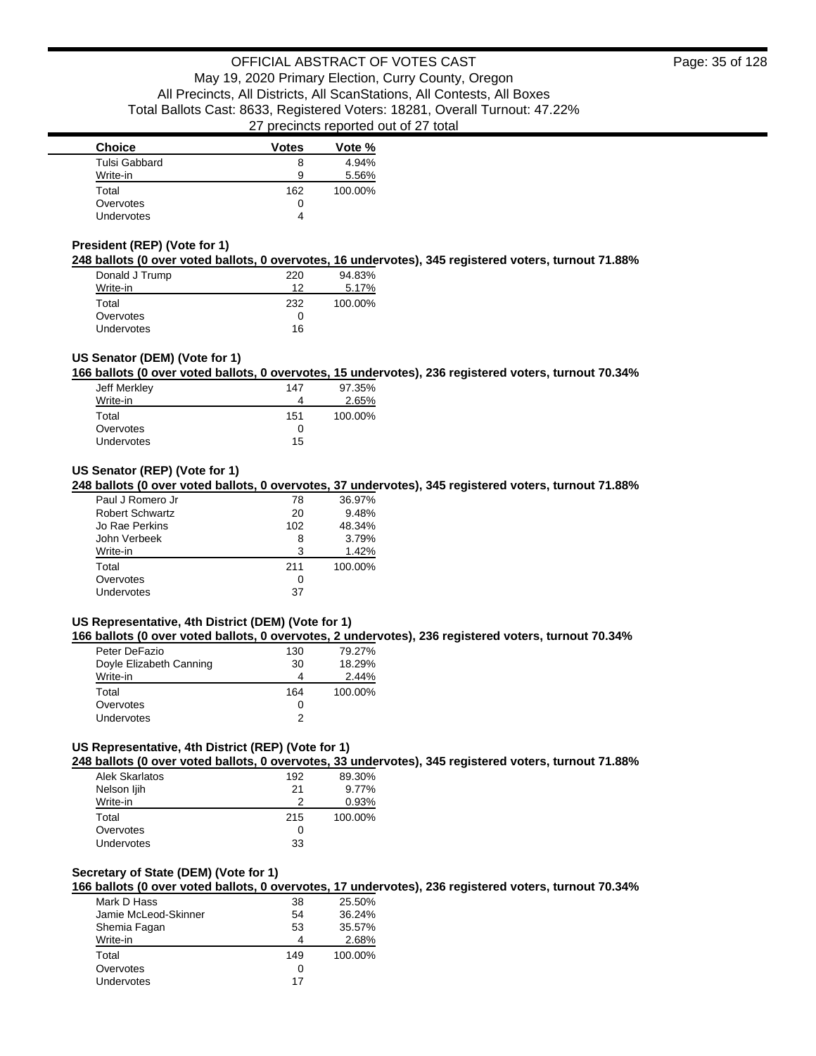| Choice | Votes | Vote % |
|---|---|---|
| Tulsi Gabbard | 8 | 4.94% |
| Write-in | 9 | 5.56% |
| Total | 162 | 100.00% |
| Overvotes | 0 | |
| Undervotes | 4 | |

**President (REP) (Vote for 1)**

**248 ballots (0 over voted ballots, 0 overvotes, 16 undervotes), 345 registered voters, turnout 71.88%**

| Choice | Votes | Vote % |
|---|---|---|
| Donald J Trump | 220 | 94.83% |
| Write-in | 12 | 5.17% |
| Total | 232 | 100.00% |
| Overvotes | 0 | |
| Undervotes | 16 | |

**US Senator (DEM) (Vote for 1)**

**166 ballots (0 over voted ballots, 0 overvotes, 15 undervotes), 236 registered voters, turnout 70.34%**

| Choice | Votes | Vote % |
|---|---|---|
| Jeff Merkley | 147 | 97.35% |
| Write-in | 4 | 2.65% |
| Total | 151 | 100.00% |
| Overvotes | 0 | |
| Undervotes | 15 | |

**US Senator (REP) (Vote for 1)**

**248 ballots (0 over voted ballots, 0 overvotes, 37 undervotes), 345 registered voters, turnout 71.88%**

| Choice | Votes | Vote % |
|---|---|---|
| Paul J Romero Jr | 78 | 36.97% |
| Robert Schwartz | 20 | 9.48% |
| Jo Rae Perkins | 102 | 48.34% |
| John Verbeek | 8 | 3.79% |
| Write-in | 3 | 1.42% |
| Total | 211 | 100.00% |
| Overvotes | 0 | |
| Undervotes | 37 | |

**US Representative, 4th District (DEM) (Vote for 1)**

**166 ballots (0 over voted ballots, 0 overvotes, 2 undervotes), 236 registered voters, turnout 70.34%**

| Choice | Votes | Vote % |
|---|---|---|
| Peter DeFazio | 130 | 79.27% |
| Doyle Elizabeth Canning | 30 | 18.29% |
| Write-in | 4 | 2.44% |
| Total | 164 | 100.00% |
| Overvotes | 0 | |
| Undervotes | 2 | |

**US Representative, 4th District (REP) (Vote for 1)**

**248 ballots (0 over voted ballots, 0 overvotes, 33 undervotes), 345 registered voters, turnout 71.88%**

| Choice | Votes | Vote % |
|---|---|---|
| Alek Skarlatos | 192 | 89.30% |
| Nelson Ijih | 21 | 9.77% |
| Write-in | 2 | 0.93% |
| Total | 215 | 100.00% |
| Overvotes | 0 | |
| Undervotes | 33 | |

**Secretary of State (DEM) (Vote for 1)**

**166 ballots (0 over voted ballots, 0 overvotes, 17 undervotes), 236 registered voters, turnout 70.34%**

| Choice | Votes | Vote % |
|---|---|---|
| Mark D Hass | 38 | 25.50% |
| Jamie McLeod-Skinner | 54 | 36.24% |
| Shemia Fagan | 53 | 35.57% |
| Write-in | 4 | 2.68% |
| Total | 149 | 100.00% |
| Overvotes | 0 | |
| Undervotes | 17 | |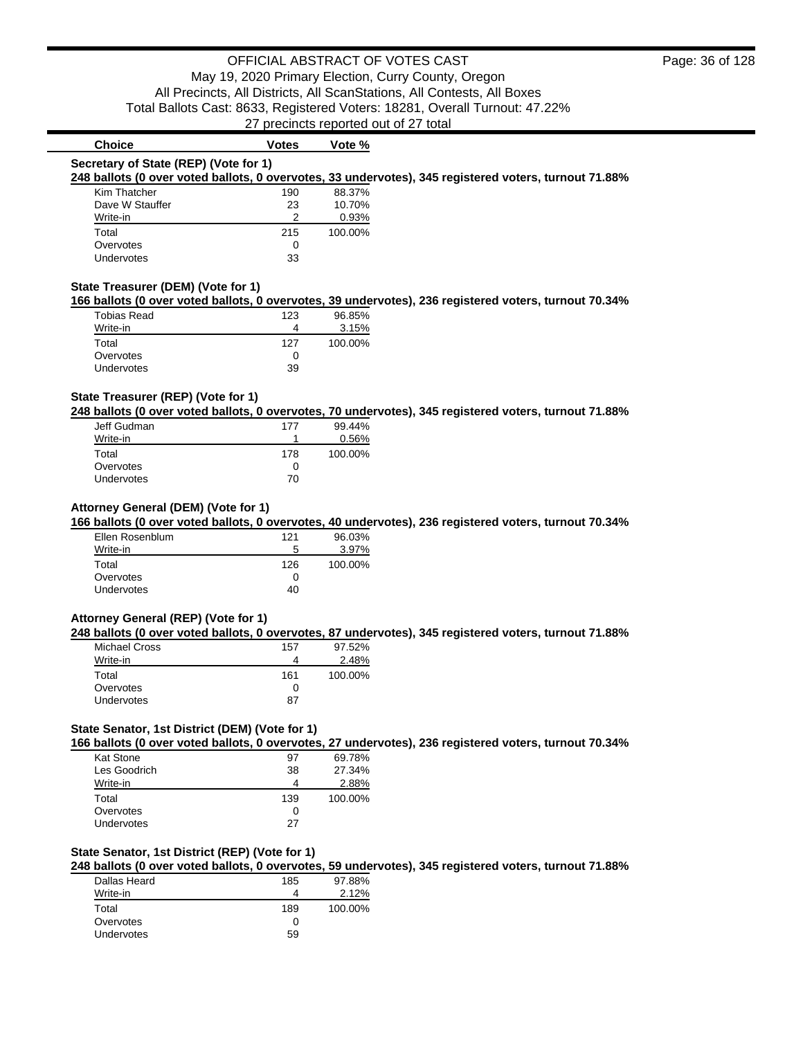| Choice | Votes | Vote % |
|---|---|---|

### Secretary of State (REP) (Vote for 1)

**248 ballots (0 over voted ballots, 0 overvotes, 33 undervotes), 345 registered voters, turnout 71.88%**

| Choice | Votes | Vote % |
|---|---|---|
| Kim Thatcher | 190 | 88.37% |
| Dave W Stauffer | 23 | 10.70% |
| Write-in | 2 | 0.93% |
| Total | 215 | 100.00% |
| Overvotes | 0 | |
| Undervotes | 33 | |

### State Treasurer (DEM) (Vote for 1)

**166 ballots (0 over voted ballots, 0 overvotes, 39 undervotes), 236 registered voters, turnout 70.34%**

| Choice | Votes | Vote % |
|---|---|---|
| Tobias Read | 123 | 96.85% |
| Write-in | 4 | 3.15% |
| Total | 127 | 100.00% |
| Overvotes | 0 | |
| Undervotes | 39 | |

### State Treasurer (REP) (Vote for 1)

**248 ballots (0 over voted ballots, 0 overvotes, 70 undervotes), 345 registered voters, turnout 71.88%**

| Choice | Votes | Vote % |
|---|---|---|
| Jeff Gudman | 177 | 99.44% |
| Write-in | 1 | 0.56% |
| Total | 178 | 100.00% |
| Overvotes | 0 | |
| Undervotes | 70 | |

### Attorney General (DEM) (Vote for 1)

**166 ballots (0 over voted ballots, 0 overvotes, 40 undervotes), 236 registered voters, turnout 70.34%**

| Choice | Votes | Vote % |
|---|---|---|
| Ellen Rosenblum | 121 | 96.03% |
| Write-in | 5 | 3.97% |
| Total | 126 | 100.00% |
| Overvotes | 0 | |
| Undervotes | 40 | |

### Attorney General (REP) (Vote for 1)

**248 ballots (0 over voted ballots, 0 overvotes, 87 undervotes), 345 registered voters, turnout 71.88%**

| Choice | Votes | Vote % |
|---|---|---|
| Michael Cross | 157 | 97.52% |
| Write-in | 4 | 2.48% |
| Total | 161 | 100.00% |
| Overvotes | 0 | |
| Undervotes | 87 | |

### State Senator, 1st District (DEM) (Vote for 1)

**166 ballots (0 over voted ballots, 0 overvotes, 27 undervotes), 236 registered voters, turnout 70.34%**

| Choice | Votes | Vote % |
|---|---|---|
| Kat Stone | 97 | 69.78% |
| Les Goodrich | 38 | 27.34% |
| Write-in | 4 | 2.88% |
| Total | 139 | 100.00% |
| Overvotes | 0 | |
| Undervotes | 27 | |

### State Senator, 1st District (REP) (Vote for 1)

**248 ballots (0 over voted ballots, 0 overvotes, 59 undervotes), 345 registered voters, turnout 71.88%**

| Choice | Votes | Vote % |
|---|---|---|
| Dallas Heard | 185 | 97.88% |
| Write-in | 4 | 2.12% |
| Total | 189 | 100.00% |
| Overvotes | 0 | |
| Undervotes | 59 | |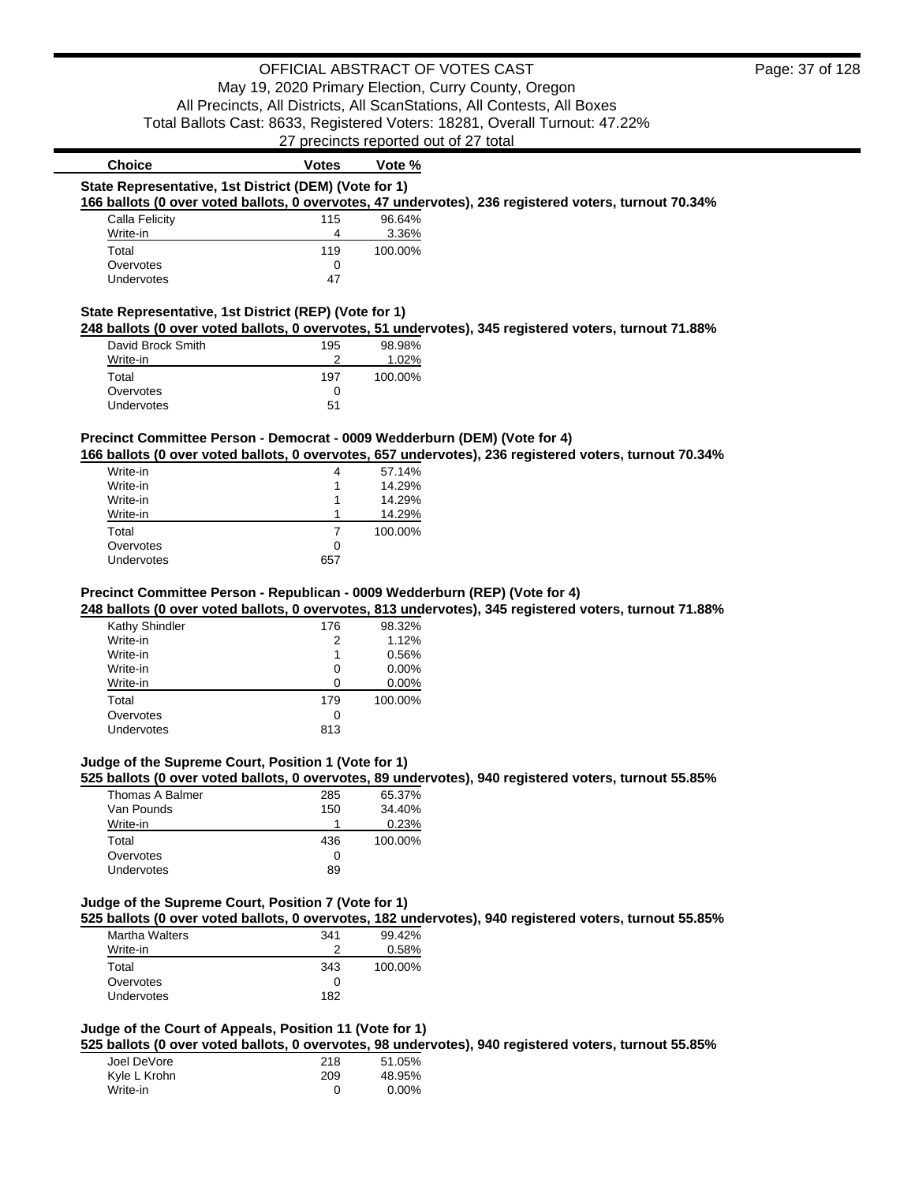# OFFICIAL ABSTRACT OF VOTES CAST

May 19, 2020 Primary Election, Curry County, Oregon

All Precincts, All Districts, All ScanStations, All Contests, All Boxes

Total Ballots Cast: 8633, Registered Voters: 18281, Overall Turnout: 47.22%

27 precincts reported out of 27 total

### State Representative, 1st District (DEM) (Vote for 1)

**166 ballots (0 over voted ballots, 0 overvotes, 47 undervotes), 236 registered voters, turnout 70.34%**

| Choice | Votes | Vote % |
|---|---|---|
| Calla Felicity | 115 | 96.64% |
| Write-in | 4 | 3.36% |
| Total | 119 | 100.00% |
| Overvotes | 0 | |
| Undervotes | 47 | |

### State Representative, 1st District (REP) (Vote for 1)

**248 ballots (0 over voted ballots, 0 overvotes, 51 undervotes), 345 registered voters, turnout 71.88%**

| Choice | Votes | Vote % |
|---|---|---|
| David Brock Smith | 195 | 98.98% |
| Write-in | 2 | 1.02% |
| Total | 197 | 100.00% |
| Overvotes | 0 | |
| Undervotes | 51 | |

### Precinct Committee Person - Democrat - 0009 Wedderburn (DEM) (Vote for 4)

**166 ballots (0 over voted ballots, 0 overvotes, 657 undervotes), 236 registered voters, turnout 70.34%**

| Choice | Votes | Vote % |
|---|---|---|
| Write-in | 4 | 57.14% |
| Write-in | 1 | 14.29% |
| Write-in | 1 | 14.29% |
| Write-in | 1 | 14.29% |
| Total | 7 | 100.00% |
| Overvotes | 0 | |
| Undervotes | 657 | |

### Precinct Committee Person - Republican - 0009 Wedderburn (REP) (Vote for 4)

**248 ballots (0 over voted ballots, 0 overvotes, 813 undervotes), 345 registered voters, turnout 71.88%**

| Choice | Votes | Vote % |
|---|---|---|
| Kathy Shindler | 176 | 98.32% |
| Write-in | 2 | 1.12% |
| Write-in | 1 | 0.56% |
| Write-in | 0 | 0.00% |
| Write-in | 0 | 0.00% |
| Total | 179 | 100.00% |
| Overvotes | 0 | |
| Undervotes | 813 | |

### Judge of the Supreme Court, Position 1 (Vote for 1)

**525 ballots (0 over voted ballots, 0 overvotes, 89 undervotes), 940 registered voters, turnout 55.85%**

| Choice | Votes | Vote % |
|---|---|---|
| Thomas A Balmer | 285 | 65.37% |
| Van Pounds | 150 | 34.40% |
| Write-in | 1 | 0.23% |
| Total | 436 | 100.00% |
| Overvotes | 0 | |
| Undervotes | 89 | |

### Judge of the Supreme Court, Position 7 (Vote for 1)

**525 ballots (0 over voted ballots, 0 overvotes, 182 undervotes), 940 registered voters, turnout 55.85%**

| Choice | Votes | Vote % |
|---|---|---|
| Martha Walters | 341 | 99.42% |
| Write-in | 2 | 0.58% |
| Total | 343 | 100.00% |
| Overvotes | 0 | |
| Undervotes | 182 | |

### Judge of the Court of Appeals, Position 11 (Vote for 1)

**525 ballots (0 over voted ballots, 0 overvotes, 98 undervotes), 940 registered voters, turnout 55.85%**

| Choice | Votes | Vote % |
|---|---|---|
| Joel DeVore | 218 | 51.05% |
| Kyle L Krohn | 209 | 48.95% |
| Write-in | 0 | 0.00% |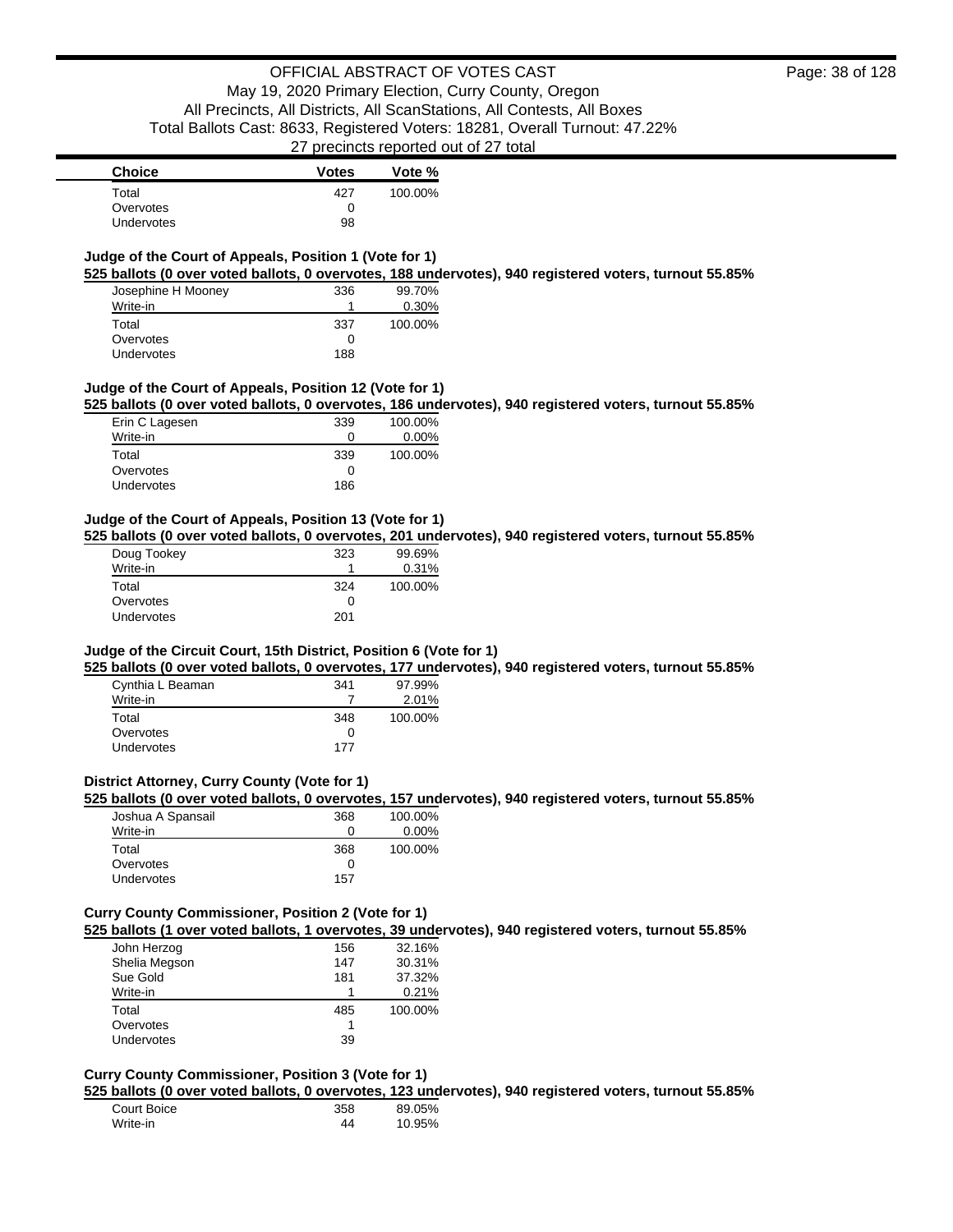| Choice | Votes | Vote % |
|---|---|---|
| Total | 427 | 100.00% |
| Overvotes | 0 | |
| Undervotes | 98 | |

### Judge of the Court of Appeals, Position 1 (Vote for 1)

**525 ballots (0 over voted ballots, 0 overvotes, 188 undervotes), 940 registered voters, turnout 55.85%**

| Choice | Votes | Vote % |
|---|---|---|
| Josephine H Mooney | 336 | 99.70% |
| Write-in | 1 | 0.30% |
| Total | 337 | 100.00% |
| Overvotes | 0 | |
| Undervotes | 188 | |

### Judge of the Court of Appeals, Position 12 (Vote for 1)

**525 ballots (0 over voted ballots, 0 overvotes, 186 undervotes), 940 registered voters, turnout 55.85%**

| Choice | Votes | Vote % |
|---|---|---|
| Erin C Lagesen | 339 | 100.00% |
| Write-in | 0 | 0.00% |
| Total | 339 | 100.00% |
| Overvotes | 0 | |
| Undervotes | 186 | |

### Judge of the Court of Appeals, Position 13 (Vote for 1)

**525 ballots (0 over voted ballots, 0 overvotes, 201 undervotes), 940 registered voters, turnout 55.85%**

| Choice | Votes | Vote % |
|---|---|---|
| Doug Tookey | 323 | 99.69% |
| Write-in | 1 | 0.31% |
| Total | 324 | 100.00% |
| Overvotes | 0 | |
| Undervotes | 201 | |

### Judge of the Circuit Court, 15th District, Position 6 (Vote for 1)

**525 ballots (0 over voted ballots, 0 overvotes, 177 undervotes), 940 registered voters, turnout 55.85%**

| Choice | Votes | Vote % |
|---|---|---|
| Cynthia L Beaman | 341 | 97.99% |
| Write-in | 7 | 2.01% |
| Total | 348 | 100.00% |
| Overvotes | 0 | |
| Undervotes | 177 | |

### District Attorney, Curry County (Vote for 1)

**525 ballots (0 over voted ballots, 0 overvotes, 157 undervotes), 940 registered voters, turnout 55.85%**

| Choice | Votes | Vote % |
|---|---|---|
| Joshua A Spansail | 368 | 100.00% |
| Write-in | 0 | 0.00% |
| Total | 368 | 100.00% |
| Overvotes | 0 | |
| Undervotes | 157 | |

### Curry County Commissioner, Position 2 (Vote for 1)

**525 ballots (1 over voted ballots, 1 overvotes, 39 undervotes), 940 registered voters, turnout 55.85%**

| Choice | Votes | Vote % |
|---|---|---|
| John Herzog | 156 | 32.16% |
| Shelia Megson | 147 | 30.31% |
| Sue Gold | 181 | 37.32% |
| Write-in | 1 | 0.21% |
| Total | 485 | 100.00% |
| Overvotes | 1 | |
| Undervotes | 39 | |

### Curry County Commissioner, Position 3 (Vote for 1)

**525 ballots (0 over voted ballots, 0 overvotes, 123 undervotes), 940 registered voters, turnout 55.85%**

| Choice | Votes | Vote % |
|---|---|---|
| Court Boice | 358 | 89.05% |
| Write-in | 44 | 10.95% |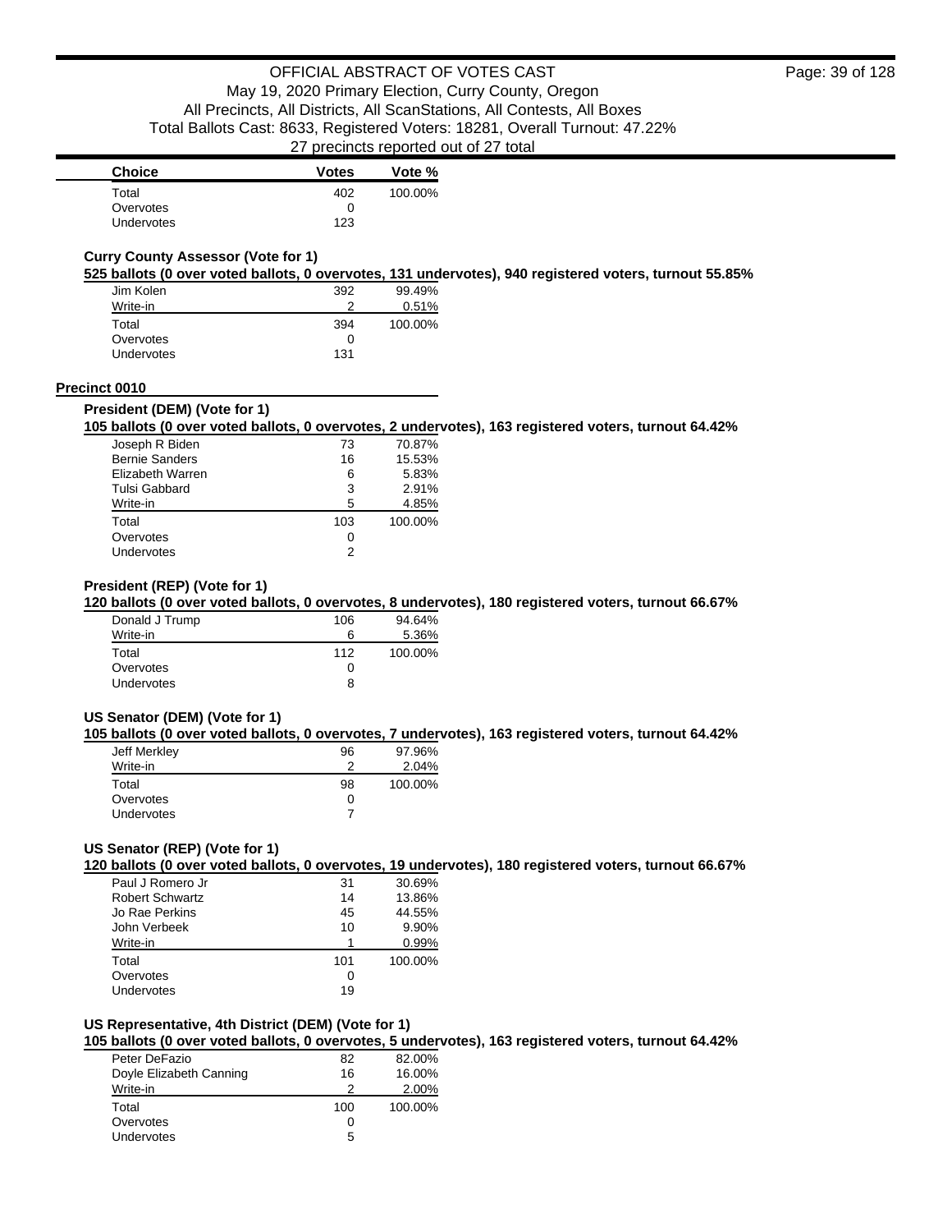| Choice | Votes | Vote % |
|---|---|---|
| Total | 402 | 100.00% |
| Overvotes | 0 | |
| Undervotes | 123 | |

### Curry County Assessor (Vote for 1)

**525 ballots (0 over voted ballots, 0 overvotes, 131 undervotes), 940 registered voters, turnout 55.85%**

| Choice | Votes | Vote % |
|---|---|---|
| Jim Kolen | 392 | 99.49% |
| Write-in | 2 | 0.51% |
| Total | 394 | 100.00% |
| Overvotes | 0 | |
| Undervotes | 131 | |

## Precinct 0010

### President (DEM) (Vote for 1)

**105 ballots (0 over voted ballots, 0 overvotes, 2 undervotes), 163 registered voters, turnout 64.42%**

| Choice | Votes | Vote % |
|---|---|---|
| Joseph R Biden | 73 | 70.87% |
| Bernie Sanders | 16 | 15.53% |
| Elizabeth Warren | 6 | 5.83% |
| Tulsi Gabbard | 3 | 2.91% |
| Write-in | 5 | 4.85% |
| Total | 103 | 100.00% |
| Overvotes | 0 | |
| Undervotes | 2 | |

### President (REP) (Vote for 1)

**120 ballots (0 over voted ballots, 0 overvotes, 8 undervotes), 180 registered voters, turnout 66.67%**

| Choice | Votes | Vote % |
|---|---|---|
| Donald J Trump | 106 | 94.64% |
| Write-in | 6 | 5.36% |
| Total | 112 | 100.00% |
| Overvotes | 0 | |
| Undervotes | 8 | |

### US Senator (DEM) (Vote for 1)

**105 ballots (0 over voted ballots, 0 overvotes, 7 undervotes), 163 registered voters, turnout 64.42%**

| Choice | Votes | Vote % |
|---|---|---|
| Jeff Merkley | 96 | 97.96% |
| Write-in | 2 | 2.04% |
| Total | 98 | 100.00% |
| Overvotes | 0 | |
| Undervotes | 7 | |

### US Senator (REP) (Vote for 1)

**120 ballots (0 over voted ballots, 0 overvotes, 19 undervotes), 180 registered voters, turnout 66.67%**

| Choice | Votes | Vote % |
|---|---|---|
| Paul J Romero Jr | 31 | 30.69% |
| Robert Schwartz | 14 | 13.86% |
| Jo Rae Perkins | 45 | 44.55% |
| John Verbeek | 10 | 9.90% |
| Write-in | 1 | 0.99% |
| Total | 101 | 100.00% |
| Overvotes | 0 | |
| Undervotes | 19 | |

### US Representative, 4th District (DEM) (Vote for 1)

**105 ballots (0 over voted ballots, 0 overvotes, 5 undervotes), 163 registered voters, turnout 64.42%**

| Choice | Votes | Vote % |
|---|---|---|
| Peter DeFazio | 82 | 82.00% |
| Doyle Elizabeth Canning | 16 | 16.00% |
| Write-in | 2 | 2.00% |
| Total | 100 | 100.00% |
| Overvotes | 0 | |
| Undervotes | 5 | |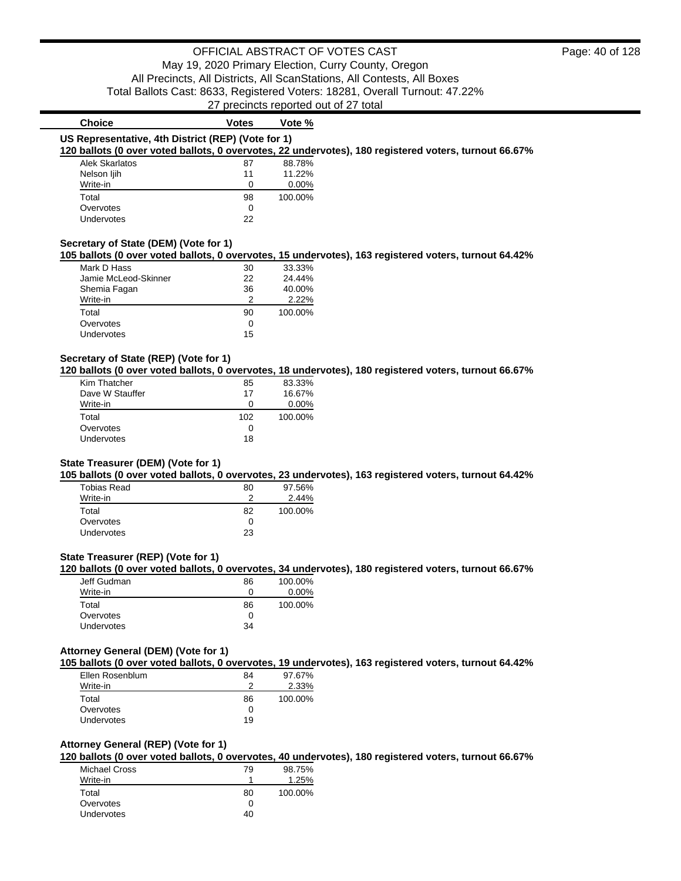# OFFICIAL ABSTRACT OF VOTES CAST

May 19, 2020 Primary Election, Curry County, Oregon
All Precincts, All Districts, All ScanStations, All Contests, All Boxes
Total Ballots Cast: 8633, Registered Voters: 18281, Overall Turnout: 47.22%
27 precincts reported out of 27 total

### US Representative, 4th District (REP) (Vote for 1)

**120 ballots (0 over voted ballots, 0 overvotes, 22 undervotes), 180 registered voters, turnout 66.67%**

| Choice | Votes | Vote % |
|---|---|---|
| Alek Skarlatos | 87 | 88.78% |
| Nelson Ijih | 11 | 11.22% |
| Write-in | 0 | 0.00% |
| Total | 98 | 100.00% |
| Overvotes | 0 | |
| Undervotes | 22 | |

### Secretary of State (DEM) (Vote for 1)

**105 ballots (0 over voted ballots, 0 overvotes, 15 undervotes), 163 registered voters, turnout 64.42%**

| Choice | Votes | Vote % |
|---|---|---|
| Mark D Hass | 30 | 33.33% |
| Jamie McLeod-Skinner | 22 | 24.44% |
| Shemia Fagan | 36 | 40.00% |
| Write-in | 2 | 2.22% |
| Total | 90 | 100.00% |
| Overvotes | 0 | |
| Undervotes | 15 | |

### Secretary of State (REP) (Vote for 1)

**120 ballots (0 over voted ballots, 0 overvotes, 18 undervotes), 180 registered voters, turnout 66.67%**

| Choice | Votes | Vote % |
|---|---|---|
| Kim Thatcher | 85 | 83.33% |
| Dave W Stauffer | 17 | 16.67% |
| Write-in | 0 | 0.00% |
| Total | 102 | 100.00% |
| Overvotes | 0 | |
| Undervotes | 18 | |

### State Treasurer (DEM) (Vote for 1)

**105 ballots (0 over voted ballots, 0 overvotes, 23 undervotes), 163 registered voters, turnout 64.42%**

| Choice | Votes | Vote % |
|---|---|---|
| Tobias Read | 80 | 97.56% |
| Write-in | 2 | 2.44% |
| Total | 82 | 100.00% |
| Overvotes | 0 | |
| Undervotes | 23 | |

### State Treasurer (REP) (Vote for 1)

**120 ballots (0 over voted ballots, 0 overvotes, 34 undervotes), 180 registered voters, turnout 66.67%**

| Choice | Votes | Vote % |
|---|---|---|
| Jeff Gudman | 86 | 100.00% |
| Write-in | 0 | 0.00% |
| Total | 86 | 100.00% |
| Overvotes | 0 | |
| Undervotes | 34 | |

### Attorney General (DEM) (Vote for 1)

**105 ballots (0 over voted ballots, 0 overvotes, 19 undervotes), 163 registered voters, turnout 64.42%**

| Choice | Votes | Vote % |
|---|---|---|
| Ellen Rosenblum | 84 | 97.67% |
| Write-in | 2 | 2.33% |
| Total | 86 | 100.00% |
| Overvotes | 0 | |
| Undervotes | 19 | |

### Attorney General (REP) (Vote for 1)

**120 ballots (0 over voted ballots, 0 overvotes, 40 undervotes), 180 registered voters, turnout 66.67%**

| Choice | Votes | Vote % |
|---|---|---|
| Michael Cross | 79 | 98.75% |
| Write-in | 1 | 1.25% |
| Total | 80 | 100.00% |
| Overvotes | 0 | |
| Undervotes | 40 | |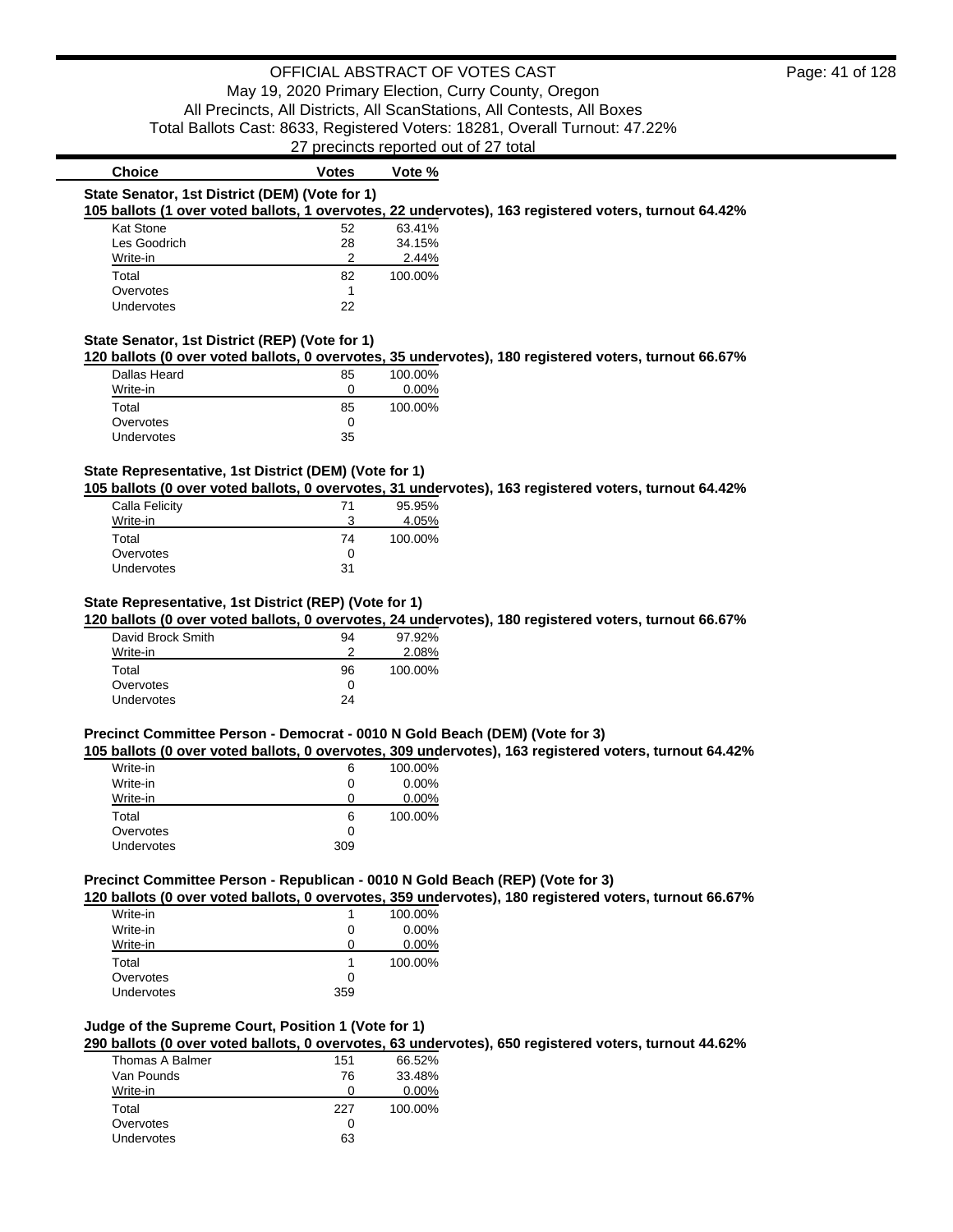OFFICIAL ABSTRACT OF VOTES CAST
May 19, 2020 Primary Election, Curry County, Oregon
All Precincts, All Districts, All ScanStations, All Contests, All Boxes
Total Ballots Cast: 8633, Registered Voters: 18281, Overall Turnout: 47.22%
27 precincts reported out of 27 total

### State Senator, 1st District (DEM) (Vote for 1)

**105 ballots (1 over voted ballots, 1 overvotes, 22 undervotes), 163 registered voters, turnout 64.42%**

| Choice | Votes | Vote % |
|---|---|---|
| Kat Stone | 52 | 63.41% |
| Les Goodrich | 28 | 34.15% |
| Write-in | 2 | 2.44% |
| Total | 82 | 100.00% |
| Overvotes | 1 | |
| Undervotes | 22 | |

### State Senator, 1st District (REP) (Vote for 1)

**120 ballots (0 over voted ballots, 0 overvotes, 35 undervotes), 180 registered voters, turnout 66.67%**

| Choice | Votes | Vote % |
|---|---|---|
| Dallas Heard | 85 | 100.00% |
| Write-in | 0 | 0.00% |
| Total | 85 | 100.00% |
| Overvotes | 0 | |
| Undervotes | 35 | |

### State Representative, 1st District (DEM) (Vote for 1)

**105 ballots (0 over voted ballots, 0 overvotes, 31 undervotes), 163 registered voters, turnout 64.42%**

| Choice | Votes | Vote % |
|---|---|---|
| Calla Felicity | 71 | 95.95% |
| Write-in | 3 | 4.05% |
| Total | 74 | 100.00% |
| Overvotes | 0 | |
| Undervotes | 31 | |

### State Representative, 1st District (REP) (Vote for 1)

**120 ballots (0 over voted ballots, 0 overvotes, 24 undervotes), 180 registered voters, turnout 66.67%**

| Choice | Votes | Vote % |
|---|---|---|
| David Brock Smith | 94 | 97.92% |
| Write-in | 2 | 2.08% |
| Total | 96 | 100.00% |
| Overvotes | 0 | |
| Undervotes | 24 | |

### Precinct Committee Person - Democrat - 0010 N Gold Beach (DEM) (Vote for 3)

**105 ballots (0 over voted ballots, 0 overvotes, 309 undervotes), 163 registered voters, turnout 64.42%**

| Choice | Votes | Vote % |
|---|---|---|
| Write-in | 6 | 100.00% |
| Write-in | 0 | 0.00% |
| Write-in | 0 | 0.00% |
| Total | 6 | 100.00% |
| Overvotes | 0 | |
| Undervotes | 309 | |

### Precinct Committee Person - Republican - 0010 N Gold Beach (REP) (Vote for 3)

**120 ballots (0 over voted ballots, 0 overvotes, 359 undervotes), 180 registered voters, turnout 66.67%**

| Choice | Votes | Vote % |
|---|---|---|
| Write-in | 1 | 100.00% |
| Write-in | 0 | 0.00% |
| Write-in | 0 | 0.00% |
| Total | 1 | 100.00% |
| Overvotes | 0 | |
| Undervotes | 359 | |

### Judge of the Supreme Court, Position 1 (Vote for 1)

**290 ballots (0 over voted ballots, 0 overvotes, 63 undervotes), 650 registered voters, turnout 44.62%**

| Choice | Votes | Vote % |
|---|---|---|
| Thomas A Balmer | 151 | 66.52% |
| Van Pounds | 76 | 33.48% |
| Write-in | 0 | 0.00% |
| Total | 227 | 100.00% |
| Overvotes | 0 | |
| Undervotes | 63 | |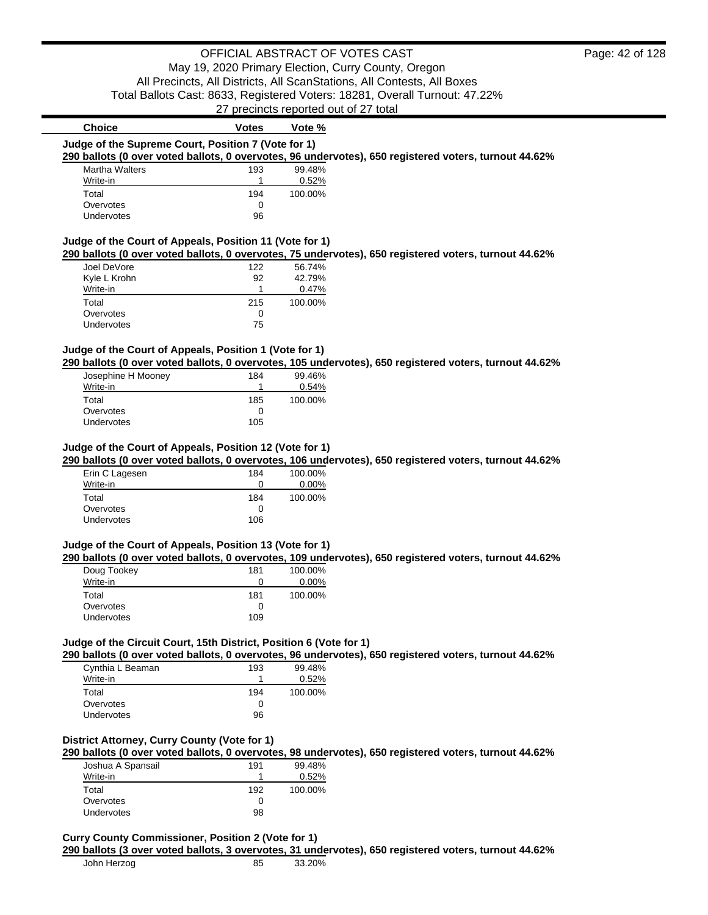OFFICIAL ABSTRACT OF VOTES CAST
May 19, 2020 Primary Election, Curry County, Oregon
All Precincts, All Districts, All ScanStations, All Contests, All Boxes
Total Ballots Cast: 8633, Registered Voters: 18281, Overall Turnout: 47.22%
27 precincts reported out of 27 total

### Judge of the Supreme Court, Position 7 (Vote for 1)

**290 ballots (0 over voted ballots, 0 overvotes, 96 undervotes), 650 registered voters, turnout 44.62%**

| Choice | Votes | Vote % |
| --- | --- | --- |
| Martha Walters | 193 | 99.48% |
| Write-in | 1 | 0.52% |
| Total | 194 | 100.00% |
| Overvotes | 0 | |
| Undervotes | 96 | |

### Judge of the Court of Appeals, Position 11 (Vote for 1)

**290 ballots (0 over voted ballots, 0 overvotes, 75 undervotes), 650 registered voters, turnout 44.62%**

| Choice | Votes | Vote % |
| --- | --- | --- |
| Joel DeVore | 122 | 56.74% |
| Kyle L Krohn | 92 | 42.79% |
| Write-in | 1 | 0.47% |
| Total | 215 | 100.00% |
| Overvotes | 0 | |
| Undervotes | 75 | |

### Judge of the Court of Appeals, Position 1 (Vote for 1)

**290 ballots (0 over voted ballots, 0 overvotes, 105 undervotes), 650 registered voters, turnout 44.62%**

| Choice | Votes | Vote % |
| --- | --- | --- |
| Josephine H Mooney | 184 | 99.46% |
| Write-in | 1 | 0.54% |
| Total | 185 | 100.00% |
| Overvotes | 0 | |
| Undervotes | 105 | |

### Judge of the Court of Appeals, Position 12 (Vote for 1)

**290 ballots (0 over voted ballots, 0 overvotes, 106 undervotes), 650 registered voters, turnout 44.62%**

| Choice | Votes | Vote % |
| --- | --- | --- |
| Erin C Lagesen | 184 | 100.00% |
| Write-in | 0 | 0.00% |
| Total | 184 | 100.00% |
| Overvotes | 0 | |
| Undervotes | 106 | |

### Judge of the Court of Appeals, Position 13 (Vote for 1)

**290 ballots (0 over voted ballots, 0 overvotes, 109 undervotes), 650 registered voters, turnout 44.62%**

| Choice | Votes | Vote % |
| --- | --- | --- |
| Doug Tookey | 181 | 100.00% |
| Write-in | 0 | 0.00% |
| Total | 181 | 100.00% |
| Overvotes | 0 | |
| Undervotes | 109 | |

### Judge of the Circuit Court, 15th District, Position 6 (Vote for 1)

**290 ballots (0 over voted ballots, 0 overvotes, 96 undervotes), 650 registered voters, turnout 44.62%**

| Choice | Votes | Vote % |
| --- | --- | --- |
| Cynthia L Beaman | 193 | 99.48% |
| Write-in | 1 | 0.52% |
| Total | 194 | 100.00% |
| Overvotes | 0 | |
| Undervotes | 96 | |

### District Attorney, Curry County (Vote for 1)

**290 ballots (0 over voted ballots, 0 overvotes, 98 undervotes), 650 registered voters, turnout 44.62%**

| Choice | Votes | Vote % |
| --- | --- | --- |
| Joshua A Spansail | 191 | 99.48% |
| Write-in | 1 | 0.52% |
| Total | 192 | 100.00% |
| Overvotes | 0 | |
| Undervotes | 98 | |

### Curry County Commissioner, Position 2 (Vote for 1)

**290 ballots (3 over voted ballots, 3 overvotes, 31 undervotes), 650 registered voters, turnout 44.62%**

| Choice | Votes | Vote % |
| --- | --- | --- |
| John Herzog | 85 | 33.20% |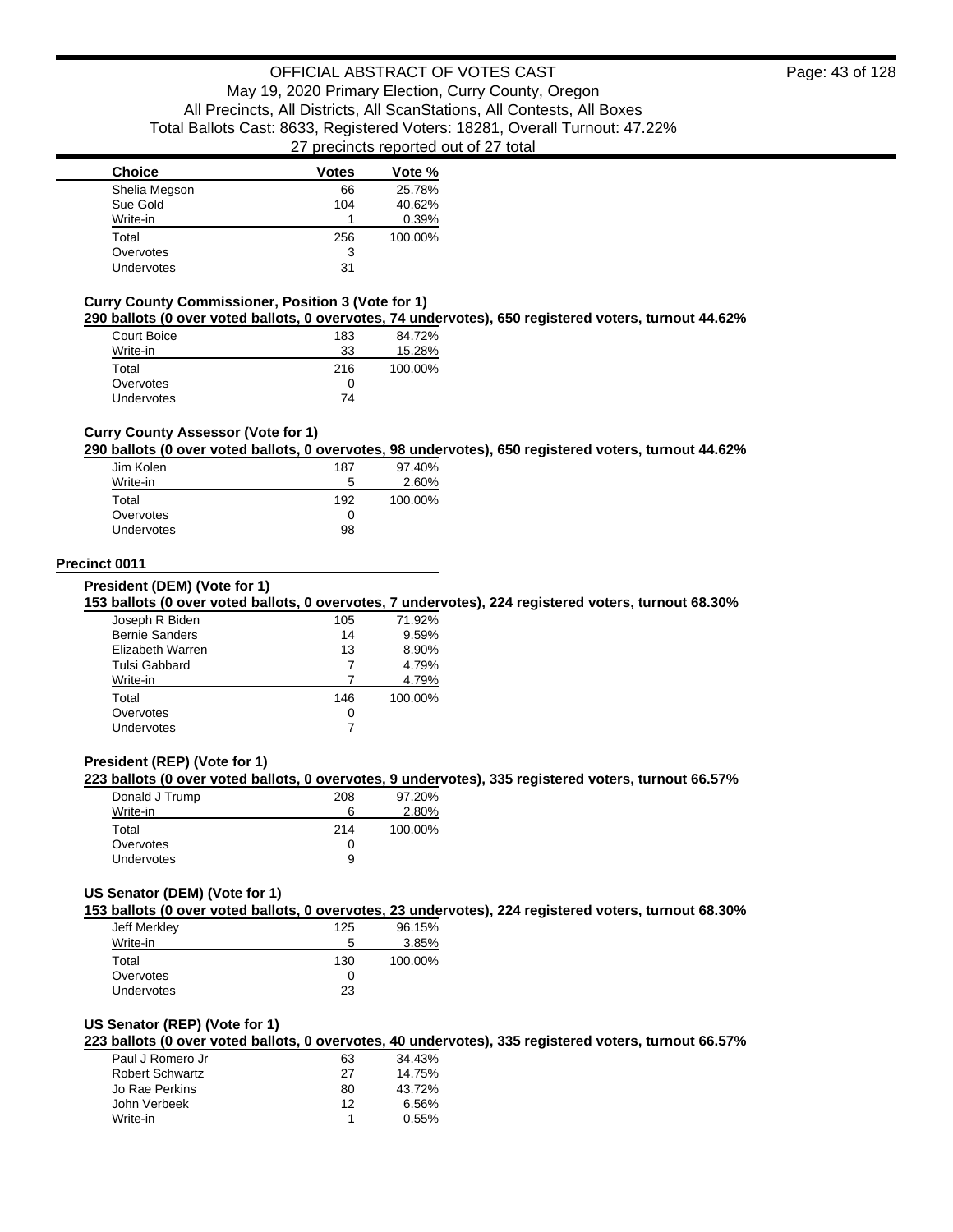| Choice | Votes | Vote % |
|---|---|---|
| Shelia Megson | 66 | 25.78% |
| Sue Gold | 104 | 40.62% |
| Write-in | 1 | 0.39% |
| Total | 256 | 100.00% |
| Overvotes | 3 | |
| Undervotes | 31 | |

### Curry County Commissioner, Position 3 (Vote for 1)

**290 ballots (0 over voted ballots, 0 overvotes, 74 undervotes), 650 registered voters, turnout 44.62%**

| Choice | Votes | Vote % |
|---|---|---|
| Court Boice | 183 | 84.72% |
| Write-in | 33 | 15.28% |
| Total | 216 | 100.00% |
| Overvotes | 0 | |
| Undervotes | 74 | |

### Curry County Assessor (Vote for 1)

**290 ballots (0 over voted ballots, 0 overvotes, 98 undervotes), 650 registered voters, turnout 44.62%**

| Choice | Votes | Vote % |
|---|---|---|
| Jim Kolen | 187 | 97.40% |
| Write-in | 5 | 2.60% |
| Total | 192 | 100.00% |
| Overvotes | 0 | |
| Undervotes | 98 | |

## Precinct 0011

### President (DEM) (Vote for 1)

**153 ballots (0 over voted ballots, 0 overvotes, 7 undervotes), 224 registered voters, turnout 68.30%**

| Choice | Votes | Vote % |
|---|---|---|
| Joseph R Biden | 105 | 71.92% |
| Bernie Sanders | 14 | 9.59% |
| Elizabeth Warren | 13 | 8.90% |
| Tulsi Gabbard | 7 | 4.79% |
| Write-in | 7 | 4.79% |
| Total | 146 | 100.00% |
| Overvotes | 0 | |
| Undervotes | 7 | |

### President (REP) (Vote for 1)

**223 ballots (0 over voted ballots, 0 overvotes, 9 undervotes), 335 registered voters, turnout 66.57%**

| Choice | Votes | Vote % |
|---|---|---|
| Donald J Trump | 208 | 97.20% |
| Write-in | 6 | 2.80% |
| Total | 214 | 100.00% |
| Overvotes | 0 | |
| Undervotes | 9 | |

### US Senator (DEM) (Vote for 1)

**153 ballots (0 over voted ballots, 0 overvotes, 23 undervotes), 224 registered voters, turnout 68.30%**

| Choice | Votes | Vote % |
|---|---|---|
| Jeff Merkley | 125 | 96.15% |
| Write-in | 5 | 3.85% |
| Total | 130 | 100.00% |
| Overvotes | 0 | |
| Undervotes | 23 | |

### US Senator (REP) (Vote for 1)

**223 ballots (0 over voted ballots, 0 overvotes, 40 undervotes), 335 registered voters, turnout 66.57%**

| Choice | Votes | Vote % |
|---|---|---|
| Paul J Romero Jr | 63 | 34.43% |
| Robert Schwartz | 27 | 14.75% |
| Jo Rae Perkins | 80 | 43.72% |
| John Verbeek | 12 | 6.56% |
| Write-in | 1 | 0.55% |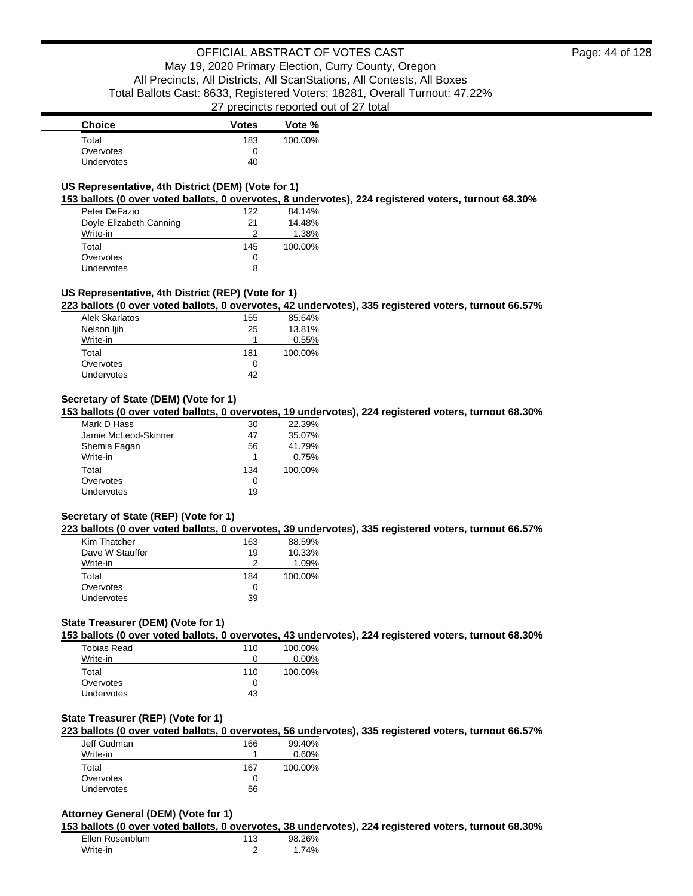| Choice | Votes | Vote % |
|---|---|---|
| Total | 183 | 100.00% |
| Overvotes | 0 | |
| Undervotes | 40 | |

### US Representative, 4th District (DEM) (Vote for 1)

**153 ballots (0 over voted ballots, 0 overvotes, 8 undervotes), 224 registered voters, turnout 68.30%**

| Choice | Votes | Vote % |
|---|---|---|
| Peter DeFazio | 122 | 84.14% |
| Doyle Elizabeth Canning | 21 | 14.48% |
| Write-in | 2 | 1.38% |
| Total | 145 | 100.00% |
| Overvotes | 0 | |
| Undervotes | 8 | |

### US Representative, 4th District (REP) (Vote for 1)

**223 ballots (0 over voted ballots, 0 overvotes, 42 undervotes), 335 registered voters, turnout 66.57%**

| Choice | Votes | Vote % |
|---|---|---|
| Alek Skarlatos | 155 | 85.64% |
| Nelson Ijih | 25 | 13.81% |
| Write-in | 1 | 0.55% |
| Total | 181 | 100.00% |
| Overvotes | 0 | |
| Undervotes | 42 | |

### Secretary of State (DEM) (Vote for 1)

**153 ballots (0 over voted ballots, 0 overvotes, 19 undervotes), 224 registered voters, turnout 68.30%**

| Choice | Votes | Vote % |
|---|---|---|
| Mark D Hass | 30 | 22.39% |
| Jamie McLeod-Skinner | 47 | 35.07% |
| Shemia Fagan | 56 | 41.79% |
| Write-in | 1 | 0.75% |
| Total | 134 | 100.00% |
| Overvotes | 0 | |
| Undervotes | 19 | |

### Secretary of State (REP) (Vote for 1)

**223 ballots (0 over voted ballots, 0 overvotes, 39 undervotes), 335 registered voters, turnout 66.57%**

| Choice | Votes | Vote % |
|---|---|---|
| Kim Thatcher | 163 | 88.59% |
| Dave W Stauffer | 19 | 10.33% |
| Write-in | 2 | 1.09% |
| Total | 184 | 100.00% |
| Overvotes | 0 | |
| Undervotes | 39 | |

### State Treasurer (DEM) (Vote for 1)

**153 ballots (0 over voted ballots, 0 overvotes, 43 undervotes), 224 registered voters, turnout 68.30%**

| Choice | Votes | Vote % |
|---|---|---|
| Tobias Read | 110 | 100.00% |
| Write-in | 0 | 0.00% |
| Total | 110 | 100.00% |
| Overvotes | 0 | |
| Undervotes | 43 | |

### State Treasurer (REP) (Vote for 1)

**223 ballots (0 over voted ballots, 0 overvotes, 56 undervotes), 335 registered voters, turnout 66.57%**

| Choice | Votes | Vote % |
|---|---|---|
| Jeff Gudman | 166 | 99.40% |
| Write-in | 1 | 0.60% |
| Total | 167 | 100.00% |
| Overvotes | 0 | |
| Undervotes | 56 | |

### Attorney General (DEM) (Vote for 1)

**153 ballots (0 over voted ballots, 0 overvotes, 38 undervotes), 224 registered voters, turnout 68.30%**

| Choice | Votes | Vote % |
|---|---|---|
| Ellen Rosenblum | 113 | 98.26% |
| Write-in | 2 | 1.74% |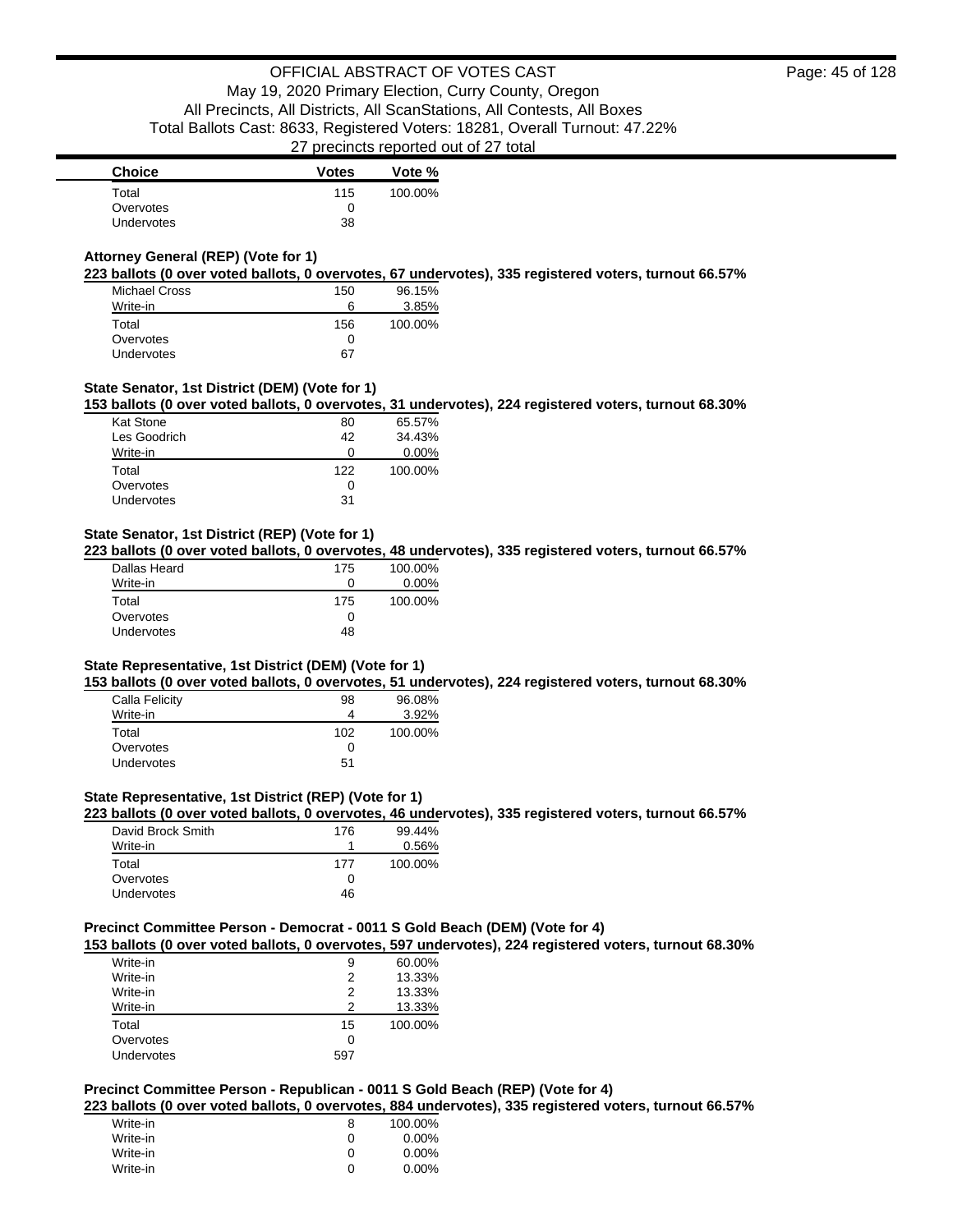| Choice | Votes | Vote % |
|---|---|---|
| Total | 115 | 100.00% |
| Overvotes | 0 | |
| Undervotes | 38 | |

### Attorney General (REP) (Vote for 1)

**223 ballots (0 over voted ballots, 0 overvotes, 67 undervotes), 335 registered voters, turnout 66.57%**

| Choice | Votes | Vote % |
|---|---|---|
| Michael Cross | 150 | 96.15% |
| Write-in | 6 | 3.85% |
| Total | 156 | 100.00% |
| Overvotes | 0 | |
| Undervotes | 67 | |

### State Senator, 1st District (DEM) (Vote for 1)

**153 ballots (0 over voted ballots, 0 overvotes, 31 undervotes), 224 registered voters, turnout 68.30%**

| Choice | Votes | Vote % |
|---|---|---|
| Kat Stone | 80 | 65.57% |
| Les Goodrich | 42 | 34.43% |
| Write-in | 0 | 0.00% |
| Total | 122 | 100.00% |
| Overvotes | 0 | |
| Undervotes | 31 | |

### State Senator, 1st District (REP) (Vote for 1)

**223 ballots (0 over voted ballots, 0 overvotes, 48 undervotes), 335 registered voters, turnout 66.57%**

| Choice | Votes | Vote % |
|---|---|---|
| Dallas Heard | 175 | 100.00% |
| Write-in | 0 | 0.00% |
| Total | 175 | 100.00% |
| Overvotes | 0 | |
| Undervotes | 48 | |

### State Representative, 1st District (DEM) (Vote for 1)

**153 ballots (0 over voted ballots, 0 overvotes, 51 undervotes), 224 registered voters, turnout 68.30%**

| Choice | Votes | Vote % |
|---|---|---|
| Calla Felicity | 98 | 96.08% |
| Write-in | 4 | 3.92% |
| Total | 102 | 100.00% |
| Overvotes | 0 | |
| Undervotes | 51 | |

### State Representative, 1st District (REP) (Vote for 1)

**223 ballots (0 over voted ballots, 0 overvotes, 46 undervotes), 335 registered voters, turnout 66.57%**

| Choice | Votes | Vote % |
|---|---|---|
| David Brock Smith | 176 | 99.44% |
| Write-in | 1 | 0.56% |
| Total | 177 | 100.00% |
| Overvotes | 0 | |
| Undervotes | 46 | |

### Precinct Committee Person - Democrat - 0011 S Gold Beach (DEM) (Vote for 4)

**153 ballots (0 over voted ballots, 0 overvotes, 597 undervotes), 224 registered voters, turnout 68.30%**

| Choice | Votes | Vote % |
|---|---|---|
| Write-in | 9 | 60.00% |
| Write-in | 2 | 13.33% |
| Write-in | 2 | 13.33% |
| Write-in | 2 | 13.33% |
| Total | 15 | 100.00% |
| Overvotes | 0 | |
| Undervotes | 597 | |

### Precinct Committee Person - Republican - 0011 S Gold Beach (REP) (Vote for 4)

**223 ballots (0 over voted ballots, 0 overvotes, 884 undervotes), 335 registered voters, turnout 66.57%**

| Choice | Votes | Vote % |
|---|---|---|
| Write-in | 8 | 100.00% |
| Write-in | 0 | 0.00% |
| Write-in | 0 | 0.00% |
| Write-in | 0 | 0.00% |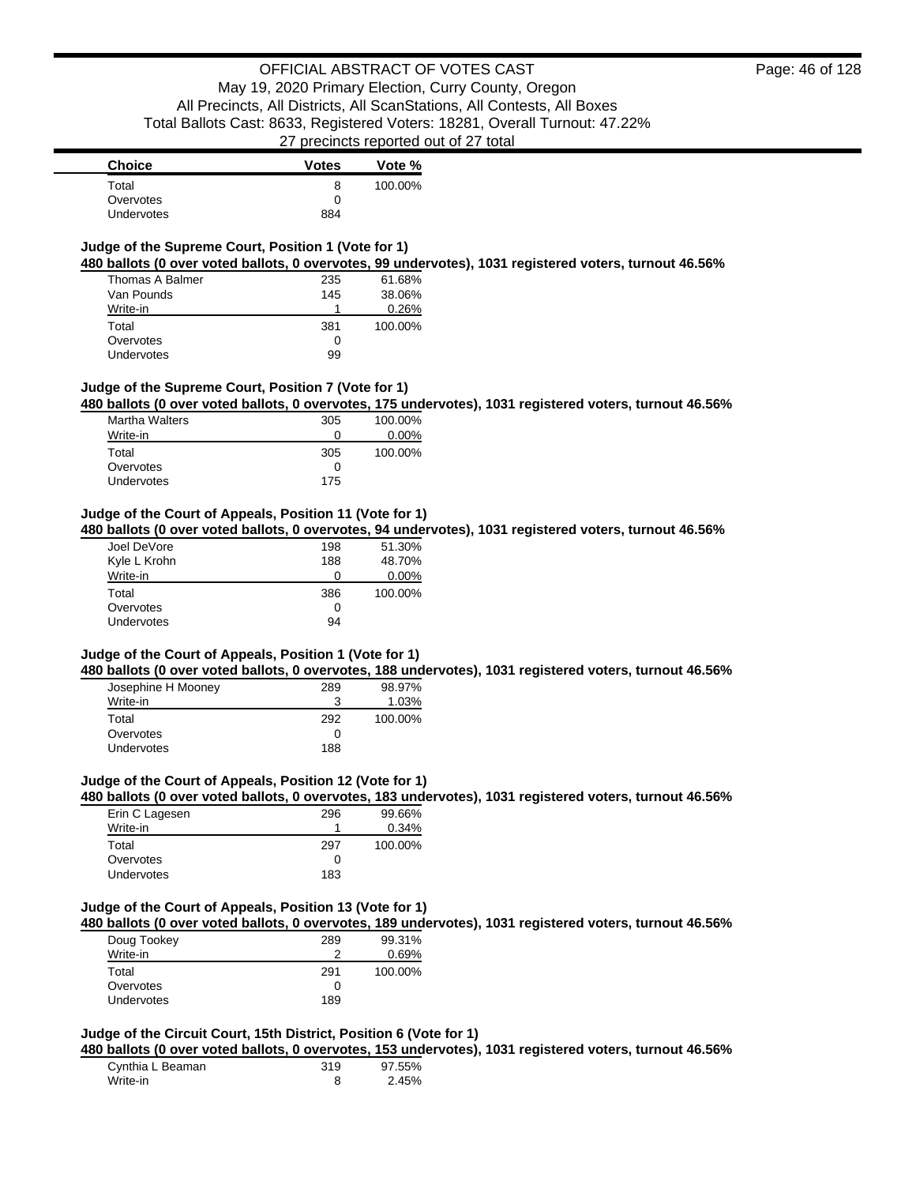| Choice | Votes | Vote % |
| --- | --- | --- |
| Total | 8 | 100.00% |
| Overvotes | 0 | |
| Undervotes | 884 | |

**Judge of the Supreme Court, Position 1 (Vote for 1)**

**480 ballots (0 over voted ballots, 0 overvotes, 99 undervotes), 1031 registered voters, turnout 46.56%**

| Choice | Votes | Vote % |
| --- | --- | --- |
| Thomas A Balmer | 235 | 61.68% |
| Van Pounds | 145 | 38.06% |
| Write-in | 1 | 0.26% |
| Total | 381 | 100.00% |
| Overvotes | 0 | |
| Undervotes | 99 | |

**Judge of the Supreme Court, Position 7 (Vote for 1)**

**480 ballots (0 over voted ballots, 0 overvotes, 175 undervotes), 1031 registered voters, turnout 46.56%**

| Choice | Votes | Vote % |
| --- | --- | --- |
| Martha Walters | 305 | 100.00% |
| Write-in | 0 | 0.00% |
| Total | 305 | 100.00% |
| Overvotes | 0 | |
| Undervotes | 175 | |

**Judge of the Court of Appeals, Position 11 (Vote for 1)**

**480 ballots (0 over voted ballots, 0 overvotes, 94 undervotes), 1031 registered voters, turnout 46.56%**

| Choice | Votes | Vote % |
| --- | --- | --- |
| Joel DeVore | 198 | 51.30% |
| Kyle L Krohn | 188 | 48.70% |
| Write-in | 0 | 0.00% |
| Total | 386 | 100.00% |
| Overvotes | 0 | |
| Undervotes | 94 | |

**Judge of the Court of Appeals, Position 1 (Vote for 1)**

**480 ballots (0 over voted ballots, 0 overvotes, 188 undervotes), 1031 registered voters, turnout 46.56%**

| Choice | Votes | Vote % |
| --- | --- | --- |
| Josephine H Mooney | 289 | 98.97% |
| Write-in | 3 | 1.03% |
| Total | 292 | 100.00% |
| Overvotes | 0 | |
| Undervotes | 188 | |

**Judge of the Court of Appeals, Position 12 (Vote for 1)**

**480 ballots (0 over voted ballots, 0 overvotes, 183 undervotes), 1031 registered voters, turnout 46.56%**

| Choice | Votes | Vote % |
| --- | --- | --- |
| Erin C Lagesen | 296 | 99.66% |
| Write-in | 1 | 0.34% |
| Total | 297 | 100.00% |
| Overvotes | 0 | |
| Undervotes | 183 | |

**Judge of the Court of Appeals, Position 13 (Vote for 1)**

**480 ballots (0 over voted ballots, 0 overvotes, 189 undervotes), 1031 registered voters, turnout 46.56%**

| Choice | Votes | Vote % |
| --- | --- | --- |
| Doug Tookey | 289 | 99.31% |
| Write-in | 2 | 0.69% |
| Total | 291 | 100.00% |
| Overvotes | 0 | |
| Undervotes | 189 | |

**Judge of the Circuit Court, 15th District, Position 6 (Vote for 1)**

**480 ballots (0 over voted ballots, 0 overvotes, 153 undervotes), 1031 registered voters, turnout 46.56%**

| Choice | Votes | Vote % |
| --- | --- | --- |
| Cynthia L Beaman | 319 | 97.55% |
| Write-in | 8 | 2.45% |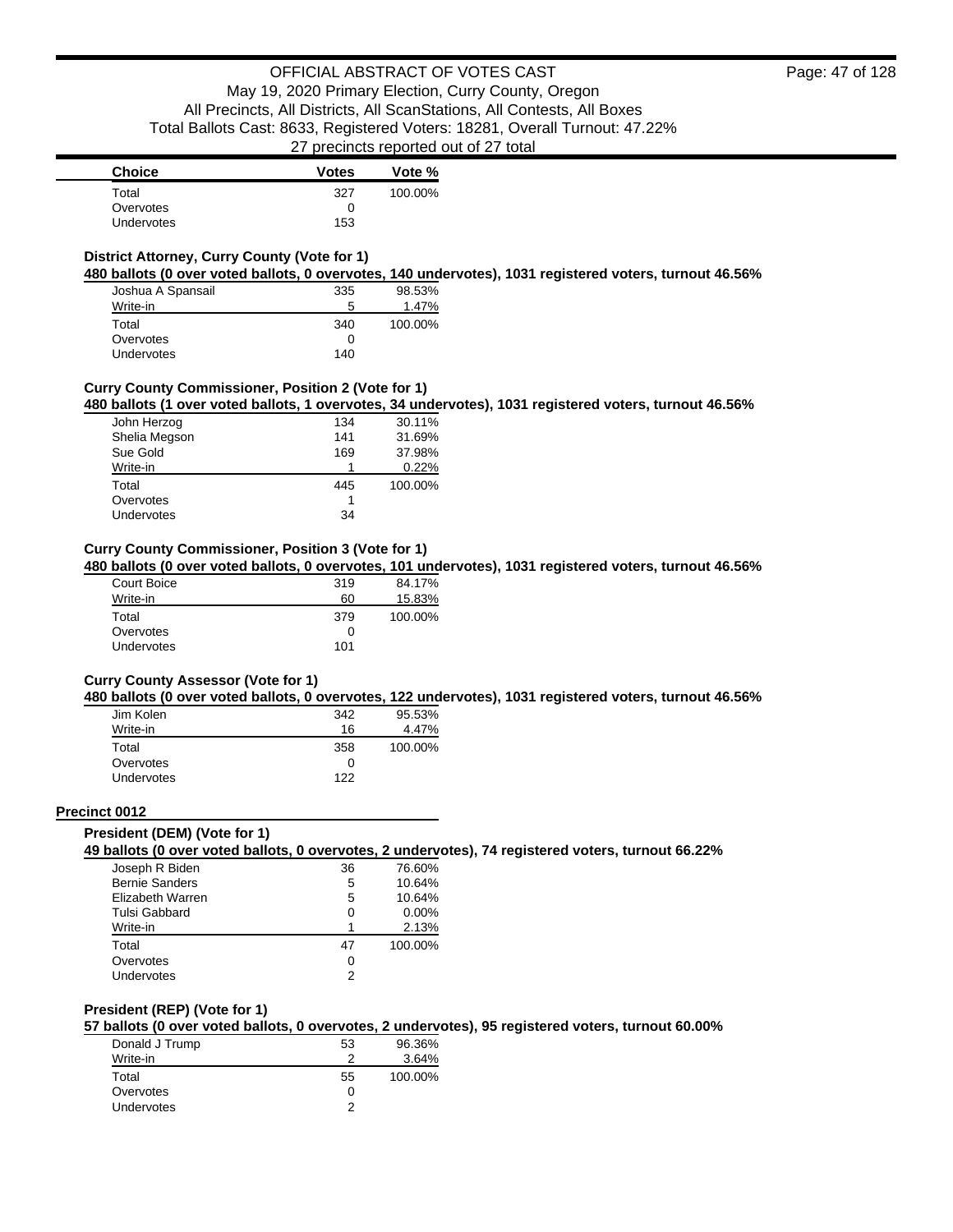| Choice | Votes | Vote % |
| --- | --- | --- |
| Total | 327 | 100.00% |
| Overvotes | 0 | |
| Undervotes | 153 | |

### District Attorney, Curry County (Vote for 1)

**480 ballots (0 over voted ballots, 0 overvotes, 140 undervotes), 1031 registered voters, turnout 46.56%**

| Choice | Votes | Vote % |
| --- | --- | --- |
| Joshua A Spansail | 335 | 98.53% |
| Write-in | 5 | 1.47% |
| Total | 340 | 100.00% |
| Overvotes | 0 | |
| Undervotes | 140 | |

### Curry County Commissioner, Position 2 (Vote for 1)

**480 ballots (1 over voted ballots, 1 overvotes, 34 undervotes), 1031 registered voters, turnout 46.56%**

| Choice | Votes | Vote % |
| --- | --- | --- |
| John Herzog | 134 | 30.11% |
| Shelia Megson | 141 | 31.69% |
| Sue Gold | 169 | 37.98% |
| Write-in | 1 | 0.22% |
| Total | 445 | 100.00% |
| Overvotes | 1 | |
| Undervotes | 34 | |

### Curry County Commissioner, Position 3 (Vote for 1)

**480 ballots (0 over voted ballots, 0 overvotes, 101 undervotes), 1031 registered voters, turnout 46.56%**

| Choice | Votes | Vote % |
| --- | --- | --- |
| Court Boice | 319 | 84.17% |
| Write-in | 60 | 15.83% |
| Total | 379 | 100.00% |
| Overvotes | 0 | |
| Undervotes | 101 | |

### Curry County Assessor (Vote for 1)

**480 ballots (0 over voted ballots, 0 overvotes, 122 undervotes), 1031 registered voters, turnout 46.56%**

| Choice | Votes | Vote % |
| --- | --- | --- |
| Jim Kolen | 342 | 95.53% |
| Write-in | 16 | 4.47% |
| Total | 358 | 100.00% |
| Overvotes | 0 | |
| Undervotes | 122 | |

## Precinct 0012

### President (DEM) (Vote for 1)

**49 ballots (0 over voted ballots, 0 overvotes, 2 undervotes), 74 registered voters, turnout 66.22%**

| Choice | Votes | Vote % |
| --- | --- | --- |
| Joseph R Biden | 36 | 76.60% |
| Bernie Sanders | 5 | 10.64% |
| Elizabeth Warren | 5 | 10.64% |
| Tulsi Gabbard | 0 | 0.00% |
| Write-in | 1 | 2.13% |
| Total | 47 | 100.00% |
| Overvotes | 0 | |
| Undervotes | 2 | |

### President (REP) (Vote for 1)

**57 ballots (0 over voted ballots, 0 overvotes, 2 undervotes), 95 registered voters, turnout 60.00%**

| Choice | Votes | Vote % |
| --- | --- | --- |
| Donald J Trump | 53 | 96.36% |
| Write-in | 2 | 3.64% |
| Total | 55 | 100.00% |
| Overvotes | 0 | |
| Undervotes | 2 | |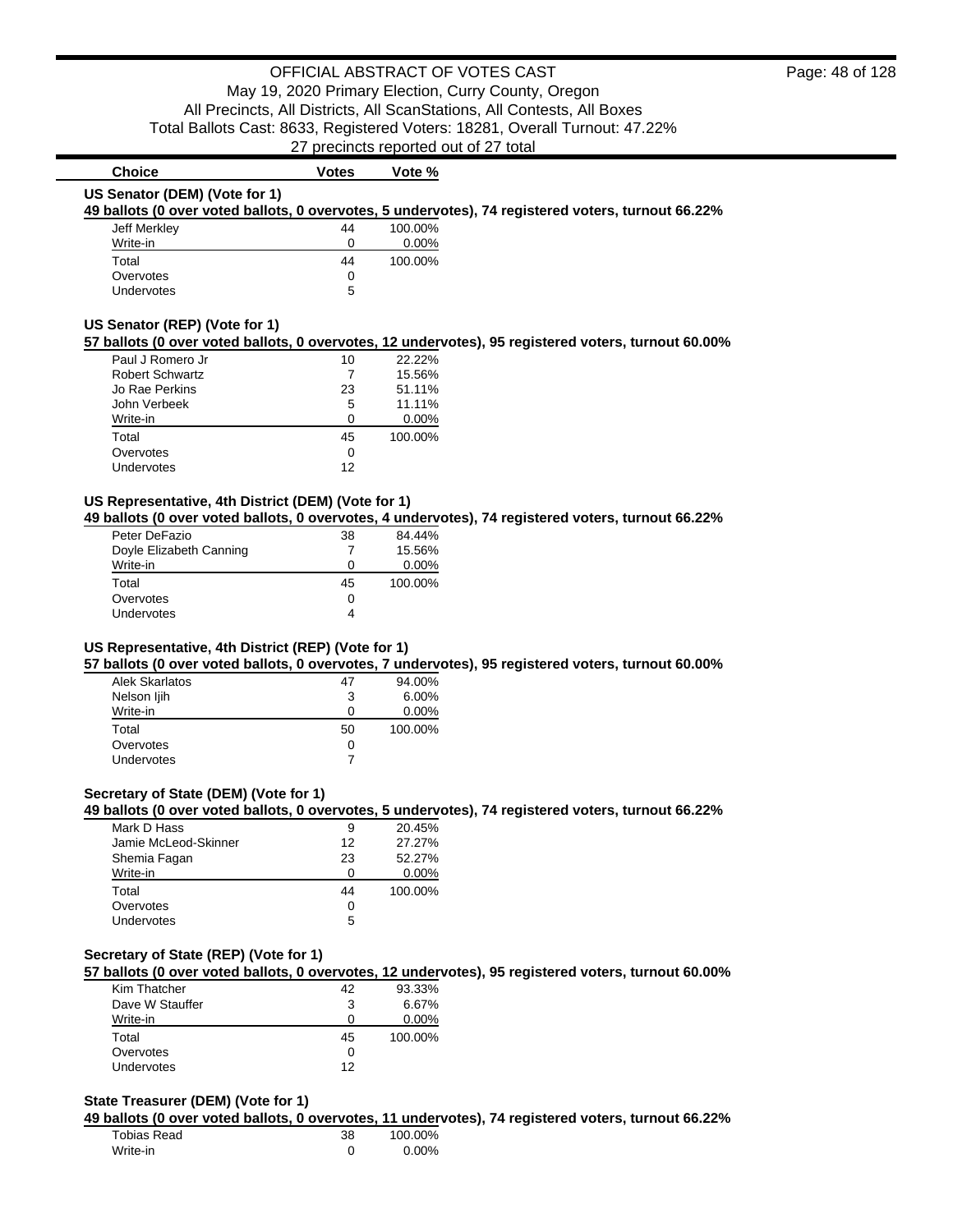OFFICIAL ABSTRACT OF VOTES CAST
May 19, 2020 Primary Election, Curry County, Oregon
All Precincts, All Districts, All ScanStations, All Contests, All Boxes
Total Ballots Cast: 8633, Registered Voters: 18281, Overall Turnout: 47.22%
27 precincts reported out of 27 total

### US Senator (DEM) (Vote for 1)

**49 ballots (0 over voted ballots, 0 overvotes, 5 undervotes), 74 registered voters, turnout 66.22%**

| Choice | Votes | Vote % |
|---|---|---|
| Jeff Merkley | 44 | 100.00% |
| Write-in | 0 | 0.00% |
| Total | 44 | 100.00% |
| Overvotes | 0 | |
| Undervotes | 5 | |

### US Senator (REP) (Vote for 1)

**57 ballots (0 over voted ballots, 0 overvotes, 12 undervotes), 95 registered voters, turnout 60.00%**

| Choice | Votes | Vote % |
|---|---|---|
| Paul J Romero Jr | 10 | 22.22% |
| Robert Schwartz | 7 | 15.56% |
| Jo Rae Perkins | 23 | 51.11% |
| John Verbeek | 5 | 11.11% |
| Write-in | 0 | 0.00% |
| Total | 45 | 100.00% |
| Overvotes | 0 | |
| Undervotes | 12 | |

### US Representative, 4th District (DEM) (Vote for 1)

**49 ballots (0 over voted ballots, 0 overvotes, 4 undervotes), 74 registered voters, turnout 66.22%**

| Choice | Votes | Vote % |
|---|---|---|
| Peter DeFazio | 38 | 84.44% |
| Doyle Elizabeth Canning | 7 | 15.56% |
| Write-in | 0 | 0.00% |
| Total | 45 | 100.00% |
| Overvotes | 0 | |
| Undervotes | 4 | |

### US Representative, 4th District (REP) (Vote for 1)

**57 ballots (0 over voted ballots, 0 overvotes, 7 undervotes), 95 registered voters, turnout 60.00%**

| Choice | Votes | Vote % |
|---|---|---|
| Alek Skarlatos | 47 | 94.00% |
| Nelson Ijih | 3 | 6.00% |
| Write-in | 0 | 0.00% |
| Total | 50 | 100.00% |
| Overvotes | 0 | |
| Undervotes | 7 | |

### Secretary of State (DEM) (Vote for 1)

**49 ballots (0 over voted ballots, 0 overvotes, 5 undervotes), 74 registered voters, turnout 66.22%**

| Choice | Votes | Vote % |
|---|---|---|
| Mark D Hass | 9 | 20.45% |
| Jamie McLeod-Skinner | 12 | 27.27% |
| Shemia Fagan | 23 | 52.27% |
| Write-in | 0 | 0.00% |
| Total | 44 | 100.00% |
| Overvotes | 0 | |
| Undervotes | 5 | |

### Secretary of State (REP) (Vote for 1)

**57 ballots (0 over voted ballots, 0 overvotes, 12 undervotes), 95 registered voters, turnout 60.00%**

| Choice | Votes | Vote % |
|---|---|---|
| Kim Thatcher | 42 | 93.33% |
| Dave W Stauffer | 3 | 6.67% |
| Write-in | 0 | 0.00% |
| Total | 45 | 100.00% |
| Overvotes | 0 | |
| Undervotes | 12 | |

### State Treasurer (DEM) (Vote for 1)

**49 ballots (0 over voted ballots, 0 overvotes, 11 undervotes), 74 registered voters, turnout 66.22%**

| Choice | Votes | Vote % |
|---|---|---|
| Tobias Read | 38 | 100.00% |
| Write-in | 0 | 0.00% |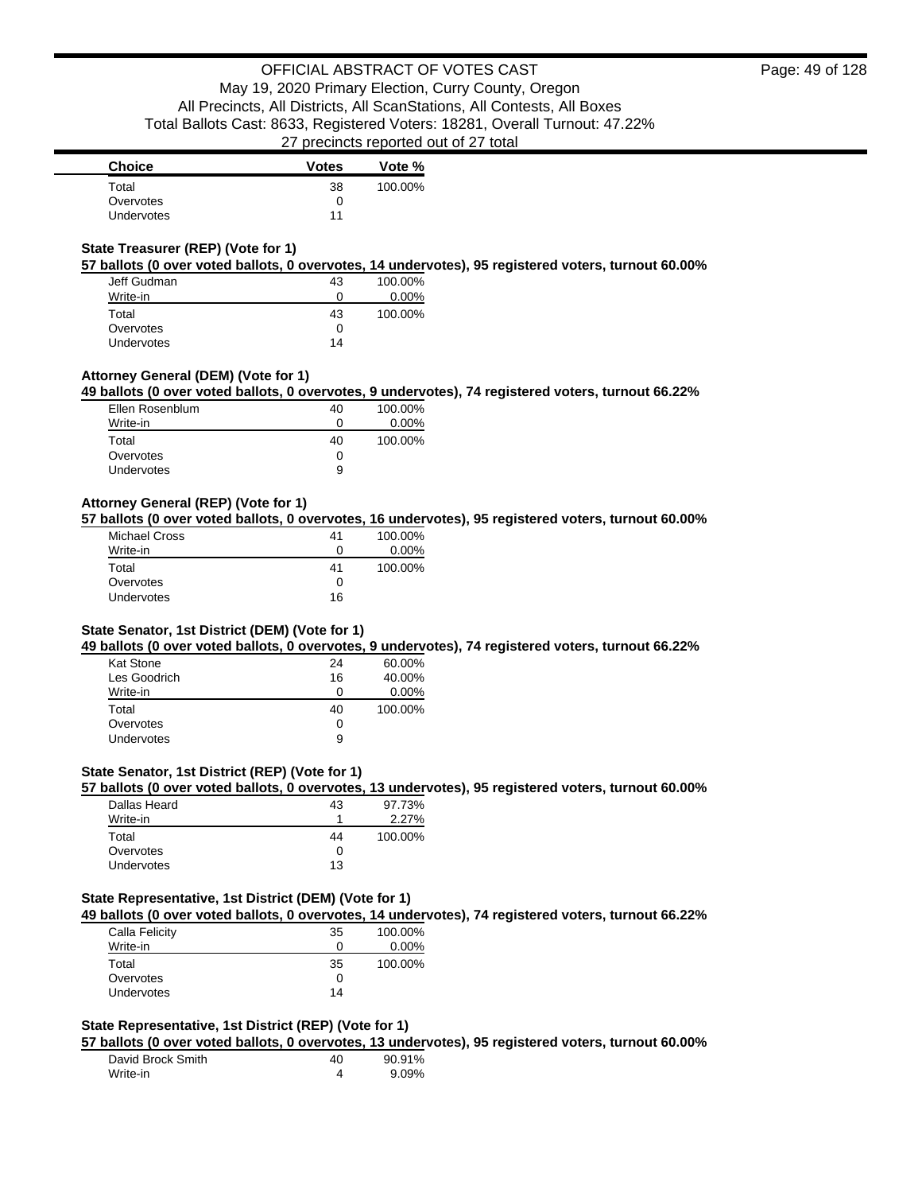| Choice | Votes | Vote % |
| --- | --- | --- |
| Total | 38 | 100.00% |
| Overvotes | 0 | |
| Undervotes | 11 | |

### State Treasurer (REP) (Vote for 1)

**57 ballots (0 over voted ballots, 0 overvotes, 14 undervotes), 95 registered voters, turnout 60.00%**

| Choice | Votes | Vote % |
| --- | --- | --- |
| Jeff Gudman | 43 | 100.00% |
| Write-in | 0 | 0.00% |
| Total | 43 | 100.00% |
| Overvotes | 0 | |
| Undervotes | 14 | |

### Attorney General (DEM) (Vote for 1)

**49 ballots (0 over voted ballots, 0 overvotes, 9 undervotes), 74 registered voters, turnout 66.22%**

| Choice | Votes | Vote % |
| --- | --- | --- |
| Ellen Rosenblum | 40 | 100.00% |
| Write-in | 0 | 0.00% |
| Total | 40 | 100.00% |
| Overvotes | 0 | |
| Undervotes | 9 | |

### Attorney General (REP) (Vote for 1)

**57 ballots (0 over voted ballots, 0 overvotes, 16 undervotes), 95 registered voters, turnout 60.00%**

| Choice | Votes | Vote % |
| --- | --- | --- |
| Michael Cross | 41 | 100.00% |
| Write-in | 0 | 0.00% |
| Total | 41 | 100.00% |
| Overvotes | 0 | |
| Undervotes | 16 | |

### State Senator, 1st District (DEM) (Vote for 1)

**49 ballots (0 over voted ballots, 0 overvotes, 9 undervotes), 74 registered voters, turnout 66.22%**

| Choice | Votes | Vote % |
| --- | --- | --- |
| Kat Stone | 24 | 60.00% |
| Les Goodrich | 16 | 40.00% |
| Write-in | 0 | 0.00% |
| Total | 40 | 100.00% |
| Overvotes | 0 | |
| Undervotes | 9 | |

### State Senator, 1st District (REP) (Vote for 1)

**57 ballots (0 over voted ballots, 0 overvotes, 13 undervotes), 95 registered voters, turnout 60.00%**

| Choice | Votes | Vote % |
| --- | --- | --- |
| Dallas Heard | 43 | 97.73% |
| Write-in | 1 | 2.27% |
| Total | 44 | 100.00% |
| Overvotes | 0 | |
| Undervotes | 13 | |

### State Representative, 1st District (DEM) (Vote for 1)

**49 ballots (0 over voted ballots, 0 overvotes, 14 undervotes), 74 registered voters, turnout 66.22%**

| Choice | Votes | Vote % |
| --- | --- | --- |
| Calla Felicity | 35 | 100.00% |
| Write-in | 0 | 0.00% |
| Total | 35 | 100.00% |
| Overvotes | 0 | |
| Undervotes | 14 | |

### State Representative, 1st District (REP) (Vote for 1)

**57 ballots (0 over voted ballots, 0 overvotes, 13 undervotes), 95 registered voters, turnout 60.00%**

| Choice | Votes | Vote % |
| --- | --- | --- |
| David Brock Smith | 40 | 90.91% |
| Write-in | 4 | 9.09% |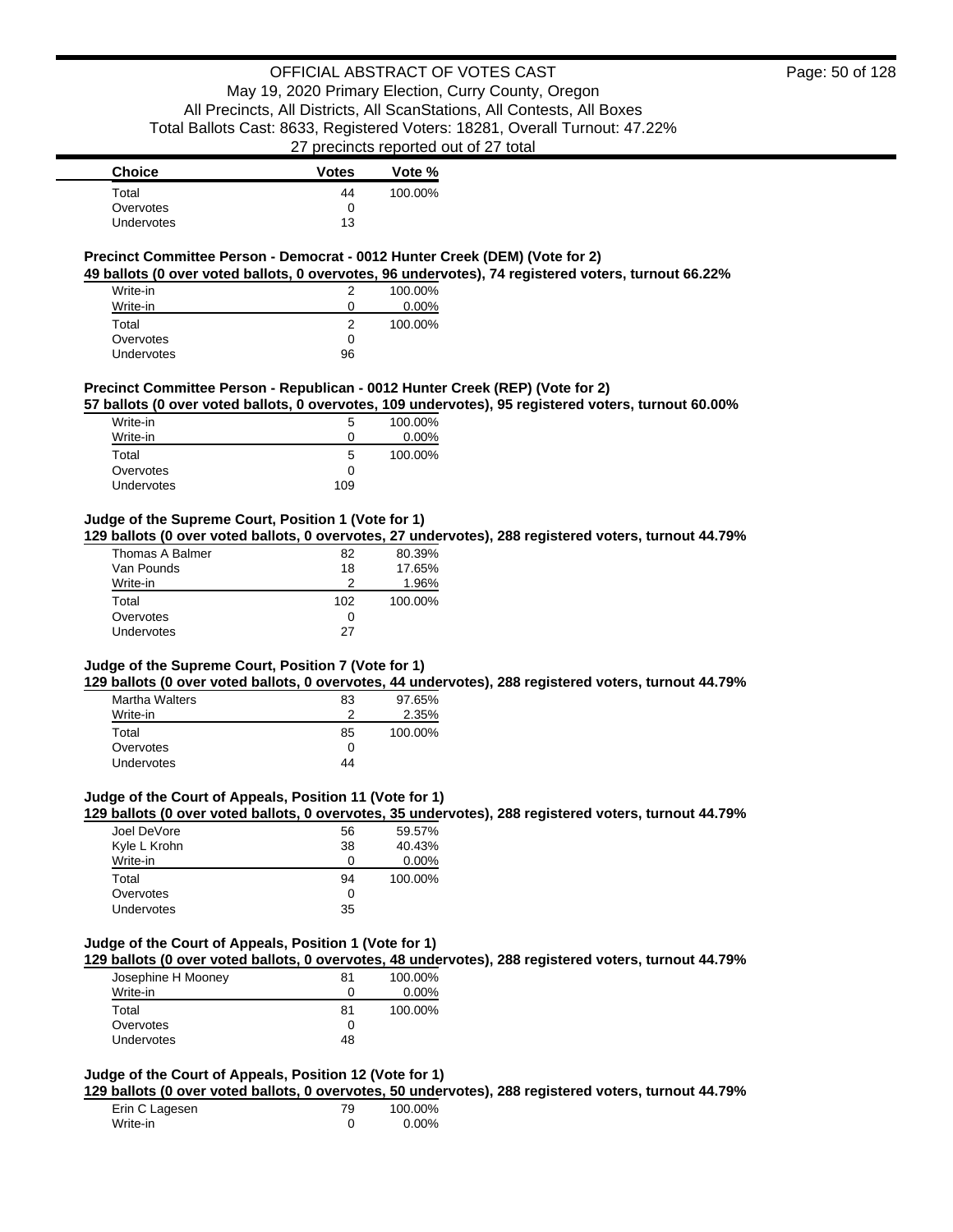| Choice | Votes | Vote % |
| --- | --- | --- |
| Total | 44 | 100.00% |
| Overvotes | 0 | |
| Undervotes | 13 | |

### Precinct Committee Person - Democrat - 0012 Hunter Creek (DEM) (Vote for 2)

**49 ballots (0 over voted ballots, 0 overvotes, 96 undervotes), 74 registered voters, turnout 66.22%**

| Choice | Votes | Vote % |
| --- | --- | --- |
| Write-in | 2 | 100.00% |
| Write-in | 0 | 0.00% |
| Total | 2 | 100.00% |
| Overvotes | 0 | |
| Undervotes | 96 | |

### Precinct Committee Person - Republican - 0012 Hunter Creek (REP) (Vote for 2)

**57 ballots (0 over voted ballots, 0 overvotes, 109 undervotes), 95 registered voters, turnout 60.00%**

| Choice | Votes | Vote % |
| --- | --- | --- |
| Write-in | 5 | 100.00% |
| Write-in | 0 | 0.00% |
| Total | 5 | 100.00% |
| Overvotes | 0 | |
| Undervotes | 109 | |

### Judge of the Supreme Court, Position 1 (Vote for 1)

**129 ballots (0 over voted ballots, 0 overvotes, 27 undervotes), 288 registered voters, turnout 44.79%**

| Choice | Votes | Vote % |
| --- | --- | --- |
| Thomas A Balmer | 82 | 80.39% |
| Van Pounds | 18 | 17.65% |
| Write-in | 2 | 1.96% |
| Total | 102 | 100.00% |
| Overvotes | 0 | |
| Undervotes | 27 | |

### Judge of the Supreme Court, Position 7 (Vote for 1)

**129 ballots (0 over voted ballots, 0 overvotes, 44 undervotes), 288 registered voters, turnout 44.79%**

| Choice | Votes | Vote % |
| --- | --- | --- |
| Martha Walters | 83 | 97.65% |
| Write-in | 2 | 2.35% |
| Total | 85 | 100.00% |
| Overvotes | 0 | |
| Undervotes | 44 | |

### Judge of the Court of Appeals, Position 11 (Vote for 1)

**129 ballots (0 over voted ballots, 0 overvotes, 35 undervotes), 288 registered voters, turnout 44.79%**

| Choice | Votes | Vote % |
| --- | --- | --- |
| Joel DeVore | 56 | 59.57% |
| Kyle L Krohn | 38 | 40.43% |
| Write-in | 0 | 0.00% |
| Total | 94 | 100.00% |
| Overvotes | 0 | |
| Undervotes | 35 | |

### Judge of the Court of Appeals, Position 1 (Vote for 1)

**129 ballots (0 over voted ballots, 0 overvotes, 48 undervotes), 288 registered voters, turnout 44.79%**

| Choice | Votes | Vote % |
| --- | --- | --- |
| Josephine H Mooney | 81 | 100.00% |
| Write-in | 0 | 0.00% |
| Total | 81 | 100.00% |
| Overvotes | 0 | |
| Undervotes | 48 | |

### Judge of the Court of Appeals, Position 12 (Vote for 1)

**129 ballots (0 over voted ballots, 0 overvotes, 50 undervotes), 288 registered voters, turnout 44.79%**

| Choice | Votes | Vote % |
| --- | --- | --- |
| Erin C Lagesen | 79 | 100.00% |
| Write-in | 0 | 0.00% |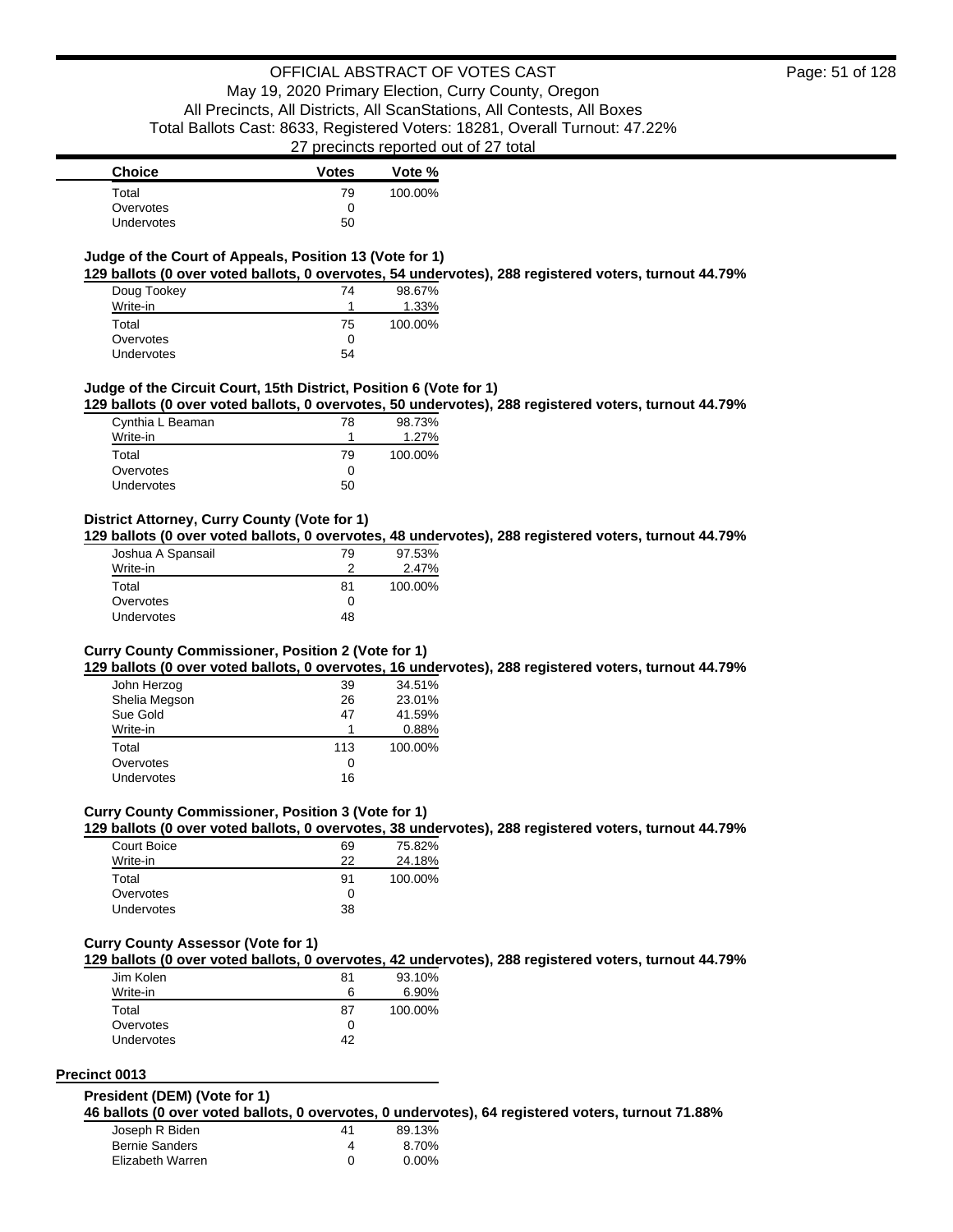| Choice | Votes | Vote % |
|---|---|---|
| Total | 79 | 100.00% |
| Overvotes | 0 | |
| Undervotes | 50 | |

### Judge of the Court of Appeals, Position 13 (Vote for 1)

**129 ballots (0 over voted ballots, 0 overvotes, 54 undervotes), 288 registered voters, turnout 44.79%**

| Choice | Votes | Vote % |
|---|---|---|
| Doug Tookey | 74 | 98.67% |
| Write-in | 1 | 1.33% |
| Total | 75 | 100.00% |
| Overvotes | 0 | |
| Undervotes | 54 | |

### Judge of the Circuit Court, 15th District, Position 6 (Vote for 1)

**129 ballots (0 over voted ballots, 0 overvotes, 50 undervotes), 288 registered voters, turnout 44.79%**

| Choice | Votes | Vote % |
|---|---|---|
| Cynthia L Beaman | 78 | 98.73% |
| Write-in | 1 | 1.27% |
| Total | 79 | 100.00% |
| Overvotes | 0 | |
| Undervotes | 50 | |

### District Attorney, Curry County (Vote for 1)

**129 ballots (0 over voted ballots, 0 overvotes, 48 undervotes), 288 registered voters, turnout 44.79%**

| Choice | Votes | Vote % |
|---|---|---|
| Joshua A Spansail | 79 | 97.53% |
| Write-in | 2 | 2.47% |
| Total | 81 | 100.00% |
| Overvotes | 0 | |
| Undervotes | 48 | |

### Curry County Commissioner, Position 2 (Vote for 1)

**129 ballots (0 over voted ballots, 0 overvotes, 16 undervotes), 288 registered voters, turnout 44.79%**

| Choice | Votes | Vote % |
|---|---|---|
| John Herzog | 39 | 34.51% |
| Shelia Megson | 26 | 23.01% |
| Sue Gold | 47 | 41.59% |
| Write-in | 1 | 0.88% |
| Total | 113 | 100.00% |
| Overvotes | 0 | |
| Undervotes | 16 | |

### Curry County Commissioner, Position 3 (Vote for 1)

**129 ballots (0 over voted ballots, 0 overvotes, 38 undervotes), 288 registered voters, turnout 44.79%**

| Choice | Votes | Vote % |
|---|---|---|
| Court Boice | 69 | 75.82% |
| Write-in | 22 | 24.18% |
| Total | 91 | 100.00% |
| Overvotes | 0 | |
| Undervotes | 38 | |

### Curry County Assessor (Vote for 1)

**129 ballots (0 over voted ballots, 0 overvotes, 42 undervotes), 288 registered voters, turnout 44.79%**

| Choice | Votes | Vote % |
|---|---|---|
| Jim Kolen | 81 | 93.10% |
| Write-in | 6 | 6.90% |
| Total | 87 | 100.00% |
| Overvotes | 0 | |
| Undervotes | 42 | |

## Precinct 0013

### President (DEM) (Vote for 1)

**46 ballots (0 over voted ballots, 0 overvotes, 0 undervotes), 64 registered voters, turnout 71.88%**

| Choice | Votes | Vote % |
|---|---|---|
| Joseph R Biden | 41 | 89.13% |
| Bernie Sanders | 4 | 8.70% |
| Elizabeth Warren | 0 | 0.00% |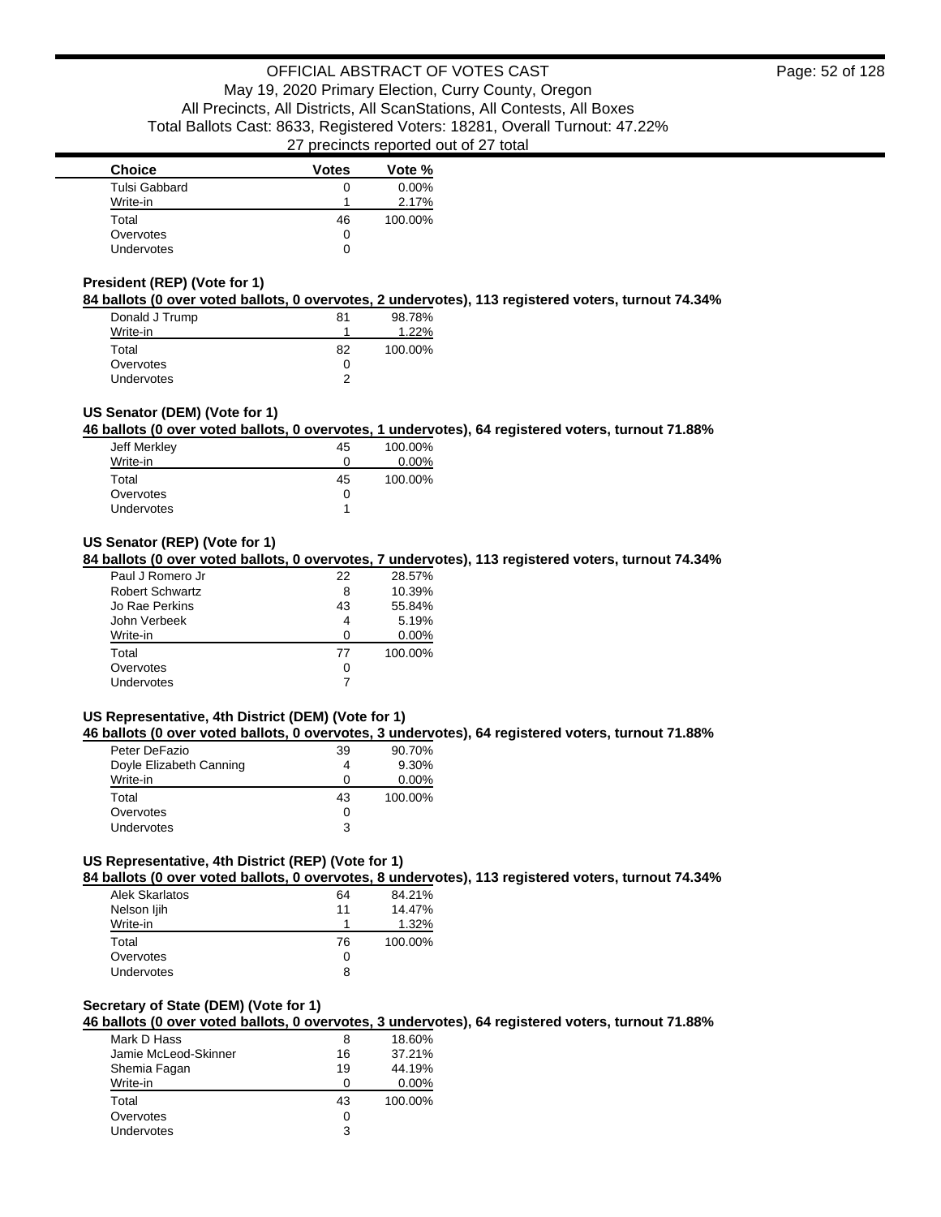| Choice | Votes | Vote % |
|---|---|---|
| Tulsi Gabbard | 0 | 0.00% |
| Write-in | 1 | 2.17% |
| Total | 46 | 100.00% |
| Overvotes | 0 | |
| Undervotes | 0 | |

### President (REP) (Vote for 1)

**84 ballots (0 over voted ballots, 0 overvotes, 2 undervotes), 113 registered voters, turnout 74.34%**

| Choice | Votes | Vote % |
|---|---|---|
| Donald J Trump | 81 | 98.78% |
| Write-in | 1 | 1.22% |
| Total | 82 | 100.00% |
| Overvotes | 0 | |
| Undervotes | 2 | |

### US Senator (DEM) (Vote for 1)

**46 ballots (0 over voted ballots, 0 overvotes, 1 undervotes), 64 registered voters, turnout 71.88%**

| Choice | Votes | Vote % |
|---|---|---|
| Jeff Merkley | 45 | 100.00% |
| Write-in | 0 | 0.00% |
| Total | 45 | 100.00% |
| Overvotes | 0 | |
| Undervotes | 1 | |

### US Senator (REP) (Vote for 1)

**84 ballots (0 over voted ballots, 0 overvotes, 7 undervotes), 113 registered voters, turnout 74.34%**

| Choice | Votes | Vote % |
|---|---|---|
| Paul J Romero Jr | 22 | 28.57% |
| Robert Schwartz | 8 | 10.39% |
| Jo Rae Perkins | 43 | 55.84% |
| John Verbeek | 4 | 5.19% |
| Write-in | 0 | 0.00% |
| Total | 77 | 100.00% |
| Overvotes | 0 | |
| Undervotes | 7 | |

### US Representative, 4th District (DEM) (Vote for 1)

**46 ballots (0 over voted ballots, 0 overvotes, 3 undervotes), 64 registered voters, turnout 71.88%**

| Choice | Votes | Vote % |
|---|---|---|
| Peter DeFazio | 39 | 90.70% |
| Doyle Elizabeth Canning | 4 | 9.30% |
| Write-in | 0 | 0.00% |
| Total | 43 | 100.00% |
| Overvotes | 0 | |
| Undervotes | 3 | |

### US Representative, 4th District (REP) (Vote for 1)

**84 ballots (0 over voted ballots, 0 overvotes, 8 undervotes), 113 registered voters, turnout 74.34%**

| Choice | Votes | Vote % |
|---|---|---|
| Alek Skarlatos | 64 | 84.21% |
| Nelson Ijih | 11 | 14.47% |
| Write-in | 1 | 1.32% |
| Total | 76 | 100.00% |
| Overvotes | 0 | |
| Undervotes | 8 | |

### Secretary of State (DEM) (Vote for 1)

**46 ballots (0 over voted ballots, 0 overvotes, 3 undervotes), 64 registered voters, turnout 71.88%**

| Choice | Votes | Vote % |
|---|---|---|
| Mark D Hass | 8 | 18.60% |
| Jamie McLeod-Skinner | 16 | 37.21% |
| Shemia Fagan | 19 | 44.19% |
| Write-in | 0 | 0.00% |
| Total | 43 | 100.00% |
| Overvotes | 0 | |
| Undervotes | 3 | |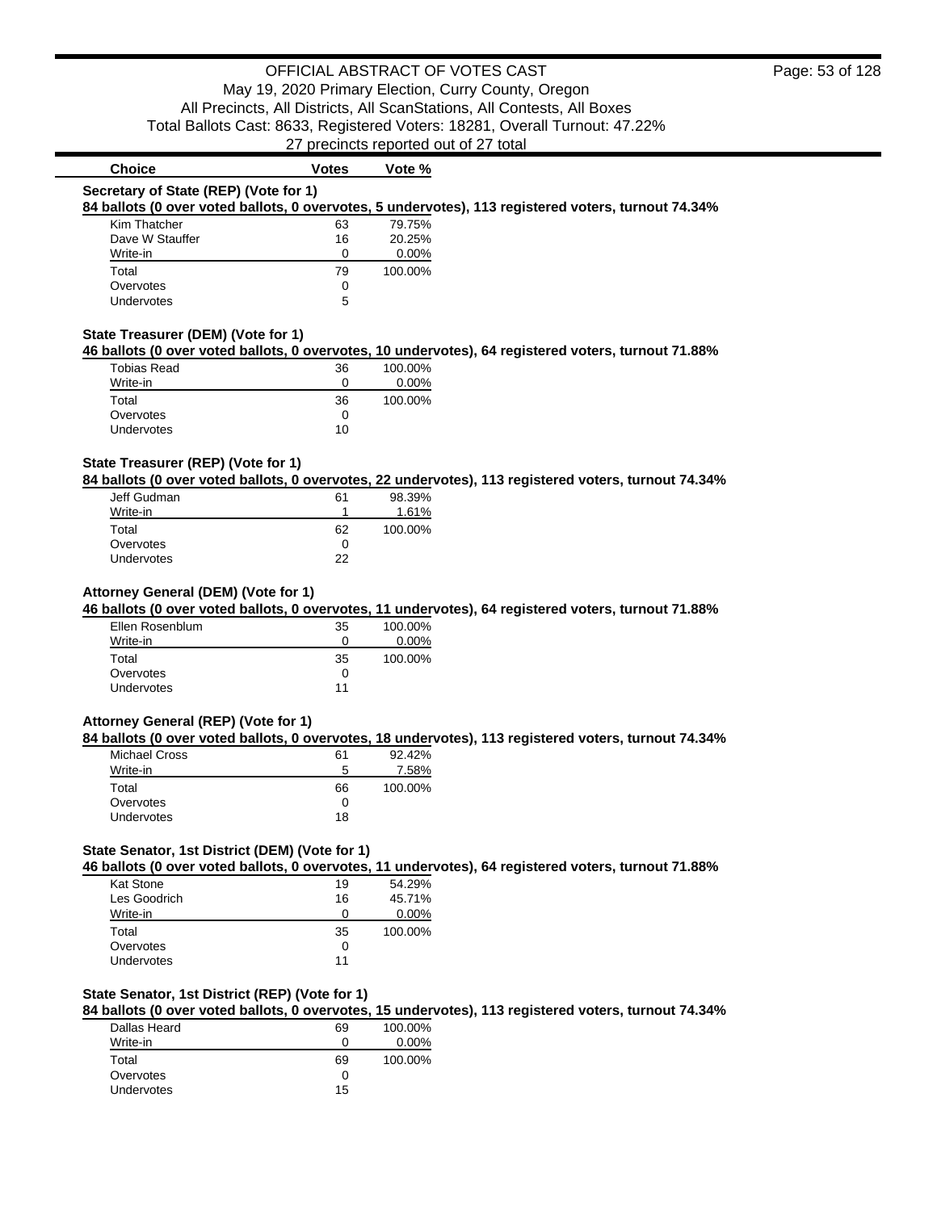OFFICIAL ABSTRACT OF VOTES CAST

May 19, 2020 Primary Election, Curry County, Oregon

All Precincts, All Districts, All ScanStations, All Contests, All Boxes

Total Ballots Cast: 8633, Registered Voters: 18281, Overall Turnout: 47.22%

27 precincts reported out of 27 total

### Secretary of State (REP) (Vote for 1)

**84 ballots (0 over voted ballots, 0 overvotes, 5 undervotes), 113 registered voters, turnout 74.34%**

| Choice | Votes | Vote % |
|---|---|---|
| Kim Thatcher | 63 | 79.75% |
| Dave W Stauffer | 16 | 20.25% |
| Write-in | 0 | 0.00% |
| Total | 79 | 100.00% |
| Overvotes | 0 | |
| Undervotes | 5 | |

### State Treasurer (DEM) (Vote for 1)

**46 ballots (0 over voted ballots, 0 overvotes, 10 undervotes), 64 registered voters, turnout 71.88%**

| Choice | Votes | Vote % |
|---|---|---|
| Tobias Read | 36 | 100.00% |
| Write-in | 0 | 0.00% |
| Total | 36 | 100.00% |
| Overvotes | 0 | |
| Undervotes | 10 | |

### State Treasurer (REP) (Vote for 1)

**84 ballots (0 over voted ballots, 0 overvotes, 22 undervotes), 113 registered voters, turnout 74.34%**

| Choice | Votes | Vote % |
|---|---|---|
| Jeff Gudman | 61 | 98.39% |
| Write-in | 1 | 1.61% |
| Total | 62 | 100.00% |
| Overvotes | 0 | |
| Undervotes | 22 | |

### Attorney General (DEM) (Vote for 1)

**46 ballots (0 over voted ballots, 0 overvotes, 11 undervotes), 64 registered voters, turnout 71.88%**

| Choice | Votes | Vote % |
|---|---|---|
| Ellen Rosenblum | 35 | 100.00% |
| Write-in | 0 | 0.00% |
| Total | 35 | 100.00% |
| Overvotes | 0 | |
| Undervotes | 11 | |

### Attorney General (REP) (Vote for 1)

**84 ballots (0 over voted ballots, 0 overvotes, 18 undervotes), 113 registered voters, turnout 74.34%**

| Choice | Votes | Vote % |
|---|---|---|
| Michael Cross | 61 | 92.42% |
| Write-in | 5 | 7.58% |
| Total | 66 | 100.00% |
| Overvotes | 0 | |
| Undervotes | 18 | |

### State Senator, 1st District (DEM) (Vote for 1)

**46 ballots (0 over voted ballots, 0 overvotes, 11 undervotes), 64 registered voters, turnout 71.88%**

| Choice | Votes | Vote % |
|---|---|---|
| Kat Stone | 19 | 54.29% |
| Les Goodrich | 16 | 45.71% |
| Write-in | 0 | 0.00% |
| Total | 35 | 100.00% |
| Overvotes | 0 | |
| Undervotes | 11 | |

### State Senator, 1st District (REP) (Vote for 1)

**84 ballots (0 over voted ballots, 0 overvotes, 15 undervotes), 113 registered voters, turnout 74.34%**

| Choice | Votes | Vote % |
|---|---|---|
| Dallas Heard | 69 | 100.00% |
| Write-in | 0 | 0.00% |
| Total | 69 | 100.00% |
| Overvotes | 0 | |
| Undervotes | 15 | |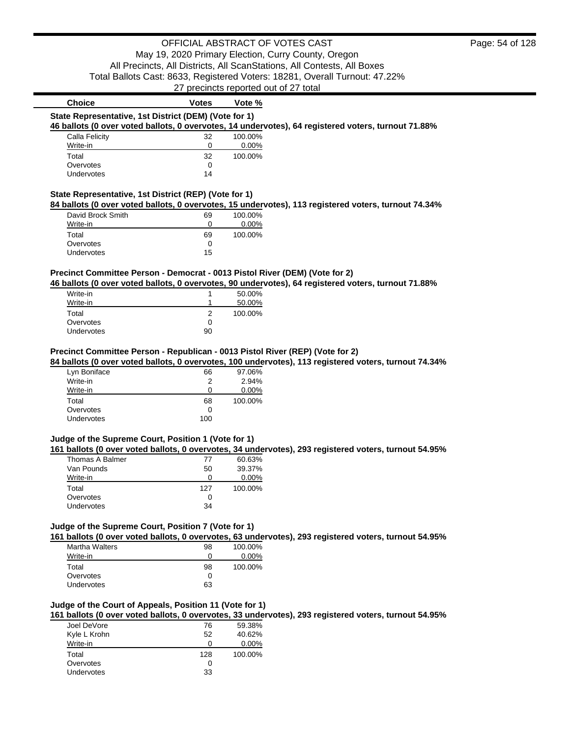OFFICIAL ABSTRACT OF VOTES CAST
May 19, 2020 Primary Election, Curry County, Oregon
All Precincts, All Districts, All ScanStations, All Contests, All Boxes
Total Ballots Cast: 8633, Registered Voters: 18281, Overall Turnout: 47.22%
27 precincts reported out of 27 total

### State Representative, 1st District (DEM) (Vote for 1)

**46 ballots (0 over voted ballots, 0 overvotes, 14 undervotes), 64 registered voters, turnout 71.88%**

| Choice | Votes | Vote % |
|---|---|---|
| Calla Felicity | 32 | 100.00% |
| Write-in | 0 | 0.00% |
| Total | 32 | 100.00% |
| Overvotes | 0 | |
| Undervotes | 14 | |

### State Representative, 1st District (REP) (Vote for 1)

**84 ballots (0 over voted ballots, 0 overvotes, 15 undervotes), 113 registered voters, turnout 74.34%**

| Choice | Votes | Vote % |
|---|---|---|
| David Brock Smith | 69 | 100.00% |
| Write-in | 0 | 0.00% |
| Total | 69 | 100.00% |
| Overvotes | 0 | |
| Undervotes | 15 | |

### Precinct Committee Person - Democrat - 0013 Pistol River (DEM) (Vote for 2)

**46 ballots (0 over voted ballots, 0 overvotes, 90 undervotes), 64 registered voters, turnout 71.88%**

| Choice | Votes | Vote % |
|---|---|---|
| Write-in | 1 | 50.00% |
| Write-in | 1 | 50.00% |
| Total | 2 | 100.00% |
| Overvotes | 0 | |
| Undervotes | 90 | |

### Precinct Committee Person - Republican - 0013 Pistol River (REP) (Vote for 2)

**84 ballots (0 over voted ballots, 0 overvotes, 100 undervotes), 113 registered voters, turnout 74.34%**

| Choice | Votes | Vote % |
|---|---|---|
| Lyn Boniface | 66 | 97.06% |
| Write-in | 2 | 2.94% |
| Write-in | 0 | 0.00% |
| Total | 68 | 100.00% |
| Overvotes | 0 | |
| Undervotes | 100 | |

### Judge of the Supreme Court, Position 1 (Vote for 1)

**161 ballots (0 over voted ballots, 0 overvotes, 34 undervotes), 293 registered voters, turnout 54.95%**

| Choice | Votes | Vote % |
|---|---|---|
| Thomas A Balmer | 77 | 60.63% |
| Van Pounds | 50 | 39.37% |
| Write-in | 0 | 0.00% |
| Total | 127 | 100.00% |
| Overvotes | 0 | |
| Undervotes | 34 | |

### Judge of the Supreme Court, Position 7 (Vote for 1)

**161 ballots (0 over voted ballots, 0 overvotes, 63 undervotes), 293 registered voters, turnout 54.95%**

| Choice | Votes | Vote % |
|---|---|---|
| Martha Walters | 98 | 100.00% |
| Write-in | 0 | 0.00% |
| Total | 98 | 100.00% |
| Overvotes | 0 | |
| Undervotes | 63 | |

### Judge of the Court of Appeals, Position 11 (Vote for 1)

**161 ballots (0 over voted ballots, 0 overvotes, 33 undervotes), 293 registered voters, turnout 54.95%**

| Choice | Votes | Vote % |
|---|---|---|
| Joel DeVore | 76 | 59.38% |
| Kyle L Krohn | 52 | 40.62% |
| Write-in | 0 | 0.00% |
| Total | 128 | 100.00% |
| Overvotes | 0 | |
| Undervotes | 33 | |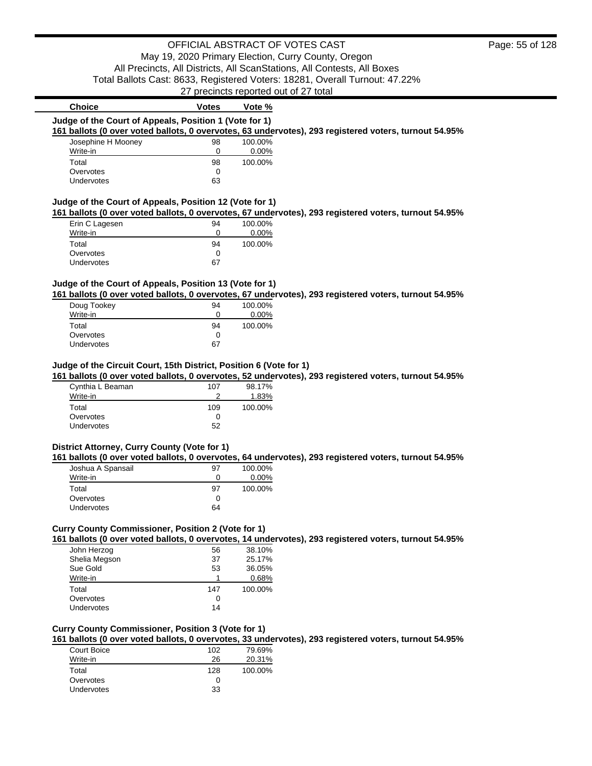# OFFICIAL ABSTRACT OF VOTES CAST

May 19, 2020 Primary Election, Curry County, Oregon
All Precincts, All Districts, All ScanStations, All Contests, All Boxes
Total Ballots Cast: 8633, Registered Voters: 18281, Overall Turnout: 47.22%
27 precincts reported out of 27 total

### Judge of the Court of Appeals, Position 1 (Vote for 1)

**161 ballots (0 over voted ballots, 0 overvotes, 63 undervotes), 293 registered voters, turnout 54.95%**

| Choice | Votes | Vote % |
|---|---|---|
| Josephine H Mooney | 98 | 100.00% |
| Write-in | 0 | 0.00% |
| Total | 98 | 100.00% |
| Overvotes | 0 | |
| Undervotes | 63 | |

### Judge of the Court of Appeals, Position 12 (Vote for 1)

**161 ballots (0 over voted ballots, 0 overvotes, 67 undervotes), 293 registered voters, turnout 54.95%**

| Choice | Votes | Vote % |
|---|---|---|
| Erin C Lagesen | 94 | 100.00% |
| Write-in | 0 | 0.00% |
| Total | 94 | 100.00% |
| Overvotes | 0 | |
| Undervotes | 67 | |

### Judge of the Court of Appeals, Position 13 (Vote for 1)

**161 ballots (0 over voted ballots, 0 overvotes, 67 undervotes), 293 registered voters, turnout 54.95%**

| Choice | Votes | Vote % |
|---|---|---|
| Doug Tookey | 94 | 100.00% |
| Write-in | 0 | 0.00% |
| Total | 94 | 100.00% |
| Overvotes | 0 | |
| Undervotes | 67 | |

### Judge of the Circuit Court, 15th District, Position 6 (Vote for 1)

**161 ballots (0 over voted ballots, 0 overvotes, 52 undervotes), 293 registered voters, turnout 54.95%**

| Choice | Votes | Vote % |
|---|---|---|
| Cynthia L Beaman | 107 | 98.17% |
| Write-in | 2 | 1.83% |
| Total | 109 | 100.00% |
| Overvotes | 0 | |
| Undervotes | 52 | |

### District Attorney, Curry County (Vote for 1)

**161 ballots (0 over voted ballots, 0 overvotes, 64 undervotes), 293 registered voters, turnout 54.95%**

| Choice | Votes | Vote % |
|---|---|---|
| Joshua A Spansail | 97 | 100.00% |
| Write-in | 0 | 0.00% |
| Total | 97 | 100.00% |
| Overvotes | 0 | |
| Undervotes | 64 | |

### Curry County Commissioner, Position 2 (Vote for 1)

**161 ballots (0 over voted ballots, 0 overvotes, 14 undervotes), 293 registered voters, turnout 54.95%**

| Choice | Votes | Vote % |
|---|---|---|
| John Herzog | 56 | 38.10% |
| Shelia Megson | 37 | 25.17% |
| Sue Gold | 53 | 36.05% |
| Write-in | 1 | 0.68% |
| Total | 147 | 100.00% |
| Overvotes | 0 | |
| Undervotes | 14 | |

### Curry County Commissioner, Position 3 (Vote for 1)

**161 ballots (0 over voted ballots, 0 overvotes, 33 undervotes), 293 registered voters, turnout 54.95%**

| Choice | Votes | Vote % |
|---|---|---|
| Court Boice | 102 | 79.69% |
| Write-in | 26 | 20.31% |
| Total | 128 | 100.00% |
| Overvotes | 0 | |
| Undervotes | 33 | |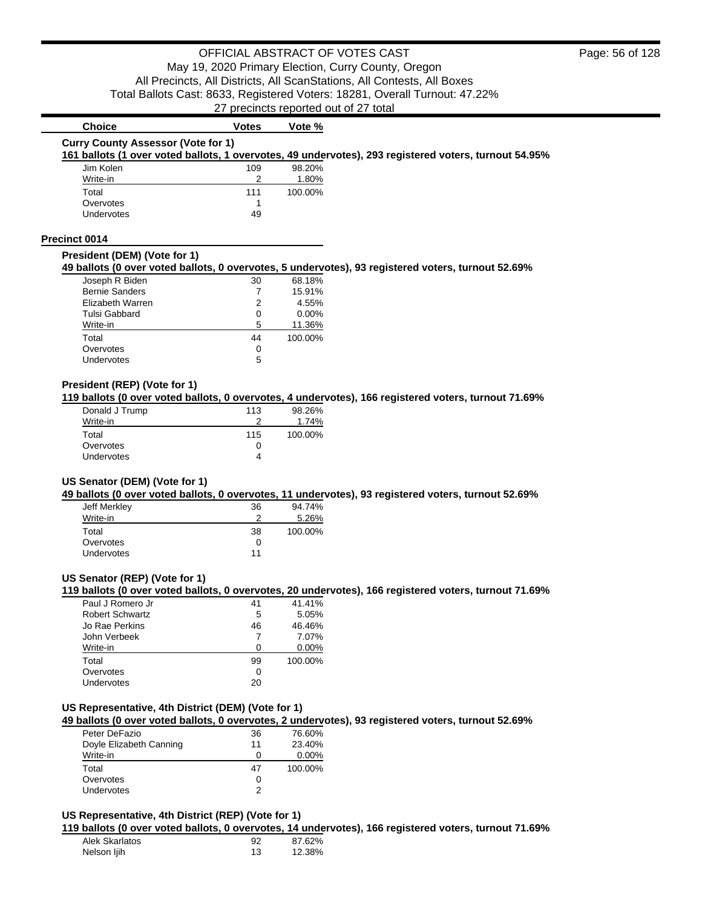| Choice | Votes | Vote % |
|---|---|---|

**Curry County Assessor (Vote for 1)**

**161 ballots (1 over voted ballots, 1 overvotes, 49 undervotes), 293 registered voters, turnout 54.95%**

| Choice | Votes | Vote % |
|---|---|---|
| Jim Kolen | 109 | 98.20% |
| Write-in | 2 | 1.80% |
| Total | 111 | 100.00% |
| Overvotes | 1 | |
| Undervotes | 49 | |

## Precinct 0014

**President (DEM) (Vote for 1)**

**49 ballots (0 over voted ballots, 0 overvotes, 5 undervotes), 93 registered voters, turnout 52.69%**

| Choice | Votes | Vote % |
|---|---|---|
| Joseph R Biden | 30 | 68.18% |
| Bernie Sanders | 7 | 15.91% |
| Elizabeth Warren | 2 | 4.55% |
| Tulsi Gabbard | 0 | 0.00% |
| Write-in | 5 | 11.36% |
| Total | 44 | 100.00% |
| Overvotes | 0 | |
| Undervotes | 5 | |

**President (REP) (Vote for 1)**

**119 ballots (0 over voted ballots, 0 overvotes, 4 undervotes), 166 registered voters, turnout 71.69%**

| Choice | Votes | Vote % |
|---|---|---|
| Donald J Trump | 113 | 98.26% |
| Write-in | 2 | 1.74% |
| Total | 115 | 100.00% |
| Overvotes | 0 | |
| Undervotes | 4 | |

**US Senator (DEM) (Vote for 1)**

**49 ballots (0 over voted ballots, 0 overvotes, 11 undervotes), 93 registered voters, turnout 52.69%**

| Choice | Votes | Vote % |
|---|---|---|
| Jeff Merkley | 36 | 94.74% |
| Write-in | 2 | 5.26% |
| Total | 38 | 100.00% |
| Overvotes | 0 | |
| Undervotes | 11 | |

**US Senator (REP) (Vote for 1)**

**119 ballots (0 over voted ballots, 0 overvotes, 20 undervotes), 166 registered voters, turnout 71.69%**

| Choice | Votes | Vote % |
|---|---|---|
| Paul J Romero Jr | 41 | 41.41% |
| Robert Schwartz | 5 | 5.05% |
| Jo Rae Perkins | 46 | 46.46% |
| John Verbeek | 7 | 7.07% |
| Write-in | 0 | 0.00% |
| Total | 99 | 100.00% |
| Overvotes | 0 | |
| Undervotes | 20 | |

**US Representative, 4th District (DEM) (Vote for 1)**

**49 ballots (0 over voted ballots, 0 overvotes, 2 undervotes), 93 registered voters, turnout 52.69%**

| Choice | Votes | Vote % |
|---|---|---|
| Peter DeFazio | 36 | 76.60% |
| Doyle Elizabeth Canning | 11 | 23.40% |
| Write-in | 0 | 0.00% |
| Total | 47 | 100.00% |
| Overvotes | 0 | |
| Undervotes | 2 | |

**US Representative, 4th District (REP) (Vote for 1)**

**119 ballots (0 over voted ballots, 0 overvotes, 14 undervotes), 166 registered voters, turnout 71.69%**

| Choice | Votes | Vote % |
|---|---|---|
| Alek Skarlatos | 92 | 87.62% |
| Nelson Ijih | 13 | 12.38% |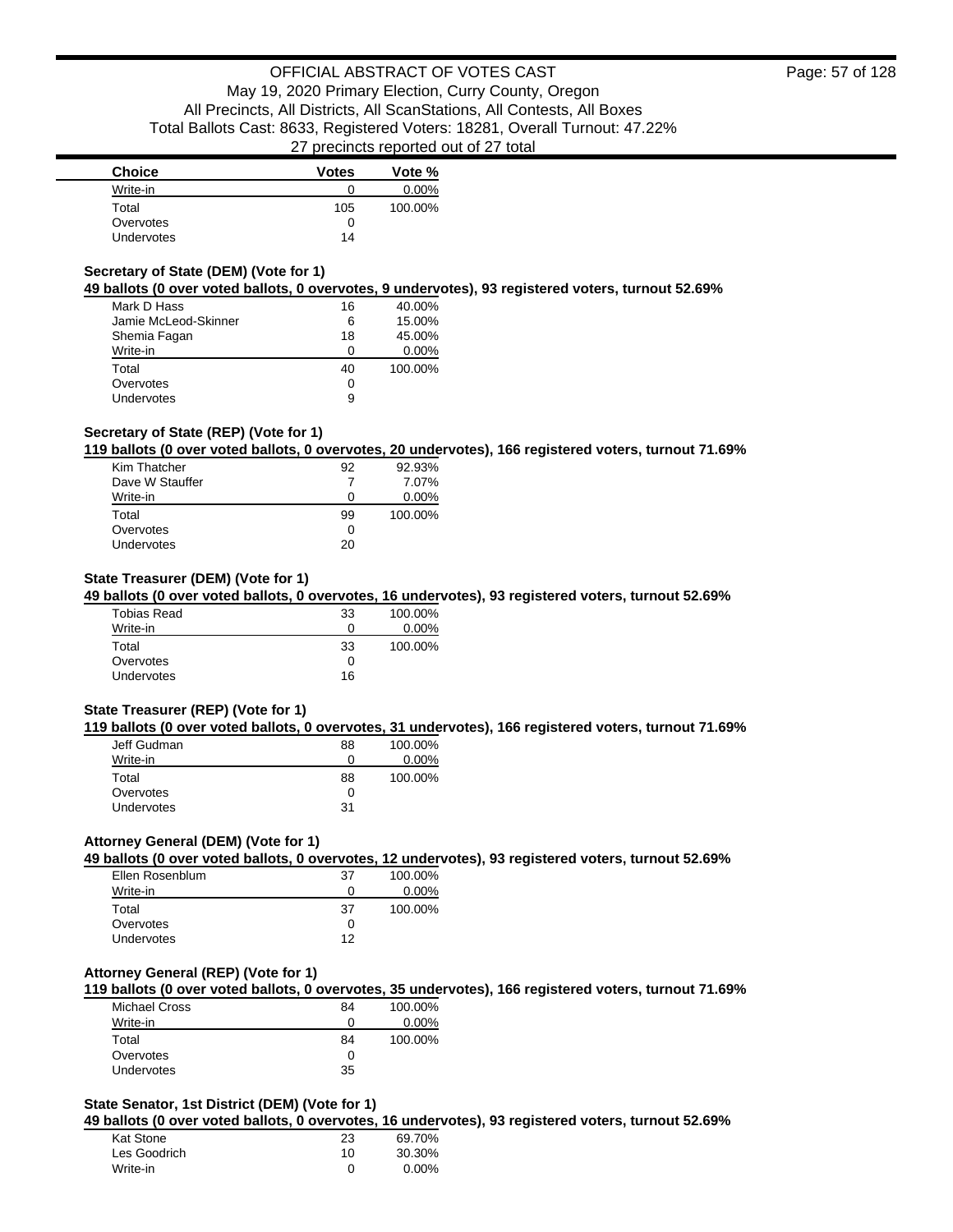| Choice | Votes | Vote % |
|---|---|---|
| Write-in | 0 | 0.00% |
| Total | 105 | 100.00% |
| Overvotes | 0 | |
| Undervotes | 14 | |

### Secretary of State (DEM) (Vote for 1)

**49 ballots (0 over voted ballots, 0 overvotes, 9 undervotes), 93 registered voters, turnout 52.69%**

| Choice | Votes | Vote % |
|---|---|---|
| Mark D Hass | 16 | 40.00% |
| Jamie McLeod-Skinner | 6 | 15.00% |
| Shemia Fagan | 18 | 45.00% |
| Write-in | 0 | 0.00% |
| Total | 40 | 100.00% |
| Overvotes | 0 | |
| Undervotes | 9 | |

### Secretary of State (REP) (Vote for 1)

**119 ballots (0 over voted ballots, 0 overvotes, 20 undervotes), 166 registered voters, turnout 71.69%**

| Choice | Votes | Vote % |
|---|---|---|
| Kim Thatcher | 92 | 92.93% |
| Dave W Stauffer | 7 | 7.07% |
| Write-in | 0 | 0.00% |
| Total | 99 | 100.00% |
| Overvotes | 0 | |
| Undervotes | 20 | |

### State Treasurer (DEM) (Vote for 1)

**49 ballots (0 over voted ballots, 0 overvotes, 16 undervotes), 93 registered voters, turnout 52.69%**

| Choice | Votes | Vote % |
|---|---|---|
| Tobias Read | 33 | 100.00% |
| Write-in | 0 | 0.00% |
| Total | 33 | 100.00% |
| Overvotes | 0 | |
| Undervotes | 16 | |

### State Treasurer (REP) (Vote for 1)

**119 ballots (0 over voted ballots, 0 overvotes, 31 undervotes), 166 registered voters, turnout 71.69%**

| Choice | Votes | Vote % |
|---|---|---|
| Jeff Gudman | 88 | 100.00% |
| Write-in | 0 | 0.00% |
| Total | 88 | 100.00% |
| Overvotes | 0 | |
| Undervotes | 31 | |

### Attorney General (DEM) (Vote for 1)

**49 ballots (0 over voted ballots, 0 overvotes, 12 undervotes), 93 registered voters, turnout 52.69%**

| Choice | Votes | Vote % |
|---|---|---|
| Ellen Rosenblum | 37 | 100.00% |
| Write-in | 0 | 0.00% |
| Total | 37 | 100.00% |
| Overvotes | 0 | |
| Undervotes | 12 | |

### Attorney General (REP) (Vote for 1)

**119 ballots (0 over voted ballots, 0 overvotes, 35 undervotes), 166 registered voters, turnout 71.69%**

| Choice | Votes | Vote % |
|---|---|---|
| Michael Cross | 84 | 100.00% |
| Write-in | 0 | 0.00% |
| Total | 84 | 100.00% |
| Overvotes | 0 | |
| Undervotes | 35 | |

### State Senator, 1st District (DEM) (Vote for 1)

**49 ballots (0 over voted ballots, 0 overvotes, 16 undervotes), 93 registered voters, turnout 52.69%**

| Choice | Votes | Vote % |
|---|---|---|
| Kat Stone | 23 | 69.70% |
| Les Goodrich | 10 | 30.30% |
| Write-in | 0 | 0.00% |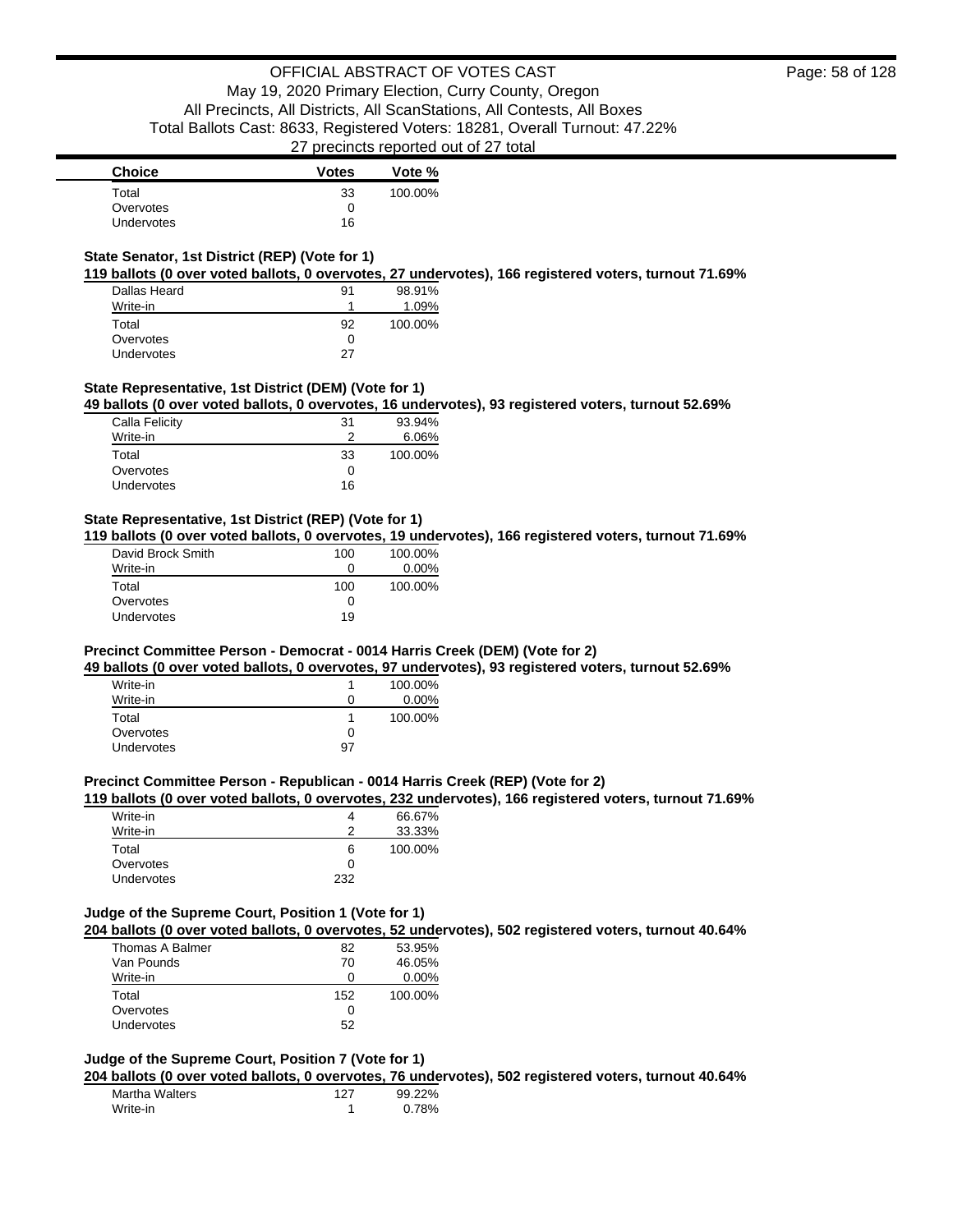| Choice | Votes | Vote % |
|---|---|---|
| Total | 33 | 100.00% |
| Overvotes | 0 | |
| Undervotes | 16 | |

### State Senator, 1st District (REP) (Vote for 1)

**119 ballots (0 over voted ballots, 0 overvotes, 27 undervotes), 166 registered voters, turnout 71.69%**

| Choice | Votes | Vote % |
|---|---|---|
| Dallas Heard | 91 | 98.91% |
| Write-in | 1 | 1.09% |
| Total | 92 | 100.00% |
| Overvotes | 0 | |
| Undervotes | 27 | |

### State Representative, 1st District (DEM) (Vote for 1)

**49 ballots (0 over voted ballots, 0 overvotes, 16 undervotes), 93 registered voters, turnout 52.69%**

| Choice | Votes | Vote % |
|---|---|---|
| Calla Felicity | 31 | 93.94% |
| Write-in | 2 | 6.06% |
| Total | 33 | 100.00% |
| Overvotes | 0 | |
| Undervotes | 16 | |

### State Representative, 1st District (REP) (Vote for 1)

**119 ballots (0 over voted ballots, 0 overvotes, 19 undervotes), 166 registered voters, turnout 71.69%**

| Choice | Votes | Vote % |
|---|---|---|
| David Brock Smith | 100 | 100.00% |
| Write-in | 0 | 0.00% |
| Total | 100 | 100.00% |
| Overvotes | 0 | |
| Undervotes | 19 | |

### Precinct Committee Person - Democrat - 0014 Harris Creek (DEM) (Vote for 2)

**49 ballots (0 over voted ballots, 0 overvotes, 97 undervotes), 93 registered voters, turnout 52.69%**

| Choice | Votes | Vote % |
|---|---|---|
| Write-in | 1 | 100.00% |
| Write-in | 0 | 0.00% |
| Total | 1 | 100.00% |
| Overvotes | 0 | |
| Undervotes | 97 | |

### Precinct Committee Person - Republican - 0014 Harris Creek (REP) (Vote for 2)

**119 ballots (0 over voted ballots, 0 overvotes, 232 undervotes), 166 registered voters, turnout 71.69%**

| Choice | Votes | Vote % |
|---|---|---|
| Write-in | 4 | 66.67% |
| Write-in | 2 | 33.33% |
| Total | 6 | 100.00% |
| Overvotes | 0 | |
| Undervotes | 232 | |

### Judge of the Supreme Court, Position 1 (Vote for 1)

**204 ballots (0 over voted ballots, 0 overvotes, 52 undervotes), 502 registered voters, turnout 40.64%**

| Choice | Votes | Vote % |
|---|---|---|
| Thomas A Balmer | 82 | 53.95% |
| Van Pounds | 70 | 46.05% |
| Write-in | 0 | 0.00% |
| Total | 152 | 100.00% |
| Overvotes | 0 | |
| Undervotes | 52 | |

### Judge of the Supreme Court, Position 7 (Vote for 1)

**204 ballots (0 over voted ballots, 0 overvotes, 76 undervotes), 502 registered voters, turnout 40.64%**

| Choice | Votes | Vote % |
|---|---|---|
| Martha Walters | 127 | 99.22% |
| Write-in | 1 | 0.78% |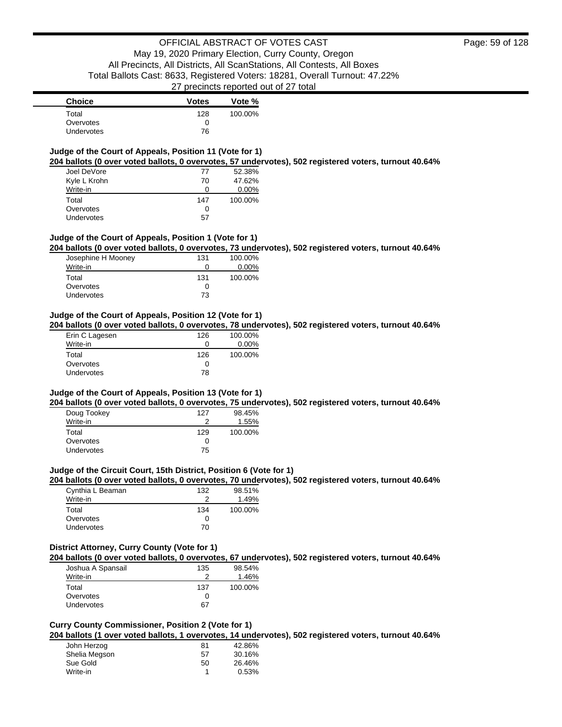| Choice | Votes | Vote % |
|---|---|---|
| Total | 128 | 100.00% |
| Overvotes | 0 | |
| Undervotes | 76 | |

### Judge of the Court of Appeals, Position 11 (Vote for 1)

**204 ballots (0 over voted ballots, 0 overvotes, 57 undervotes), 502 registered voters, turnout 40.64%**

| Choice | Votes | Vote % |
|---|---|---|
| Joel DeVore | 77 | 52.38% |
| Kyle L Krohn | 70 | 47.62% |
| Write-in | 0 | 0.00% |
| Total | 147 | 100.00% |
| Overvotes | 0 | |
| Undervotes | 57 | |

### Judge of the Court of Appeals, Position 1 (Vote for 1)

**204 ballots (0 over voted ballots, 0 overvotes, 73 undervotes), 502 registered voters, turnout 40.64%**

| Choice | Votes | Vote % |
|---|---|---|
| Josephine H Mooney | 131 | 100.00% |
| Write-in | 0 | 0.00% |
| Total | 131 | 100.00% |
| Overvotes | 0 | |
| Undervotes | 73 | |

### Judge of the Court of Appeals, Position 12 (Vote for 1)

**204 ballots (0 over voted ballots, 0 overvotes, 78 undervotes), 502 registered voters, turnout 40.64%**

| Choice | Votes | Vote % |
|---|---|---|
| Erin C Lagesen | 126 | 100.00% |
| Write-in | 0 | 0.00% |
| Total | 126 | 100.00% |
| Overvotes | 0 | |
| Undervotes | 78 | |

### Judge of the Court of Appeals, Position 13 (Vote for 1)

**204 ballots (0 over voted ballots, 0 overvotes, 75 undervotes), 502 registered voters, turnout 40.64%**

| Choice | Votes | Vote % |
|---|---|---|
| Doug Tookey | 127 | 98.45% |
| Write-in | 2 | 1.55% |
| Total | 129 | 100.00% |
| Overvotes | 0 | |
| Undervotes | 75 | |

### Judge of the Circuit Court, 15th District, Position 6 (Vote for 1)

**204 ballots (0 over voted ballots, 0 overvotes, 70 undervotes), 502 registered voters, turnout 40.64%**

| Choice | Votes | Vote % |
|---|---|---|
| Cynthia L Beaman | 132 | 98.51% |
| Write-in | 2 | 1.49% |
| Total | 134 | 100.00% |
| Overvotes | 0 | |
| Undervotes | 70 | |

### District Attorney, Curry County (Vote for 1)

**204 ballots (0 over voted ballots, 0 overvotes, 67 undervotes), 502 registered voters, turnout 40.64%**

| Choice | Votes | Vote % |
|---|---|---|
| Joshua A Spansail | 135 | 98.54% |
| Write-in | 2 | 1.46% |
| Total | 137 | 100.00% |
| Overvotes | 0 | |
| Undervotes | 67 | |

### Curry County Commissioner, Position 2 (Vote for 1)

**204 ballots (1 over voted ballots, 1 overvotes, 14 undervotes), 502 registered voters, turnout 40.64%**

| Choice | Votes | Vote % |
|---|---|---|
| John Herzog | 81 | 42.86% |
| Shelia Megson | 57 | 30.16% |
| Sue Gold | 50 | 26.46% |
| Write-in | 1 | 0.53% |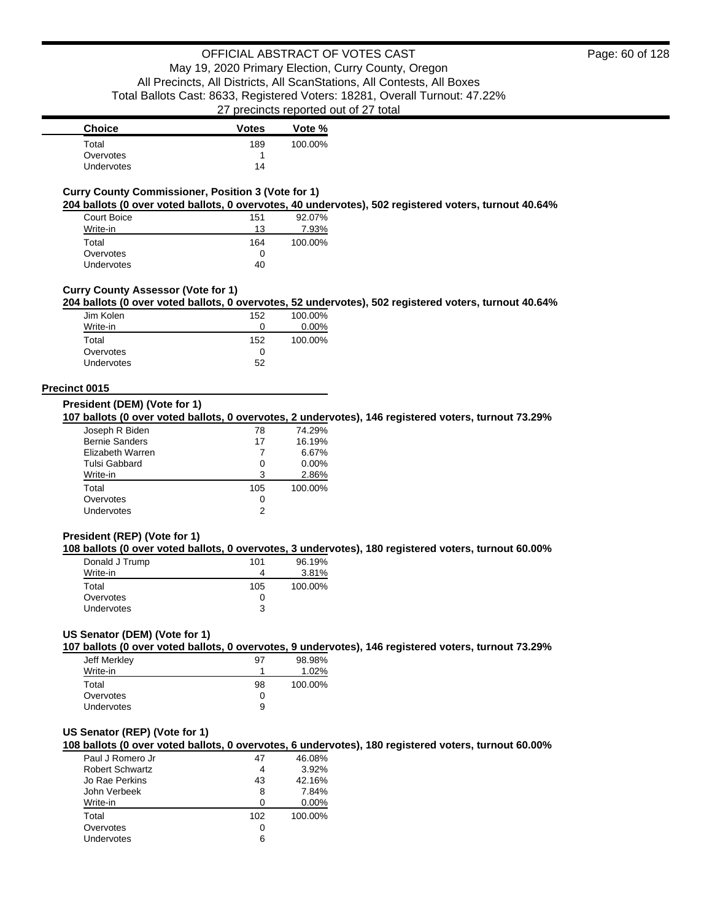| Choice | Votes | Vote % |
|---|---|---|
| Total | 189 | 100.00% |
| Overvotes | 1 | |
| Undervotes | 14 | |

### Curry County Commissioner, Position 3 (Vote for 1)

**204 ballots (0 over voted ballots, 0 overvotes, 40 undervotes), 502 registered voters, turnout 40.64%**

| Choice | Votes | Vote % |
|---|---|---|
| Court Boice | 151 | 92.07% |
| Write-in | 13 | 7.93% |
| Total | 164 | 100.00% |
| Overvotes | 0 | |
| Undervotes | 40 | |

### Curry County Assessor (Vote for 1)

**204 ballots (0 over voted ballots, 0 overvotes, 52 undervotes), 502 registered voters, turnout 40.64%**

| Choice | Votes | Vote % |
|---|---|---|
| Jim Kolen | 152 | 100.00% |
| Write-in | 0 | 0.00% |
| Total | 152 | 100.00% |
| Overvotes | 0 | |
| Undervotes | 52 | |

## Precinct 0015

### President (DEM) (Vote for 1)

**107 ballots (0 over voted ballots, 0 overvotes, 2 undervotes), 146 registered voters, turnout 73.29%**

| Choice | Votes | Vote % |
|---|---|---|
| Joseph R Biden | 78 | 74.29% |
| Bernie Sanders | 17 | 16.19% |
| Elizabeth Warren | 7 | 6.67% |
| Tulsi Gabbard | 0 | 0.00% |
| Write-in | 3 | 2.86% |
| Total | 105 | 100.00% |
| Overvotes | 0 | |
| Undervotes | 2 | |

### President (REP) (Vote for 1)

**108 ballots (0 over voted ballots, 0 overvotes, 3 undervotes), 180 registered voters, turnout 60.00%**

| Choice | Votes | Vote % |
|---|---|---|
| Donald J Trump | 101 | 96.19% |
| Write-in | 4 | 3.81% |
| Total | 105 | 100.00% |
| Overvotes | 0 | |
| Undervotes | 3 | |

### US Senator (DEM) (Vote for 1)

**107 ballots (0 over voted ballots, 0 overvotes, 9 undervotes), 146 registered voters, turnout 73.29%**

| Choice | Votes | Vote % |
|---|---|---|
| Jeff Merkley | 97 | 98.98% |
| Write-in | 1 | 1.02% |
| Total | 98 | 100.00% |
| Overvotes | 0 | |
| Undervotes | 9 | |

### US Senator (REP) (Vote for 1)

**108 ballots (0 over voted ballots, 0 overvotes, 6 undervotes), 180 registered voters, turnout 60.00%**

| Choice | Votes | Vote % |
|---|---|---|
| Paul J Romero Jr | 47 | 46.08% |
| Robert Schwartz | 4 | 3.92% |
| Jo Rae Perkins | 43 | 42.16% |
| John Verbeek | 8 | 7.84% |
| Write-in | 0 | 0.00% |
| Total | 102 | 100.00% |
| Overvotes | 0 | |
| Undervotes | 6 | |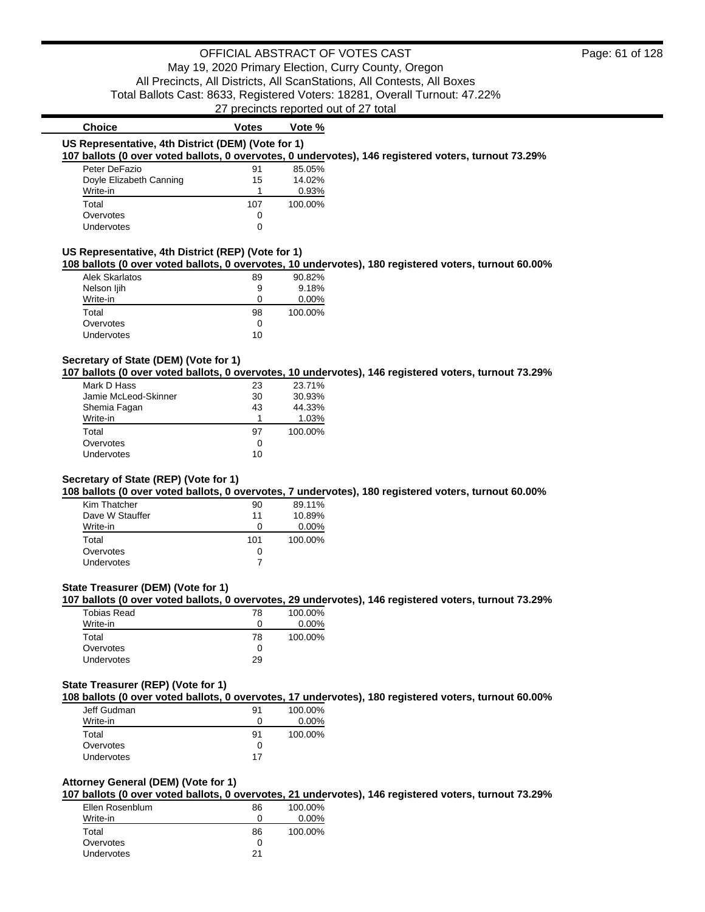OFFICIAL ABSTRACT OF VOTES CAST
May 19, 2020 Primary Election, Curry County, Oregon
All Precincts, All Districts, All ScanStations, All Contests, All Boxes
Total Ballots Cast: 8633, Registered Voters: 18281, Overall Turnout: 47.22%
27 precincts reported out of 27 total

### US Representative, 4th District (DEM) (Vote for 1)

**107 ballots (0 over voted ballots, 0 overvotes, 0 undervotes), 146 registered voters, turnout 73.29%**

| Choice | Votes | Vote % |
|---|---|---|
| Peter DeFazio | 91 | 85.05% |
| Doyle Elizabeth Canning | 15 | 14.02% |
| Write-in | 1 | 0.93% |
| Total | 107 | 100.00% |
| Overvotes | 0 | |
| Undervotes | 0 | |

### US Representative, 4th District (REP) (Vote for 1)

**108 ballots (0 over voted ballots, 0 overvotes, 10 undervotes), 180 registered voters, turnout 60.00%**

| Choice | Votes | Vote % |
|---|---|---|
| Alek Skarlatos | 89 | 90.82% |
| Nelson Ijih | 9 | 9.18% |
| Write-in | 0 | 0.00% |
| Total | 98 | 100.00% |
| Overvotes | 0 | |
| Undervotes | 10 | |

### Secretary of State (DEM) (Vote for 1)

**107 ballots (0 over voted ballots, 0 overvotes, 10 undervotes), 146 registered voters, turnout 73.29%**

| Choice | Votes | Vote % |
|---|---|---|
| Mark D Hass | 23 | 23.71% |
| Jamie McLeod-Skinner | 30 | 30.93% |
| Shemia Fagan | 43 | 44.33% |
| Write-in | 1 | 1.03% |
| Total | 97 | 100.00% |
| Overvotes | 0 | |
| Undervotes | 10 | |

### Secretary of State (REP) (Vote for 1)

**108 ballots (0 over voted ballots, 0 overvotes, 7 undervotes), 180 registered voters, turnout 60.00%**

| Choice | Votes | Vote % |
|---|---|---|
| Kim Thatcher | 90 | 89.11% |
| Dave W Stauffer | 11 | 10.89% |
| Write-in | 0 | 0.00% |
| Total | 101 | 100.00% |
| Overvotes | 0 | |
| Undervotes | 7 | |

### State Treasurer (DEM) (Vote for 1)

**107 ballots (0 over voted ballots, 0 overvotes, 29 undervotes), 146 registered voters, turnout 73.29%**

| Choice | Votes | Vote % |
|---|---|---|
| Tobias Read | 78 | 100.00% |
| Write-in | 0 | 0.00% |
| Total | 78 | 100.00% |
| Overvotes | 0 | |
| Undervotes | 29 | |

### State Treasurer (REP) (Vote for 1)

**108 ballots (0 over voted ballots, 0 overvotes, 17 undervotes), 180 registered voters, turnout 60.00%**

| Choice | Votes | Vote % |
|---|---|---|
| Jeff Gudman | 91 | 100.00% |
| Write-in | 0 | 0.00% |
| Total | 91 | 100.00% |
| Overvotes | 0 | |
| Undervotes | 17 | |

### Attorney General (DEM) (Vote for 1)

**107 ballots (0 over voted ballots, 0 overvotes, 21 undervotes), 146 registered voters, turnout 73.29%**

| Choice | Votes | Vote % |
|---|---|---|
| Ellen Rosenblum | 86 | 100.00% |
| Write-in | 0 | 0.00% |
| Total | 86 | 100.00% |
| Overvotes | 0 | |
| Undervotes | 21 | |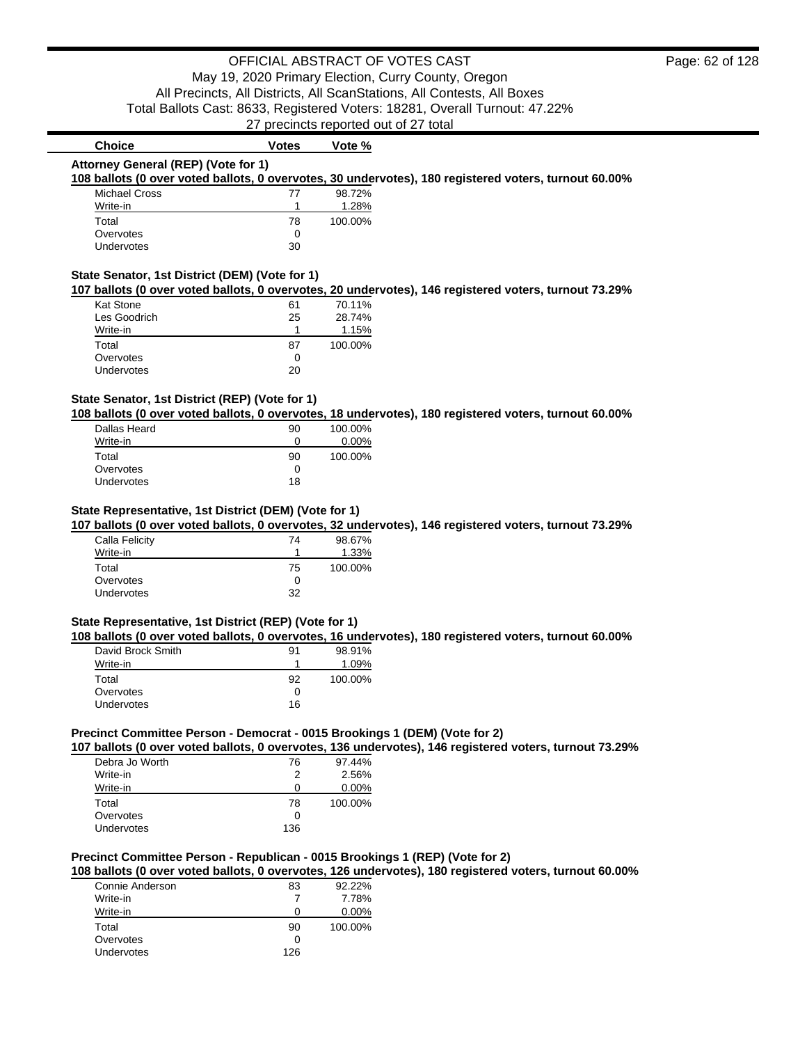OFFICIAL ABSTRACT OF VOTES CAST
May 19, 2020 Primary Election, Curry County, Oregon
All Precincts, All Districts, All ScanStations, All Contests, All Boxes
Total Ballots Cast: 8633, Registered Voters: 18281, Overall Turnout: 47.22%
27 precincts reported out of 27 total

### Attorney General (REP) (Vote for 1)

**108 ballots (0 over voted ballots, 0 overvotes, 30 undervotes), 180 registered voters, turnout 60.00%**

| Choice | Votes | Vote % |
|---|---|---|
| Michael Cross | 77 | 98.72% |
| Write-in | 1 | 1.28% |
| Total | 78 | 100.00% |
| Overvotes | 0 | |
| Undervotes | 30 | |

### State Senator, 1st District (DEM) (Vote for 1)

**107 ballots (0 over voted ballots, 0 overvotes, 20 undervotes), 146 registered voters, turnout 73.29%**

| Choice | Votes | Vote % |
|---|---|---|
| Kat Stone | 61 | 70.11% |
| Les Goodrich | 25 | 28.74% |
| Write-in | 1 | 1.15% |
| Total | 87 | 100.00% |
| Overvotes | 0 | |
| Undervotes | 20 | |

### State Senator, 1st District (REP) (Vote for 1)

**108 ballots (0 over voted ballots, 0 overvotes, 18 undervotes), 180 registered voters, turnout 60.00%**

| Choice | Votes | Vote % |
|---|---|---|
| Dallas Heard | 90 | 100.00% |
| Write-in | 0 | 0.00% |
| Total | 90 | 100.00% |
| Overvotes | 0 | |
| Undervotes | 18 | |

### State Representative, 1st District (DEM) (Vote for 1)

**107 ballots (0 over voted ballots, 0 overvotes, 32 undervotes), 146 registered voters, turnout 73.29%**

| Choice | Votes | Vote % |
|---|---|---|
| Calla Felicity | 74 | 98.67% |
| Write-in | 1 | 1.33% |
| Total | 75 | 100.00% |
| Overvotes | 0 | |
| Undervotes | 32 | |

### State Representative, 1st District (REP) (Vote for 1)

**108 ballots (0 over voted ballots, 0 overvotes, 16 undervotes), 180 registered voters, turnout 60.00%**

| Choice | Votes | Vote % |
|---|---|---|
| David Brock Smith | 91 | 98.91% |
| Write-in | 1 | 1.09% |
| Total | 92 | 100.00% |
| Overvotes | 0 | |
| Undervotes | 16 | |

### Precinct Committee Person - Democrat - 0015 Brookings 1 (DEM) (Vote for 2)

**107 ballots (0 over voted ballots, 0 overvotes, 136 undervotes), 146 registered voters, turnout 73.29%**

| Choice | Votes | Vote % |
|---|---|---|
| Debra Jo Worth | 76 | 97.44% |
| Write-in | 2 | 2.56% |
| Write-in | 0 | 0.00% |
| Total | 78 | 100.00% |
| Overvotes | 0 | |
| Undervotes | 136 | |

### Precinct Committee Person - Republican - 0015 Brookings 1 (REP) (Vote for 2)

**108 ballots (0 over voted ballots, 0 overvotes, 126 undervotes), 180 registered voters, turnout 60.00%**

| Choice | Votes | Vote % |
|---|---|---|
| Connie Anderson | 83 | 92.22% |
| Write-in | 7 | 7.78% |
| Write-in | 0 | 0.00% |
| Total | 90 | 100.00% |
| Overvotes | 0 | |
| Undervotes | 126 | |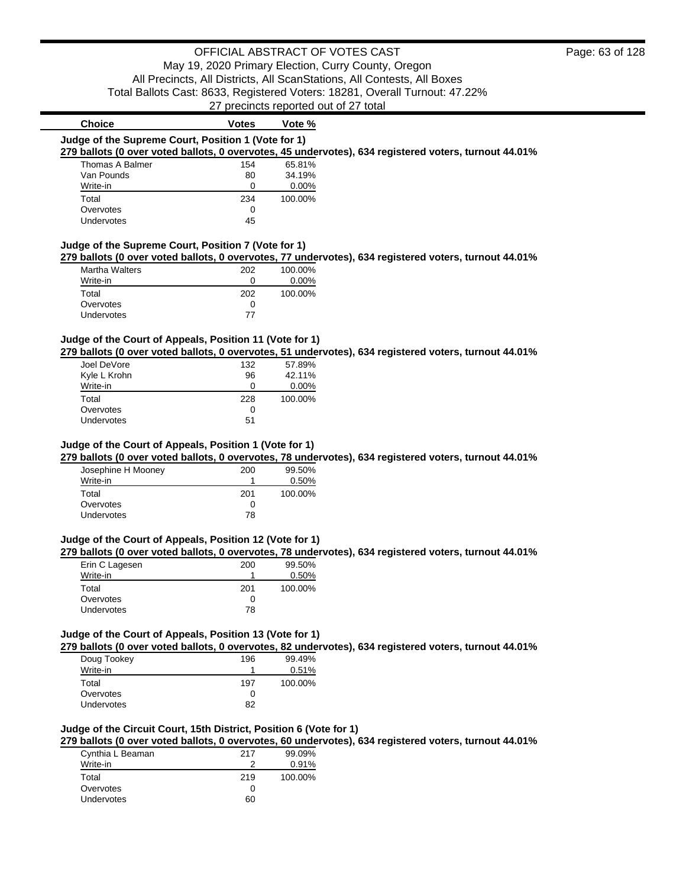OFFICIAL ABSTRACT OF VOTES CAST
May 19, 2020 Primary Election, Curry County, Oregon
All Precincts, All Districts, All ScanStations, All Contests, All Boxes
Total Ballots Cast: 8633, Registered Voters: 18281, Overall Turnout: 47.22%
27 precincts reported out of 27 total

### Judge of the Supreme Court, Position 1 (Vote for 1)

**279 ballots (0 over voted ballots, 0 overvotes, 45 undervotes), 634 registered voters, turnout 44.01%**

| Choice | Votes | Vote % |
|---|---|---|
| Thomas A Balmer | 154 | 65.81% |
| Van Pounds | 80 | 34.19% |
| Write-in | 0 | 0.00% |
| Total | 234 | 100.00% |
| Overvotes | 0 | |
| Undervotes | 45 | |

### Judge of the Supreme Court, Position 7 (Vote for 1)

**279 ballots (0 over voted ballots, 0 overvotes, 77 undervotes), 634 registered voters, turnout 44.01%**

| Choice | Votes | Vote % |
|---|---|---|
| Martha Walters | 202 | 100.00% |
| Write-in | 0 | 0.00% |
| Total | 202 | 100.00% |
| Overvotes | 0 | |
| Undervotes | 77 | |

### Judge of the Court of Appeals, Position 11 (Vote for 1)

**279 ballots (0 over voted ballots, 0 overvotes, 51 undervotes), 634 registered voters, turnout 44.01%**

| Choice | Votes | Vote % |
|---|---|---|
| Joel DeVore | 132 | 57.89% |
| Kyle L Krohn | 96 | 42.11% |
| Write-in | 0 | 0.00% |
| Total | 228 | 100.00% |
| Overvotes | 0 | |
| Undervotes | 51 | |

### Judge of the Court of Appeals, Position 1 (Vote for 1)

**279 ballots (0 over voted ballots, 0 overvotes, 78 undervotes), 634 registered voters, turnout 44.01%**

| Choice | Votes | Vote % |
|---|---|---|
| Josephine H Mooney | 200 | 99.50% |
| Write-in | 1 | 0.50% |
| Total | 201 | 100.00% |
| Overvotes | 0 | |
| Undervotes | 78 | |

### Judge of the Court of Appeals, Position 12 (Vote for 1)

**279 ballots (0 over voted ballots, 0 overvotes, 78 undervotes), 634 registered voters, turnout 44.01%**

| Choice | Votes | Vote % |
|---|---|---|
| Erin C Lagesen | 200 | 99.50% |
| Write-in | 1 | 0.50% |
| Total | 201 | 100.00% |
| Overvotes | 0 | |
| Undervotes | 78 | |

### Judge of the Court of Appeals, Position 13 (Vote for 1)

**279 ballots (0 over voted ballots, 0 overvotes, 82 undervotes), 634 registered voters, turnout 44.01%**

| Choice | Votes | Vote % |
|---|---|---|
| Doug Tookey | 196 | 99.49% |
| Write-in | 1 | 0.51% |
| Total | 197 | 100.00% |
| Overvotes | 0 | |
| Undervotes | 82 | |

### Judge of the Circuit Court, 15th District, Position 6 (Vote for 1)

**279 ballots (0 over voted ballots, 0 overvotes, 60 undervotes), 634 registered voters, turnout 44.01%**

| Choice | Votes | Vote % |
|---|---|---|
| Cynthia L Beaman | 217 | 99.09% |
| Write-in | 2 | 0.91% |
| Total | 219 | 100.00% |
| Overvotes | 0 | |
| Undervotes | 60 | |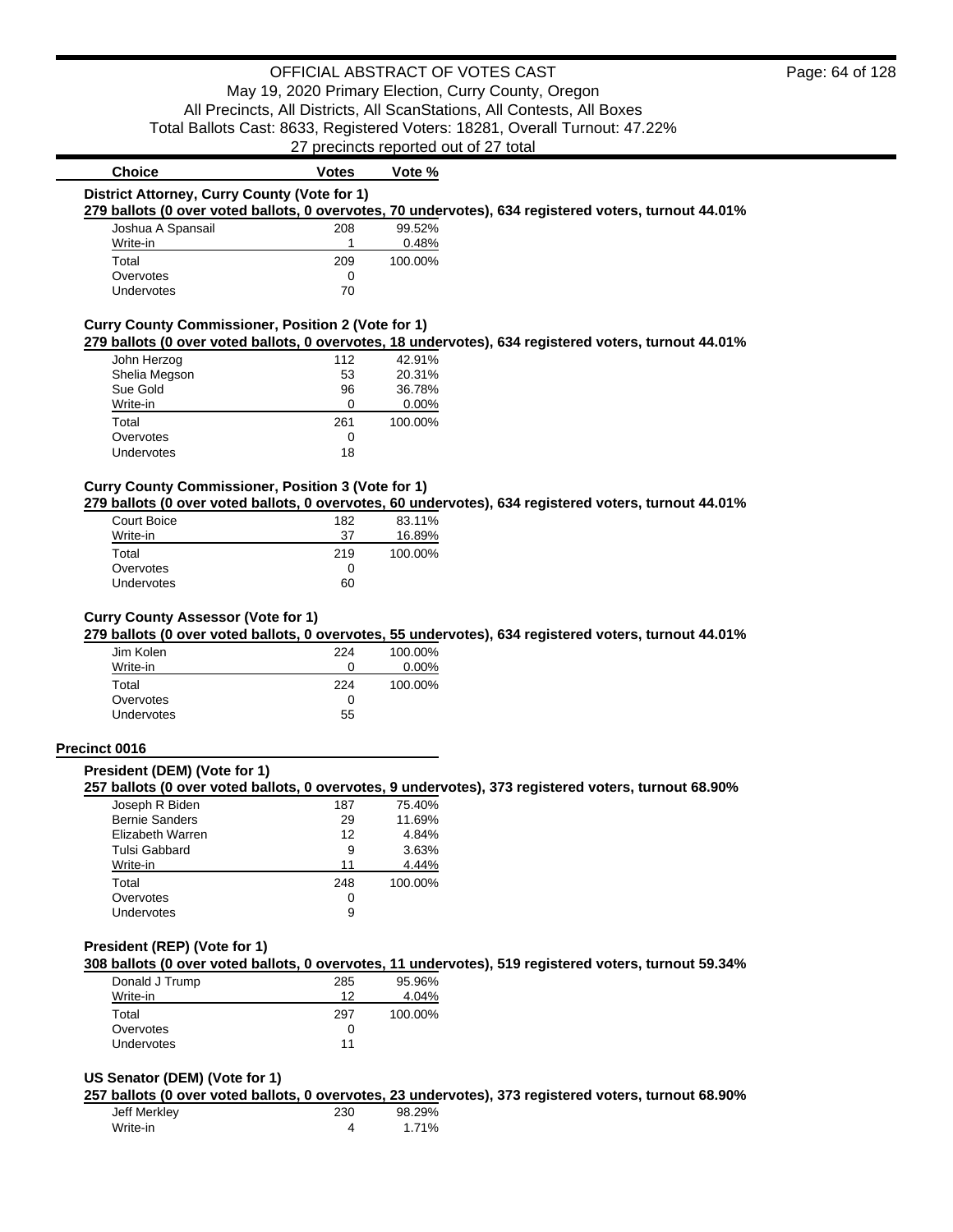| Choice | Votes | Vote % |
|---|---|---|

**District Attorney, Curry County (Vote for 1)**

**279 ballots (0 over voted ballots, 0 overvotes, 70 undervotes), 634 registered voters, turnout 44.01%**

| Choice | Votes | Vote % |
|---|---|---|
| Joshua A Spansail | 208 | 99.52% |
| Write-in | 1 | 0.48% |
| Total | 209 | 100.00% |
| Overvotes | 0 | |
| Undervotes | 70 | |

**Curry County Commissioner, Position 2 (Vote for 1)**

**279 ballots (0 over voted ballots, 0 overvotes, 18 undervotes), 634 registered voters, turnout 44.01%**

| Choice | Votes | Vote % |
|---|---|---|
| John Herzog | 112 | 42.91% |
| Shelia Megson | 53 | 20.31% |
| Sue Gold | 96 | 36.78% |
| Write-in | 0 | 0.00% |
| Total | 261 | 100.00% |
| Overvotes | 0 | |
| Undervotes | 18 | |

**Curry County Commissioner, Position 3 (Vote for 1)**

**279 ballots (0 over voted ballots, 0 overvotes, 60 undervotes), 634 registered voters, turnout 44.01%**

| Choice | Votes | Vote % |
|---|---|---|
| Court Boice | 182 | 83.11% |
| Write-in | 37 | 16.89% |
| Total | 219 | 100.00% |
| Overvotes | 0 | |
| Undervotes | 60 | |

**Curry County Assessor (Vote for 1)**

**279 ballots (0 over voted ballots, 0 overvotes, 55 undervotes), 634 registered voters, turnout 44.01%**

| Choice | Votes | Vote % |
|---|---|---|
| Jim Kolen | 224 | 100.00% |
| Write-in | 0 | 0.00% |
| Total | 224 | 100.00% |
| Overvotes | 0 | |
| Undervotes | 55 | |

## Precinct 0016

**President (DEM) (Vote for 1)**

**257 ballots (0 over voted ballots, 0 overvotes, 9 undervotes), 373 registered voters, turnout 68.90%**

| Choice | Votes | Vote % |
|---|---|---|
| Joseph R Biden | 187 | 75.40% |
| Bernie Sanders | 29 | 11.69% |
| Elizabeth Warren | 12 | 4.84% |
| Tulsi Gabbard | 9 | 3.63% |
| Write-in | 11 | 4.44% |
| Total | 248 | 100.00% |
| Overvotes | 0 | |
| Undervotes | 9 | |

**President (REP) (Vote for 1)**

**308 ballots (0 over voted ballots, 0 overvotes, 11 undervotes), 519 registered voters, turnout 59.34%**

| Choice | Votes | Vote % |
|---|---|---|
| Donald J Trump | 285 | 95.96% |
| Write-in | 12 | 4.04% |
| Total | 297 | 100.00% |
| Overvotes | 0 | |
| Undervotes | 11 | |

**US Senator (DEM) (Vote for 1)**

**257 ballots (0 over voted ballots, 0 overvotes, 23 undervotes), 373 registered voters, turnout 68.90%**

| Choice | Votes | Vote % |
|---|---|---|
| Jeff Merkley | 230 | 98.29% |
| Write-in | 4 | 1.71% |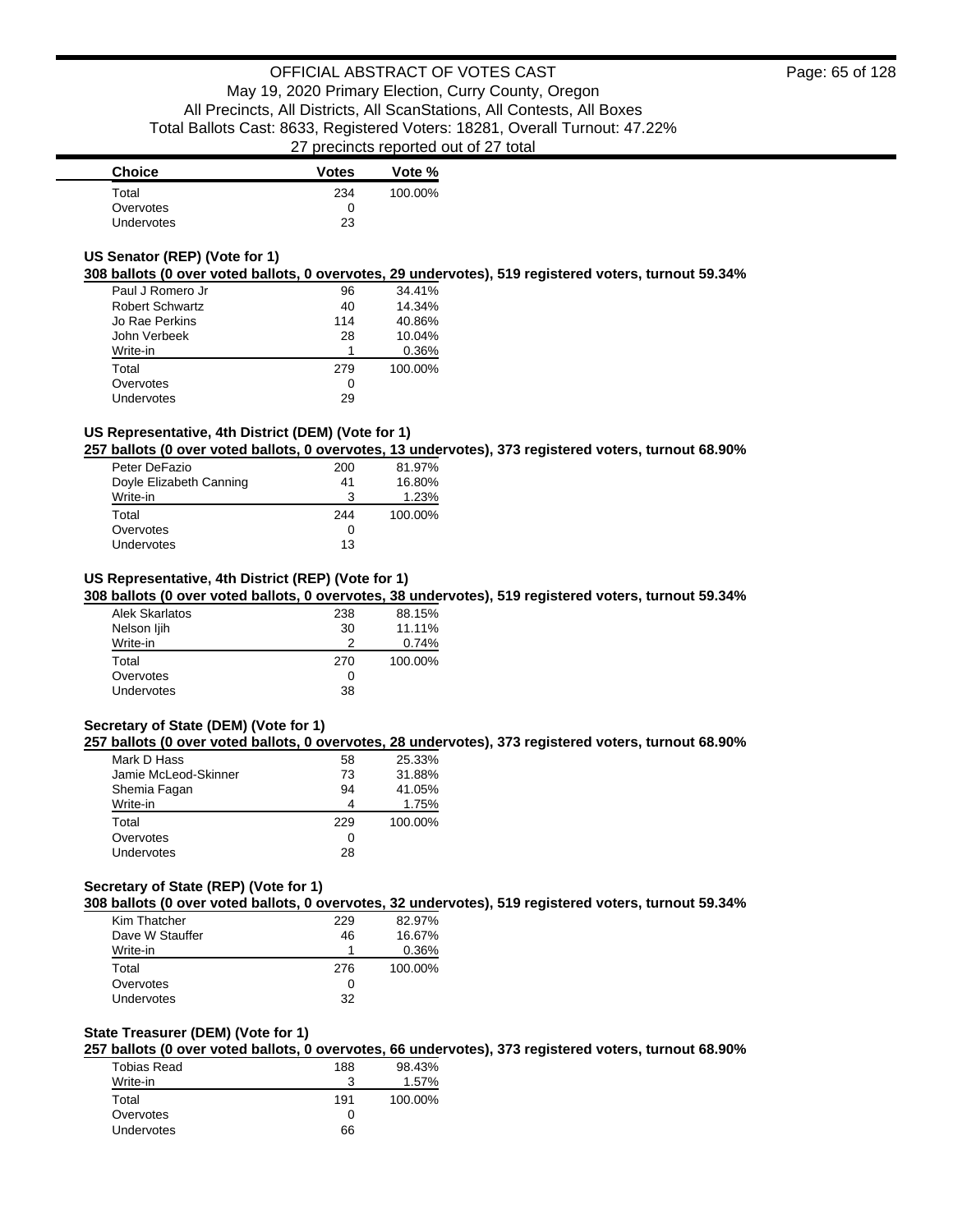| Choice | Votes | Vote % |
| --- | --- | --- |
| Total | 234 | 100.00% |
| Overvotes | 0 | |
| Undervotes | 23 | |

### US Senator (REP) (Vote for 1)

**308 ballots (0 over voted ballots, 0 overvotes, 29 undervotes), 519 registered voters, turnout 59.34%**

| Choice | Votes | Vote % |
| --- | --- | --- |
| Paul J Romero Jr | 96 | 34.41% |
| Robert Schwartz | 40 | 14.34% |
| Jo Rae Perkins | 114 | 40.86% |
| John Verbeek | 28 | 10.04% |
| Write-in | 1 | 0.36% |
| Total | 279 | 100.00% |
| Overvotes | 0 | |
| Undervotes | 29 | |

### US Representative, 4th District (DEM) (Vote for 1)

**257 ballots (0 over voted ballots, 0 overvotes, 13 undervotes), 373 registered voters, turnout 68.90%**

| Choice | Votes | Vote % |
| --- | --- | --- |
| Peter DeFazio | 200 | 81.97% |
| Doyle Elizabeth Canning | 41 | 16.80% |
| Write-in | 3 | 1.23% |
| Total | 244 | 100.00% |
| Overvotes | 0 | |
| Undervotes | 13 | |

### US Representative, 4th District (REP) (Vote for 1)

**308 ballots (0 over voted ballots, 0 overvotes, 38 undervotes), 519 registered voters, turnout 59.34%**

| Choice | Votes | Vote % |
| --- | --- | --- |
| Alek Skarlatos | 238 | 88.15% |
| Nelson Ijih | 30 | 11.11% |
| Write-in | 2 | 0.74% |
| Total | 270 | 100.00% |
| Overvotes | 0 | |
| Undervotes | 38 | |

### Secretary of State (DEM) (Vote for 1)

**257 ballots (0 over voted ballots, 0 overvotes, 28 undervotes), 373 registered voters, turnout 68.90%**

| Choice | Votes | Vote % |
| --- | --- | --- |
| Mark D Hass | 58 | 25.33% |
| Jamie McLeod-Skinner | 73 | 31.88% |
| Shemia Fagan | 94 | 41.05% |
| Write-in | 4 | 1.75% |
| Total | 229 | 100.00% |
| Overvotes | 0 | |
| Undervotes | 28 | |

### Secretary of State (REP) (Vote for 1)

**308 ballots (0 over voted ballots, 0 overvotes, 32 undervotes), 519 registered voters, turnout 59.34%**

| Choice | Votes | Vote % |
| --- | --- | --- |
| Kim Thatcher | 229 | 82.97% |
| Dave W Stauffer | 46 | 16.67% |
| Write-in | 1 | 0.36% |
| Total | 276 | 100.00% |
| Overvotes | 0 | |
| Undervotes | 32 | |

### State Treasurer (DEM) (Vote for 1)

**257 ballots (0 over voted ballots, 0 overvotes, 66 undervotes), 373 registered voters, turnout 68.90%**

| Choice | Votes | Vote % |
| --- | --- | --- |
| Tobias Read | 188 | 98.43% |
| Write-in | 3 | 1.57% |
| Total | 191 | 100.00% |
| Overvotes | 0 | |
| Undervotes | 66 | |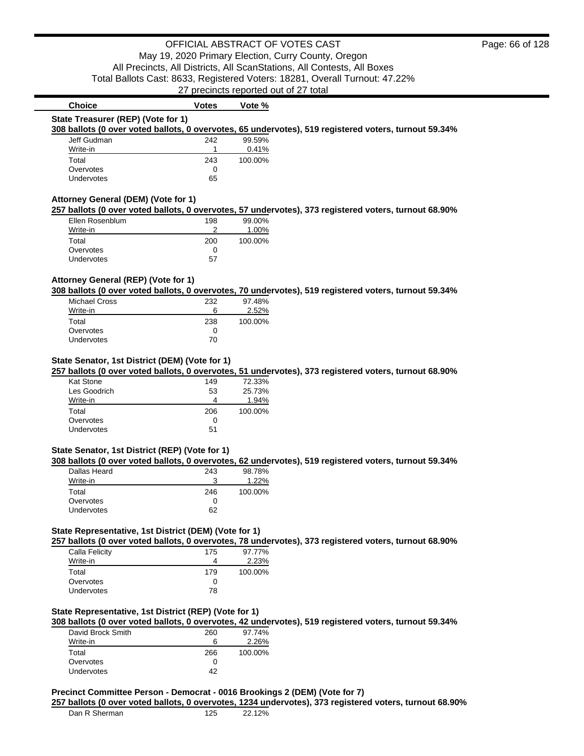OFFICIAL ABSTRACT OF VOTES CAST
May 19, 2020 Primary Election, Curry County, Oregon
All Precincts, All Districts, All ScanStations, All Contests, All Boxes
Total Ballots Cast: 8633, Registered Voters: 18281, Overall Turnout: 47.22%
27 precincts reported out of 27 total

| Choice | Votes | Vote % |
|---|---|---|

**State Treasurer (REP) (Vote for 1)**

**308 ballots (0 over voted ballots, 0 overvotes, 65 undervotes), 519 registered voters, turnout 59.34%**

| Choice | Votes | Vote % |
|---|---|---|
| Jeff Gudman | 242 | 99.59% |
| Write-in | 1 | 0.41% |
| Total | 243 | 100.00% |
| Overvotes | 0 | |
| Undervotes | 65 | |

**Attorney General (DEM) (Vote for 1)**

**257 ballots (0 over voted ballots, 0 overvotes, 57 undervotes), 373 registered voters, turnout 68.90%**

| Choice | Votes | Vote % |
|---|---|---|
| Ellen Rosenblum | 198 | 99.00% |
| Write-in | 2 | 1.00% |
| Total | 200 | 100.00% |
| Overvotes | 0 | |
| Undervotes | 57 | |

**Attorney General (REP) (Vote for 1)**

**308 ballots (0 over voted ballots, 0 overvotes, 70 undervotes), 519 registered voters, turnout 59.34%**

| Choice | Votes | Vote % |
|---|---|---|
| Michael Cross | 232 | 97.48% |
| Write-in | 6 | 2.52% |
| Total | 238 | 100.00% |
| Overvotes | 0 | |
| Undervotes | 70 | |

**State Senator, 1st District (DEM) (Vote for 1)**

**257 ballots (0 over voted ballots, 0 overvotes, 51 undervotes), 373 registered voters, turnout 68.90%**

| Choice | Votes | Vote % |
|---|---|---|
| Kat Stone | 149 | 72.33% |
| Les Goodrich | 53 | 25.73% |
| Write-in | 4 | 1.94% |
| Total | 206 | 100.00% |
| Overvotes | 0 | |
| Undervotes | 51 | |

**State Senator, 1st District (REP) (Vote for 1)**

**308 ballots (0 over voted ballots, 0 overvotes, 62 undervotes), 519 registered voters, turnout 59.34%**

| Choice | Votes | Vote % |
|---|---|---|
| Dallas Heard | 243 | 98.78% |
| Write-in | 3 | 1.22% |
| Total | 246 | 100.00% |
| Overvotes | 0 | |
| Undervotes | 62 | |

**State Representative, 1st District (DEM) (Vote for 1)**

**257 ballots (0 over voted ballots, 0 overvotes, 78 undervotes), 373 registered voters, turnout 68.90%**

| Choice | Votes | Vote % |
|---|---|---|
| Calla Felicity | 175 | 97.77% |
| Write-in | 4 | 2.23% |
| Total | 179 | 100.00% |
| Overvotes | 0 | |
| Undervotes | 78 | |

**State Representative, 1st District (REP) (Vote for 1)**

**308 ballots (0 over voted ballots, 0 overvotes, 42 undervotes), 519 registered voters, turnout 59.34%**

| Choice | Votes | Vote % |
|---|---|---|
| David Brock Smith | 260 | 97.74% |
| Write-in | 6 | 2.26% |
| Total | 266 | 100.00% |
| Overvotes | 0 | |
| Undervotes | 42 | |

**Precinct Committee Person - Democrat - 0016 Brookings 2 (DEM) (Vote for 7)**

**257 ballots (0 over voted ballots, 0 overvotes, 1234 undervotes), 373 registered voters, turnout 68.90%**

| Choice | Votes | Vote % |
|---|---|---|
| Dan R Sherman | 125 | 22.12% |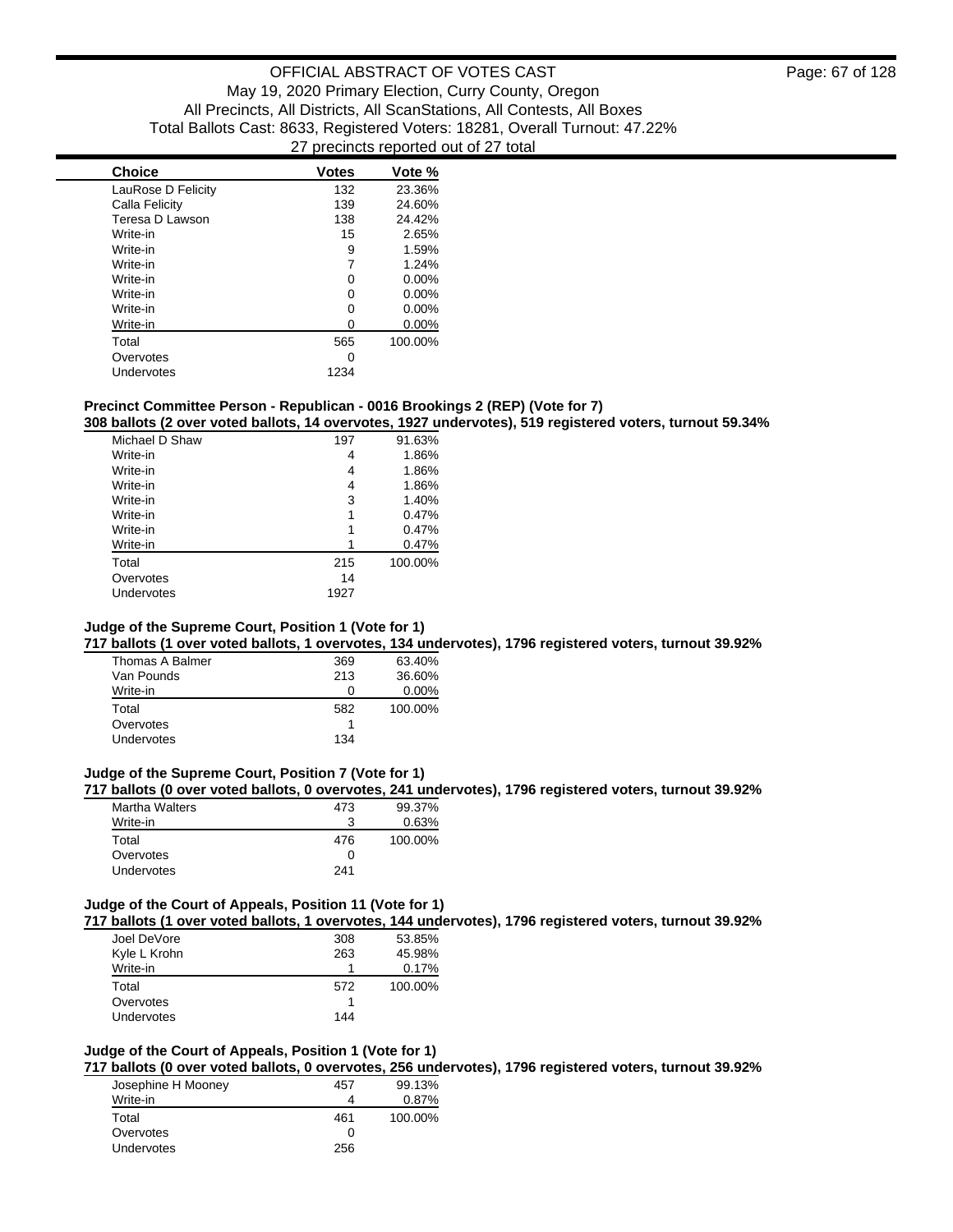| Choice | Votes | Vote % |
| --- | --- | --- |
| LauRose D Felicity | 132 | 23.36% |
| Calla Felicity | 139 | 24.60% |
| Teresa D Lawson | 138 | 24.42% |
| Write-in | 15 | 2.65% |
| Write-in | 9 | 1.59% |
| Write-in | 7 | 1.24% |
| Write-in | 0 | 0.00% |
| Write-in | 0 | 0.00% |
| Write-in | 0 | 0.00% |
| Write-in | 0 | 0.00% |
| Total | 565 | 100.00% |
| Overvotes | 0 | |
| Undervotes | 1234 | |

### Precinct Committee Person - Republican - 0016 Brookings 2 (REP) (Vote for 7)

**308 ballots (2 over voted ballots, 14 overvotes, 1927 undervotes), 519 registered voters, turnout 59.34%**

| Choice | Votes | Vote % |
| --- | --- | --- |
| Michael D Shaw | 197 | 91.63% |
| Write-in | 4 | 1.86% |
| Write-in | 4 | 1.86% |
| Write-in | 4 | 1.86% |
| Write-in | 3 | 1.40% |
| Write-in | 1 | 0.47% |
| Write-in | 1 | 0.47% |
| Write-in | 1 | 0.47% |
| Total | 215 | 100.00% |
| Overvotes | 14 | |
| Undervotes | 1927 | |

### Judge of the Supreme Court, Position 1 (Vote for 1)

**717 ballots (1 over voted ballots, 1 overvotes, 134 undervotes), 1796 registered voters, turnout 39.92%**

| Choice | Votes | Vote % |
| --- | --- | --- |
| Thomas A Balmer | 369 | 63.40% |
| Van Pounds | 213 | 36.60% |
| Write-in | 0 | 0.00% |
| Total | 582 | 100.00% |
| Overvotes | 1 | |
| Undervotes | 134 | |

### Judge of the Supreme Court, Position 7 (Vote for 1)

**717 ballots (0 over voted ballots, 0 overvotes, 241 undervotes), 1796 registered voters, turnout 39.92%**

| Choice | Votes | Vote % |
| --- | --- | --- |
| Martha Walters | 473 | 99.37% |
| Write-in | 3 | 0.63% |
| Total | 476 | 100.00% |
| Overvotes | 0 | |
| Undervotes | 241 | |

### Judge of the Court of Appeals, Position 11 (Vote for 1)

**717 ballots (1 over voted ballots, 1 overvotes, 144 undervotes), 1796 registered voters, turnout 39.92%**

| Choice | Votes | Vote % |
| --- | --- | --- |
| Joel DeVore | 308 | 53.85% |
| Kyle L Krohn | 263 | 45.98% |
| Write-in | 1 | 0.17% |
| Total | 572 | 100.00% |
| Overvotes | 1 | |
| Undervotes | 144 | |

### Judge of the Court of Appeals, Position 1 (Vote for 1)

**717 ballots (0 over voted ballots, 0 overvotes, 256 undervotes), 1796 registered voters, turnout 39.92%**

| Choice | Votes | Vote % |
| --- | --- | --- |
| Josephine H Mooney | 457 | 99.13% |
| Write-in | 4 | 0.87% |
| Total | 461 | 100.00% |
| Overvotes | 0 | |
| Undervotes | 256 | |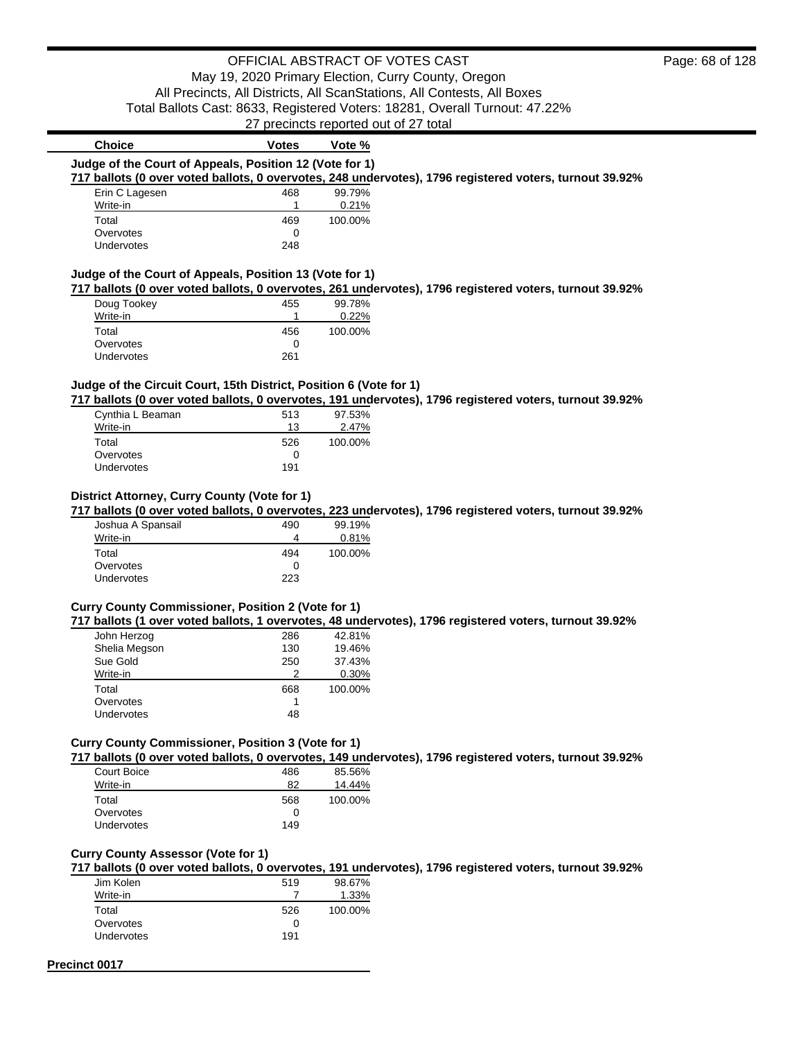| Choice | Votes | Vote % |
|---|---|---|

**Judge of the Court of Appeals, Position 12 (Vote for 1)**

**717 ballots (0 over voted ballots, 0 overvotes, 248 undervotes), 1796 registered voters, turnout 39.92%**

| Choice | Votes | Vote % |
|---|---|---|
| Erin C Lagesen | 468 | 99.79% |
| Write-in | 1 | 0.21% |
| Total | 469 | 100.00% |
| Overvotes | 0 | |
| Undervotes | 248 | |

**Judge of the Court of Appeals, Position 13 (Vote for 1)**

**717 ballots (0 over voted ballots, 0 overvotes, 261 undervotes), 1796 registered voters, turnout 39.92%**

| Choice | Votes | Vote % |
|---|---|---|
| Doug Tookey | 455 | 99.78% |
| Write-in | 1 | 0.22% |
| Total | 456 | 100.00% |
| Overvotes | 0 | |
| Undervotes | 261 | |

**Judge of the Circuit Court, 15th District, Position 6 (Vote for 1)**

**717 ballots (0 over voted ballots, 0 overvotes, 191 undervotes), 1796 registered voters, turnout 39.92%**

| Choice | Votes | Vote % |
|---|---|---|
| Cynthia L Beaman | 513 | 97.53% |
| Write-in | 13 | 2.47% |
| Total | 526 | 100.00% |
| Overvotes | 0 | |
| Undervotes | 191 | |

**District Attorney, Curry County (Vote for 1)**

**717 ballots (0 over voted ballots, 0 overvotes, 223 undervotes), 1796 registered voters, turnout 39.92%**

| Choice | Votes | Vote % |
|---|---|---|
| Joshua A Spansail | 490 | 99.19% |
| Write-in | 4 | 0.81% |
| Total | 494 | 100.00% |
| Overvotes | 0 | |
| Undervotes | 223 | |

**Curry County Commissioner, Position 2 (Vote for 1)**

**717 ballots (1 over voted ballots, 1 overvotes, 48 undervotes), 1796 registered voters, turnout 39.92%**

| Choice | Votes | Vote % |
|---|---|---|
| John Herzog | 286 | 42.81% |
| Shelia Megson | 130 | 19.46% |
| Sue Gold | 250 | 37.43% |
| Write-in | 2 | 0.30% |
| Total | 668 | 100.00% |
| Overvotes | 1 | |
| Undervotes | 48 | |

**Curry County Commissioner, Position 3 (Vote for 1)**

**717 ballots (0 over voted ballots, 0 overvotes, 149 undervotes), 1796 registered voters, turnout 39.92%**

| Choice | Votes | Vote % |
|---|---|---|
| Court Boice | 486 | 85.56% |
| Write-in | 82 | 14.44% |
| Total | 568 | 100.00% |
| Overvotes | 0 | |
| Undervotes | 149 | |

**Curry County Assessor (Vote for 1)**

**717 ballots (0 over voted ballots, 0 overvotes, 191 undervotes), 1796 registered voters, turnout 39.92%**

| Choice | Votes | Vote % |
|---|---|---|
| Jim Kolen | 519 | 98.67% |
| Write-in | 7 | 1.33% |
| Total | 526 | 100.00% |
| Overvotes | 0 | |
| Undervotes | 191 | |

**Precinct 0017**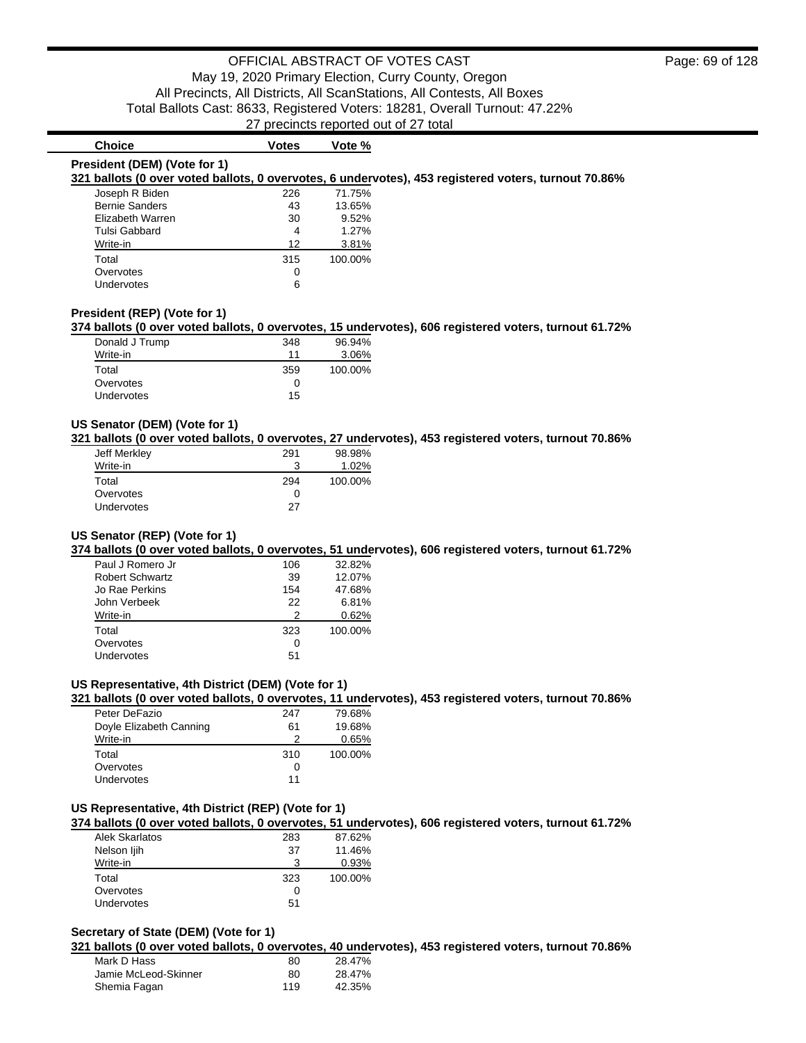# OFFICIAL ABSTRACT OF VOTES CAST

May 19, 2020 Primary Election, Curry County, Oregon

All Precincts, All Districts, All ScanStations, All Contests, All Boxes

Total Ballots Cast: 8633, Registered Voters: 18281, Overall Turnout: 47.22%

27 precincts reported out of 27 total

### President (DEM) (Vote for 1)

**321 ballots (0 over voted ballots, 0 overvotes, 6 undervotes), 453 registered voters, turnout 70.86%**

| Choice | Votes | Vote % |
|---|---|---|
| Joseph R Biden | 226 | 71.75% |
| Bernie Sanders | 43 | 13.65% |
| Elizabeth Warren | 30 | 9.52% |
| Tulsi Gabbard | 4 | 1.27% |
| Write-in | 12 | 3.81% |
| Total | 315 | 100.00% |
| Overvotes | 0 | |
| Undervotes | 6 | |

### President (REP) (Vote for 1)

**374 ballots (0 over voted ballots, 0 overvotes, 15 undervotes), 606 registered voters, turnout 61.72%**

| Choice | Votes | Vote % |
|---|---|---|
| Donald J Trump | 348 | 96.94% |
| Write-in | 11 | 3.06% |
| Total | 359 | 100.00% |
| Overvotes | 0 | |
| Undervotes | 15 | |

### US Senator (DEM) (Vote for 1)

**321 ballots (0 over voted ballots, 0 overvotes, 27 undervotes), 453 registered voters, turnout 70.86%**

| Choice | Votes | Vote % |
|---|---|---|
| Jeff Merkley | 291 | 98.98% |
| Write-in | 3 | 1.02% |
| Total | 294 | 100.00% |
| Overvotes | 0 | |
| Undervotes | 27 | |

### US Senator (REP) (Vote for 1)

**374 ballots (0 over voted ballots, 0 overvotes, 51 undervotes), 606 registered voters, turnout 61.72%**

| Choice | Votes | Vote % |
|---|---|---|
| Paul J Romero Jr | 106 | 32.82% |
| Robert Schwartz | 39 | 12.07% |
| Jo Rae Perkins | 154 | 47.68% |
| John Verbeek | 22 | 6.81% |
| Write-in | 2 | 0.62% |
| Total | 323 | 100.00% |
| Overvotes | 0 | |
| Undervotes | 51 | |

### US Representative, 4th District (DEM) (Vote for 1)

**321 ballots (0 over voted ballots, 0 overvotes, 11 undervotes), 453 registered voters, turnout 70.86%**

| Choice | Votes | Vote % |
|---|---|---|
| Peter DeFazio | 247 | 79.68% |
| Doyle Elizabeth Canning | 61 | 19.68% |
| Write-in | 2 | 0.65% |
| Total | 310 | 100.00% |
| Overvotes | 0 | |
| Undervotes | 11 | |

### US Representative, 4th District (REP) (Vote for 1)

**374 ballots (0 over voted ballots, 0 overvotes, 51 undervotes), 606 registered voters, turnout 61.72%**

| Choice | Votes | Vote % |
|---|---|---|
| Alek Skarlatos | 283 | 87.62% |
| Nelson Ijih | 37 | 11.46% |
| Write-in | 3 | 0.93% |
| Total | 323 | 100.00% |
| Overvotes | 0 | |
| Undervotes | 51 | |

### Secretary of State (DEM) (Vote for 1)

**321 ballots (0 over voted ballots, 0 overvotes, 40 undervotes), 453 registered voters, turnout 70.86%**

| Choice | Votes | Vote % |
|---|---|---|
| Mark D Hass | 80 | 28.47% |
| Jamie McLeod-Skinner | 80 | 28.47% |
| Shemia Fagan | 119 | 42.35% |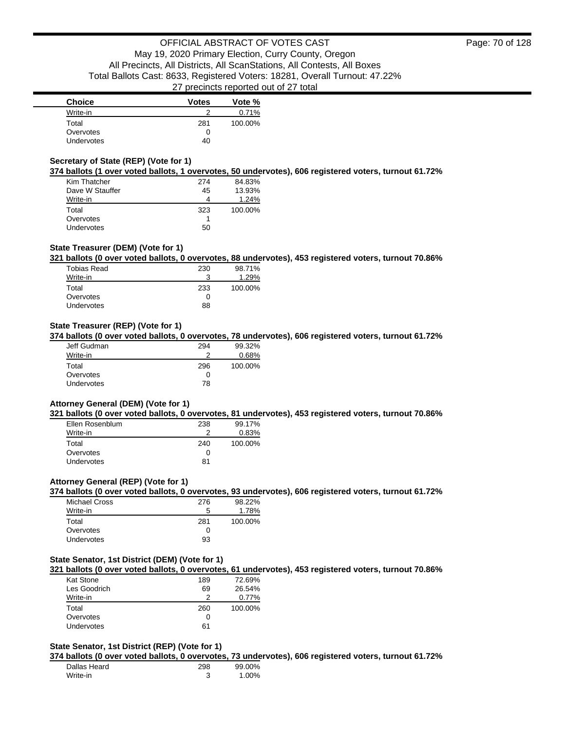| Choice | Votes | Vote % |
|---|---|---|
| Write-in | 2 | 0.71% |
| Total | 281 | 100.00% |
| Overvotes | 0 | |
| Undervotes | 40 | |

### Secretary of State (REP) (Vote for 1)

**374 ballots (1 over voted ballots, 1 overvotes, 50 undervotes), 606 registered voters, turnout 61.72%**

| Choice | Votes | Vote % |
|---|---|---|
| Kim Thatcher | 274 | 84.83% |
| Dave W Stauffer | 45 | 13.93% |
| Write-in | 4 | 1.24% |
| Total | 323 | 100.00% |
| Overvotes | 1 | |
| Undervotes | 50 | |

### State Treasurer (DEM) (Vote for 1)

**321 ballots (0 over voted ballots, 0 overvotes, 88 undervotes), 453 registered voters, turnout 70.86%**

| Choice | Votes | Vote % |
|---|---|---|
| Tobias Read | 230 | 98.71% |
| Write-in | 3 | 1.29% |
| Total | 233 | 100.00% |
| Overvotes | 0 | |
| Undervotes | 88 | |

### State Treasurer (REP) (Vote for 1)

**374 ballots (0 over voted ballots, 0 overvotes, 78 undervotes), 606 registered voters, turnout 61.72%**

| Choice | Votes | Vote % |
|---|---|---|
| Jeff Gudman | 294 | 99.32% |
| Write-in | 2 | 0.68% |
| Total | 296 | 100.00% |
| Overvotes | 0 | |
| Undervotes | 78 | |

### Attorney General (DEM) (Vote for 1)

**321 ballots (0 over voted ballots, 0 overvotes, 81 undervotes), 453 registered voters, turnout 70.86%**

| Choice | Votes | Vote % |
|---|---|---|
| Ellen Rosenblum | 238 | 99.17% |
| Write-in | 2 | 0.83% |
| Total | 240 | 100.00% |
| Overvotes | 0 | |
| Undervotes | 81 | |

### Attorney General (REP) (Vote for 1)

**374 ballots (0 over voted ballots, 0 overvotes, 93 undervotes), 606 registered voters, turnout 61.72%**

| Choice | Votes | Vote % |
|---|---|---|
| Michael Cross | 276 | 98.22% |
| Write-in | 5 | 1.78% |
| Total | 281 | 100.00% |
| Overvotes | 0 | |
| Undervotes | 93 | |

### State Senator, 1st District (DEM) (Vote for 1)

**321 ballots (0 over voted ballots, 0 overvotes, 61 undervotes), 453 registered voters, turnout 70.86%**

| Choice | Votes | Vote % |
|---|---|---|
| Kat Stone | 189 | 72.69% |
| Les Goodrich | 69 | 26.54% |
| Write-in | 2 | 0.77% |
| Total | 260 | 100.00% |
| Overvotes | 0 | |
| Undervotes | 61 | |

### State Senator, 1st District (REP) (Vote for 1)

**374 ballots (0 over voted ballots, 0 overvotes, 73 undervotes), 606 registered voters, turnout 61.72%**

| Choice | Votes | Vote % |
|---|---|---|
| Dallas Heard | 298 | 99.00% |
| Write-in | 3 | 1.00% |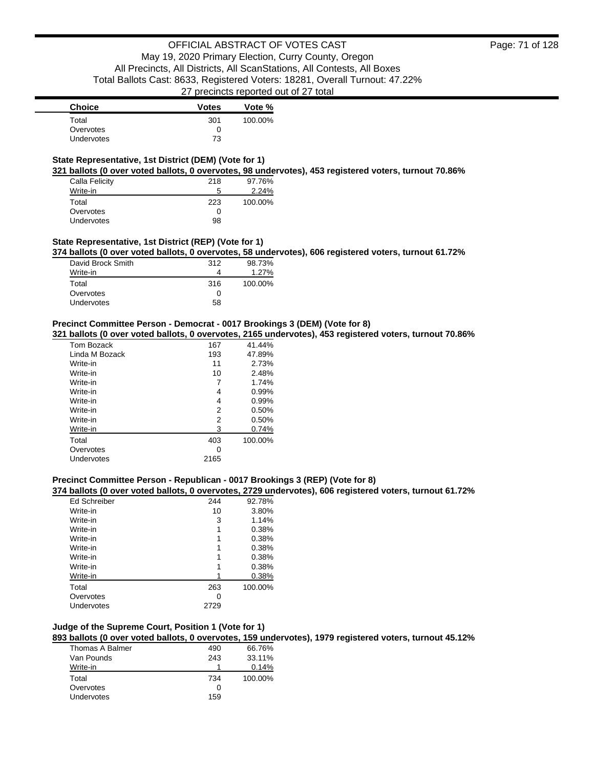| Choice | Votes | Vote % |
|---|---|---|
| Total | 301 | 100.00% |
| Overvotes | 0 | |
| Undervotes | 73 | |

### State Representative, 1st District (DEM) (Vote for 1)

**321 ballots (0 over voted ballots, 0 overvotes, 98 undervotes), 453 registered voters, turnout 70.86%**

| Choice | Votes | Vote % |
|---|---|---|
| Calla Felicity | 218 | 97.76% |
| Write-in | 5 | 2.24% |
| Total | 223 | 100.00% |
| Overvotes | 0 | |
| Undervotes | 98 | |

### State Representative, 1st District (REP) (Vote for 1)

**374 ballots (0 over voted ballots, 0 overvotes, 58 undervotes), 606 registered voters, turnout 61.72%**

| Choice | Votes | Vote % |
|---|---|---|
| David Brock Smith | 312 | 98.73% |
| Write-in | 4 | 1.27% |
| Total | 316 | 100.00% |
| Overvotes | 0 | |
| Undervotes | 58 | |

### Precinct Committee Person - Democrat - 0017 Brookings 3 (DEM) (Vote for 8)

**321 ballots (0 over voted ballots, 0 overvotes, 2165 undervotes), 453 registered voters, turnout 70.86%**

| Choice | Votes | Vote % |
|---|---|---|
| Tom Bozack | 167 | 41.44% |
| Linda M Bozack | 193 | 47.89% |
| Write-in | 11 | 2.73% |
| Write-in | 10 | 2.48% |
| Write-in | 7 | 1.74% |
| Write-in | 4 | 0.99% |
| Write-in | 4 | 0.99% |
| Write-in | 2 | 0.50% |
| Write-in | 2 | 0.50% |
| Write-in | 3 | 0.74% |
| Total | 403 | 100.00% |
| Overvotes | 0 | |
| Undervotes | 2165 | |

### Precinct Committee Person - Republican - 0017 Brookings 3 (REP) (Vote for 8)

**374 ballots (0 over voted ballots, 0 overvotes, 2729 undervotes), 606 registered voters, turnout 61.72%**

| Choice | Votes | Vote % |
|---|---|---|
| Ed Schreiber | 244 | 92.78% |
| Write-in | 10 | 3.80% |
| Write-in | 3 | 1.14% |
| Write-in | 1 | 0.38% |
| Write-in | 1 | 0.38% |
| Write-in | 1 | 0.38% |
| Write-in | 1 | 0.38% |
| Write-in | 1 | 0.38% |
| Write-in | 1 | 0.38% |
| Total | 263 | 100.00% |
| Overvotes | 0 | |
| Undervotes | 2729 | |

### Judge of the Supreme Court, Position 1 (Vote for 1)

**893 ballots (0 over voted ballots, 0 overvotes, 159 undervotes), 1979 registered voters, turnout 45.12%**

| Choice | Votes | Vote % |
|---|---|---|
| Thomas A Balmer | 490 | 66.76% |
| Van Pounds | 243 | 33.11% |
| Write-in | 1 | 0.14% |
| Total | 734 | 100.00% |
| Overvotes | 0 | |
| Undervotes | 159 | |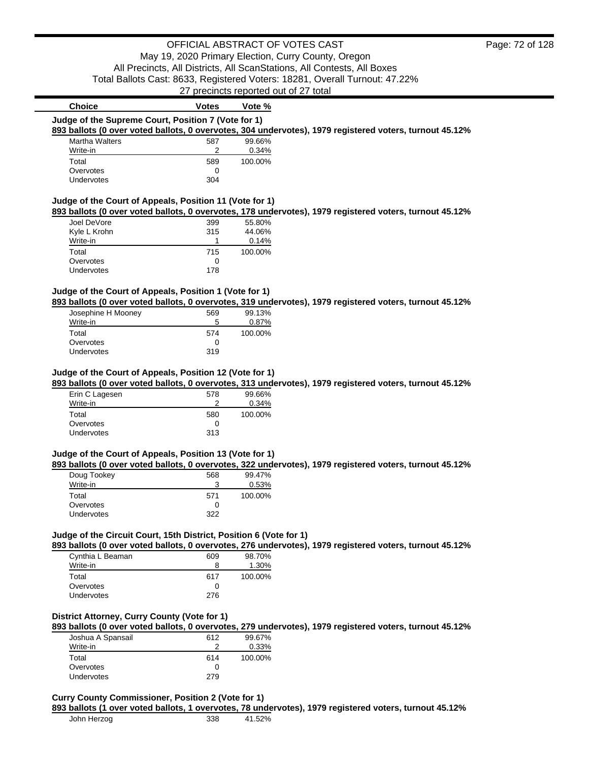OFFICIAL ABSTRACT OF VOTES CAST

May 19, 2020 Primary Election, Curry County, Oregon

All Precincts, All Districts, All ScanStations, All Contests, All Boxes

Total Ballots Cast: 8633, Registered Voters: 18281, Overall Turnout: 47.22%

27 precincts reported out of 27 total

### Judge of the Supreme Court, Position 7 (Vote for 1)

**893 ballots (0 over voted ballots, 0 overvotes, 304 undervotes), 1979 registered voters, turnout 45.12%**

| Choice | Votes | Vote % |
|---|---|---|
| Martha Walters | 587 | 99.66% |
| Write-in | 2 | 0.34% |
| Total | 589 | 100.00% |
| Overvotes | 0 | |
| Undervotes | 304 | |

### Judge of the Court of Appeals, Position 11 (Vote for 1)

**893 ballots (0 over voted ballots, 0 overvotes, 178 undervotes), 1979 registered voters, turnout 45.12%**

| Choice | Votes | Vote % |
|---|---|---|
| Joel DeVore | 399 | 55.80% |
| Kyle L Krohn | 315 | 44.06% |
| Write-in | 1 | 0.14% |
| Total | 715 | 100.00% |
| Overvotes | 0 | |
| Undervotes | 178 | |

### Judge of the Court of Appeals, Position 1 (Vote for 1)

**893 ballots (0 over voted ballots, 0 overvotes, 319 undervotes), 1979 registered voters, turnout 45.12%**

| Choice | Votes | Vote % |
|---|---|---|
| Josephine H Mooney | 569 | 99.13% |
| Write-in | 5 | 0.87% |
| Total | 574 | 100.00% |
| Overvotes | 0 | |
| Undervotes | 319 | |

### Judge of the Court of Appeals, Position 12 (Vote for 1)

**893 ballots (0 over voted ballots, 0 overvotes, 313 undervotes), 1979 registered voters, turnout 45.12%**

| Choice | Votes | Vote % |
|---|---|---|
| Erin C Lagesen | 578 | 99.66% |
| Write-in | 2 | 0.34% |
| Total | 580 | 100.00% |
| Overvotes | 0 | |
| Undervotes | 313 | |

### Judge of the Court of Appeals, Position 13 (Vote for 1)

**893 ballots (0 over voted ballots, 0 overvotes, 322 undervotes), 1979 registered voters, turnout 45.12%**

| Choice | Votes | Vote % |
|---|---|---|
| Doug Tookey | 568 | 99.47% |
| Write-in | 3 | 0.53% |
| Total | 571 | 100.00% |
| Overvotes | 0 | |
| Undervotes | 322 | |

### Judge of the Circuit Court, 15th District, Position 6 (Vote for 1)

**893 ballots (0 over voted ballots, 0 overvotes, 276 undervotes), 1979 registered voters, turnout 45.12%**

| Choice | Votes | Vote % |
|---|---|---|
| Cynthia L Beaman | 609 | 98.70% |
| Write-in | 8 | 1.30% |
| Total | 617 | 100.00% |
| Overvotes | 0 | |
| Undervotes | 276 | |

### District Attorney, Curry County (Vote for 1)

**893 ballots (0 over voted ballots, 0 overvotes, 279 undervotes), 1979 registered voters, turnout 45.12%**

| Choice | Votes | Vote % |
|---|---|---|
| Joshua A Spansail | 612 | 99.67% |
| Write-in | 2 | 0.33% |
| Total | 614 | 100.00% |
| Overvotes | 0 | |
| Undervotes | 279 | |

### Curry County Commissioner, Position 2 (Vote for 1)

**893 ballots (1 over voted ballots, 1 overvotes, 78 undervotes), 1979 registered voters, turnout 45.12%**

| Choice | Votes | Vote % |
|---|---|---|
| John Herzog | 338 | 41.52% |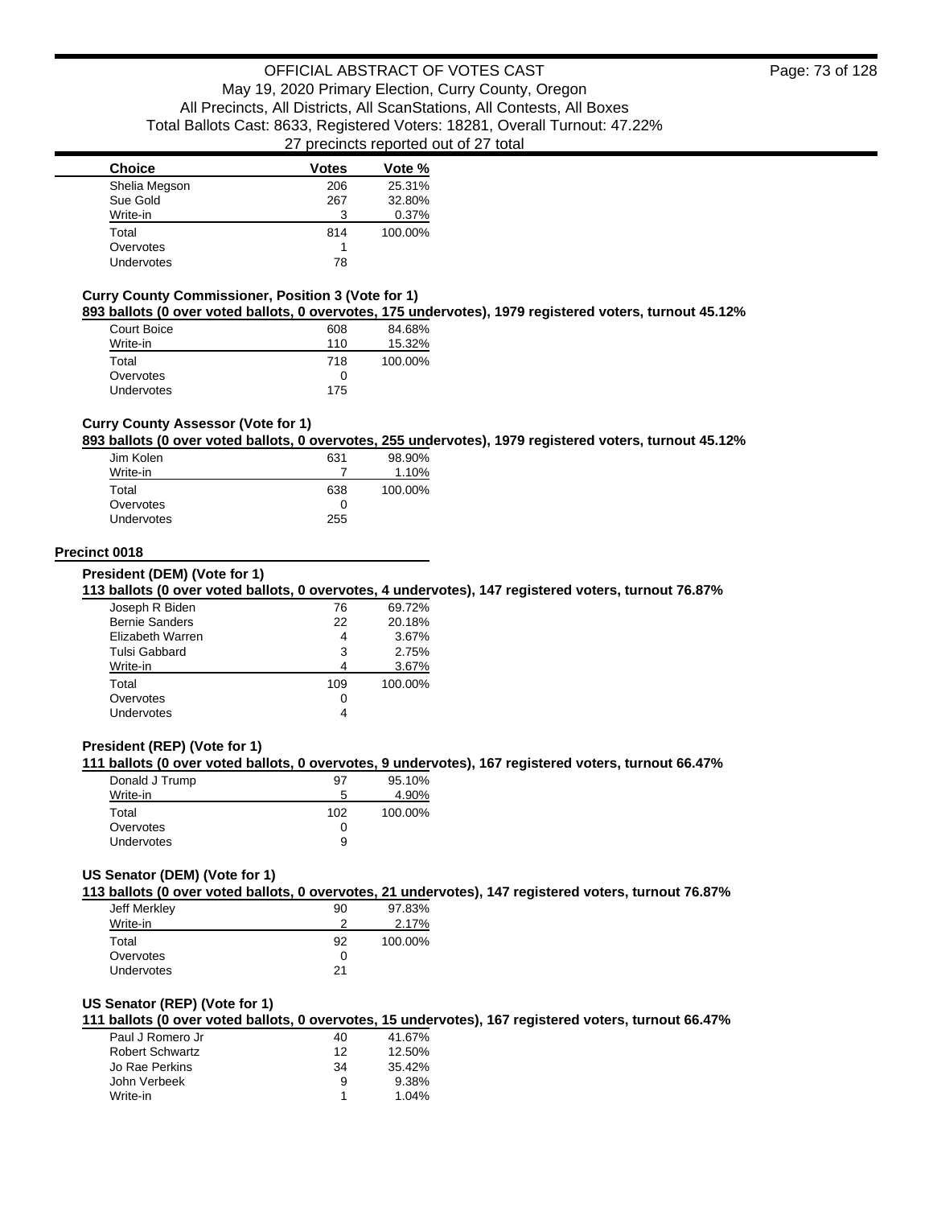| Choice | Votes | Vote % |
| --- | --- | --- |
| Shelia Megson | 206 | 25.31% |
| Sue Gold | 267 | 32.80% |
| Write-in | 3 | 0.37% |
| Total | 814 | 100.00% |
| Overvotes | 1 | |
| Undervotes | 78 | |

### Curry County Commissioner, Position 3 (Vote for 1)

**893 ballots (0 over voted ballots, 0 overvotes, 175 undervotes), 1979 registered voters, turnout 45.12%**

| Choice | Votes | Vote % |
| --- | --- | --- |
| Court Boice | 608 | 84.68% |
| Write-in | 110 | 15.32% |
| Total | 718 | 100.00% |
| Overvotes | 0 | |
| Undervotes | 175 | |

### Curry County Assessor (Vote for 1)

**893 ballots (0 over voted ballots, 0 overvotes, 255 undervotes), 1979 registered voters, turnout 45.12%**

| Choice | Votes | Vote % |
| --- | --- | --- |
| Jim Kolen | 631 | 98.90% |
| Write-in | 7 | 1.10% |
| Total | 638 | 100.00% |
| Overvotes | 0 | |
| Undervotes | 255 | |

## Precinct 0018

### President (DEM) (Vote for 1)

**113 ballots (0 over voted ballots, 0 overvotes, 4 undervotes), 147 registered voters, turnout 76.87%**

| Choice | Votes | Vote % |
| --- | --- | --- |
| Joseph R Biden | 76 | 69.72% |
| Bernie Sanders | 22 | 20.18% |
| Elizabeth Warren | 4 | 3.67% |
| Tulsi Gabbard | 3 | 2.75% |
| Write-in | 4 | 3.67% |
| Total | 109 | 100.00% |
| Overvotes | 0 | |
| Undervotes | 4 | |

### President (REP) (Vote for 1)

**111 ballots (0 over voted ballots, 0 overvotes, 9 undervotes), 167 registered voters, turnout 66.47%**

| Choice | Votes | Vote % |
| --- | --- | --- |
| Donald J Trump | 97 | 95.10% |
| Write-in | 5 | 4.90% |
| Total | 102 | 100.00% |
| Overvotes | 0 | |
| Undervotes | 9 | |

### US Senator (DEM) (Vote for 1)

**113 ballots (0 over voted ballots, 0 overvotes, 21 undervotes), 147 registered voters, turnout 76.87%**

| Choice | Votes | Vote % |
| --- | --- | --- |
| Jeff Merkley | 90 | 97.83% |
| Write-in | 2 | 2.17% |
| Total | 92 | 100.00% |
| Overvotes | 0 | |
| Undervotes | 21 | |

### US Senator (REP) (Vote for 1)

**111 ballots (0 over voted ballots, 0 overvotes, 15 undervotes), 167 registered voters, turnout 66.47%**

| Choice | Votes | Vote % |
| --- | --- | --- |
| Paul J Romero Jr | 40 | 41.67% |
| Robert Schwartz | 12 | 12.50% |
| Jo Rae Perkins | 34 | 35.42% |
| John Verbeek | 9 | 9.38% |
| Write-in | 1 | 1.04% |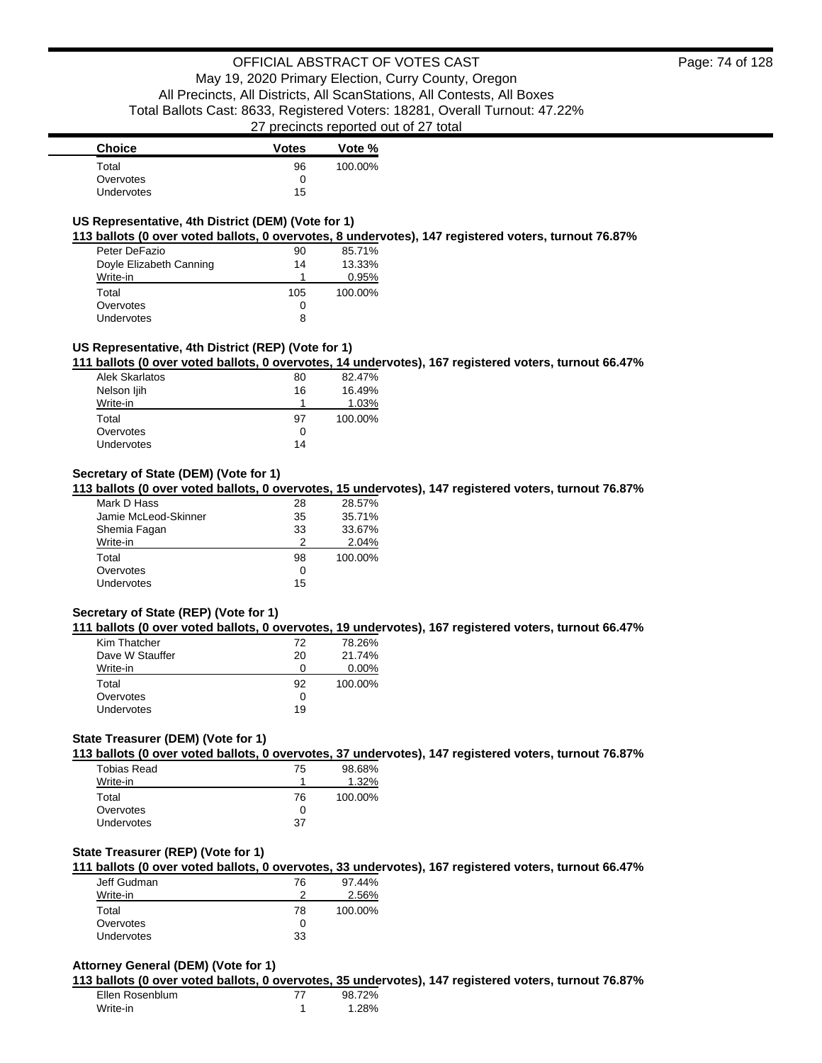| Choice | Votes | Vote % |
| --- | --- | --- |
| Total | 96 | 100.00% |
| Overvotes | 0 | |
| Undervotes | 15 | |

### US Representative, 4th District (DEM) (Vote for 1)

**113 ballots (0 over voted ballots, 0 overvotes, 8 undervotes), 147 registered voters, turnout 76.87%**

| Choice | Votes | Vote % |
| --- | --- | --- |
| Peter DeFazio | 90 | 85.71% |
| Doyle Elizabeth Canning | 14 | 13.33% |
| Write-in | 1 | 0.95% |
| Total | 105 | 100.00% |
| Overvotes | 0 | |
| Undervotes | 8 | |

### US Representative, 4th District (REP) (Vote for 1)

**111 ballots (0 over voted ballots, 0 overvotes, 14 undervotes), 167 registered voters, turnout 66.47%**

| Choice | Votes | Vote % |
| --- | --- | --- |
| Alek Skarlatos | 80 | 82.47% |
| Nelson Ijih | 16 | 16.49% |
| Write-in | 1 | 1.03% |
| Total | 97 | 100.00% |
| Overvotes | 0 | |
| Undervotes | 14 | |

### Secretary of State (DEM) (Vote for 1)

**113 ballots (0 over voted ballots, 0 overvotes, 15 undervotes), 147 registered voters, turnout 76.87%**

| Choice | Votes | Vote % |
| --- | --- | --- |
| Mark D Hass | 28 | 28.57% |
| Jamie McLeod-Skinner | 35 | 35.71% |
| Shemia Fagan | 33 | 33.67% |
| Write-in | 2 | 2.04% |
| Total | 98 | 100.00% |
| Overvotes | 0 | |
| Undervotes | 15 | |

### Secretary of State (REP) (Vote for 1)

**111 ballots (0 over voted ballots, 0 overvotes, 19 undervotes), 167 registered voters, turnout 66.47%**

| Choice | Votes | Vote % |
| --- | --- | --- |
| Kim Thatcher | 72 | 78.26% |
| Dave W Stauffer | 20 | 21.74% |
| Write-in | 0 | 0.00% |
| Total | 92 | 100.00% |
| Overvotes | 0 | |
| Undervotes | 19 | |

### State Treasurer (DEM) (Vote for 1)

**113 ballots (0 over voted ballots, 0 overvotes, 37 undervotes), 147 registered voters, turnout 76.87%**

| Choice | Votes | Vote % |
| --- | --- | --- |
| Tobias Read | 75 | 98.68% |
| Write-in | 1 | 1.32% |
| Total | 76 | 100.00% |
| Overvotes | 0 | |
| Undervotes | 37 | |

### State Treasurer (REP) (Vote for 1)

**111 ballots (0 over voted ballots, 0 overvotes, 33 undervotes), 167 registered voters, turnout 66.47%**

| Choice | Votes | Vote % |
| --- | --- | --- |
| Jeff Gudman | 76 | 97.44% |
| Write-in | 2 | 2.56% |
| Total | 78 | 100.00% |
| Overvotes | 0 | |
| Undervotes | 33 | |

### Attorney General (DEM) (Vote for 1)

**113 ballots (0 over voted ballots, 0 overvotes, 35 undervotes), 147 registered voters, turnout 76.87%**

| Choice | Votes | Vote % |
| --- | --- | --- |
| Ellen Rosenblum | 77 | 98.72% |
| Write-in | 1 | 1.28% |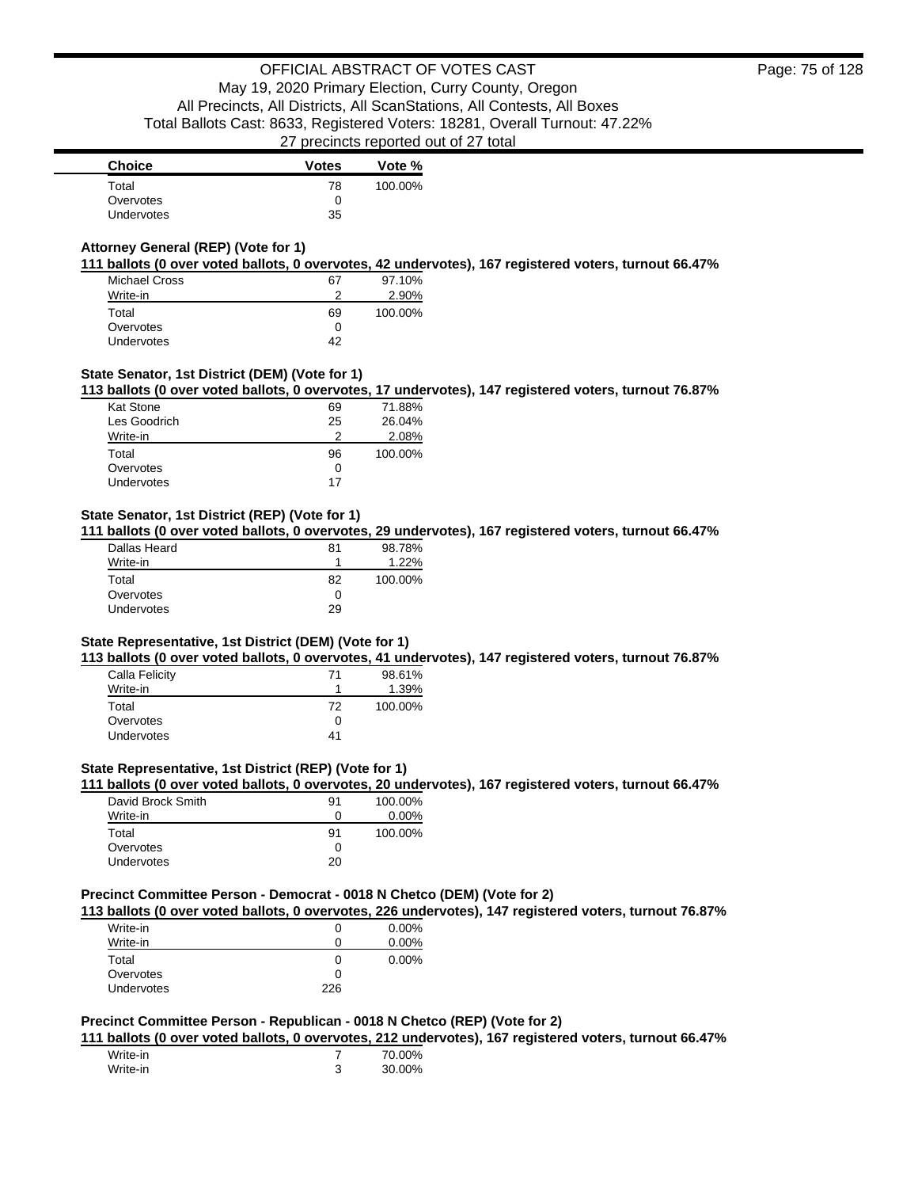| Choice | Votes | Vote % |
| --- | --- | --- |
| Total | 78 | 100.00% |
| Overvotes | 0 | |
| Undervotes | 35 | |

### Attorney General (REP) (Vote for 1)

**111 ballots (0 over voted ballots, 0 overvotes, 42 undervotes), 167 registered voters, turnout 66.47%**

| Choice | Votes | Vote % |
| --- | --- | --- |
| Michael Cross | 67 | 97.10% |
| Write-in | 2 | 2.90% |
| Total | 69 | 100.00% |
| Overvotes | 0 | |
| Undervotes | 42 | |

### State Senator, 1st District (DEM) (Vote for 1)

**113 ballots (0 over voted ballots, 0 overvotes, 17 undervotes), 147 registered voters, turnout 76.87%**

| Choice | Votes | Vote % |
| --- | --- | --- |
| Kat Stone | 69 | 71.88% |
| Les Goodrich | 25 | 26.04% |
| Write-in | 2 | 2.08% |
| Total | 96 | 100.00% |
| Overvotes | 0 | |
| Undervotes | 17 | |

### State Senator, 1st District (REP) (Vote for 1)

**111 ballots (0 over voted ballots, 0 overvotes, 29 undervotes), 167 registered voters, turnout 66.47%**

| Choice | Votes | Vote % |
| --- | --- | --- |
| Dallas Heard | 81 | 98.78% |
| Write-in | 1 | 1.22% |
| Total | 82 | 100.00% |
| Overvotes | 0 | |
| Undervotes | 29 | |

### State Representative, 1st District (DEM) (Vote for 1)

**113 ballots (0 over voted ballots, 0 overvotes, 41 undervotes), 147 registered voters, turnout 76.87%**

| Choice | Votes | Vote % |
| --- | --- | --- |
| Calla Felicity | 71 | 98.61% |
| Write-in | 1 | 1.39% |
| Total | 72 | 100.00% |
| Overvotes | 0 | |
| Undervotes | 41 | |

### State Representative, 1st District (REP) (Vote for 1)

**111 ballots (0 over voted ballots, 0 overvotes, 20 undervotes), 167 registered voters, turnout 66.47%**

| Choice | Votes | Vote % |
| --- | --- | --- |
| David Brock Smith | 91 | 100.00% |
| Write-in | 0 | 0.00% |
| Total | 91 | 100.00% |
| Overvotes | 0 | |
| Undervotes | 20 | |

### Precinct Committee Person - Democrat - 0018 N Chetco (DEM) (Vote for 2)

**113 ballots (0 over voted ballots, 0 overvotes, 226 undervotes), 147 registered voters, turnout 76.87%**

| Choice | Votes | Vote % |
| --- | --- | --- |
| Write-in | 0 | 0.00% |
| Write-in | 0 | 0.00% |
| Total | 0 | 0.00% |
| Overvotes | 0 | |
| Undervotes | 226 | |

### Precinct Committee Person - Republican - 0018 N Chetco (REP) (Vote for 2)

**111 ballots (0 over voted ballots, 0 overvotes, 212 undervotes), 167 registered voters, turnout 66.47%**

| Choice | Votes | Vote % |
| --- | --- | --- |
| Write-in | 7 | 70.00% |
| Write-in | 3 | 30.00% |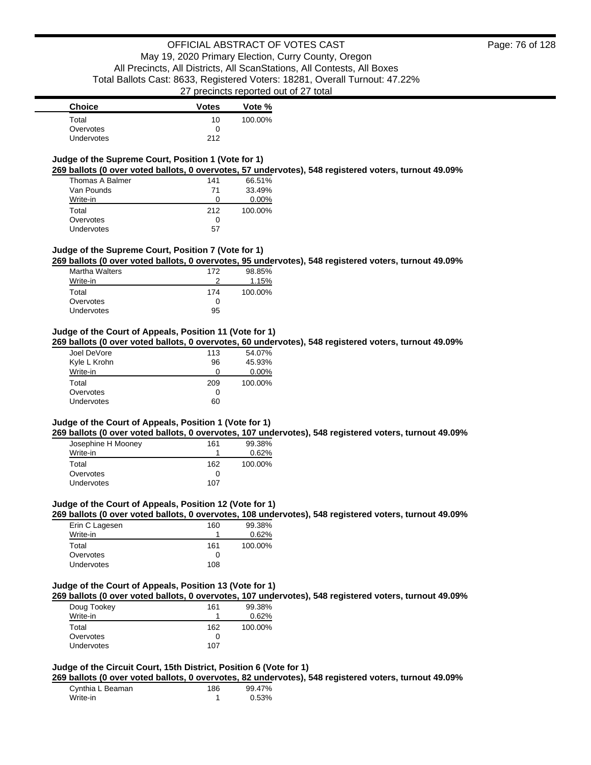| Choice | Votes | Vote % |
| --- | --- | --- |
| Total | 10 | 100.00% |
| Overvotes | 0 | |
| Undervotes | 212 | |

**Judge of the Supreme Court, Position 1 (Vote for 1)**

**269 ballots (0 over voted ballots, 0 overvotes, 57 undervotes), 548 registered voters, turnout 49.09%**

| Choice | Votes | Vote % |
| --- | --- | --- |
| Thomas A Balmer | 141 | 66.51% |
| Van Pounds | 71 | 33.49% |
| Write-in | 0 | 0.00% |
| Total | 212 | 100.00% |
| Overvotes | 0 | |
| Undervotes | 57 | |

**Judge of the Supreme Court, Position 7 (Vote for 1)**

**269 ballots (0 over voted ballots, 0 overvotes, 95 undervotes), 548 registered voters, turnout 49.09%**

| Choice | Votes | Vote % |
| --- | --- | --- |
| Martha Walters | 172 | 98.85% |
| Write-in | 2 | 1.15% |
| Total | 174 | 100.00% |
| Overvotes | 0 | |
| Undervotes | 95 | |

**Judge of the Court of Appeals, Position 11 (Vote for 1)**

**269 ballots (0 over voted ballots, 0 overvotes, 60 undervotes), 548 registered voters, turnout 49.09%**

| Choice | Votes | Vote % |
| --- | --- | --- |
| Joel DeVore | 113 | 54.07% |
| Kyle L Krohn | 96 | 45.93% |
| Write-in | 0 | 0.00% |
| Total | 209 | 100.00% |
| Overvotes | 0 | |
| Undervotes | 60 | |

**Judge of the Court of Appeals, Position 1 (Vote for 1)**

**269 ballots (0 over voted ballots, 0 overvotes, 107 undervotes), 548 registered voters, turnout 49.09%**

| Choice | Votes | Vote % |
| --- | --- | --- |
| Josephine H Mooney | 161 | 99.38% |
| Write-in | 1 | 0.62% |
| Total | 162 | 100.00% |
| Overvotes | 0 | |
| Undervotes | 107 | |

**Judge of the Court of Appeals, Position 12 (Vote for 1)**

**269 ballots (0 over voted ballots, 0 overvotes, 108 undervotes), 548 registered voters, turnout 49.09%**

| Choice | Votes | Vote % |
| --- | --- | --- |
| Erin C Lagesen | 160 | 99.38% |
| Write-in | 1 | 0.62% |
| Total | 161 | 100.00% |
| Overvotes | 0 | |
| Undervotes | 108 | |

**Judge of the Court of Appeals, Position 13 (Vote for 1)**

**269 ballots (0 over voted ballots, 0 overvotes, 107 undervotes), 548 registered voters, turnout 49.09%**

| Choice | Votes | Vote % |
| --- | --- | --- |
| Doug Tookey | 161 | 99.38% |
| Write-in | 1 | 0.62% |
| Total | 162 | 100.00% |
| Overvotes | 0 | |
| Undervotes | 107 | |

**Judge of the Circuit Court, 15th District, Position 6 (Vote for 1)**

**269 ballots (0 over voted ballots, 0 overvotes, 82 undervotes), 548 registered voters, turnout 49.09%**

| Choice | Votes | Vote % |
| --- | --- | --- |
| Cynthia L Beaman | 186 | 99.47% |
| Write-in | 1 | 0.53% |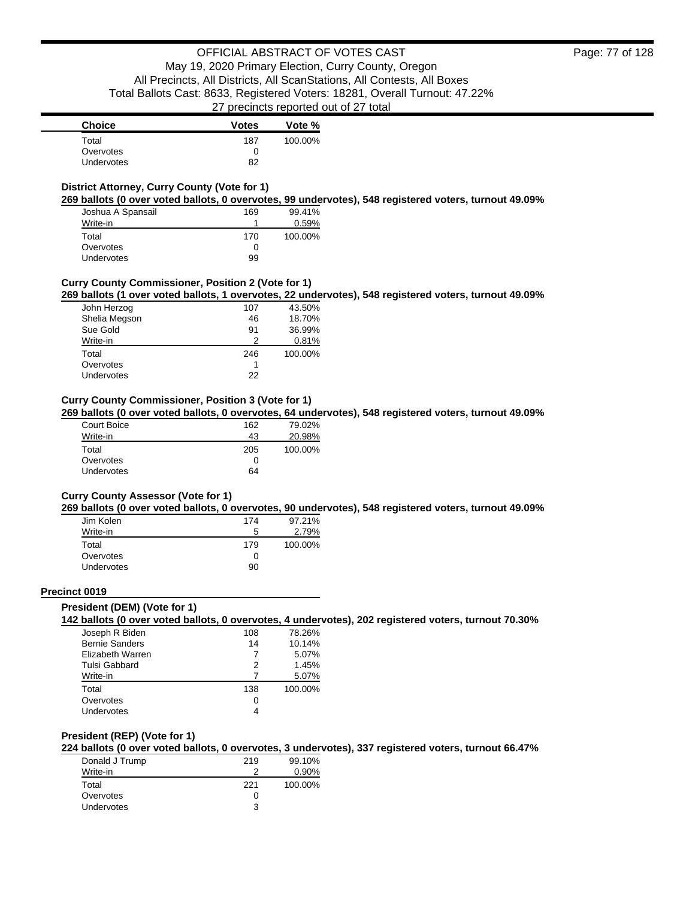| Choice | Votes | Vote % |
| --- | --- | --- |
| Total | 187 | 100.00% |
| Overvotes | 0 | |
| Undervotes | 82 | |

### District Attorney, Curry County (Vote for 1)

**269 ballots (0 over voted ballots, 0 overvotes, 99 undervotes), 548 registered voters, turnout 49.09%**

| Choice | Votes | Vote % |
| --- | --- | --- |
| Joshua A Spansail | 169 | 99.41% |
| Write-in | 1 | 0.59% |
| Total | 170 | 100.00% |
| Overvotes | 0 | |
| Undervotes | 99 | |

### Curry County Commissioner, Position 2 (Vote for 1)

**269 ballots (1 over voted ballots, 1 overvotes, 22 undervotes), 548 registered voters, turnout 49.09%**

| Choice | Votes | Vote % |
| --- | --- | --- |
| John Herzog | 107 | 43.50% |
| Shelia Megson | 46 | 18.70% |
| Sue Gold | 91 | 36.99% |
| Write-in | 2 | 0.81% |
| Total | 246 | 100.00% |
| Overvotes | 1 | |
| Undervotes | 22 | |

### Curry County Commissioner, Position 3 (Vote for 1)

**269 ballots (0 over voted ballots, 0 overvotes, 64 undervotes), 548 registered voters, turnout 49.09%**

| Choice | Votes | Vote % |
| --- | --- | --- |
| Court Boice | 162 | 79.02% |
| Write-in | 43 | 20.98% |
| Total | 205 | 100.00% |
| Overvotes | 0 | |
| Undervotes | 64 | |

### Curry County Assessor (Vote for 1)

**269 ballots (0 over voted ballots, 0 overvotes, 90 undervotes), 548 registered voters, turnout 49.09%**

| Choice | Votes | Vote % |
| --- | --- | --- |
| Jim Kolen | 174 | 97.21% |
| Write-in | 5 | 2.79% |
| Total | 179 | 100.00% |
| Overvotes | 0 | |
| Undervotes | 90 | |

## Precinct 0019

### President (DEM) (Vote for 1)

**142 ballots (0 over voted ballots, 0 overvotes, 4 undervotes), 202 registered voters, turnout 70.30%**

| Choice | Votes | Vote % |
| --- | --- | --- |
| Joseph R Biden | 108 | 78.26% |
| Bernie Sanders | 14 | 10.14% |
| Elizabeth Warren | 7 | 5.07% |
| Tulsi Gabbard | 2 | 1.45% |
| Write-in | 7 | 5.07% |
| Total | 138 | 100.00% |
| Overvotes | 0 | |
| Undervotes | 4 | |

### President (REP) (Vote for 1)

**224 ballots (0 over voted ballots, 0 overvotes, 3 undervotes), 337 registered voters, turnout 66.47%**

| Choice | Votes | Vote % |
| --- | --- | --- |
| Donald J Trump | 219 | 99.10% |
| Write-in | 2 | 0.90% |
| Total | 221 | 100.00% |
| Overvotes | 0 | |
| Undervotes | 3 | |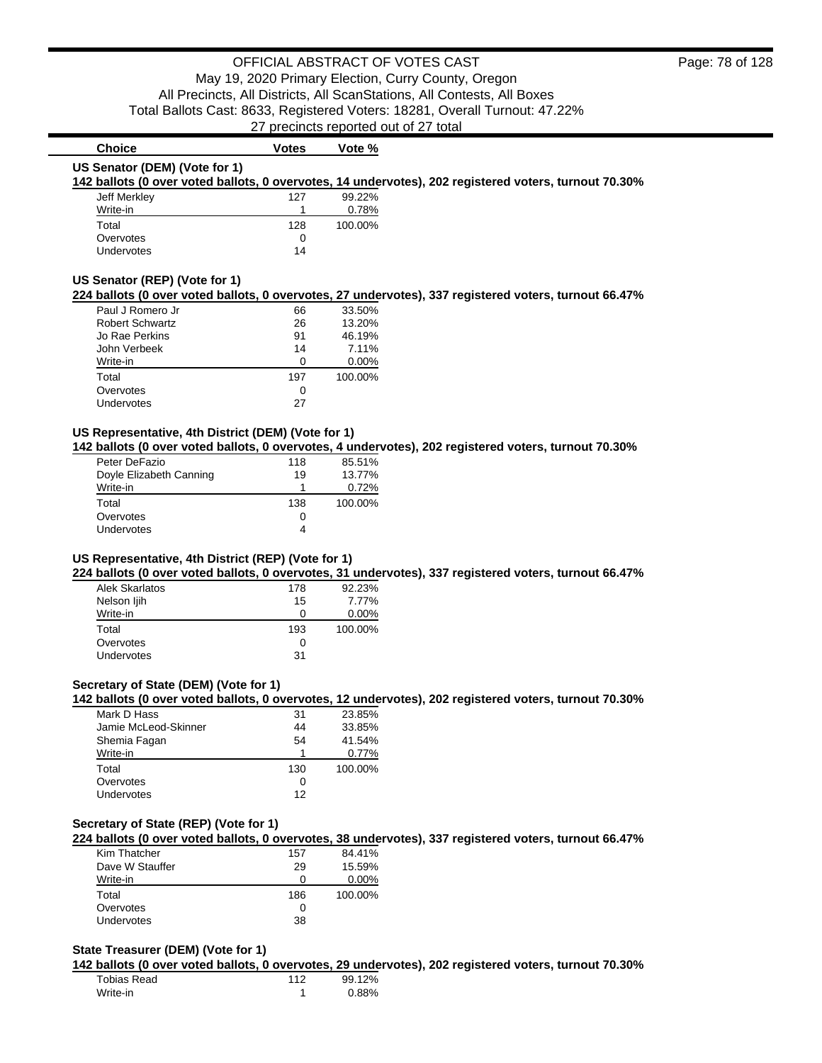OFFICIAL ABSTRACT OF VOTES CAST
May 19, 2020 Primary Election, Curry County, Oregon
All Precincts, All Districts, All ScanStations, All Contests, All Boxes
Total Ballots Cast: 8633, Registered Voters: 18281, Overall Turnout: 47.22%
27 precincts reported out of 27 total

### US Senator (DEM) (Vote for 1)

**142 ballots (0 over voted ballots, 0 overvotes, 14 undervotes), 202 registered voters, turnout 70.30%**

| Choice | Votes | Vote % |
|---|---|---|
| Jeff Merkley | 127 | 99.22% |
| Write-in | 1 | 0.78% |
| Total | 128 | 100.00% |
| Overvotes | 0 | |
| Undervotes | 14 | |

### US Senator (REP) (Vote for 1)

**224 ballots (0 over voted ballots, 0 overvotes, 27 undervotes), 337 registered voters, turnout 66.47%**

| Choice | Votes | Vote % |
|---|---|---|
| Paul J Romero Jr | 66 | 33.50% |
| Robert Schwartz | 26 | 13.20% |
| Jo Rae Perkins | 91 | 46.19% |
| John Verbeek | 14 | 7.11% |
| Write-in | 0 | 0.00% |
| Total | 197 | 100.00% |
| Overvotes | 0 | |
| Undervotes | 27 | |

### US Representative, 4th District (DEM) (Vote for 1)

**142 ballots (0 over voted ballots, 0 overvotes, 4 undervotes), 202 registered voters, turnout 70.30%**

| Choice | Votes | Vote % |
|---|---|---|
| Peter DeFazio | 118 | 85.51% |
| Doyle Elizabeth Canning | 19 | 13.77% |
| Write-in | 1 | 0.72% |
| Total | 138 | 100.00% |
| Overvotes | 0 | |
| Undervotes | 4 | |

### US Representative, 4th District (REP) (Vote for 1)

**224 ballots (0 over voted ballots, 0 overvotes, 31 undervotes), 337 registered voters, turnout 66.47%**

| Choice | Votes | Vote % |
|---|---|---|
| Alek Skarlatos | 178 | 92.23% |
| Nelson Ijih | 15 | 7.77% |
| Write-in | 0 | 0.00% |
| Total | 193 | 100.00% |
| Overvotes | 0 | |
| Undervotes | 31 | |

### Secretary of State (DEM) (Vote for 1)

**142 ballots (0 over voted ballots, 0 overvotes, 12 undervotes), 202 registered voters, turnout 70.30%**

| Choice | Votes | Vote % |
|---|---|---|
| Mark D Hass | 31 | 23.85% |
| Jamie McLeod-Skinner | 44 | 33.85% |
| Shemia Fagan | 54 | 41.54% |
| Write-in | 1 | 0.77% |
| Total | 130 | 100.00% |
| Overvotes | 0 | |
| Undervotes | 12 | |

### Secretary of State (REP) (Vote for 1)

**224 ballots (0 over voted ballots, 0 overvotes, 38 undervotes), 337 registered voters, turnout 66.47%**

| Choice | Votes | Vote % |
|---|---|---|
| Kim Thatcher | 157 | 84.41% |
| Dave W Stauffer | 29 | 15.59% |
| Write-in | 0 | 0.00% |
| Total | 186 | 100.00% |
| Overvotes | 0 | |
| Undervotes | 38 | |

### State Treasurer (DEM) (Vote for 1)

**142 ballots (0 over voted ballots, 0 overvotes, 29 undervotes), 202 registered voters, turnout 70.30%**

| Choice | Votes | Vote % |
|---|---|---|
| Tobias Read | 112 | 99.12% |
| Write-in | 1 | 0.88% |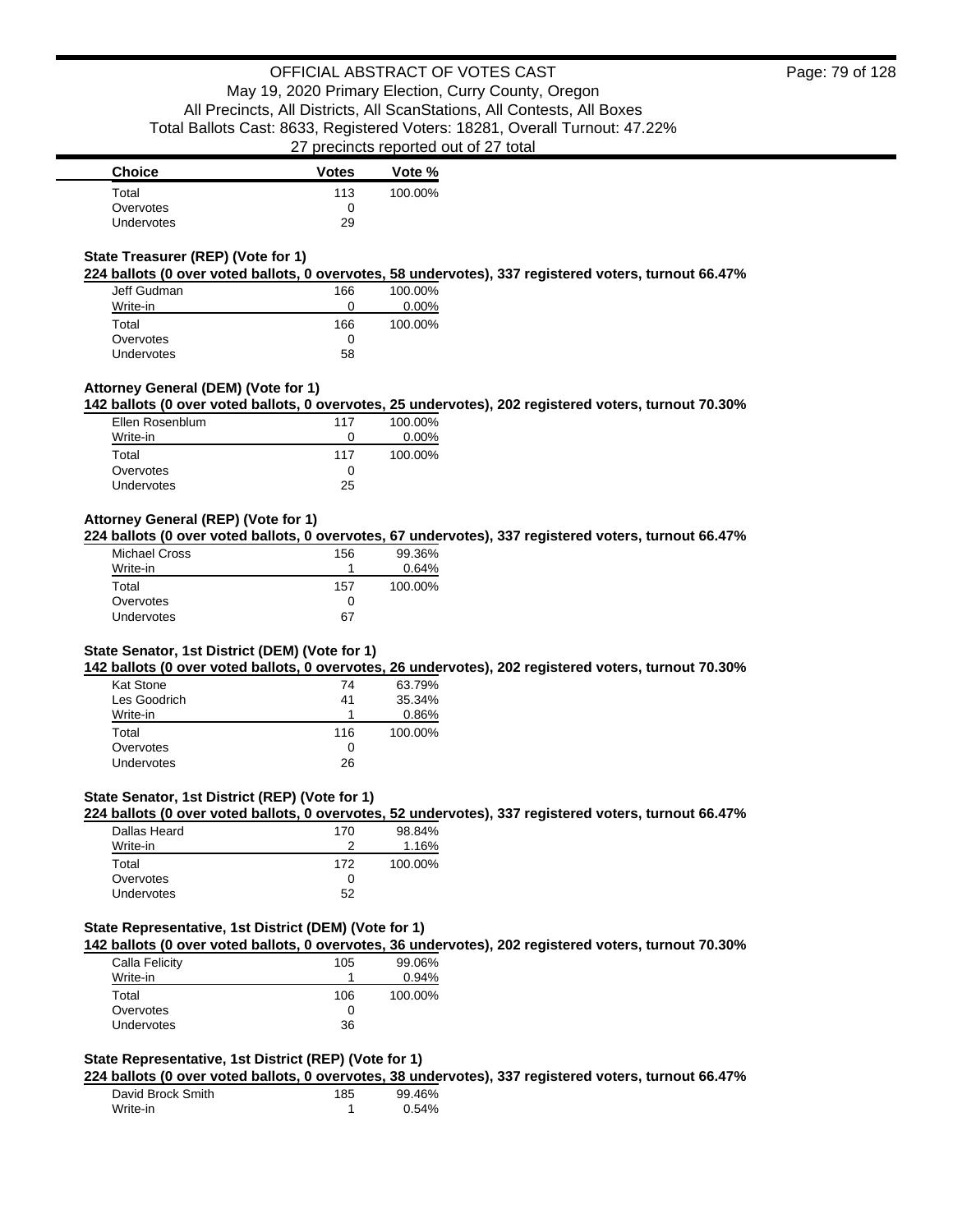| Choice | Votes | Vote % |
|---|---|---|
| Total | 113 | 100.00% |
| Overvotes | 0 | |
| Undervotes | 29 | |

### State Treasurer (REP) (Vote for 1)

**224 ballots (0 over voted ballots, 0 overvotes, 58 undervotes), 337 registered voters, turnout 66.47%**

| Choice | Votes | Vote % |
|---|---|---|
| Jeff Gudman | 166 | 100.00% |
| Write-in | 0 | 0.00% |
| Total | 166 | 100.00% |
| Overvotes | 0 | |
| Undervotes | 58 | |

### Attorney General (DEM) (Vote for 1)

**142 ballots (0 over voted ballots, 0 overvotes, 25 undervotes), 202 registered voters, turnout 70.30%**

| Choice | Votes | Vote % |
|---|---|---|
| Ellen Rosenblum | 117 | 100.00% |
| Write-in | 0 | 0.00% |
| Total | 117 | 100.00% |
| Overvotes | 0 | |
| Undervotes | 25 | |

### Attorney General (REP) (Vote for 1)

**224 ballots (0 over voted ballots, 0 overvotes, 67 undervotes), 337 registered voters, turnout 66.47%**

| Choice | Votes | Vote % |
|---|---|---|
| Michael Cross | 156 | 99.36% |
| Write-in | 1 | 0.64% |
| Total | 157 | 100.00% |
| Overvotes | 0 | |
| Undervotes | 67 | |

### State Senator, 1st District (DEM) (Vote for 1)

**142 ballots (0 over voted ballots, 0 overvotes, 26 undervotes), 202 registered voters, turnout 70.30%**

| Choice | Votes | Vote % |
|---|---|---|
| Kat Stone | 74 | 63.79% |
| Les Goodrich | 41 | 35.34% |
| Write-in | 1 | 0.86% |
| Total | 116 | 100.00% |
| Overvotes | 0 | |
| Undervotes | 26 | |

### State Senator, 1st District (REP) (Vote for 1)

**224 ballots (0 over voted ballots, 0 overvotes, 52 undervotes), 337 registered voters, turnout 66.47%**

| Choice | Votes | Vote % |
|---|---|---|
| Dallas Heard | 170 | 98.84% |
| Write-in | 2 | 1.16% |
| Total | 172 | 100.00% |
| Overvotes | 0 | |
| Undervotes | 52 | |

### State Representative, 1st District (DEM) (Vote for 1)

**142 ballots (0 over voted ballots, 0 overvotes, 36 undervotes), 202 registered voters, turnout 70.30%**

| Choice | Votes | Vote % |
|---|---|---|
| Calla Felicity | 105 | 99.06% |
| Write-in | 1 | 0.94% |
| Total | 106 | 100.00% |
| Overvotes | 0 | |
| Undervotes | 36 | |

### State Representative, 1st District (REP) (Vote for 1)

**224 ballots (0 over voted ballots, 0 overvotes, 38 undervotes), 337 registered voters, turnout 66.47%**

| Choice | Votes | Vote % |
|---|---|---|
| David Brock Smith | 185 | 99.46% |
| Write-in | 1 | 0.54% |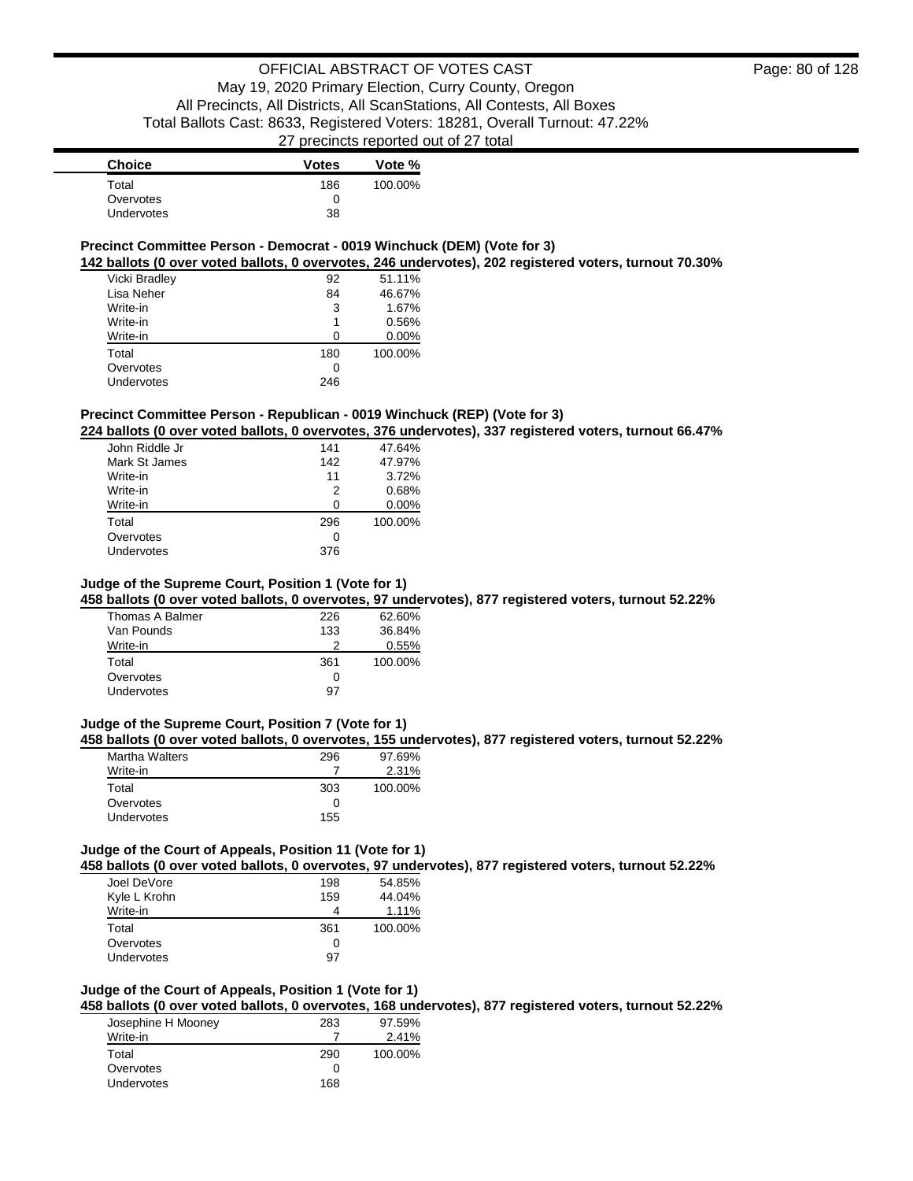| Choice | Votes | Vote % |
|---|---|---|
| Total | 186 | 100.00% |
| Overvotes | 0 | |
| Undervotes | 38 | |

### Precinct Committee Person - Democrat - 0019 Winchuck (DEM) (Vote for 3)

**142 ballots (0 over voted ballots, 0 overvotes, 246 undervotes), 202 registered voters, turnout 70.30%**

| Choice | Votes | Vote % |
|---|---|---|
| Vicki Bradley | 92 | 51.11% |
| Lisa Neher | 84 | 46.67% |
| Write-in | 3 | 1.67% |
| Write-in | 1 | 0.56% |
| Write-in | 0 | 0.00% |
| Total | 180 | 100.00% |
| Overvotes | 0 | |
| Undervotes | 246 | |

### Precinct Committee Person - Republican - 0019 Winchuck (REP) (Vote for 3)

**224 ballots (0 over voted ballots, 0 overvotes, 376 undervotes), 337 registered voters, turnout 66.47%**

| Choice | Votes | Vote % |
|---|---|---|
| John Riddle Jr | 141 | 47.64% |
| Mark St James | 142 | 47.97% |
| Write-in | 11 | 3.72% |
| Write-in | 2 | 0.68% |
| Write-in | 0 | 0.00% |
| Total | 296 | 100.00% |
| Overvotes | 0 | |
| Undervotes | 376 | |

### Judge of the Supreme Court, Position 1 (Vote for 1)

**458 ballots (0 over voted ballots, 0 overvotes, 97 undervotes), 877 registered voters, turnout 52.22%**

| Choice | Votes | Vote % |
|---|---|---|
| Thomas A Balmer | 226 | 62.60% |
| Van Pounds | 133 | 36.84% |
| Write-in | 2 | 0.55% |
| Total | 361 | 100.00% |
| Overvotes | 0 | |
| Undervotes | 97 | |

### Judge of the Supreme Court, Position 7 (Vote for 1)

**458 ballots (0 over voted ballots, 0 overvotes, 155 undervotes), 877 registered voters, turnout 52.22%**

| Choice | Votes | Vote % |
|---|---|---|
| Martha Walters | 296 | 97.69% |
| Write-in | 7 | 2.31% |
| Total | 303 | 100.00% |
| Overvotes | 0 | |
| Undervotes | 155 | |

### Judge of the Court of Appeals, Position 11 (Vote for 1)

**458 ballots (0 over voted ballots, 0 overvotes, 97 undervotes), 877 registered voters, turnout 52.22%**

| Choice | Votes | Vote % |
|---|---|---|
| Joel DeVore | 198 | 54.85% |
| Kyle L Krohn | 159 | 44.04% |
| Write-in | 4 | 1.11% |
| Total | 361 | 100.00% |
| Overvotes | 0 | |
| Undervotes | 97 | |

### Judge of the Court of Appeals, Position 1 (Vote for 1)

**458 ballots (0 over voted ballots, 0 overvotes, 168 undervotes), 877 registered voters, turnout 52.22%**

| Choice | Votes | Vote % |
|---|---|---|
| Josephine H Mooney | 283 | 97.59% |
| Write-in | 7 | 2.41% |
| Total | 290 | 100.00% |
| Overvotes | 0 | |
| Undervotes | 168 | |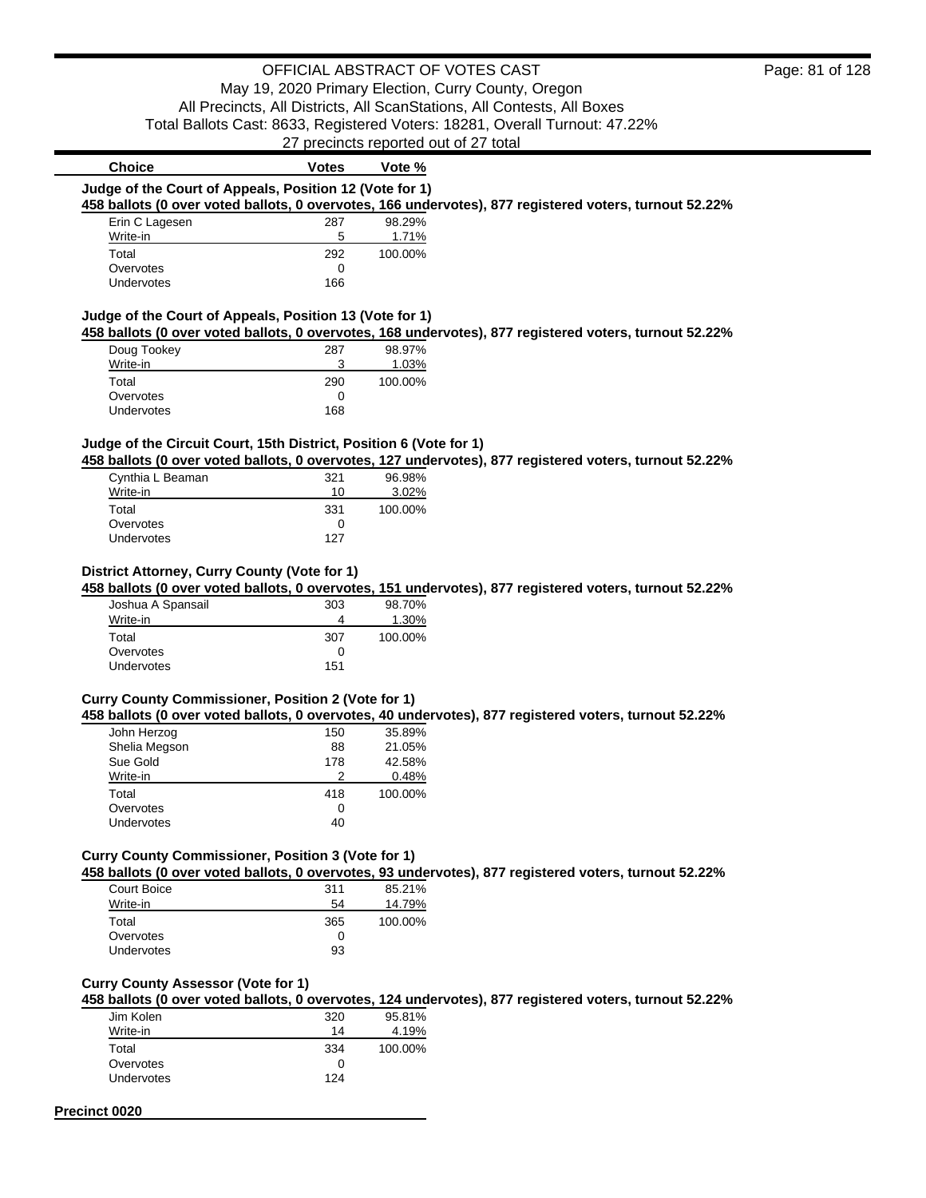| Choice | Votes | Vote % |
| --- | --- | --- |

**Judge of the Court of Appeals, Position 12 (Vote for 1)**

**458 ballots (0 over voted ballots, 0 overvotes, 166 undervotes), 877 registered voters, turnout 52.22%**

| Choice | Votes | Vote % |
| --- | --- | --- |
| Erin C Lagesen | 287 | 98.29% |
| Write-in | 5 | 1.71% |
| Total | 292 | 100.00% |
| Overvotes | 0 | |
| Undervotes | 166 | |

**Judge of the Court of Appeals, Position 13 (Vote for 1)**

**458 ballots (0 over voted ballots, 0 overvotes, 168 undervotes), 877 registered voters, turnout 52.22%**

| Choice | Votes | Vote % |
| --- | --- | --- |
| Doug Tookey | 287 | 98.97% |
| Write-in | 3 | 1.03% |
| Total | 290 | 100.00% |
| Overvotes | 0 | |
| Undervotes | 168 | |

**Judge of the Circuit Court, 15th District, Position 6 (Vote for 1)**

**458 ballots (0 over voted ballots, 0 overvotes, 127 undervotes), 877 registered voters, turnout 52.22%**

| Choice | Votes | Vote % |
| --- | --- | --- |
| Cynthia L Beaman | 321 | 96.98% |
| Write-in | 10 | 3.02% |
| Total | 331 | 100.00% |
| Overvotes | 0 | |
| Undervotes | 127 | |

**District Attorney, Curry County (Vote for 1)**

**458 ballots (0 over voted ballots, 0 overvotes, 151 undervotes), 877 registered voters, turnout 52.22%**

| Choice | Votes | Vote % |
| --- | --- | --- |
| Joshua A Spansail | 303 | 98.70% |
| Write-in | 4 | 1.30% |
| Total | 307 | 100.00% |
| Overvotes | 0 | |
| Undervotes | 151 | |

**Curry County Commissioner, Position 2 (Vote for 1)**

**458 ballots (0 over voted ballots, 0 overvotes, 40 undervotes), 877 registered voters, turnout 52.22%**

| Choice | Votes | Vote % |
| --- | --- | --- |
| John Herzog | 150 | 35.89% |
| Shelia Megson | 88 | 21.05% |
| Sue Gold | 178 | 42.58% |
| Write-in | 2 | 0.48% |
| Total | 418 | 100.00% |
| Overvotes | 0 | |
| Undervotes | 40 | |

**Curry County Commissioner, Position 3 (Vote for 1)**

**458 ballots (0 over voted ballots, 0 overvotes, 93 undervotes), 877 registered voters, turnout 52.22%**

| Choice | Votes | Vote % |
| --- | --- | --- |
| Court Boice | 311 | 85.21% |
| Write-in | 54 | 14.79% |
| Total | 365 | 100.00% |
| Overvotes | 0 | |
| Undervotes | 93 | |

**Curry County Assessor (Vote for 1)**

**458 ballots (0 over voted ballots, 0 overvotes, 124 undervotes), 877 registered voters, turnout 52.22%**

| Choice | Votes | Vote % |
| --- | --- | --- |
| Jim Kolen | 320 | 95.81% |
| Write-in | 14 | 4.19% |
| Total | 334 | 100.00% |
| Overvotes | 0 | |
| Undervotes | 124 | |

## Precinct 0020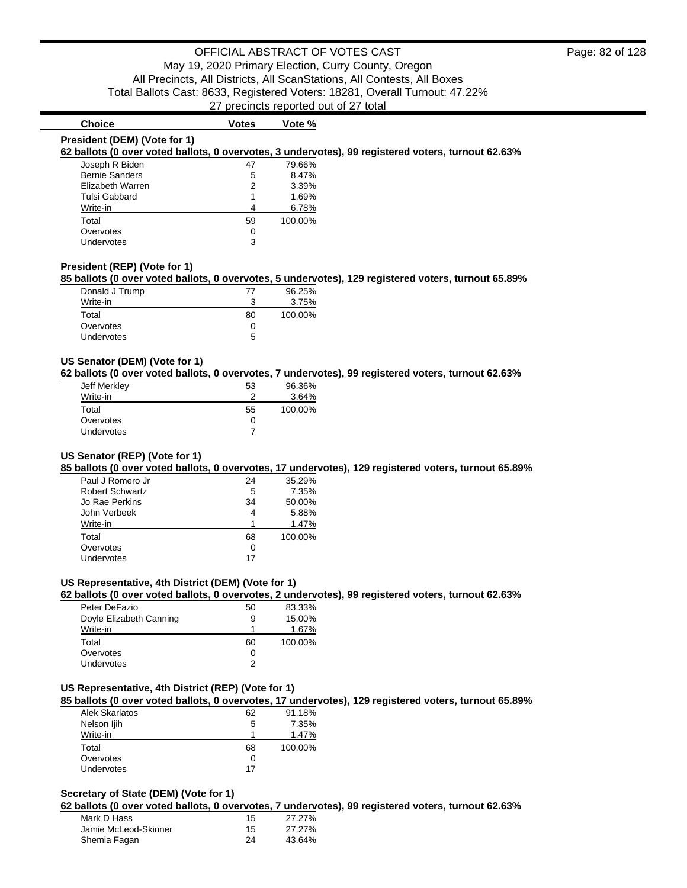OFFICIAL ABSTRACT OF VOTES CAST
May 19, 2020 Primary Election, Curry County, Oregon
All Precincts, All Districts, All ScanStations, All Contests, All Boxes
Total Ballots Cast: 8633, Registered Voters: 18281, Overall Turnout: 47.22%
27 precincts reported out of 27 total

### President (DEM) (Vote for 1)

**62 ballots (0 over voted ballots, 0 overvotes, 3 undervotes), 99 registered voters, turnout 62.63%**

| Choice | Votes | Vote % |
|---|---|---|
| Joseph R Biden | 47 | 79.66% |
| Bernie Sanders | 5 | 8.47% |
| Elizabeth Warren | 2 | 3.39% |
| Tulsi Gabbard | 1 | 1.69% |
| Write-in | 4 | 6.78% |
| Total | 59 | 100.00% |
| Overvotes | 0 | |
| Undervotes | 3 | |

### President (REP) (Vote for 1)

**85 ballots (0 over voted ballots, 0 overvotes, 5 undervotes), 129 registered voters, turnout 65.89%**

| Choice | Votes | Vote % |
|---|---|---|
| Donald J Trump | 77 | 96.25% |
| Write-in | 3 | 3.75% |
| Total | 80 | 100.00% |
| Overvotes | 0 | |
| Undervotes | 5 | |

### US Senator (DEM) (Vote for 1)

**62 ballots (0 over voted ballots, 0 overvotes, 7 undervotes), 99 registered voters, turnout 62.63%**

| Choice | Votes | Vote % |
|---|---|---|
| Jeff Merkley | 53 | 96.36% |
| Write-in | 2 | 3.64% |
| Total | 55 | 100.00% |
| Overvotes | 0 | |
| Undervotes | 7 | |

### US Senator (REP) (Vote for 1)

**85 ballots (0 over voted ballots, 0 overvotes, 17 undervotes), 129 registered voters, turnout 65.89%**

| Choice | Votes | Vote % |
|---|---|---|
| Paul J Romero Jr | 24 | 35.29% |
| Robert Schwartz | 5 | 7.35% |
| Jo Rae Perkins | 34 | 50.00% |
| John Verbeek | 4 | 5.88% |
| Write-in | 1 | 1.47% |
| Total | 68 | 100.00% |
| Overvotes | 0 | |
| Undervotes | 17 | |

### US Representative, 4th District (DEM) (Vote for 1)

**62 ballots (0 over voted ballots, 0 overvotes, 2 undervotes), 99 registered voters, turnout 62.63%**

| Choice | Votes | Vote % |
|---|---|---|
| Peter DeFazio | 50 | 83.33% |
| Doyle Elizabeth Canning | 9 | 15.00% |
| Write-in | 1 | 1.67% |
| Total | 60 | 100.00% |
| Overvotes | 0 | |
| Undervotes | 2 | |

### US Representative, 4th District (REP) (Vote for 1)

**85 ballots (0 over voted ballots, 0 overvotes, 17 undervotes), 129 registered voters, turnout 65.89%**

| Choice | Votes | Vote % |
|---|---|---|
| Alek Skarlatos | 62 | 91.18% |
| Nelson Ijih | 5 | 7.35% |
| Write-in | 1 | 1.47% |
| Total | 68 | 100.00% |
| Overvotes | 0 | |
| Undervotes | 17 | |

### Secretary of State (DEM) (Vote for 1)

**62 ballots (0 over voted ballots, 0 overvotes, 7 undervotes), 99 registered voters, turnout 62.63%**

| Choice | Votes | Vote % |
|---|---|---|
| Mark D Hass | 15 | 27.27% |
| Jamie McLeod-Skinner | 15 | 27.27% |
| Shemia Fagan | 24 | 43.64% |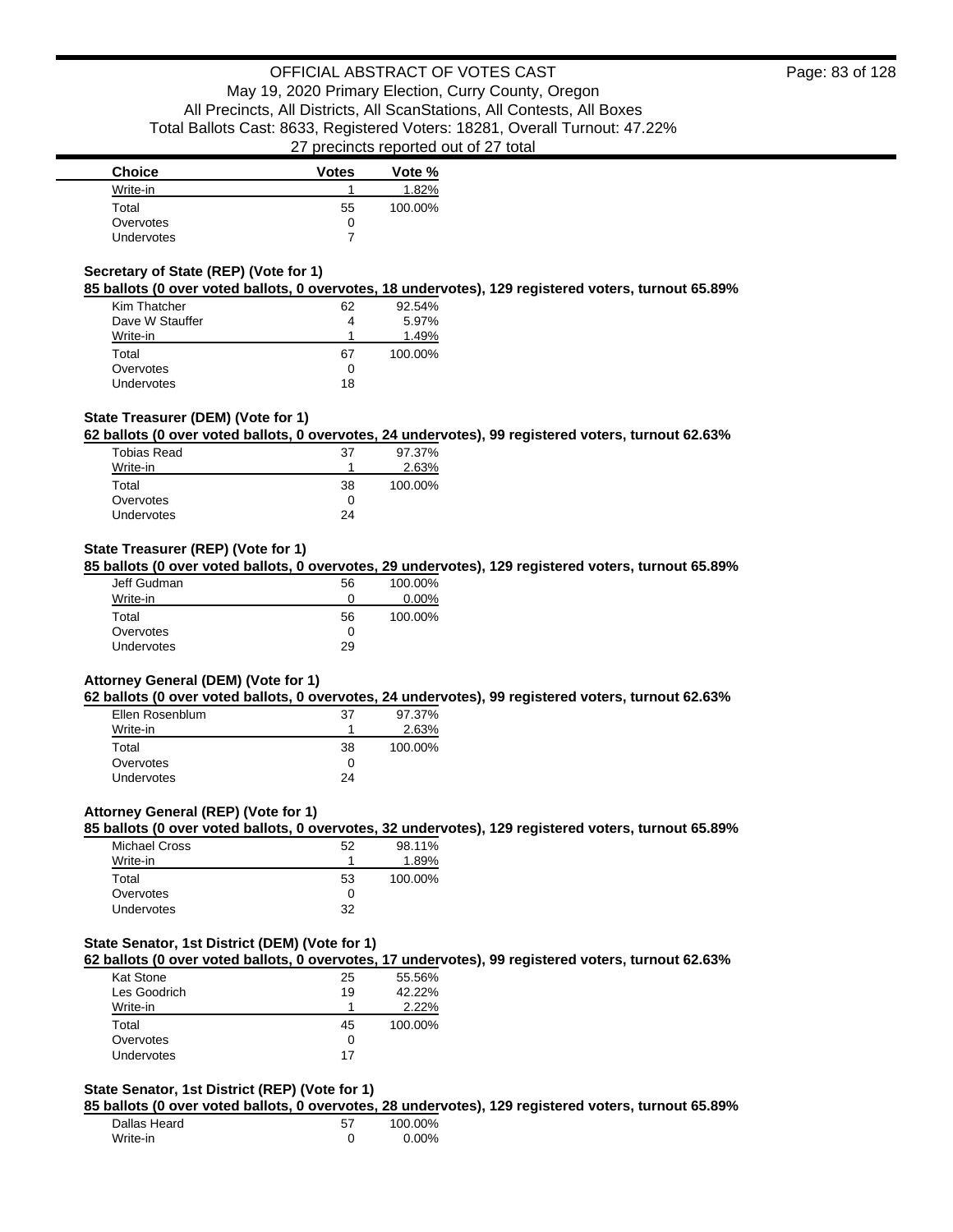| Choice | Votes | Vote % |
| --- | --- | --- |
| Write-in | 1 | 1.82% |
| Total | 55 | 100.00% |
| Overvotes | 0 | |
| Undervotes | 7 | |

### Secretary of State (REP) (Vote for 1)

**85 ballots (0 over voted ballots, 0 overvotes, 18 undervotes), 129 registered voters, turnout 65.89%**

| Choice | Votes | Vote % |
| --- | --- | --- |
| Kim Thatcher | 62 | 92.54% |
| Dave W Stauffer | 4 | 5.97% |
| Write-in | 1 | 1.49% |
| Total | 67 | 100.00% |
| Overvotes | 0 | |
| Undervotes | 18 | |

### State Treasurer (DEM) (Vote for 1)

**62 ballots (0 over voted ballots, 0 overvotes, 24 undervotes), 99 registered voters, turnout 62.63%**

| Choice | Votes | Vote % |
| --- | --- | --- |
| Tobias Read | 37 | 97.37% |
| Write-in | 1 | 2.63% |
| Total | 38 | 100.00% |
| Overvotes | 0 | |
| Undervotes | 24 | |

### State Treasurer (REP) (Vote for 1)

**85 ballots (0 over voted ballots, 0 overvotes, 29 undervotes), 129 registered voters, turnout 65.89%**

| Choice | Votes | Vote % |
| --- | --- | --- |
| Jeff Gudman | 56 | 100.00% |
| Write-in | 0 | 0.00% |
| Total | 56 | 100.00% |
| Overvotes | 0 | |
| Undervotes | 29 | |

### Attorney General (DEM) (Vote for 1)

**62 ballots (0 over voted ballots, 0 overvotes, 24 undervotes), 99 registered voters, turnout 62.63%**

| Choice | Votes | Vote % |
| --- | --- | --- |
| Ellen Rosenblum | 37 | 97.37% |
| Write-in | 1 | 2.63% |
| Total | 38 | 100.00% |
| Overvotes | 0 | |
| Undervotes | 24 | |

### Attorney General (REP) (Vote for 1)

**85 ballots (0 over voted ballots, 0 overvotes, 32 undervotes), 129 registered voters, turnout 65.89%**

| Choice | Votes | Vote % |
| --- | --- | --- |
| Michael Cross | 52 | 98.11% |
| Write-in | 1 | 1.89% |
| Total | 53 | 100.00% |
| Overvotes | 0 | |
| Undervotes | 32 | |

### State Senator, 1st District (DEM) (Vote for 1)

**62 ballots (0 over voted ballots, 0 overvotes, 17 undervotes), 99 registered voters, turnout 62.63%**

| Choice | Votes | Vote % |
| --- | --- | --- |
| Kat Stone | 25 | 55.56% |
| Les Goodrich | 19 | 42.22% |
| Write-in | 1 | 2.22% |
| Total | 45 | 100.00% |
| Overvotes | 0 | |
| Undervotes | 17 | |

### State Senator, 1st District (REP) (Vote for 1)

**85 ballots (0 over voted ballots, 0 overvotes, 28 undervotes), 129 registered voters, turnout 65.89%**

| Choice | Votes | Vote % |
| --- | --- | --- |
| Dallas Heard | 57 | 100.00% |
| Write-in | 0 | 0.00% |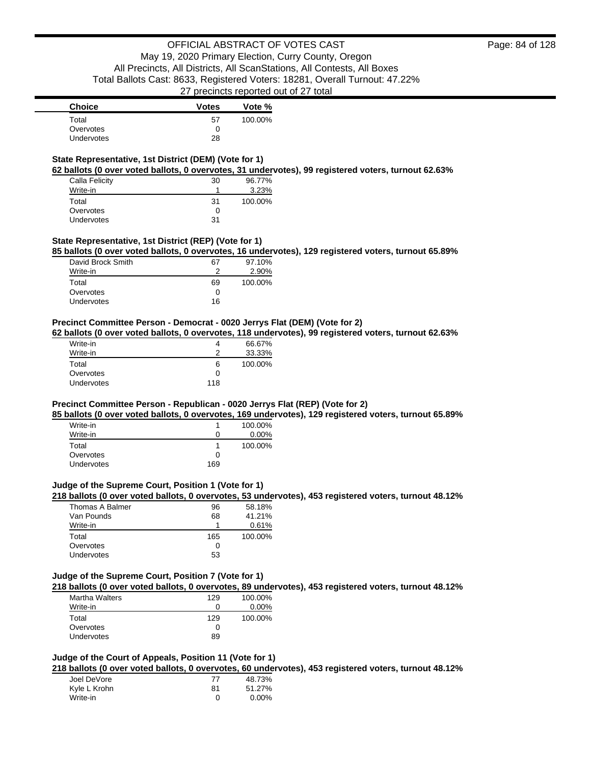| Choice | Votes | Vote % |
|---|---|---|
| Total | 57 | 100.00% |
| Overvotes | 0 | |
| Undervotes | 28 | |

### State Representative, 1st District (DEM) (Vote for 1)

**62 ballots (0 over voted ballots, 0 overvotes, 31 undervotes), 99 registered voters, turnout 62.63%**

| Choice | Votes | Vote % |
|---|---|---|
| Calla Felicity | 30 | 96.77% |
| Write-in | 1 | 3.23% |
| Total | 31 | 100.00% |
| Overvotes | 0 | |
| Undervotes | 31 | |

### State Representative, 1st District (REP) (Vote for 1)

**85 ballots (0 over voted ballots, 0 overvotes, 16 undervotes), 129 registered voters, turnout 65.89%**

| Choice | Votes | Vote % |
|---|---|---|
| David Brock Smith | 67 | 97.10% |
| Write-in | 2 | 2.90% |
| Total | 69 | 100.00% |
| Overvotes | 0 | |
| Undervotes | 16 | |

### Precinct Committee Person - Democrat - 0020 Jerrys Flat (DEM) (Vote for 2)

**62 ballots (0 over voted ballots, 0 overvotes, 118 undervotes), 99 registered voters, turnout 62.63%**

| Choice | Votes | Vote % |
|---|---|---|
| Write-in | 4 | 66.67% |
| Write-in | 2 | 33.33% |
| Total | 6 | 100.00% |
| Overvotes | 0 | |
| Undervotes | 118 | |

### Precinct Committee Person - Republican - 0020 Jerrys Flat (REP) (Vote for 2)

**85 ballots (0 over voted ballots, 0 overvotes, 169 undervotes), 129 registered voters, turnout 65.89%**

| Choice | Votes | Vote % |
|---|---|---|
| Write-in | 1 | 100.00% |
| Write-in | 0 | 0.00% |
| Total | 1 | 100.00% |
| Overvotes | 0 | |
| Undervotes | 169 | |

### Judge of the Supreme Court, Position 1 (Vote for 1)

**218 ballots (0 over voted ballots, 0 overvotes, 53 undervotes), 453 registered voters, turnout 48.12%**

| Choice | Votes | Vote % |
|---|---|---|
| Thomas A Balmer | 96 | 58.18% |
| Van Pounds | 68 | 41.21% |
| Write-in | 1 | 0.61% |
| Total | 165 | 100.00% |
| Overvotes | 0 | |
| Undervotes | 53 | |

### Judge of the Supreme Court, Position 7 (Vote for 1)

**218 ballots (0 over voted ballots, 0 overvotes, 89 undervotes), 453 registered voters, turnout 48.12%**

| Choice | Votes | Vote % |
|---|---|---|
| Martha Walters | 129 | 100.00% |
| Write-in | 0 | 0.00% |
| Total | 129 | 100.00% |
| Overvotes | 0 | |
| Undervotes | 89 | |

### Judge of the Court of Appeals, Position 11 (Vote for 1)

**218 ballots (0 over voted ballots, 0 overvotes, 60 undervotes), 453 registered voters, turnout 48.12%**

| Choice | Votes | Vote % |
|---|---|---|
| Joel DeVore | 77 | 48.73% |
| Kyle L Krohn | 81 | 51.27% |
| Write-in | 0 | 0.00% |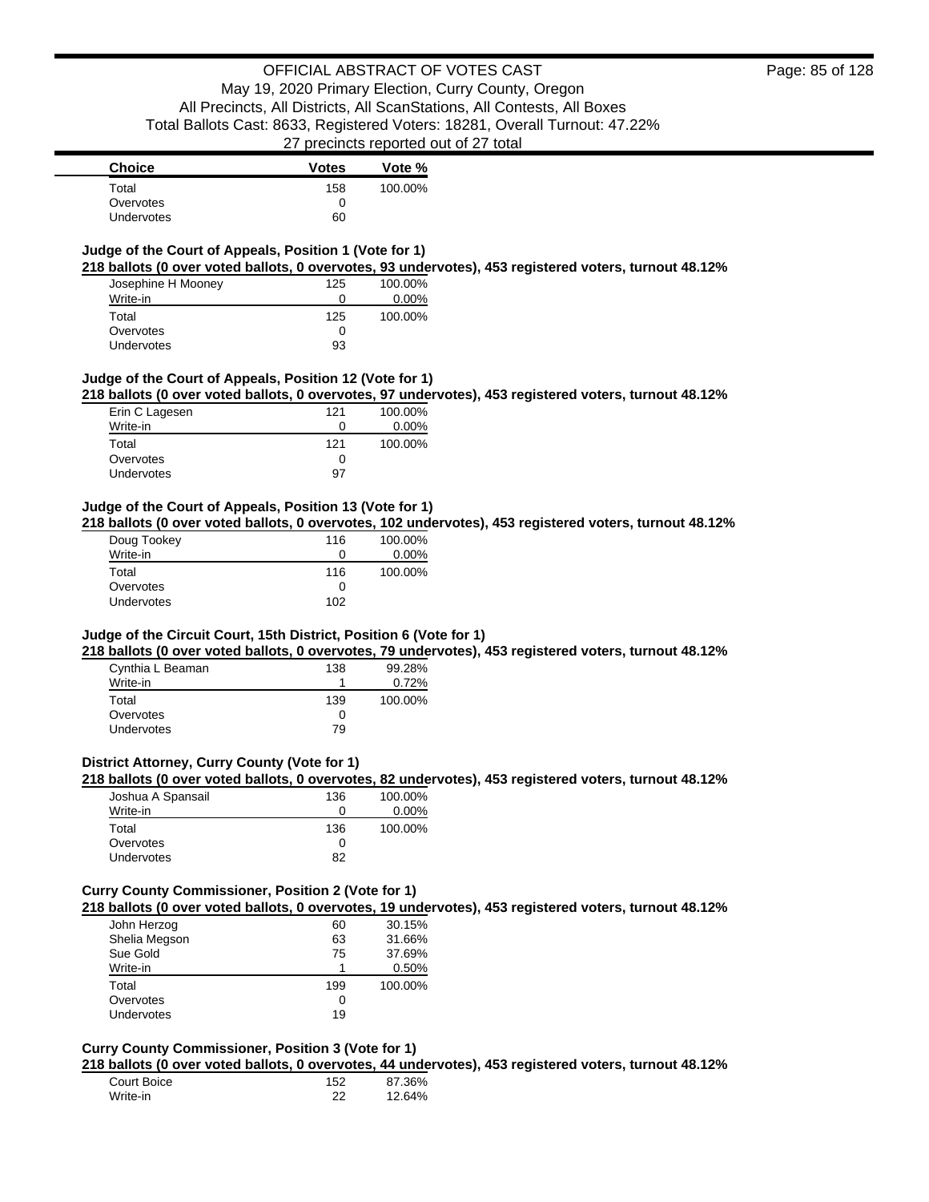| Choice | Votes | Vote % |
|---|---|---|
| Total | 158 | 100.00% |
| Overvotes | 0 | |
| Undervotes | 60 | |

### Judge of the Court of Appeals, Position 1 (Vote for 1)

**218 ballots (0 over voted ballots, 0 overvotes, 93 undervotes), 453 registered voters, turnout 48.12%**

| Choice | Votes | Vote % |
|---|---|---|
| Josephine H Mooney | 125 | 100.00% |
| Write-in | 0 | 0.00% |
| Total | 125 | 100.00% |
| Overvotes | 0 | |
| Undervotes | 93 | |

### Judge of the Court of Appeals, Position 12 (Vote for 1)

**218 ballots (0 over voted ballots, 0 overvotes, 97 undervotes), 453 registered voters, turnout 48.12%**

| Choice | Votes | Vote % |
|---|---|---|
| Erin C Lagesen | 121 | 100.00% |
| Write-in | 0 | 0.00% |
| Total | 121 | 100.00% |
| Overvotes | 0 | |
| Undervotes | 97 | |

### Judge of the Court of Appeals, Position 13 (Vote for 1)

**218 ballots (0 over voted ballots, 0 overvotes, 102 undervotes), 453 registered voters, turnout 48.12%**

| Choice | Votes | Vote % |
|---|---|---|
| Doug Tookey | 116 | 100.00% |
| Write-in | 0 | 0.00% |
| Total | 116 | 100.00% |
| Overvotes | 0 | |
| Undervotes | 102 | |

### Judge of the Circuit Court, 15th District, Position 6 (Vote for 1)

**218 ballots (0 over voted ballots, 0 overvotes, 79 undervotes), 453 registered voters, turnout 48.12%**

| Choice | Votes | Vote % |
|---|---|---|
| Cynthia L Beaman | 138 | 99.28% |
| Write-in | 1 | 0.72% |
| Total | 139 | 100.00% |
| Overvotes | 0 | |
| Undervotes | 79 | |

### District Attorney, Curry County (Vote for 1)

**218 ballots (0 over voted ballots, 0 overvotes, 82 undervotes), 453 registered voters, turnout 48.12%**

| Choice | Votes | Vote % |
|---|---|---|
| Joshua A Spansail | 136 | 100.00% |
| Write-in | 0 | 0.00% |
| Total | 136 | 100.00% |
| Overvotes | 0 | |
| Undervotes | 82 | |

### Curry County Commissioner, Position 2 (Vote for 1)

**218 ballots (0 over voted ballots, 0 overvotes, 19 undervotes), 453 registered voters, turnout 48.12%**

| Choice | Votes | Vote % |
|---|---|---|
| John Herzog | 60 | 30.15% |
| Shelia Megson | 63 | 31.66% |
| Sue Gold | 75 | 37.69% |
| Write-in | 1 | 0.50% |
| Total | 199 | 100.00% |
| Overvotes | 0 | |
| Undervotes | 19 | |

### Curry County Commissioner, Position 3 (Vote for 1)

**218 ballots (0 over voted ballots, 0 overvotes, 44 undervotes), 453 registered voters, turnout 48.12%**

| Choice | Votes | Vote % |
|---|---|---|
| Court Boice | 152 | 87.36% |
| Write-in | 22 | 12.64% |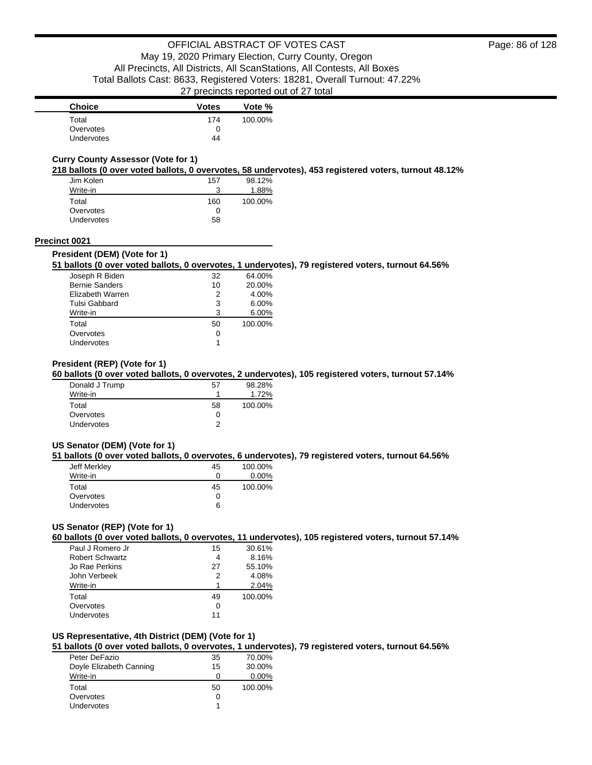| Choice | Votes | Vote % |
|---|---|---|
| Total | 174 | 100.00% |
| Overvotes | 0 | |
| Undervotes | 44 | |

### Curry County Assessor (Vote for 1)

**218 ballots (0 over voted ballots, 0 overvotes, 58 undervotes), 453 registered voters, turnout 48.12%**

| Choice | Votes | Vote % |
|---|---|---|
| Jim Kolen | 157 | 98.12% |
| Write-in | 3 | 1.88% |
| Total | 160 | 100.00% |
| Overvotes | 0 | |
| Undervotes | 58 | |

## Precinct 0021

### President (DEM) (Vote for 1)

**51 ballots (0 over voted ballots, 0 overvotes, 1 undervotes), 79 registered voters, turnout 64.56%**

| Choice | Votes | Vote % |
|---|---|---|
| Joseph R Biden | 32 | 64.00% |
| Bernie Sanders | 10 | 20.00% |
| Elizabeth Warren | 2 | 4.00% |
| Tulsi Gabbard | 3 | 6.00% |
| Write-in | 3 | 6.00% |
| Total | 50 | 100.00% |
| Overvotes | 0 | |
| Undervotes | 1 | |

### President (REP) (Vote for 1)

**60 ballots (0 over voted ballots, 0 overvotes, 2 undervotes), 105 registered voters, turnout 57.14%**

| Choice | Votes | Vote % |
|---|---|---|
| Donald J Trump | 57 | 98.28% |
| Write-in | 1 | 1.72% |
| Total | 58 | 100.00% |
| Overvotes | 0 | |
| Undervotes | 2 | |

### US Senator (DEM) (Vote for 1)

**51 ballots (0 over voted ballots, 0 overvotes, 6 undervotes), 79 registered voters, turnout 64.56%**

| Choice | Votes | Vote % |
|---|---|---|
| Jeff Merkley | 45 | 100.00% |
| Write-in | 0 | 0.00% |
| Total | 45 | 100.00% |
| Overvotes | 0 | |
| Undervotes | 6 | |

### US Senator (REP) (Vote for 1)

**60 ballots (0 over voted ballots, 0 overvotes, 11 undervotes), 105 registered voters, turnout 57.14%**

| Choice | Votes | Vote % |
|---|---|---|
| Paul J Romero Jr | 15 | 30.61% |
| Robert Schwartz | 4 | 8.16% |
| Jo Rae Perkins | 27 | 55.10% |
| John Verbeek | 2 | 4.08% |
| Write-in | 1 | 2.04% |
| Total | 49 | 100.00% |
| Overvotes | 0 | |
| Undervotes | 11 | |

### US Representative, 4th District (DEM) (Vote for 1)

**51 ballots (0 over voted ballots, 0 overvotes, 1 undervotes), 79 registered voters, turnout 64.56%**

| Choice | Votes | Vote % |
|---|---|---|
| Peter DeFazio | 35 | 70.00% |
| Doyle Elizabeth Canning | 15 | 30.00% |
| Write-in | 0 | 0.00% |
| Total | 50 | 100.00% |
| Overvotes | 0 | |
| Undervotes | 1 | |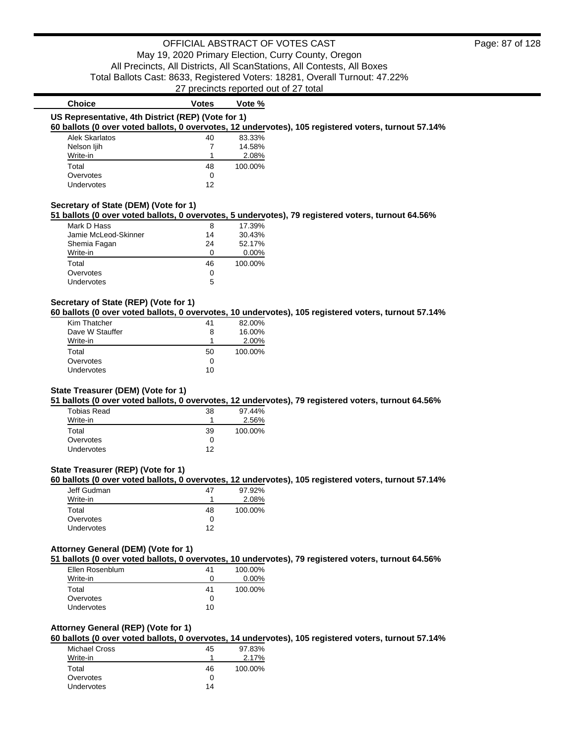## US Representative, 4th District (REP) (Vote for 1)

**60 ballots (0 over voted ballots, 0 overvotes, 12 undervotes), 105 registered voters, turnout 57.14%**

| Choice | Votes | Vote % |
|---|---|---|
| Alek Skarlatos | 40 | 83.33% |
| Nelson Ijih | 7 | 14.58% |
| Write-in | 1 | 2.08% |
| Total | 48 | 100.00% |
| Overvotes | 0 | |
| Undervotes | 12 | |

## Secretary of State (DEM) (Vote for 1)

**51 ballots (0 over voted ballots, 0 overvotes, 5 undervotes), 79 registered voters, turnout 64.56%**

| Choice | Votes | Vote % |
|---|---|---|
| Mark D Hass | 8 | 17.39% |
| Jamie McLeod-Skinner | 14 | 30.43% |
| Shemia Fagan | 24 | 52.17% |
| Write-in | 0 | 0.00% |
| Total | 46 | 100.00% |
| Overvotes | 0 | |
| Undervotes | 5 | |

## Secretary of State (REP) (Vote for 1)

**60 ballots (0 over voted ballots, 0 overvotes, 10 undervotes), 105 registered voters, turnout 57.14%**

| Choice | Votes | Vote % |
|---|---|---|
| Kim Thatcher | 41 | 82.00% |
| Dave W Stauffer | 8 | 16.00% |
| Write-in | 1 | 2.00% |
| Total | 50 | 100.00% |
| Overvotes | 0 | |
| Undervotes | 10 | |

## State Treasurer (DEM) (Vote for 1)

**51 ballots (0 over voted ballots, 0 overvotes, 12 undervotes), 79 registered voters, turnout 64.56%**

| Choice | Votes | Vote % |
|---|---|---|
| Tobias Read | 38 | 97.44% |
| Write-in | 1 | 2.56% |
| Total | 39 | 100.00% |
| Overvotes | 0 | |
| Undervotes | 12 | |

## State Treasurer (REP) (Vote for 1)

**60 ballots (0 over voted ballots, 0 overvotes, 12 undervotes), 105 registered voters, turnout 57.14%**

| Choice | Votes | Vote % |
|---|---|---|
| Jeff Gudman | 47 | 97.92% |
| Write-in | 1 | 2.08% |
| Total | 48 | 100.00% |
| Overvotes | 0 | |
| Undervotes | 12 | |

## Attorney General (DEM) (Vote for 1)

**51 ballots (0 over voted ballots, 0 overvotes, 10 undervotes), 79 registered voters, turnout 64.56%**

| Choice | Votes | Vote % |
|---|---|---|
| Ellen Rosenblum | 41 | 100.00% |
| Write-in | 0 | 0.00% |
| Total | 41 | 100.00% |
| Overvotes | 0 | |
| Undervotes | 10 | |

## Attorney General (REP) (Vote for 1)

**60 ballots (0 over voted ballots, 0 overvotes, 14 undervotes), 105 registered voters, turnout 57.14%**

| Choice | Votes | Vote % |
|---|---|---|
| Michael Cross | 45 | 97.83% |
| Write-in | 1 | 2.17% |
| Total | 46 | 100.00% |
| Overvotes | 0 | |
| Undervotes | 14 | |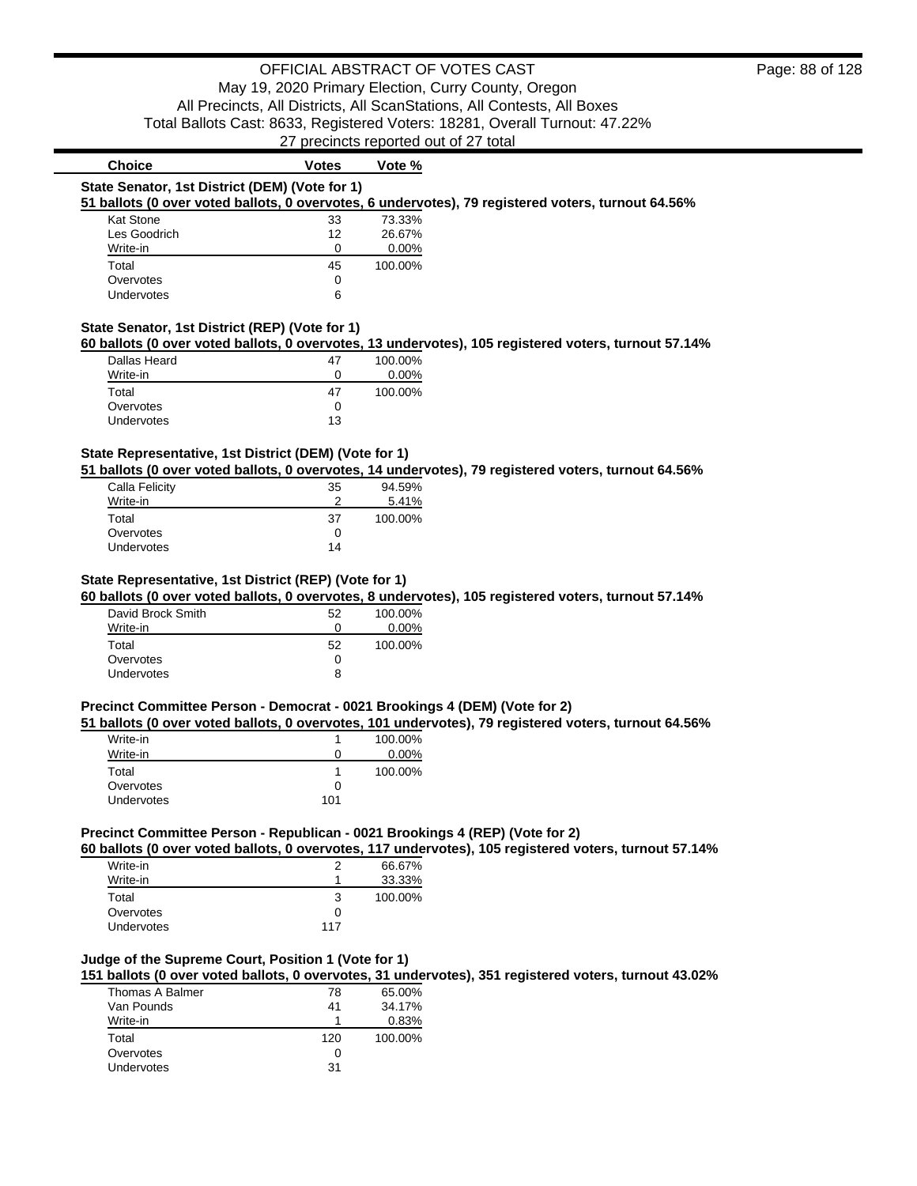OFFICIAL ABSTRACT OF VOTES CAST
May 19, 2020 Primary Election, Curry County, Oregon
All Precincts, All Districts, All ScanStations, All Contests, All Boxes
Total Ballots Cast: 8633, Registered Voters: 18281, Overall Turnout: 47.22%
27 precincts reported out of 27 total

| Choice | Votes | Vote % |
|---|---|---|

### State Senator, 1st District (DEM) (Vote for 1)

**51 ballots (0 over voted ballots, 0 overvotes, 6 undervotes), 79 registered voters, turnout 64.56%**

| Choice | Votes | Vote % |
|---|---|---|
| Kat Stone | 33 | 73.33% |
| Les Goodrich | 12 | 26.67% |
| Write-in | 0 | 0.00% |
| Total | 45 | 100.00% |
| Overvotes | 0 | |
| Undervotes | 6 | |

### State Senator, 1st District (REP) (Vote for 1)

**60 ballots (0 over voted ballots, 0 overvotes, 13 undervotes), 105 registered voters, turnout 57.14%**

| Choice | Votes | Vote % |
|---|---|---|
| Dallas Heard | 47 | 100.00% |
| Write-in | 0 | 0.00% |
| Total | 47 | 100.00% |
| Overvotes | 0 | |
| Undervotes | 13 | |

### State Representative, 1st District (DEM) (Vote for 1)

**51 ballots (0 over voted ballots, 0 overvotes, 14 undervotes), 79 registered voters, turnout 64.56%**

| Choice | Votes | Vote % |
|---|---|---|
| Calla Felicity | 35 | 94.59% |
| Write-in | 2 | 5.41% |
| Total | 37 | 100.00% |
| Overvotes | 0 | |
| Undervotes | 14 | |

### State Representative, 1st District (REP) (Vote for 1)

**60 ballots (0 over voted ballots, 0 overvotes, 8 undervotes), 105 registered voters, turnout 57.14%**

| Choice | Votes | Vote % |
|---|---|---|
| David Brock Smith | 52 | 100.00% |
| Write-in | 0 | 0.00% |
| Total | 52 | 100.00% |
| Overvotes | 0 | |
| Undervotes | 8 | |

### Precinct Committee Person - Democrat - 0021 Brookings 4 (DEM) (Vote for 2)

**51 ballots (0 over voted ballots, 0 overvotes, 101 undervotes), 79 registered voters, turnout 64.56%**

| Choice | Votes | Vote % |
|---|---|---|
| Write-in | 1 | 100.00% |
| Write-in | 0 | 0.00% |
| Total | 1 | 100.00% |
| Overvotes | 0 | |
| Undervotes | 101 | |

### Precinct Committee Person - Republican - 0021 Brookings 4 (REP) (Vote for 2)

**60 ballots (0 over voted ballots, 0 overvotes, 117 undervotes), 105 registered voters, turnout 57.14%**

| Choice | Votes | Vote % |
|---|---|---|
| Write-in | 2 | 66.67% |
| Write-in | 1 | 33.33% |
| Total | 3 | 100.00% |
| Overvotes | 0 | |
| Undervotes | 117 | |

### Judge of the Supreme Court, Position 1 (Vote for 1)

**151 ballots (0 over voted ballots, 0 overvotes, 31 undervotes), 351 registered voters, turnout 43.02%**

| Choice | Votes | Vote % |
|---|---|---|
| Thomas A Balmer | 78 | 65.00% |
| Van Pounds | 41 | 34.17% |
| Write-in | 1 | 0.83% |
| Total | 120 | 100.00% |
| Overvotes | 0 | |
| Undervotes | 31 | |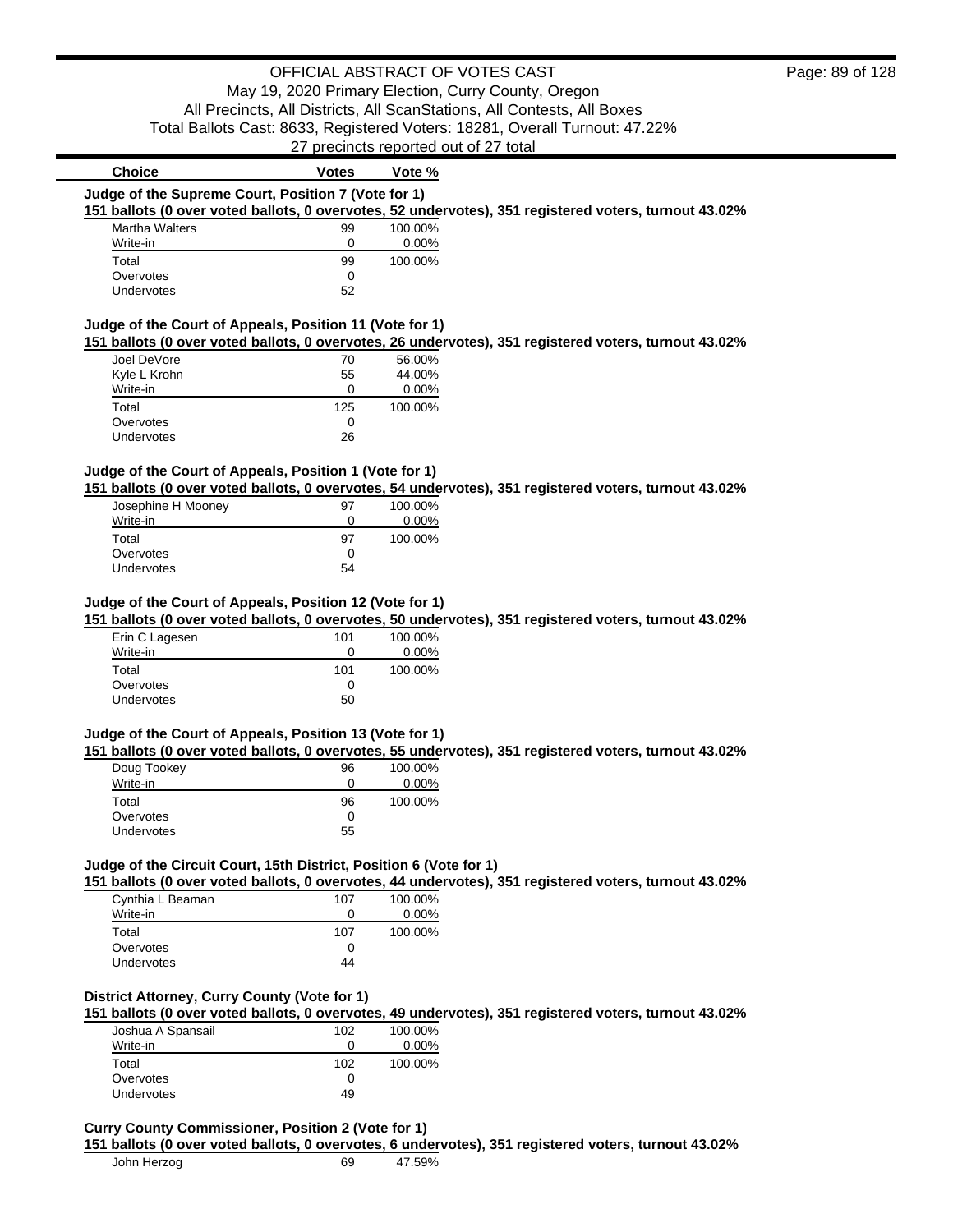# OFFICIAL ABSTRACT OF VOTES CAST

May 19, 2020 Primary Election, Curry County, Oregon
All Precincts, All Districts, All ScanStations, All Contests, All Boxes
Total Ballots Cast: 8633, Registered Voters: 18281, Overall Turnout: 47.22%
27 precincts reported out of 27 total

### Judge of the Supreme Court, Position 7 (Vote for 1)

**151 ballots (0 over voted ballots, 0 overvotes, 52 undervotes), 351 registered voters, turnout 43.02%**

| Choice | Votes | Vote % |
|---|---|---|
| Martha Walters | 99 | 100.00% |
| Write-in | 0 | 0.00% |
| Total | 99 | 100.00% |
| Overvotes | 0 | |
| Undervotes | 52 | |

### Judge of the Court of Appeals, Position 11 (Vote for 1)

**151 ballots (0 over voted ballots, 0 overvotes, 26 undervotes), 351 registered voters, turnout 43.02%**

| Choice | Votes | Vote % |
|---|---|---|
| Joel DeVore | 70 | 56.00% |
| Kyle L Krohn | 55 | 44.00% |
| Write-in | 0 | 0.00% |
| Total | 125 | 100.00% |
| Overvotes | 0 | |
| Undervotes | 26 | |

### Judge of the Court of Appeals, Position 1 (Vote for 1)

**151 ballots (0 over voted ballots, 0 overvotes, 54 undervotes), 351 registered voters, turnout 43.02%**

| Choice | Votes | Vote % |
|---|---|---|
| Josephine H Mooney | 97 | 100.00% |
| Write-in | 0 | 0.00% |
| Total | 97 | 100.00% |
| Overvotes | 0 | |
| Undervotes | 54 | |

### Judge of the Court of Appeals, Position 12 (Vote for 1)

**151 ballots (0 over voted ballots, 0 overvotes, 50 undervotes), 351 registered voters, turnout 43.02%**

| Choice | Votes | Vote % |
|---|---|---|
| Erin C Lagesen | 101 | 100.00% |
| Write-in | 0 | 0.00% |
| Total | 101 | 100.00% |
| Overvotes | 0 | |
| Undervotes | 50 | |

### Judge of the Court of Appeals, Position 13 (Vote for 1)

**151 ballots (0 over voted ballots, 0 overvotes, 55 undervotes), 351 registered voters, turnout 43.02%**

| Choice | Votes | Vote % |
|---|---|---|
| Doug Tookey | 96 | 100.00% |
| Write-in | 0 | 0.00% |
| Total | 96 | 100.00% |
| Overvotes | 0 | |
| Undervotes | 55 | |

### Judge of the Circuit Court, 15th District, Position 6 (Vote for 1)

**151 ballots (0 over voted ballots, 0 overvotes, 44 undervotes), 351 registered voters, turnout 43.02%**

| Choice | Votes | Vote % |
|---|---|---|
| Cynthia L Beaman | 107 | 100.00% |
| Write-in | 0 | 0.00% |
| Total | 107 | 100.00% |
| Overvotes | 0 | |
| Undervotes | 44 | |

### District Attorney, Curry County (Vote for 1)

**151 ballots (0 over voted ballots, 0 overvotes, 49 undervotes), 351 registered voters, turnout 43.02%**

| Choice | Votes | Vote % |
|---|---|---|
| Joshua A Spansail | 102 | 100.00% |
| Write-in | 0 | 0.00% |
| Total | 102 | 100.00% |
| Overvotes | 0 | |
| Undervotes | 49 | |

### Curry County Commissioner, Position 2 (Vote for 1)

**151 ballots (0 over voted ballots, 0 overvotes, 6 undervotes), 351 registered voters, turnout 43.02%**

| Choice | Votes | Vote % |
|---|---|---|
| John Herzog | 69 | 47.59% |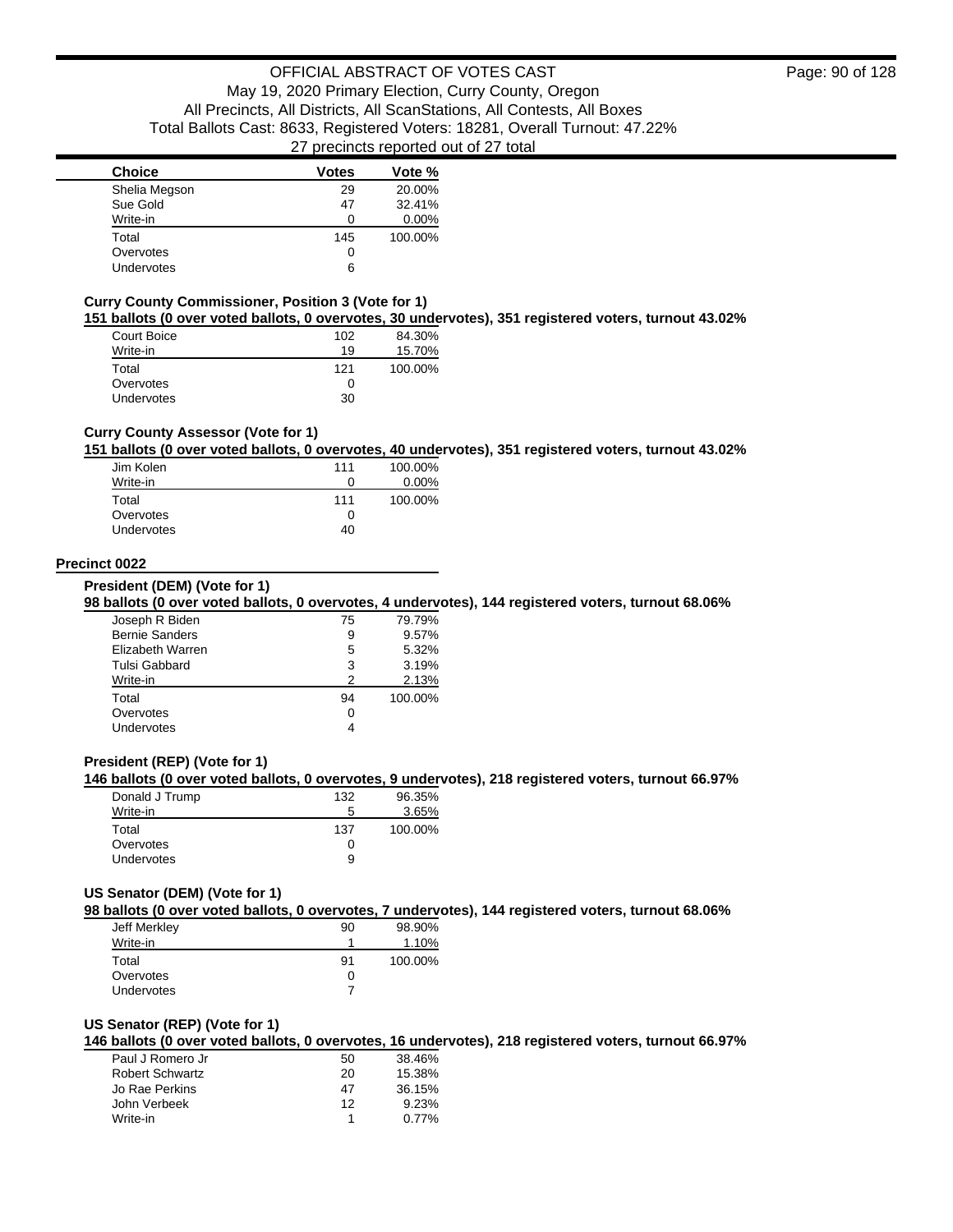| Choice | Votes | Vote % |
|---|---|---|
| Shelia Megson | 29 | 20.00% |
| Sue Gold | 47 | 32.41% |
| Write-in | 0 | 0.00% |
| Total | 145 | 100.00% |
| Overvotes | 0 | |
| Undervotes | 6 | |

### Curry County Commissioner, Position 3 (Vote for 1)

**151 ballots (0 over voted ballots, 0 overvotes, 30 undervotes), 351 registered voters, turnout 43.02%**

| Choice | Votes | Vote % |
|---|---|---|
| Court Boice | 102 | 84.30% |
| Write-in | 19 | 15.70% |
| Total | 121 | 100.00% |
| Overvotes | 0 | |
| Undervotes | 30 | |

### Curry County Assessor (Vote for 1)

**151 ballots (0 over voted ballots, 0 overvotes, 40 undervotes), 351 registered voters, turnout 43.02%**

| Choice | Votes | Vote % |
|---|---|---|
| Jim Kolen | 111 | 100.00% |
| Write-in | 0 | 0.00% |
| Total | 111 | 100.00% |
| Overvotes | 0 | |
| Undervotes | 40 | |

## Precinct 0022

### President (DEM) (Vote for 1)

**98 ballots (0 over voted ballots, 0 overvotes, 4 undervotes), 144 registered voters, turnout 68.06%**

| Choice | Votes | Vote % |
|---|---|---|
| Joseph R Biden | 75 | 79.79% |
| Bernie Sanders | 9 | 9.57% |
| Elizabeth Warren | 5 | 5.32% |
| Tulsi Gabbard | 3 | 3.19% |
| Write-in | 2 | 2.13% |
| Total | 94 | 100.00% |
| Overvotes | 0 | |
| Undervotes | 4 | |

### President (REP) (Vote for 1)

**146 ballots (0 over voted ballots, 0 overvotes, 9 undervotes), 218 registered voters, turnout 66.97%**

| Choice | Votes | Vote % |
|---|---|---|
| Donald J Trump | 132 | 96.35% |
| Write-in | 5 | 3.65% |
| Total | 137 | 100.00% |
| Overvotes | 0 | |
| Undervotes | 9 | |

### US Senator (DEM) (Vote for 1)

**98 ballots (0 over voted ballots, 0 overvotes, 7 undervotes), 144 registered voters, turnout 68.06%**

| Choice | Votes | Vote % |
|---|---|---|
| Jeff Merkley | 90 | 98.90% |
| Write-in | 1 | 1.10% |
| Total | 91 | 100.00% |
| Overvotes | 0 | |
| Undervotes | 7 | |

### US Senator (REP) (Vote for 1)

**146 ballots (0 over voted ballots, 0 overvotes, 16 undervotes), 218 registered voters, turnout 66.97%**

| Choice | Votes | Vote % |
|---|---|---|
| Paul J Romero Jr | 50 | 38.46% |
| Robert Schwartz | 20 | 15.38% |
| Jo Rae Perkins | 47 | 36.15% |
| John Verbeek | 12 | 9.23% |
| Write-in | 1 | 0.77% |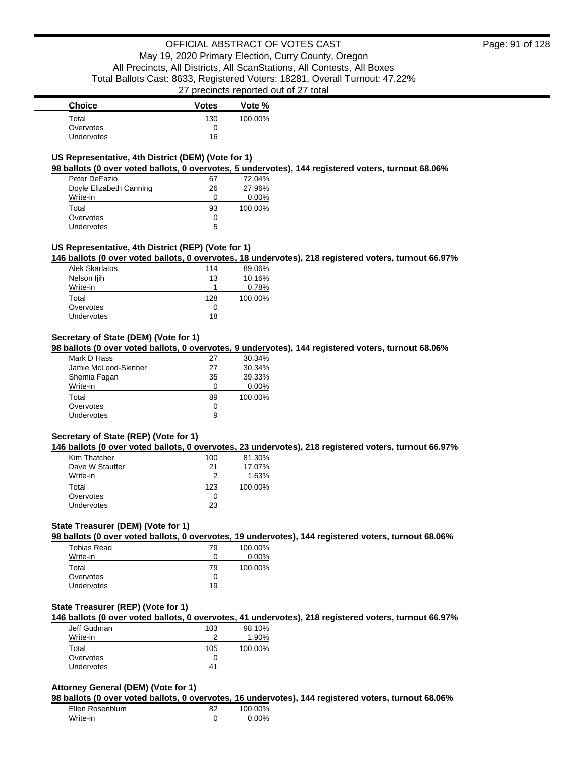| Choice | Votes | Vote % |
| --- | --- | --- |
| Total | 130 | 100.00% |
| Overvotes | 0 | |
| Undervotes | 16 | |

### US Representative, 4th District (DEM) (Vote for 1)

**98 ballots (0 over voted ballots, 0 overvotes, 5 undervotes), 144 registered voters, turnout 68.06%**

| Choice | Votes | Vote % |
| --- | --- | --- |
| Peter DeFazio | 67 | 72.04% |
| Doyle Elizabeth Canning | 26 | 27.96% |
| Write-in | 0 | 0.00% |
| Total | 93 | 100.00% |
| Overvotes | 0 | |
| Undervotes | 5 | |

### US Representative, 4th District (REP) (Vote for 1)

**146 ballots (0 over voted ballots, 0 overvotes, 18 undervotes), 218 registered voters, turnout 66.97%**

| Choice | Votes | Vote % |
| --- | --- | --- |
| Alek Skarlatos | 114 | 89.06% |
| Nelson Ijih | 13 | 10.16% |
| Write-in | 1 | 0.78% |
| Total | 128 | 100.00% |
| Overvotes | 0 | |
| Undervotes | 18 | |

### Secretary of State (DEM) (Vote for 1)

**98 ballots (0 over voted ballots, 0 overvotes, 9 undervotes), 144 registered voters, turnout 68.06%**

| Choice | Votes | Vote % |
| --- | --- | --- |
| Mark D Hass | 27 | 30.34% |
| Jamie McLeod-Skinner | 27 | 30.34% |
| Shemia Fagan | 35 | 39.33% |
| Write-in | 0 | 0.00% |
| Total | 89 | 100.00% |
| Overvotes | 0 | |
| Undervotes | 9 | |

### Secretary of State (REP) (Vote for 1)

**146 ballots (0 over voted ballots, 0 overvotes, 23 undervotes), 218 registered voters, turnout 66.97%**

| Choice | Votes | Vote % |
| --- | --- | --- |
| Kim Thatcher | 100 | 81.30% |
| Dave W Stauffer | 21 | 17.07% |
| Write-in | 2 | 1.63% |
| Total | 123 | 100.00% |
| Overvotes | 0 | |
| Undervotes | 23 | |

### State Treasurer (DEM) (Vote for 1)

**98 ballots (0 over voted ballots, 0 overvotes, 19 undervotes), 144 registered voters, turnout 68.06%**

| Choice | Votes | Vote % |
| --- | --- | --- |
| Tobias Read | 79 | 100.00% |
| Write-in | 0 | 0.00% |
| Total | 79 | 100.00% |
| Overvotes | 0 | |
| Undervotes | 19 | |

### State Treasurer (REP) (Vote for 1)

**146 ballots (0 over voted ballots, 0 overvotes, 41 undervotes), 218 registered voters, turnout 66.97%**

| Choice | Votes | Vote % |
| --- | --- | --- |
| Jeff Gudman | 103 | 98.10% |
| Write-in | 2 | 1.90% |
| Total | 105 | 100.00% |
| Overvotes | 0 | |
| Undervotes | 41 | |

### Attorney General (DEM) (Vote for 1)

**98 ballots (0 over voted ballots, 0 overvotes, 16 undervotes), 144 registered voters, turnout 68.06%**

| Choice | Votes | Vote % |
| --- | --- | --- |
| Ellen Rosenblum | 82 | 100.00% |
| Write-in | 0 | 0.00% |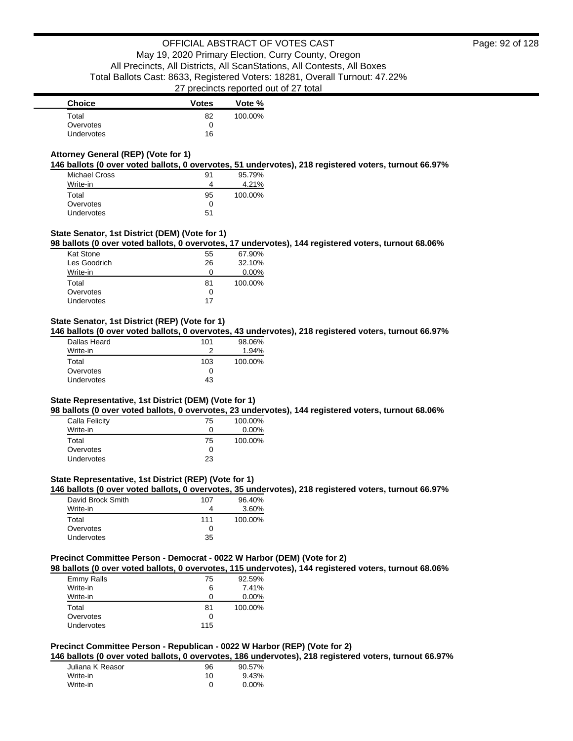| Choice | Votes | Vote % |
|---|---|---|
| Total | 82 | 100.00% |
| Overvotes | 0 | |
| Undervotes | 16 | |

**Attorney General (REP) (Vote for 1)**

**146 ballots (0 over voted ballots, 0 overvotes, 51 undervotes), 218 registered voters, turnout 66.97%**

| Choice | Votes | Vote % |
|---|---|---|
| Michael Cross | 91 | 95.79% |
| Write-in | 4 | 4.21% |
| Total | 95 | 100.00% |
| Overvotes | 0 | |
| Undervotes | 51 | |

**State Senator, 1st District (DEM) (Vote for 1)**

**98 ballots (0 over voted ballots, 0 overvotes, 17 undervotes), 144 registered voters, turnout 68.06%**

| Choice | Votes | Vote % |
|---|---|---|
| Kat Stone | 55 | 67.90% |
| Les Goodrich | 26 | 32.10% |
| Write-in | 0 | 0.00% |
| Total | 81 | 100.00% |
| Overvotes | 0 | |
| Undervotes | 17 | |

**State Senator, 1st District (REP) (Vote for 1)**

**146 ballots (0 over voted ballots, 0 overvotes, 43 undervotes), 218 registered voters, turnout 66.97%**

| Choice | Votes | Vote % |
|---|---|---|
| Dallas Heard | 101 | 98.06% |
| Write-in | 2 | 1.94% |
| Total | 103 | 100.00% |
| Overvotes | 0 | |
| Undervotes | 43 | |

**State Representative, 1st District (DEM) (Vote for 1)**

**98 ballots (0 over voted ballots, 0 overvotes, 23 undervotes), 144 registered voters, turnout 68.06%**

| Choice | Votes | Vote % |
|---|---|---|
| Calla Felicity | 75 | 100.00% |
| Write-in | 0 | 0.00% |
| Total | 75 | 100.00% |
| Overvotes | 0 | |
| Undervotes | 23 | |

**State Representative, 1st District (REP) (Vote for 1)**

**146 ballots (0 over voted ballots, 0 overvotes, 35 undervotes), 218 registered voters, turnout 66.97%**

| Choice | Votes | Vote % |
|---|---|---|
| David Brock Smith | 107 | 96.40% |
| Write-in | 4 | 3.60% |
| Total | 111 | 100.00% |
| Overvotes | 0 | |
| Undervotes | 35 | |

**Precinct Committee Person - Democrat - 0022 W Harbor (DEM) (Vote for 2)**

**98 ballots (0 over voted ballots, 0 overvotes, 115 undervotes), 144 registered voters, turnout 68.06%**

| Choice | Votes | Vote % |
|---|---|---|
| Emmy Ralls | 75 | 92.59% |
| Write-in | 6 | 7.41% |
| Write-in | 0 | 0.00% |
| Total | 81 | 100.00% |
| Overvotes | 0 | |
| Undervotes | 115 | |

**Precinct Committee Person - Republican - 0022 W Harbor (REP) (Vote for 2)**

**146 ballots (0 over voted ballots, 0 overvotes, 186 undervotes), 218 registered voters, turnout 66.97%**

| Choice | Votes | Vote % |
|---|---|---|
| Juliana K Reasor | 96 | 90.57% |
| Write-in | 10 | 9.43% |
| Write-in | 0 | 0.00% |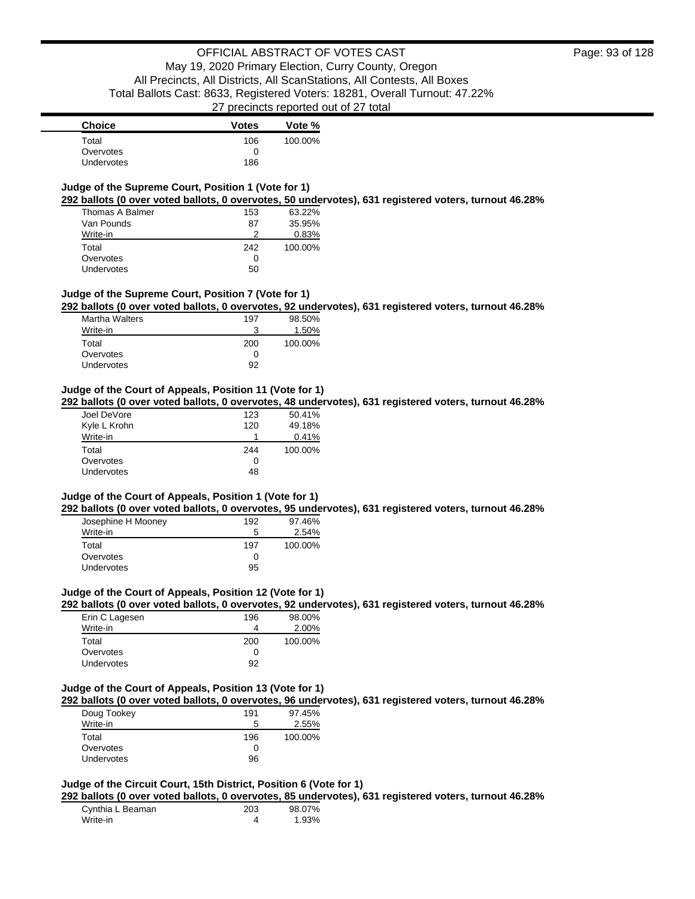| Choice | Votes | Vote % |
|---|---|---|
| Total | 106 | 100.00% |
| Overvotes | 0 | |
| Undervotes | 186 | |

### Judge of the Supreme Court, Position 1 (Vote for 1)

**292 ballots (0 over voted ballots, 0 overvotes, 50 undervotes), 631 registered voters, turnout 46.28%**

| Choice | Votes | Vote % |
|---|---|---|
| Thomas A Balmer | 153 | 63.22% |
| Van Pounds | 87 | 35.95% |
| Write-in | 2 | 0.83% |
| Total | 242 | 100.00% |
| Overvotes | 0 | |
| Undervotes | 50 | |

### Judge of the Supreme Court, Position 7 (Vote for 1)

**292 ballots (0 over voted ballots, 0 overvotes, 92 undervotes), 631 registered voters, turnout 46.28%**

| Choice | Votes | Vote % |
|---|---|---|
| Martha Walters | 197 | 98.50% |
| Write-in | 3 | 1.50% |
| Total | 200 | 100.00% |
| Overvotes | 0 | |
| Undervotes | 92 | |

### Judge of the Court of Appeals, Position 11 (Vote for 1)

**292 ballots (0 over voted ballots, 0 overvotes, 48 undervotes), 631 registered voters, turnout 46.28%**

| Choice | Votes | Vote % |
|---|---|---|
| Joel DeVore | 123 | 50.41% |
| Kyle L Krohn | 120 | 49.18% |
| Write-in | 1 | 0.41% |
| Total | 244 | 100.00% |
| Overvotes | 0 | |
| Undervotes | 48 | |

### Judge of the Court of Appeals, Position 1 (Vote for 1)

**292 ballots (0 over voted ballots, 0 overvotes, 95 undervotes), 631 registered voters, turnout 46.28%**

| Choice | Votes | Vote % |
|---|---|---|
| Josephine H Mooney | 192 | 97.46% |
| Write-in | 5 | 2.54% |
| Total | 197 | 100.00% |
| Overvotes | 0 | |
| Undervotes | 95 | |

### Judge of the Court of Appeals, Position 12 (Vote for 1)

**292 ballots (0 over voted ballots, 0 overvotes, 92 undervotes), 631 registered voters, turnout 46.28%**

| Choice | Votes | Vote % |
|---|---|---|
| Erin C Lagesen | 196 | 98.00% |
| Write-in | 4 | 2.00% |
| Total | 200 | 100.00% |
| Overvotes | 0 | |
| Undervotes | 92 | |

### Judge of the Court of Appeals, Position 13 (Vote for 1)

**292 ballots (0 over voted ballots, 0 overvotes, 96 undervotes), 631 registered voters, turnout 46.28%**

| Choice | Votes | Vote % |
|---|---|---|
| Doug Tookey | 191 | 97.45% |
| Write-in | 5 | 2.55% |
| Total | 196 | 100.00% |
| Overvotes | 0 | |
| Undervotes | 96 | |

### Judge of the Circuit Court, 15th District, Position 6 (Vote for 1)

**292 ballots (0 over voted ballots, 0 overvotes, 85 undervotes), 631 registered voters, turnout 46.28%**

| Choice | Votes | Vote % |
|---|---|---|
| Cynthia L Beaman | 203 | 98.07% |
| Write-in | 4 | 1.93% |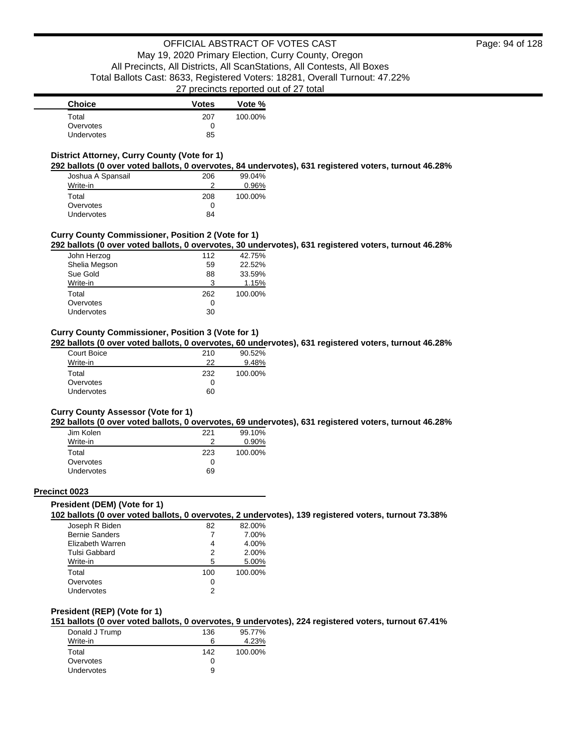| Choice | Votes | Vote % |
|---|---|---|
| Total | 207 | 100.00% |
| Overvotes | 0 | |
| Undervotes | 85 | |

### District Attorney, Curry County (Vote for 1)

**292 ballots (0 over voted ballots, 0 overvotes, 84 undervotes), 631 registered voters, turnout 46.28%**

| Choice | Votes | Vote % |
|---|---|---|
| Joshua A Spansail | 206 | 99.04% |
| Write-in | 2 | 0.96% |
| Total | 208 | 100.00% |
| Overvotes | 0 | |
| Undervotes | 84 | |

### Curry County Commissioner, Position 2 (Vote for 1)

**292 ballots (0 over voted ballots, 0 overvotes, 30 undervotes), 631 registered voters, turnout 46.28%**

| Choice | Votes | Vote % |
|---|---|---|
| John Herzog | 112 | 42.75% |
| Shelia Megson | 59 | 22.52% |
| Sue Gold | 88 | 33.59% |
| Write-in | 3 | 1.15% |
| Total | 262 | 100.00% |
| Overvotes | 0 | |
| Undervotes | 30 | |

### Curry County Commissioner, Position 3 (Vote for 1)

**292 ballots (0 over voted ballots, 0 overvotes, 60 undervotes), 631 registered voters, turnout 46.28%**

| Choice | Votes | Vote % |
|---|---|---|
| Court Boice | 210 | 90.52% |
| Write-in | 22 | 9.48% |
| Total | 232 | 100.00% |
| Overvotes | 0 | |
| Undervotes | 60 | |

### Curry County Assessor (Vote for 1)

**292 ballots (0 over voted ballots, 0 overvotes, 69 undervotes), 631 registered voters, turnout 46.28%**

| Choice | Votes | Vote % |
|---|---|---|
| Jim Kolen | 221 | 99.10% |
| Write-in | 2 | 0.90% |
| Total | 223 | 100.00% |
| Overvotes | 0 | |
| Undervotes | 69 | |

## Precinct 0023

### President (DEM) (Vote for 1)

**102 ballots (0 over voted ballots, 0 overvotes, 2 undervotes), 139 registered voters, turnout 73.38%**

| Choice | Votes | Vote % |
|---|---|---|
| Joseph R Biden | 82 | 82.00% |
| Bernie Sanders | 7 | 7.00% |
| Elizabeth Warren | 4 | 4.00% |
| Tulsi Gabbard | 2 | 2.00% |
| Write-in | 5 | 5.00% |
| Total | 100 | 100.00% |
| Overvotes | 0 | |
| Undervotes | 2 | |

### President (REP) (Vote for 1)

**151 ballots (0 over voted ballots, 0 overvotes, 9 undervotes), 224 registered voters, turnout 67.41%**

| Choice | Votes | Vote % |
|---|---|---|
| Donald J Trump | 136 | 95.77% |
| Write-in | 6 | 4.23% |
| Total | 142 | 100.00% |
| Overvotes | 0 | |
| Undervotes | 9 | |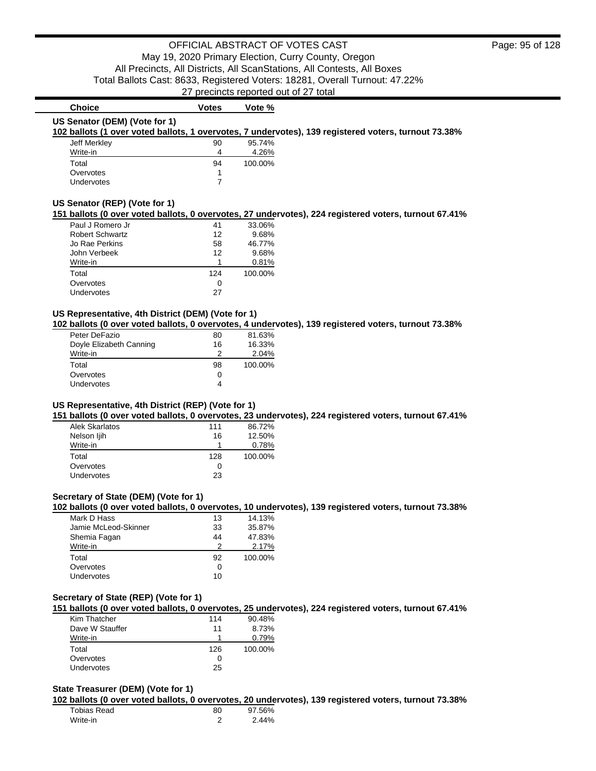# OFFICIAL ABSTRACT OF VOTES CAST

May 19, 2020 Primary Election, Curry County, Oregon

All Precincts, All Districts, All ScanStations, All Contests, All Boxes

Total Ballots Cast: 8633, Registered Voters: 18281, Overall Turnout: 47.22%

27 precincts reported out of 27 total

### US Senator (DEM) (Vote for 1)

**102 ballots (1 over voted ballots, 1 overvotes, 7 undervotes), 139 registered voters, turnout 73.38%**

| Choice | Votes | Vote % |
|---|---|---|
| Jeff Merkley | 90 | 95.74% |
| Write-in | 4 | 4.26% |
| Total | 94 | 100.00% |
| Overvotes | 1 | |
| Undervotes | 7 | |

### US Senator (REP) (Vote for 1)

**151 ballots (0 over voted ballots, 0 overvotes, 27 undervotes), 224 registered voters, turnout 67.41%**

| Choice | Votes | Vote % |
|---|---|---|
| Paul J Romero Jr | 41 | 33.06% |
| Robert Schwartz | 12 | 9.68% |
| Jo Rae Perkins | 58 | 46.77% |
| John Verbeek | 12 | 9.68% |
| Write-in | 1 | 0.81% |
| Total | 124 | 100.00% |
| Overvotes | 0 | |
| Undervotes | 27 | |

### US Representative, 4th District (DEM) (Vote for 1)

**102 ballots (0 over voted ballots, 0 overvotes, 4 undervotes), 139 registered voters, turnout 73.38%**

| Choice | Votes | Vote % |
|---|---|---|
| Peter DeFazio | 80 | 81.63% |
| Doyle Elizabeth Canning | 16 | 16.33% |
| Write-in | 2 | 2.04% |
| Total | 98 | 100.00% |
| Overvotes | 0 | |
| Undervotes | 4 | |

### US Representative, 4th District (REP) (Vote for 1)

**151 ballots (0 over voted ballots, 0 overvotes, 23 undervotes), 224 registered voters, turnout 67.41%**

| Choice | Votes | Vote % |
|---|---|---|
| Alek Skarlatos | 111 | 86.72% |
| Nelson Ijih | 16 | 12.50% |
| Write-in | 1 | 0.78% |
| Total | 128 | 100.00% |
| Overvotes | 0 | |
| Undervotes | 23 | |

### Secretary of State (DEM) (Vote for 1)

**102 ballots (0 over voted ballots, 0 overvotes, 10 undervotes), 139 registered voters, turnout 73.38%**

| Choice | Votes | Vote % |
|---|---|---|
| Mark D Hass | 13 | 14.13% |
| Jamie McLeod-Skinner | 33 | 35.87% |
| Shemia Fagan | 44 | 47.83% |
| Write-in | 2 | 2.17% |
| Total | 92 | 100.00% |
| Overvotes | 0 | |
| Undervotes | 10 | |

### Secretary of State (REP) (Vote for 1)

**151 ballots (0 over voted ballots, 0 overvotes, 25 undervotes), 224 registered voters, turnout 67.41%**

| Choice | Votes | Vote % |
|---|---|---|
| Kim Thatcher | 114 | 90.48% |
| Dave W Stauffer | 11 | 8.73% |
| Write-in | 1 | 0.79% |
| Total | 126 | 100.00% |
| Overvotes | 0 | |
| Undervotes | 25 | |

### State Treasurer (DEM) (Vote for 1)

**102 ballots (0 over voted ballots, 0 overvotes, 20 undervotes), 139 registered voters, turnout 73.38%**

| Choice | Votes | Vote % |
|---|---|---|
| Tobias Read | 80 | 97.56% |
| Write-in | 2 | 2.44% |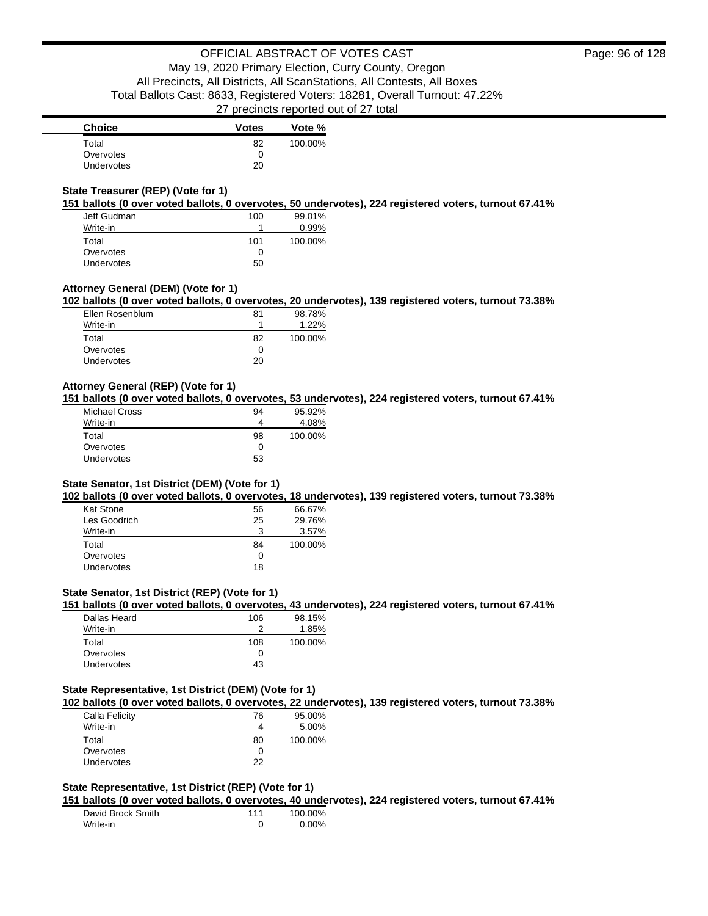| Choice | Votes | Vote % |
| --- | --- | --- |
| Total | 82 | 100.00% |
| Overvotes | 0 | |
| Undervotes | 20 | |

### State Treasurer (REP) (Vote for 1)

**151 ballots (0 over voted ballots, 0 overvotes, 50 undervotes), 224 registered voters, turnout 67.41%**

| Choice | Votes | Vote % |
| --- | --- | --- |
| Jeff Gudman | 100 | 99.01% |
| Write-in | 1 | 0.99% |
| Total | 101 | 100.00% |
| Overvotes | 0 | |
| Undervotes | 50 | |

### Attorney General (DEM) (Vote for 1)

**102 ballots (0 over voted ballots, 0 overvotes, 20 undervotes), 139 registered voters, turnout 73.38%**

| Choice | Votes | Vote % |
| --- | --- | --- |
| Ellen Rosenblum | 81 | 98.78% |
| Write-in | 1 | 1.22% |
| Total | 82 | 100.00% |
| Overvotes | 0 | |
| Undervotes | 20 | |

### Attorney General (REP) (Vote for 1)

**151 ballots (0 over voted ballots, 0 overvotes, 53 undervotes), 224 registered voters, turnout 67.41%**

| Choice | Votes | Vote % |
| --- | --- | --- |
| Michael Cross | 94 | 95.92% |
| Write-in | 4 | 4.08% |
| Total | 98 | 100.00% |
| Overvotes | 0 | |
| Undervotes | 53 | |

### State Senator, 1st District (DEM) (Vote for 1)

**102 ballots (0 over voted ballots, 0 overvotes, 18 undervotes), 139 registered voters, turnout 73.38%**

| Choice | Votes | Vote % |
| --- | --- | --- |
| Kat Stone | 56 | 66.67% |
| Les Goodrich | 25 | 29.76% |
| Write-in | 3 | 3.57% |
| Total | 84 | 100.00% |
| Overvotes | 0 | |
| Undervotes | 18 | |

### State Senator, 1st District (REP) (Vote for 1)

**151 ballots (0 over voted ballots, 0 overvotes, 43 undervotes), 224 registered voters, turnout 67.41%**

| Choice | Votes | Vote % |
| --- | --- | --- |
| Dallas Heard | 106 | 98.15% |
| Write-in | 2 | 1.85% |
| Total | 108 | 100.00% |
| Overvotes | 0 | |
| Undervotes | 43 | |

### State Representative, 1st District (DEM) (Vote for 1)

**102 ballots (0 over voted ballots, 0 overvotes, 22 undervotes), 139 registered voters, turnout 73.38%**

| Choice | Votes | Vote % |
| --- | --- | --- |
| Calla Felicity | 76 | 95.00% |
| Write-in | 4 | 5.00% |
| Total | 80 | 100.00% |
| Overvotes | 0 | |
| Undervotes | 22 | |

### State Representative, 1st District (REP) (Vote for 1)

**151 ballots (0 over voted ballots, 0 overvotes, 40 undervotes), 224 registered voters, turnout 67.41%**

| Choice | Votes | Vote % |
| --- | --- | --- |
| David Brock Smith | 111 | 100.00% |
| Write-in | 0 | 0.00% |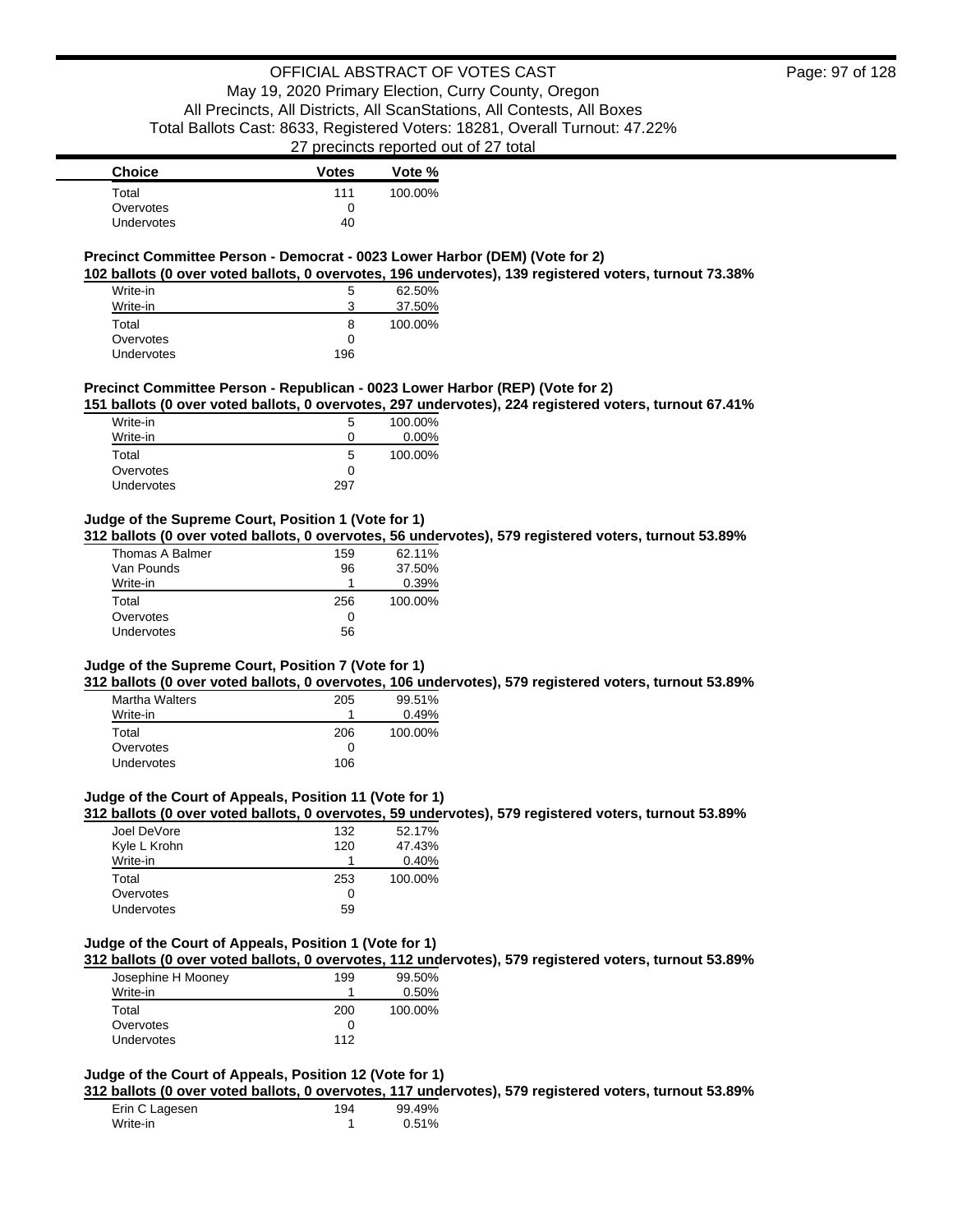| Choice | Votes | Vote % |
|---|---|---|
| Total | 111 | 100.00% |
| Overvotes | 0 | |
| Undervotes | 40 | |

### Precinct Committee Person - Democrat - 0023 Lower Harbor (DEM) (Vote for 2)

**102 ballots (0 over voted ballots, 0 overvotes, 196 undervotes), 139 registered voters, turnout 73.38%**

| Choice | Votes | Vote % |
|---|---|---|
| Write-in | 5 | 62.50% |
| Write-in | 3 | 37.50% |
| Total | 8 | 100.00% |
| Overvotes | 0 | |
| Undervotes | 196 | |

### Precinct Committee Person - Republican - 0023 Lower Harbor (REP) (Vote for 2)

**151 ballots (0 over voted ballots, 0 overvotes, 297 undervotes), 224 registered voters, turnout 67.41%**

| Choice | Votes | Vote % |
|---|---|---|
| Write-in | 5 | 100.00% |
| Write-in | 0 | 0.00% |
| Total | 5 | 100.00% |
| Overvotes | 0 | |
| Undervotes | 297 | |

### Judge of the Supreme Court, Position 1 (Vote for 1)

**312 ballots (0 over voted ballots, 0 overvotes, 56 undervotes), 579 registered voters, turnout 53.89%**

| Choice | Votes | Vote % |
|---|---|---|
| Thomas A Balmer | 159 | 62.11% |
| Van Pounds | 96 | 37.50% |
| Write-in | 1 | 0.39% |
| Total | 256 | 100.00% |
| Overvotes | 0 | |
| Undervotes | 56 | |

### Judge of the Supreme Court, Position 7 (Vote for 1)

**312 ballots (0 over voted ballots, 0 overvotes, 106 undervotes), 579 registered voters, turnout 53.89%**

| Choice | Votes | Vote % |
|---|---|---|
| Martha Walters | 205 | 99.51% |
| Write-in | 1 | 0.49% |
| Total | 206 | 100.00% |
| Overvotes | 0 | |
| Undervotes | 106 | |

### Judge of the Court of Appeals, Position 11 (Vote for 1)

**312 ballots (0 over voted ballots, 0 overvotes, 59 undervotes), 579 registered voters, turnout 53.89%**

| Choice | Votes | Vote % |
|---|---|---|
| Joel DeVore | 132 | 52.17% |
| Kyle L Krohn | 120 | 47.43% |
| Write-in | 1 | 0.40% |
| Total | 253 | 100.00% |
| Overvotes | 0 | |
| Undervotes | 59 | |

### Judge of the Court of Appeals, Position 1 (Vote for 1)

**312 ballots (0 over voted ballots, 0 overvotes, 112 undervotes), 579 registered voters, turnout 53.89%**

| Choice | Votes | Vote % |
|---|---|---|
| Josephine H Mooney | 199 | 99.50% |
| Write-in | 1 | 0.50% |
| Total | 200 | 100.00% |
| Overvotes | 0 | |
| Undervotes | 112 | |

### Judge of the Court of Appeals, Position 12 (Vote for 1)

**312 ballots (0 over voted ballots, 0 overvotes, 117 undervotes), 579 registered voters, turnout 53.89%**

| Choice | Votes | Vote % |
|---|---|---|
| Erin C Lagesen | 194 | 99.49% |
| Write-in | 1 | 0.51% |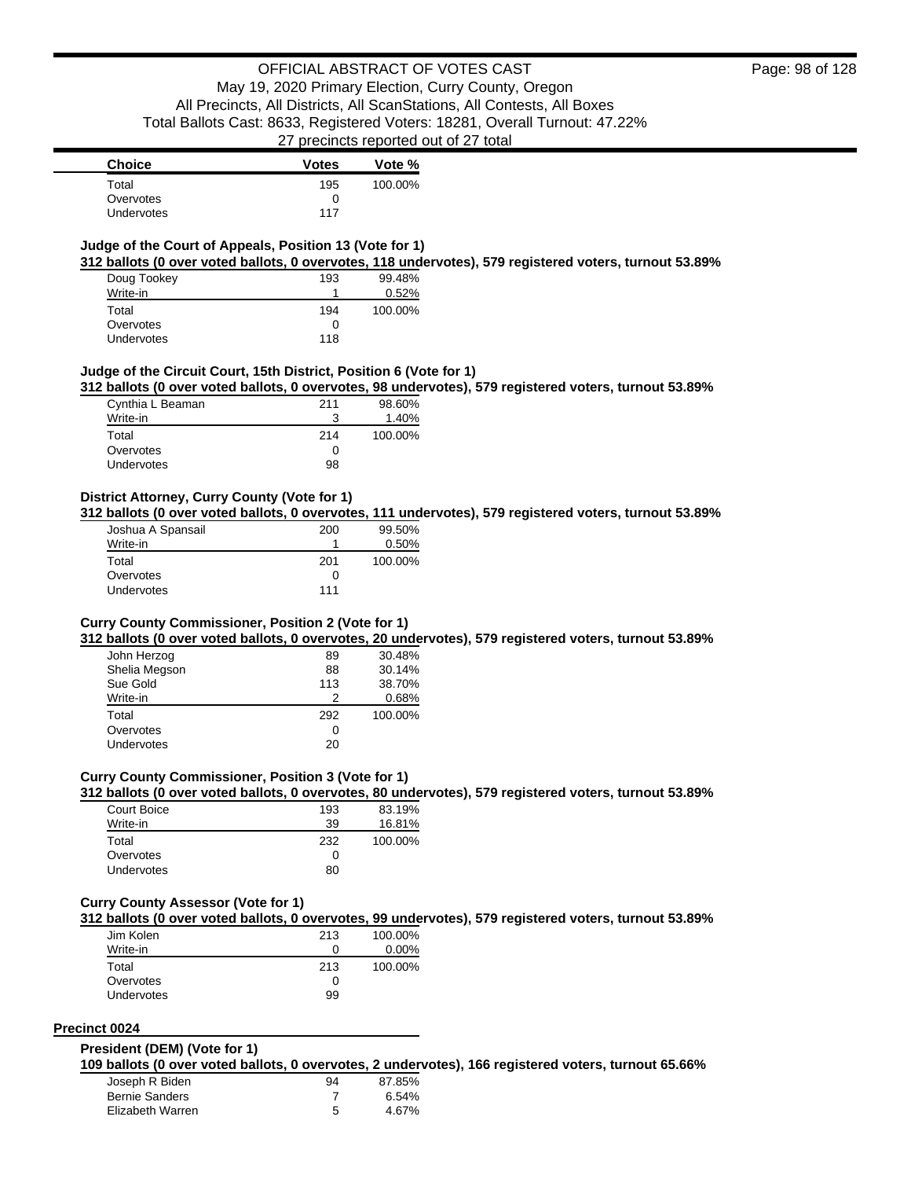| Choice | Votes | Vote % |
|---|---|---|
| Total | 195 | 100.00% |
| Overvotes | 0 | |
| Undervotes | 117 | |

### Judge of the Court of Appeals, Position 13 (Vote for 1)

**312 ballots (0 over voted ballots, 0 overvotes, 118 undervotes), 579 registered voters, turnout 53.89%**

| Choice | Votes | Vote % |
|---|---|---|
| Doug Tookey | 193 | 99.48% |
| Write-in | 1 | 0.52% |
| Total | 194 | 100.00% |
| Overvotes | 0 | |
| Undervotes | 118 | |

### Judge of the Circuit Court, 15th District, Position 6 (Vote for 1)

**312 ballots (0 over voted ballots, 0 overvotes, 98 undervotes), 579 registered voters, turnout 53.89%**

| Choice | Votes | Vote % |
|---|---|---|
| Cynthia L Beaman | 211 | 98.60% |
| Write-in | 3 | 1.40% |
| Total | 214 | 100.00% |
| Overvotes | 0 | |
| Undervotes | 98 | |

### District Attorney, Curry County (Vote for 1)

**312 ballots (0 over voted ballots, 0 overvotes, 111 undervotes), 579 registered voters, turnout 53.89%**

| Choice | Votes | Vote % |
|---|---|---|
| Joshua A Spansail | 200 | 99.50% |
| Write-in | 1 | 0.50% |
| Total | 201 | 100.00% |
| Overvotes | 0 | |
| Undervotes | 111 | |

### Curry County Commissioner, Position 2 (Vote for 1)

**312 ballots (0 over voted ballots, 0 overvotes, 20 undervotes), 579 registered voters, turnout 53.89%**

| Choice | Votes | Vote % |
|---|---|---|
| John Herzog | 89 | 30.48% |
| Shelia Megson | 88 | 30.14% |
| Sue Gold | 113 | 38.70% |
| Write-in | 2 | 0.68% |
| Total | 292 | 100.00% |
| Overvotes | 0 | |
| Undervotes | 20 | |

### Curry County Commissioner, Position 3 (Vote for 1)

**312 ballots (0 over voted ballots, 0 overvotes, 80 undervotes), 579 registered voters, turnout 53.89%**

| Choice | Votes | Vote % |
|---|---|---|
| Court Boice | 193 | 83.19% |
| Write-in | 39 | 16.81% |
| Total | 232 | 100.00% |
| Overvotes | 0 | |
| Undervotes | 80 | |

### Curry County Assessor (Vote for 1)

**312 ballots (0 over voted ballots, 0 overvotes, 99 undervotes), 579 registered voters, turnout 53.89%**

| Choice | Votes | Vote % |
|---|---|---|
| Jim Kolen | 213 | 100.00% |
| Write-in | 0 | 0.00% |
| Total | 213 | 100.00% |
| Overvotes | 0 | |
| Undervotes | 99 | |

## Precinct 0024

### President (DEM) (Vote for 1)

**109 ballots (0 over voted ballots, 0 overvotes, 2 undervotes), 166 registered voters, turnout 65.66%**

| Choice | Votes | Vote % |
|---|---|---|
| Joseph R Biden | 94 | 87.85% |
| Bernie Sanders | 7 | 6.54% |
| Elizabeth Warren | 5 | 4.67% |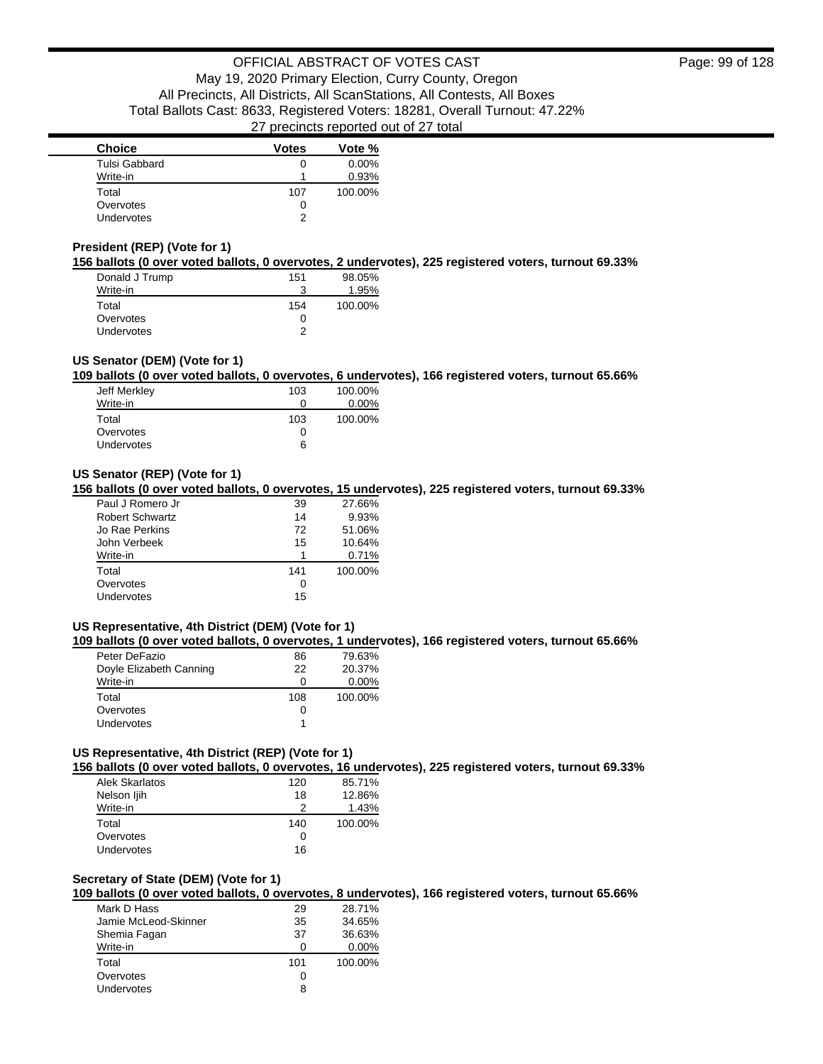| Choice | Votes | Vote % |
| --- | --- | --- |
| Tulsi Gabbard | 0 | 0.00% |
| Write-in | 1 | 0.93% |
| Total | 107 | 100.00% |
| Overvotes | 0 | |
| Undervotes | 2 | |

### President (REP) (Vote for 1)

**156 ballots (0 over voted ballots, 0 overvotes, 2 undervotes), 225 registered voters, turnout 69.33%**

| Choice | Votes | Vote % |
| --- | --- | --- |
| Donald J Trump | 151 | 98.05% |
| Write-in | 3 | 1.95% |
| Total | 154 | 100.00% |
| Overvotes | 0 | |
| Undervotes | 2 | |

### US Senator (DEM) (Vote for 1)

**109 ballots (0 over voted ballots, 0 overvotes, 6 undervotes), 166 registered voters, turnout 65.66%**

| Choice | Votes | Vote % |
| --- | --- | --- |
| Jeff Merkley | 103 | 100.00% |
| Write-in | 0 | 0.00% |
| Total | 103 | 100.00% |
| Overvotes | 0 | |
| Undervotes | 6 | |

### US Senator (REP) (Vote for 1)

**156 ballots (0 over voted ballots, 0 overvotes, 15 undervotes), 225 registered voters, turnout 69.33%**

| Choice | Votes | Vote % |
| --- | --- | --- |
| Paul J Romero Jr | 39 | 27.66% |
| Robert Schwartz | 14 | 9.93% |
| Jo Rae Perkins | 72 | 51.06% |
| John Verbeek | 15 | 10.64% |
| Write-in | 1 | 0.71% |
| Total | 141 | 100.00% |
| Overvotes | 0 | |
| Undervotes | 15 | |

### US Representative, 4th District (DEM) (Vote for 1)

**109 ballots (0 over voted ballots, 0 overvotes, 1 undervotes), 166 registered voters, turnout 65.66%**

| Choice | Votes | Vote % |
| --- | --- | --- |
| Peter DeFazio | 86 | 79.63% |
| Doyle Elizabeth Canning | 22 | 20.37% |
| Write-in | 0 | 0.00% |
| Total | 108 | 100.00% |
| Overvotes | 0 | |
| Undervotes | 1 | |

### US Representative, 4th District (REP) (Vote for 1)

**156 ballots (0 over voted ballots, 0 overvotes, 16 undervotes), 225 registered voters, turnout 69.33%**

| Choice | Votes | Vote % |
| --- | --- | --- |
| Alek Skarlatos | 120 | 85.71% |
| Nelson Ijih | 18 | 12.86% |
| Write-in | 2 | 1.43% |
| Total | 140 | 100.00% |
| Overvotes | 0 | |
| Undervotes | 16 | |

### Secretary of State (DEM) (Vote for 1)

**109 ballots (0 over voted ballots, 0 overvotes, 8 undervotes), 166 registered voters, turnout 65.66%**

| Choice | Votes | Vote % |
| --- | --- | --- |
| Mark D Hass | 29 | 28.71% |
| Jamie McLeod-Skinner | 35 | 34.65% |
| Shemia Fagan | 37 | 36.63% |
| Write-in | 0 | 0.00% |
| Total | 101 | 100.00% |
| Overvotes | 0 | |
| Undervotes | 8 | |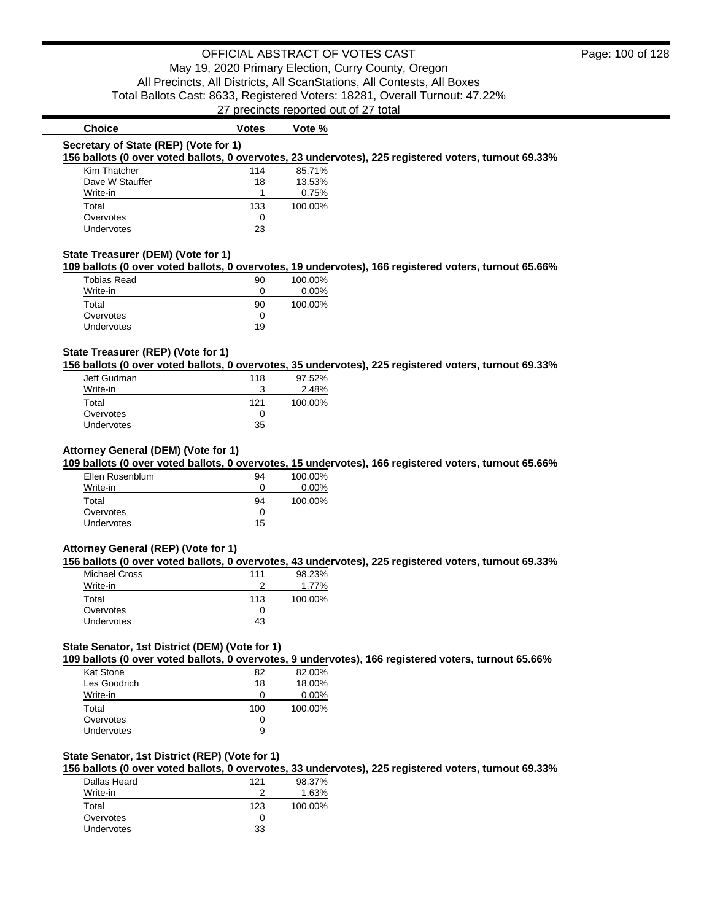| Choice | Votes | Vote % |
|---|---|---|

### Secretary of State (REP) (Vote for 1)

**156 ballots (0 over voted ballots, 0 overvotes, 23 undervotes), 225 registered voters, turnout 69.33%**

| Choice | Votes | Vote % |
|---|---|---|
| Kim Thatcher | 114 | 85.71% |
| Dave W Stauffer | 18 | 13.53% |
| Write-in | 1 | 0.75% |
| Total | 133 | 100.00% |
| Overvotes | 0 | |
| Undervotes | 23 | |

### State Treasurer (DEM) (Vote for 1)

**109 ballots (0 over voted ballots, 0 overvotes, 19 undervotes), 166 registered voters, turnout 65.66%**

| Choice | Votes | Vote % |
|---|---|---|
| Tobias Read | 90 | 100.00% |
| Write-in | 0 | 0.00% |
| Total | 90 | 100.00% |
| Overvotes | 0 | |
| Undervotes | 19 | |

### State Treasurer (REP) (Vote for 1)

**156 ballots (0 over voted ballots, 0 overvotes, 35 undervotes), 225 registered voters, turnout 69.33%**

| Choice | Votes | Vote % |
|---|---|---|
| Jeff Gudman | 118 | 97.52% |
| Write-in | 3 | 2.48% |
| Total | 121 | 100.00% |
| Overvotes | 0 | |
| Undervotes | 35 | |

### Attorney General (DEM) (Vote for 1)

**109 ballots (0 over voted ballots, 0 overvotes, 15 undervotes), 166 registered voters, turnout 65.66%**

| Choice | Votes | Vote % |
|---|---|---|
| Ellen Rosenblum | 94 | 100.00% |
| Write-in | 0 | 0.00% |
| Total | 94 | 100.00% |
| Overvotes | 0 | |
| Undervotes | 15 | |

### Attorney General (REP) (Vote for 1)

**156 ballots (0 over voted ballots, 0 overvotes, 43 undervotes), 225 registered voters, turnout 69.33%**

| Choice | Votes | Vote % |
|---|---|---|
| Michael Cross | 111 | 98.23% |
| Write-in | 2 | 1.77% |
| Total | 113 | 100.00% |
| Overvotes | 0 | |
| Undervotes | 43 | |

### State Senator, 1st District (DEM) (Vote for 1)

**109 ballots (0 over voted ballots, 0 overvotes, 9 undervotes), 166 registered voters, turnout 65.66%**

| Choice | Votes | Vote % |
|---|---|---|
| Kat Stone | 82 | 82.00% |
| Les Goodrich | 18 | 18.00% |
| Write-in | 0 | 0.00% |
| Total | 100 | 100.00% |
| Overvotes | 0 | |
| Undervotes | 9 | |

### State Senator, 1st District (REP) (Vote for 1)

**156 ballots (0 over voted ballots, 0 overvotes, 33 undervotes), 225 registered voters, turnout 69.33%**

| Choice | Votes | Vote % |
|---|---|---|
| Dallas Heard | 121 | 98.37% |
| Write-in | 2 | 1.63% |
| Total | 123 | 100.00% |
| Overvotes | 0 | |
| Undervotes | 33 | |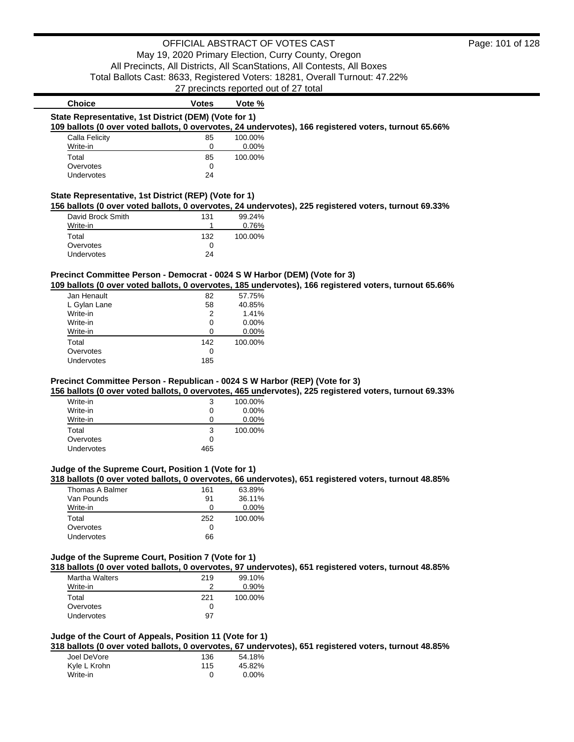OFFICIAL ABSTRACT OF VOTES CAST

May 19, 2020 Primary Election, Curry County, Oregon

All Precincts, All Districts, All ScanStations, All Contests, All Boxes

Total Ballots Cast: 8633, Registered Voters: 18281, Overall Turnout: 47.22%

27 precincts reported out of 27 total

### State Representative, 1st District (DEM) (Vote for 1)

**109 ballots (0 over voted ballots, 0 overvotes, 24 undervotes), 166 registered voters, turnout 65.66%**

| Choice | Votes | Vote % |
|---|---|---|
| Calla Felicity | 85 | 100.00% |
| Write-in | 0 | 0.00% |
| Total | 85 | 100.00% |
| Overvotes | 0 | |
| Undervotes | 24 | |

### State Representative, 1st District (REP) (Vote for 1)

**156 ballots (0 over voted ballots, 0 overvotes, 24 undervotes), 225 registered voters, turnout 69.33%**

| Choice | Votes | Vote % |
|---|---|---|
| David Brock Smith | 131 | 99.24% |
| Write-in | 1 | 0.76% |
| Total | 132 | 100.00% |
| Overvotes | 0 | |
| Undervotes | 24 | |

### Precinct Committee Person - Democrat - 0024 S W Harbor (DEM) (Vote for 3)

**109 ballots (0 over voted ballots, 0 overvotes, 185 undervotes), 166 registered voters, turnout 65.66%**

| Choice | Votes | Vote % |
|---|---|---|
| Jan Henault | 82 | 57.75% |
| L Gylan Lane | 58 | 40.85% |
| Write-in | 2 | 1.41% |
| Write-in | 0 | 0.00% |
| Write-in | 0 | 0.00% |
| Total | 142 | 100.00% |
| Overvotes | 0 | |
| Undervotes | 185 | |

### Precinct Committee Person - Republican - 0024 S W Harbor (REP) (Vote for 3)

**156 ballots (0 over voted ballots, 0 overvotes, 465 undervotes), 225 registered voters, turnout 69.33%**

| Choice | Votes | Vote % |
|---|---|---|
| Write-in | 3 | 100.00% |
| Write-in | 0 | 0.00% |
| Write-in | 0 | 0.00% |
| Total | 3 | 100.00% |
| Overvotes | 0 | |
| Undervotes | 465 | |

### Judge of the Supreme Court, Position 1 (Vote for 1)

**318 ballots (0 over voted ballots, 0 overvotes, 66 undervotes), 651 registered voters, turnout 48.85%**

| Choice | Votes | Vote % |
|---|---|---|
| Thomas A Balmer | 161 | 63.89% |
| Van Pounds | 91 | 36.11% |
| Write-in | 0 | 0.00% |
| Total | 252 | 100.00% |
| Overvotes | 0 | |
| Undervotes | 66 | |

### Judge of the Supreme Court, Position 7 (Vote for 1)

**318 ballots (0 over voted ballots, 0 overvotes, 97 undervotes), 651 registered voters, turnout 48.85%**

| Choice | Votes | Vote % |
|---|---|---|
| Martha Walters | 219 | 99.10% |
| Write-in | 2 | 0.90% |
| Total | 221 | 100.00% |
| Overvotes | 0 | |
| Undervotes | 97 | |

### Judge of the Court of Appeals, Position 11 (Vote for 1)

**318 ballots (0 over voted ballots, 0 overvotes, 67 undervotes), 651 registered voters, turnout 48.85%**

| Choice | Votes | Vote % |
|---|---|---|
| Joel DeVore | 136 | 54.18% |
| Kyle L Krohn | 115 | 45.82% |
| Write-in | 0 | 0.00% |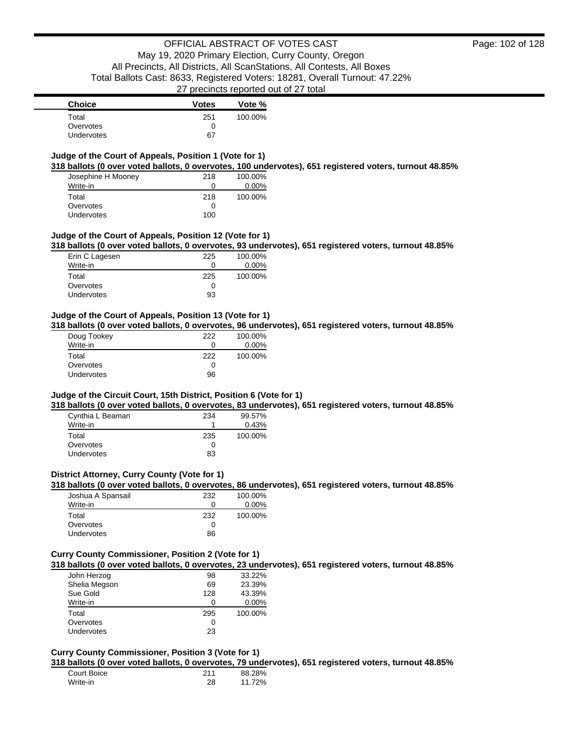| Choice | Votes | Vote % |
| --- | --- | --- |
| Total | 251 | 100.00% |
| Overvotes | 0 | |
| Undervotes | 67 | |

### Judge of the Court of Appeals, Position 1 (Vote for 1)

**318 ballots (0 over voted ballots, 0 overvotes, 100 undervotes), 651 registered voters, turnout 48.85%**

| Choice | Votes | Vote % |
| --- | --- | --- |
| Josephine H Mooney | 218 | 100.00% |
| Write-in | 0 | 0.00% |
| Total | 218 | 100.00% |
| Overvotes | 0 | |
| Undervotes | 100 | |

### Judge of the Court of Appeals, Position 12 (Vote for 1)

**318 ballots (0 over voted ballots, 0 overvotes, 93 undervotes), 651 registered voters, turnout 48.85%**

| Choice | Votes | Vote % |
| --- | --- | --- |
| Erin C Lagesen | 225 | 100.00% |
| Write-in | 0 | 0.00% |
| Total | 225 | 100.00% |
| Overvotes | 0 | |
| Undervotes | 93 | |

### Judge of the Court of Appeals, Position 13 (Vote for 1)

**318 ballots (0 over voted ballots, 0 overvotes, 96 undervotes), 651 registered voters, turnout 48.85%**

| Choice | Votes | Vote % |
| --- | --- | --- |
| Doug Tookey | 222 | 100.00% |
| Write-in | 0 | 0.00% |
| Total | 222 | 100.00% |
| Overvotes | 0 | |
| Undervotes | 96 | |

### Judge of the Circuit Court, 15th District, Position 6 (Vote for 1)

**318 ballots (0 over voted ballots, 0 overvotes, 83 undervotes), 651 registered voters, turnout 48.85%**

| Choice | Votes | Vote % |
| --- | --- | --- |
| Cynthia L Beaman | 234 | 99.57% |
| Write-in | 1 | 0.43% |
| Total | 235 | 100.00% |
| Overvotes | 0 | |
| Undervotes | 83 | |

### District Attorney, Curry County (Vote for 1)

**318 ballots (0 over voted ballots, 0 overvotes, 86 undervotes), 651 registered voters, turnout 48.85%**

| Choice | Votes | Vote % |
| --- | --- | --- |
| Joshua A Spansail | 232 | 100.00% |
| Write-in | 0 | 0.00% |
| Total | 232 | 100.00% |
| Overvotes | 0 | |
| Undervotes | 86 | |

### Curry County Commissioner, Position 2 (Vote for 1)

**318 ballots (0 over voted ballots, 0 overvotes, 23 undervotes), 651 registered voters, turnout 48.85%**

| Choice | Votes | Vote % |
| --- | --- | --- |
| John Herzog | 98 | 33.22% |
| Shelia Megson | 69 | 23.39% |
| Sue Gold | 128 | 43.39% |
| Write-in | 0 | 0.00% |
| Total | 295 | 100.00% |
| Overvotes | 0 | |
| Undervotes | 23 | |

### Curry County Commissioner, Position 3 (Vote for 1)

**318 ballots (0 over voted ballots, 0 overvotes, 79 undervotes), 651 registered voters, turnout 48.85%**

| Choice | Votes | Vote % |
| --- | --- | --- |
| Court Boice | 211 | 88.28% |
| Write-in | 28 | 11.72% |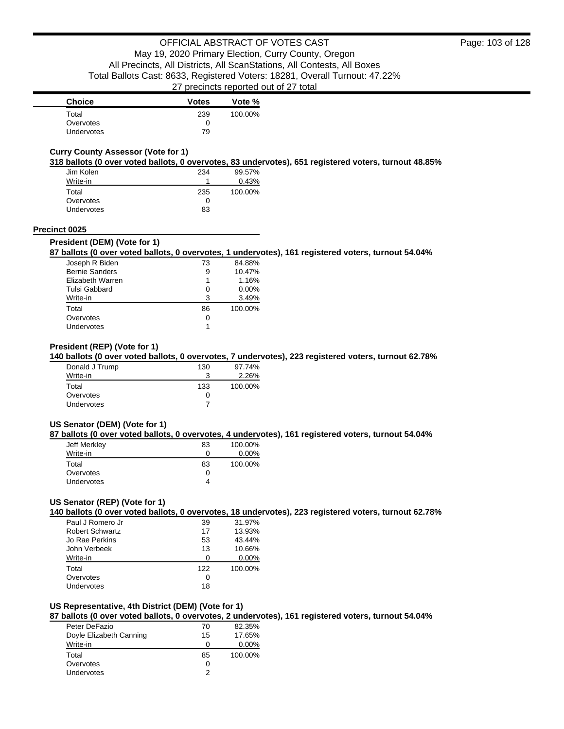| Choice | Votes | Vote % |
|---|---|---|
| Total | 239 | 100.00% |
| Overvotes | 0 | |
| Undervotes | 79 | |

**Curry County Assessor (Vote for 1)**

**318 ballots (0 over voted ballots, 0 overvotes, 83 undervotes), 651 registered voters, turnout 48.85%**

| Choice | Votes | Vote % |
|---|---|---|
| Jim Kolen | 234 | 99.57% |
| Write-in | 1 | 0.43% |
| Total | 235 | 100.00% |
| Overvotes | 0 | |
| Undervotes | 83 | |

## Precinct 0025

**President (DEM) (Vote for 1)**

**87 ballots (0 over voted ballots, 0 overvotes, 1 undervotes), 161 registered voters, turnout 54.04%**

| Choice | Votes | Vote % |
|---|---|---|
| Joseph R Biden | 73 | 84.88% |
| Bernie Sanders | 9 | 10.47% |
| Elizabeth Warren | 1 | 1.16% |
| Tulsi Gabbard | 0 | 0.00% |
| Write-in | 3 | 3.49% |
| Total | 86 | 100.00% |
| Overvotes | 0 | |
| Undervotes | 1 | |

**President (REP) (Vote for 1)**

**140 ballots (0 over voted ballots, 0 overvotes, 7 undervotes), 223 registered voters, turnout 62.78%**

| Choice | Votes | Vote % |
|---|---|---|
| Donald J Trump | 130 | 97.74% |
| Write-in | 3 | 2.26% |
| Total | 133 | 100.00% |
| Overvotes | 0 | |
| Undervotes | 7 | |

**US Senator (DEM) (Vote for 1)**

**87 ballots (0 over voted ballots, 0 overvotes, 4 undervotes), 161 registered voters, turnout 54.04%**

| Choice | Votes | Vote % |
|---|---|---|
| Jeff Merkley | 83 | 100.00% |
| Write-in | 0 | 0.00% |
| Total | 83 | 100.00% |
| Overvotes | 0 | |
| Undervotes | 4 | |

**US Senator (REP) (Vote for 1)**

**140 ballots (0 over voted ballots, 0 overvotes, 18 undervotes), 223 registered voters, turnout 62.78%**

| Choice | Votes | Vote % |
|---|---|---|
| Paul J Romero Jr | 39 | 31.97% |
| Robert Schwartz | 17 | 13.93% |
| Jo Rae Perkins | 53 | 43.44% |
| John Verbeek | 13 | 10.66% |
| Write-in | 0 | 0.00% |
| Total | 122 | 100.00% |
| Overvotes | 0 | |
| Undervotes | 18 | |

**US Representative, 4th District (DEM) (Vote for 1)**

**87 ballots (0 over voted ballots, 0 overvotes, 2 undervotes), 161 registered voters, turnout 54.04%**

| Choice | Votes | Vote % |
|---|---|---|
| Peter DeFazio | 70 | 82.35% |
| Doyle Elizabeth Canning | 15 | 17.65% |
| Write-in | 0 | 0.00% |
| Total | 85 | 100.00% |
| Overvotes | 0 | |
| Undervotes | 2 | |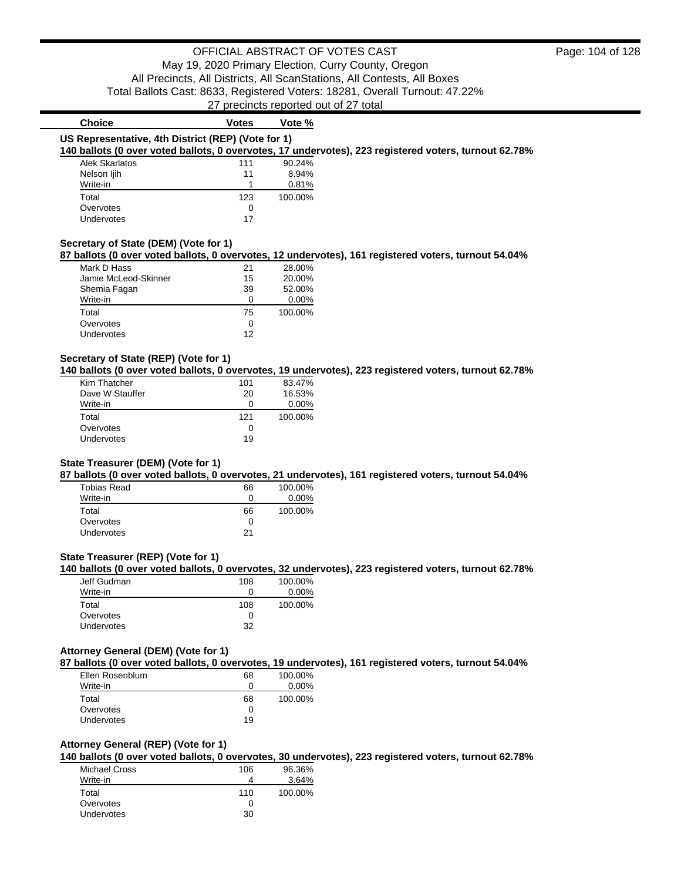OFFICIAL ABSTRACT OF VOTES CAST

May 19, 2020 Primary Election, Curry County, Oregon

All Precincts, All Districts, All ScanStations, All Contests, All Boxes

Total Ballots Cast: 8633, Registered Voters: 18281, Overall Turnout: 47.22%

27 precincts reported out of 27 total

### US Representative, 4th District (REP) (Vote for 1)

**140 ballots (0 over voted ballots, 0 overvotes, 17 undervotes), 223 registered voters, turnout 62.78%**

| Choice | Votes | Vote % |
|---|---|---|
| Alek Skarlatos | 111 | 90.24% |
| Nelson Ijih | 11 | 8.94% |
| Write-in | 1 | 0.81% |
| Total | 123 | 100.00% |
| Overvotes | 0 | |
| Undervotes | 17 | |

### Secretary of State (DEM) (Vote for 1)

**87 ballots (0 over voted ballots, 0 overvotes, 12 undervotes), 161 registered voters, turnout 54.04%**

| Choice | Votes | Vote % |
|---|---|---|
| Mark D Hass | 21 | 28.00% |
| Jamie McLeod-Skinner | 15 | 20.00% |
| Shemia Fagan | 39 | 52.00% |
| Write-in | 0 | 0.00% |
| Total | 75 | 100.00% |
| Overvotes | 0 | |
| Undervotes | 12 | |

### Secretary of State (REP) (Vote for 1)

**140 ballots (0 over voted ballots, 0 overvotes, 19 undervotes), 223 registered voters, turnout 62.78%**

| Choice | Votes | Vote % |
|---|---|---|
| Kim Thatcher | 101 | 83.47% |
| Dave W Stauffer | 20 | 16.53% |
| Write-in | 0 | 0.00% |
| Total | 121 | 100.00% |
| Overvotes | 0 | |
| Undervotes | 19 | |

### State Treasurer (DEM) (Vote for 1)

**87 ballots (0 over voted ballots, 0 overvotes, 21 undervotes), 161 registered voters, turnout 54.04%**

| Choice | Votes | Vote % |
|---|---|---|
| Tobias Read | 66 | 100.00% |
| Write-in | 0 | 0.00% |
| Total | 66 | 100.00% |
| Overvotes | 0 | |
| Undervotes | 21 | |

### State Treasurer (REP) (Vote for 1)

**140 ballots (0 over voted ballots, 0 overvotes, 32 undervotes), 223 registered voters, turnout 62.78%**

| Choice | Votes | Vote % |
|---|---|---|
| Jeff Gudman | 108 | 100.00% |
| Write-in | 0 | 0.00% |
| Total | 108 | 100.00% |
| Overvotes | 0 | |
| Undervotes | 32 | |

### Attorney General (DEM) (Vote for 1)

**87 ballots (0 over voted ballots, 0 overvotes, 19 undervotes), 161 registered voters, turnout 54.04%**

| Choice | Votes | Vote % |
|---|---|---|
| Ellen Rosenblum | 68 | 100.00% |
| Write-in | 0 | 0.00% |
| Total | 68 | 100.00% |
| Overvotes | 0 | |
| Undervotes | 19 | |

### Attorney General (REP) (Vote for 1)

**140 ballots (0 over voted ballots, 0 overvotes, 30 undervotes), 223 registered voters, turnout 62.78%**

| Choice | Votes | Vote % |
|---|---|---|
| Michael Cross | 106 | 96.36% |
| Write-in | 4 | 3.64% |
| Total | 110 | 100.00% |
| Overvotes | 0 | |
| Undervotes | 30 | |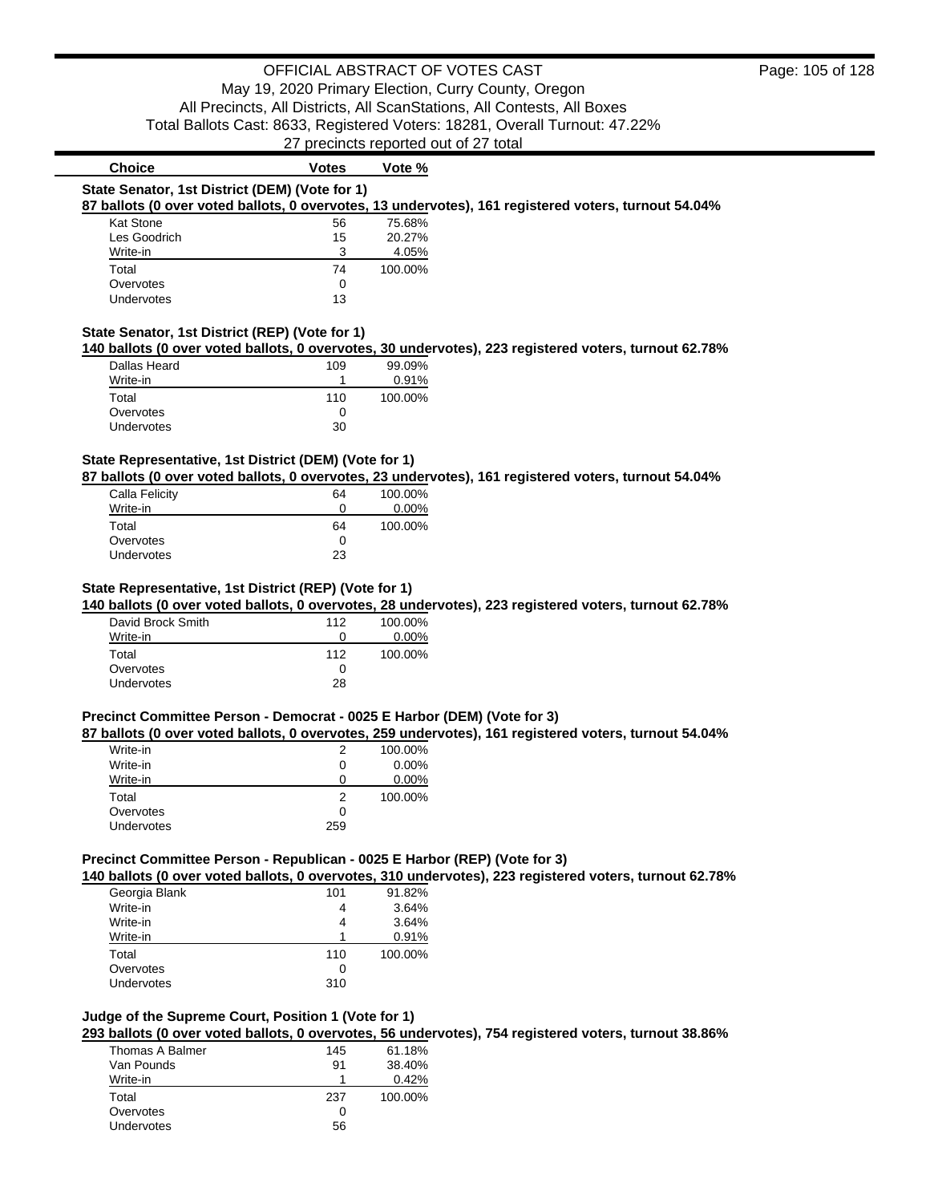# OFFICIAL ABSTRACT OF VOTES CAST

May 19, 2020 Primary Election, Curry County, Oregon
All Precincts, All Districts, All ScanStations, All Contests, All Boxes
Total Ballots Cast: 8633, Registered Voters: 18281, Overall Turnout: 47.22%
27 precincts reported out of 27 total

### State Senator, 1st District (DEM) (Vote for 1)

**87 ballots (0 over voted ballots, 0 overvotes, 13 undervotes), 161 registered voters, turnout 54.04%**

| Choice | Votes | Vote % |
|---|---|---|
| Kat Stone | 56 | 75.68% |
| Les Goodrich | 15 | 20.27% |
| Write-in | 3 | 4.05% |
| Total | 74 | 100.00% |
| Overvotes | 0 | |
| Undervotes | 13 | |

### State Senator, 1st District (REP) (Vote for 1)

**140 ballots (0 over voted ballots, 0 overvotes, 30 undervotes), 223 registered voters, turnout 62.78%**

| Choice | Votes | Vote % |
|---|---|---|
| Dallas Heard | 109 | 99.09% |
| Write-in | 1 | 0.91% |
| Total | 110 | 100.00% |
| Overvotes | 0 | |
| Undervotes | 30 | |

### State Representative, 1st District (DEM) (Vote for 1)

**87 ballots (0 over voted ballots, 0 overvotes, 23 undervotes), 161 registered voters, turnout 54.04%**

| Choice | Votes | Vote % |
|---|---|---|
| Calla Felicity | 64 | 100.00% |
| Write-in | 0 | 0.00% |
| Total | 64 | 100.00% |
| Overvotes | 0 | |
| Undervotes | 23 | |

### State Representative, 1st District (REP) (Vote for 1)

**140 ballots (0 over voted ballots, 0 overvotes, 28 undervotes), 223 registered voters, turnout 62.78%**

| Choice | Votes | Vote % |
|---|---|---|
| David Brock Smith | 112 | 100.00% |
| Write-in | 0 | 0.00% |
| Total | 112 | 100.00% |
| Overvotes | 0 | |
| Undervotes | 28 | |

### Precinct Committee Person - Democrat - 0025 E Harbor (DEM) (Vote for 3)

**87 ballots (0 over voted ballots, 0 overvotes, 259 undervotes), 161 registered voters, turnout 54.04%**

| Choice | Votes | Vote % |
|---|---|---|
| Write-in | 2 | 100.00% |
| Write-in | 0 | 0.00% |
| Write-in | 0 | 0.00% |
| Total | 2 | 100.00% |
| Overvotes | 0 | |
| Undervotes | 259 | |

### Precinct Committee Person - Republican - 0025 E Harbor (REP) (Vote for 3)

**140 ballots (0 over voted ballots, 0 overvotes, 310 undervotes), 223 registered voters, turnout 62.78%**

| Choice | Votes | Vote % |
|---|---|---|
| Georgia Blank | 101 | 91.82% |
| Write-in | 4 | 3.64% |
| Write-in | 4 | 3.64% |
| Write-in | 1 | 0.91% |
| Total | 110 | 100.00% |
| Overvotes | 0 | |
| Undervotes | 310 | |

### Judge of the Supreme Court, Position 1 (Vote for 1)

**293 ballots (0 over voted ballots, 0 overvotes, 56 undervotes), 754 registered voters, turnout 38.86%**

| Choice | Votes | Vote % |
|---|---|---|
| Thomas A Balmer | 145 | 61.18% |
| Van Pounds | 91 | 38.40% |
| Write-in | 1 | 0.42% |
| Total | 237 | 100.00% |
| Overvotes | 0 | |
| Undervotes | 56 | |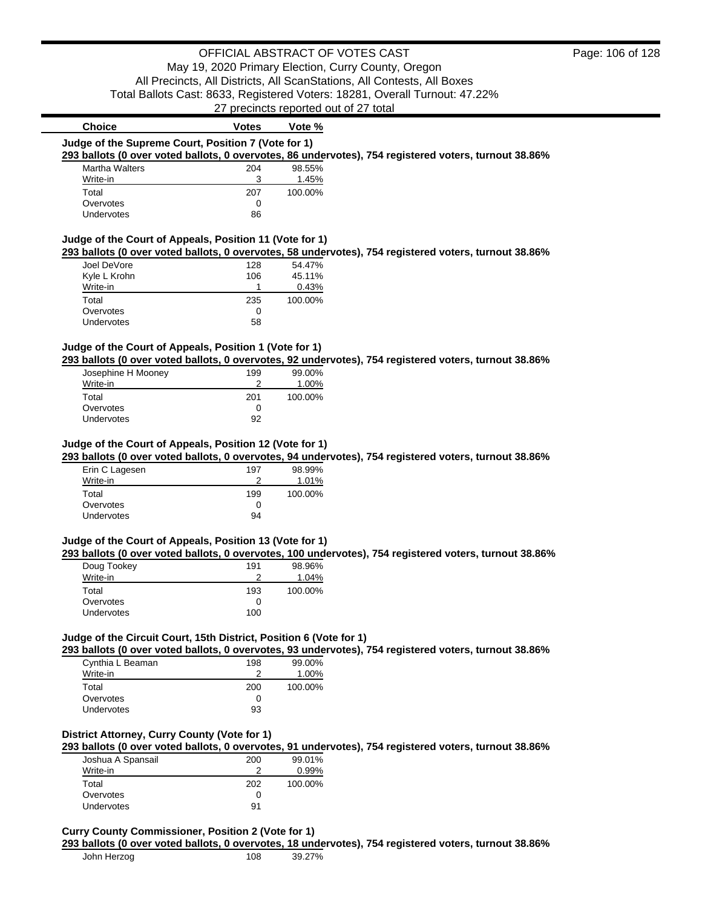OFFICIAL ABSTRACT OF VOTES CAST
May 19, 2020 Primary Election, Curry County, Oregon
All Precincts, All Districts, All ScanStations, All Contests, All Boxes
Total Ballots Cast: 8633, Registered Voters: 18281, Overall Turnout: 47.22%
27 precincts reported out of 27 total

| Choice | Votes | Vote % |
|---|---|---|

**Judge of the Supreme Court, Position 7 (Vote for 1)**
**293 ballots (0 over voted ballots, 0 overvotes, 86 undervotes), 754 registered voters, turnout 38.86%**

| Choice | Votes | Vote % |
|---|---|---|
| Martha Walters | 204 | 98.55% |
| Write-in | 3 | 1.45% |
| Total | 207 | 100.00% |
| Overvotes | 0 | |
| Undervotes | 86 | |

**Judge of the Court of Appeals, Position 11 (Vote for 1)**
**293 ballots (0 over voted ballots, 0 overvotes, 58 undervotes), 754 registered voters, turnout 38.86%**

| Choice | Votes | Vote % |
|---|---|---|
| Joel DeVore | 128 | 54.47% |
| Kyle L Krohn | 106 | 45.11% |
| Write-in | 1 | 0.43% |
| Total | 235 | 100.00% |
| Overvotes | 0 | |
| Undervotes | 58 | |

**Judge of the Court of Appeals, Position 1 (Vote for 1)**
**293 ballots (0 over voted ballots, 0 overvotes, 92 undervotes), 754 registered voters, turnout 38.86%**

| Choice | Votes | Vote % |
|---|---|---|
| Josephine H Mooney | 199 | 99.00% |
| Write-in | 2 | 1.00% |
| Total | 201 | 100.00% |
| Overvotes | 0 | |
| Undervotes | 92 | |

**Judge of the Court of Appeals, Position 12 (Vote for 1)**
**293 ballots (0 over voted ballots, 0 overvotes, 94 undervotes), 754 registered voters, turnout 38.86%**

| Choice | Votes | Vote % |
|---|---|---|
| Erin C Lagesen | 197 | 98.99% |
| Write-in | 2 | 1.01% |
| Total | 199 | 100.00% |
| Overvotes | 0 | |
| Undervotes | 94 | |

**Judge of the Court of Appeals, Position 13 (Vote for 1)**
**293 ballots (0 over voted ballots, 0 overvotes, 100 undervotes), 754 registered voters, turnout 38.86%**

| Choice | Votes | Vote % |
|---|---|---|
| Doug Tookey | 191 | 98.96% |
| Write-in | 2 | 1.04% |
| Total | 193 | 100.00% |
| Overvotes | 0 | |
| Undervotes | 100 | |

**Judge of the Circuit Court, 15th District, Position 6 (Vote for 1)**
**293 ballots (0 over voted ballots, 0 overvotes, 93 undervotes), 754 registered voters, turnout 38.86%**

| Choice | Votes | Vote % |
|---|---|---|
| Cynthia L Beaman | 198 | 99.00% |
| Write-in | 2 | 1.00% |
| Total | 200 | 100.00% |
| Overvotes | 0 | |
| Undervotes | 93 | |

**District Attorney, Curry County (Vote for 1)**
**293 ballots (0 over voted ballots, 0 overvotes, 91 undervotes), 754 registered voters, turnout 38.86%**

| Choice | Votes | Vote % |
|---|---|---|
| Joshua A Spansail | 200 | 99.01% |
| Write-in | 2 | 0.99% |
| Total | 202 | 100.00% |
| Overvotes | 0 | |
| Undervotes | 91 | |

**Curry County Commissioner, Position 2 (Vote for 1)**
**293 ballots (0 over voted ballots, 0 overvotes, 18 undervotes), 754 registered voters, turnout 38.86%**

| Choice | Votes | Vote % |
|---|---|---|
| John Herzog | 108 | 39.27% |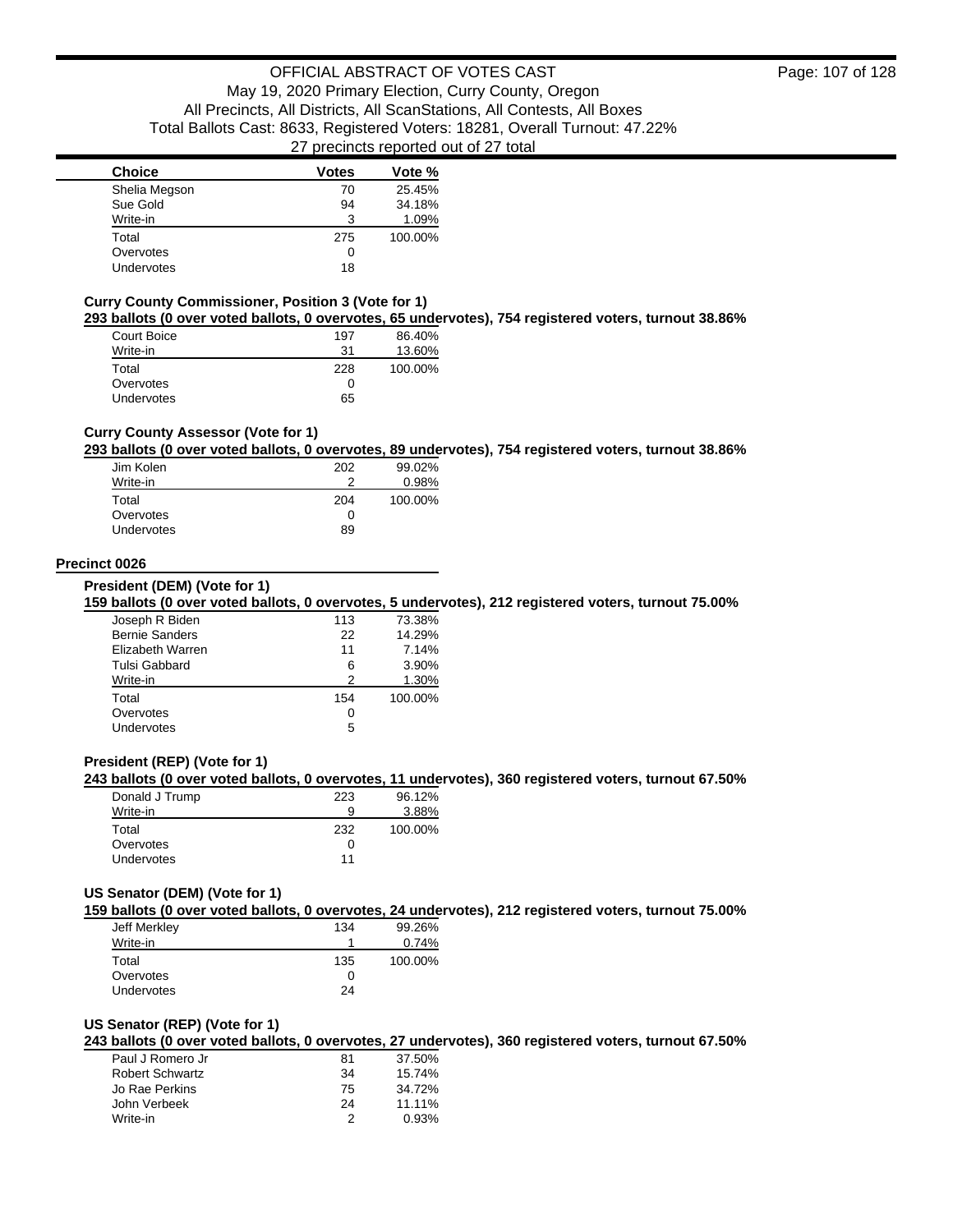| Choice | Votes | Vote % |
|---|---|---|
| Shelia Megson | 70 | 25.45% |
| Sue Gold | 94 | 34.18% |
| Write-in | 3 | 1.09% |
| Total | 275 | 100.00% |
| Overvotes | 0 | |
| Undervotes | 18 | |

### Curry County Commissioner, Position 3 (Vote for 1)

**293 ballots (0 over voted ballots, 0 overvotes, 65 undervotes), 754 registered voters, turnout 38.86%**

| Choice | Votes | Vote % |
|---|---|---|
| Court Boice | 197 | 86.40% |
| Write-in | 31 | 13.60% |
| Total | 228 | 100.00% |
| Overvotes | 0 | |
| Undervotes | 65 | |

### Curry County Assessor (Vote for 1)

**293 ballots (0 over voted ballots, 0 overvotes, 89 undervotes), 754 registered voters, turnout 38.86%**

| Choice | Votes | Vote % |
|---|---|---|
| Jim Kolen | 202 | 99.02% |
| Write-in | 2 | 0.98% |
| Total | 204 | 100.00% |
| Overvotes | 0 | |
| Undervotes | 89 | |

## Precinct 0026

### President (DEM) (Vote for 1)

**159 ballots (0 over voted ballots, 0 overvotes, 5 undervotes), 212 registered voters, turnout 75.00%**

| Choice | Votes | Vote % |
|---|---|---|
| Joseph R Biden | 113 | 73.38% |
| Bernie Sanders | 22 | 14.29% |
| Elizabeth Warren | 11 | 7.14% |
| Tulsi Gabbard | 6 | 3.90% |
| Write-in | 2 | 1.30% |
| Total | 154 | 100.00% |
| Overvotes | 0 | |
| Undervotes | 5 | |

### President (REP) (Vote for 1)

**243 ballots (0 over voted ballots, 0 overvotes, 11 undervotes), 360 registered voters, turnout 67.50%**

| Choice | Votes | Vote % |
|---|---|---|
| Donald J Trump | 223 | 96.12% |
| Write-in | 9 | 3.88% |
| Total | 232 | 100.00% |
| Overvotes | 0 | |
| Undervotes | 11 | |

### US Senator (DEM) (Vote for 1)

**159 ballots (0 over voted ballots, 0 overvotes, 24 undervotes), 212 registered voters, turnout 75.00%**

| Choice | Votes | Vote % |
|---|---|---|
| Jeff Merkley | 134 | 99.26% |
| Write-in | 1 | 0.74% |
| Total | 135 | 100.00% |
| Overvotes | 0 | |
| Undervotes | 24 | |

### US Senator (REP) (Vote for 1)

**243 ballots (0 over voted ballots, 0 overvotes, 27 undervotes), 360 registered voters, turnout 67.50%**

| Choice | Votes | Vote % |
|---|---|---|
| Paul J Romero Jr | 81 | 37.50% |
| Robert Schwartz | 34 | 15.74% |
| Jo Rae Perkins | 75 | 34.72% |
| John Verbeek | 24 | 11.11% |
| Write-in | 2 | 0.93% |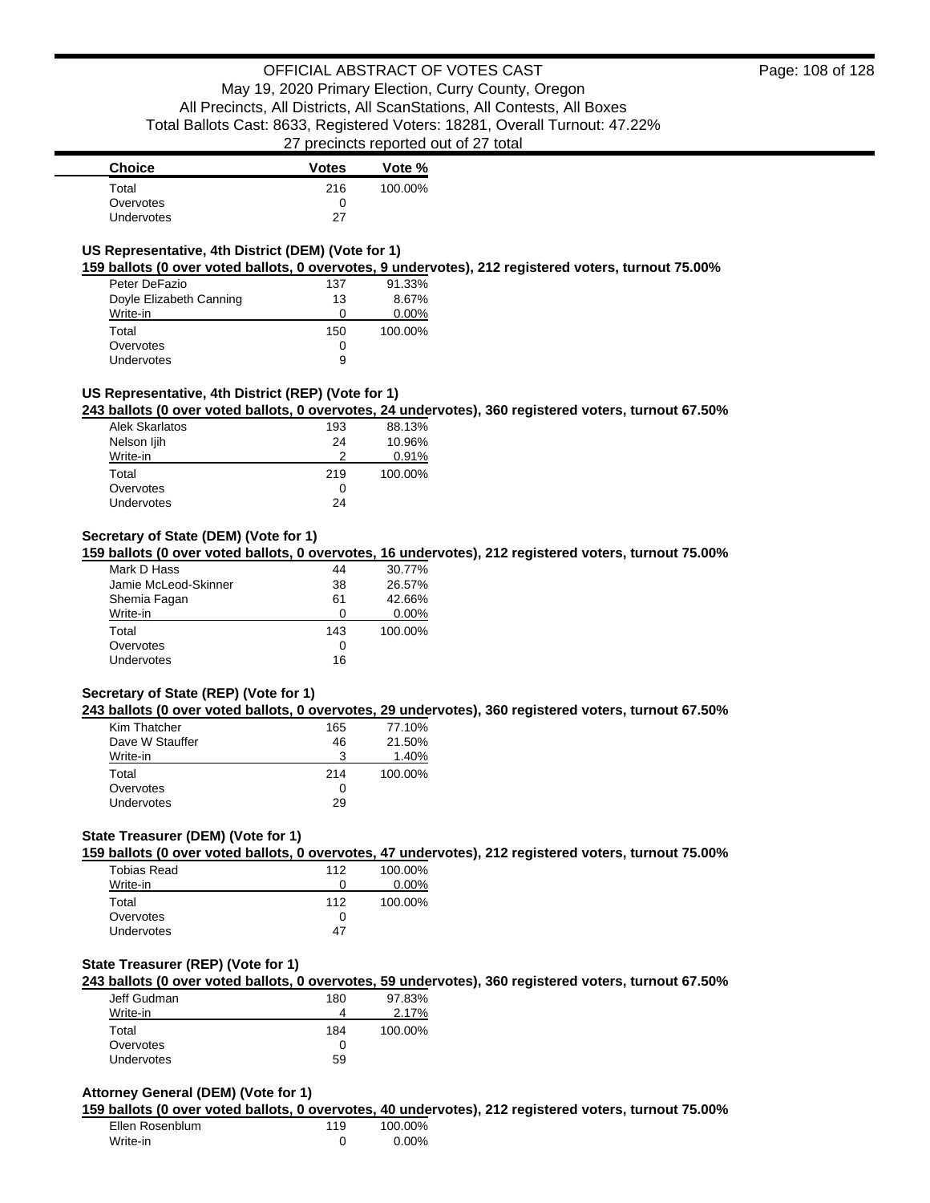| Choice | Votes | Vote % |
|---|---|---|
| Total | 216 | 100.00% |
| Overvotes | 0 | |
| Undervotes | 27 | |

### US Representative, 4th District (DEM) (Vote for 1)

**159 ballots (0 over voted ballots, 0 overvotes, 9 undervotes), 212 registered voters, turnout 75.00%**

| Choice | Votes | Vote % |
|---|---|---|
| Peter DeFazio | 137 | 91.33% |
| Doyle Elizabeth Canning | 13 | 8.67% |
| Write-in | 0 | 0.00% |
| Total | 150 | 100.00% |
| Overvotes | 0 | |
| Undervotes | 9 | |

### US Representative, 4th District (REP) (Vote for 1)

**243 ballots (0 over voted ballots, 0 overvotes, 24 undervotes), 360 registered voters, turnout 67.50%**

| Choice | Votes | Vote % |
|---|---|---|
| Alek Skarlatos | 193 | 88.13% |
| Nelson Ijih | 24 | 10.96% |
| Write-in | 2 | 0.91% |
| Total | 219 | 100.00% |
| Overvotes | 0 | |
| Undervotes | 24 | |

### Secretary of State (DEM) (Vote for 1)

**159 ballots (0 over voted ballots, 0 overvotes, 16 undervotes), 212 registered voters, turnout 75.00%**

| Choice | Votes | Vote % |
|---|---|---|
| Mark D Hass | 44 | 30.77% |
| Jamie McLeod-Skinner | 38 | 26.57% |
| Shemia Fagan | 61 | 42.66% |
| Write-in | 0 | 0.00% |
| Total | 143 | 100.00% |
| Overvotes | 0 | |
| Undervotes | 16 | |

### Secretary of State (REP) (Vote for 1)

**243 ballots (0 over voted ballots, 0 overvotes, 29 undervotes), 360 registered voters, turnout 67.50%**

| Choice | Votes | Vote % |
|---|---|---|
| Kim Thatcher | 165 | 77.10% |
| Dave W Stauffer | 46 | 21.50% |
| Write-in | 3 | 1.40% |
| Total | 214 | 100.00% |
| Overvotes | 0 | |
| Undervotes | 29 | |

### State Treasurer (DEM) (Vote for 1)

**159 ballots (0 over voted ballots, 0 overvotes, 47 undervotes), 212 registered voters, turnout 75.00%**

| Choice | Votes | Vote % |
|---|---|---|
| Tobias Read | 112 | 100.00% |
| Write-in | 0 | 0.00% |
| Total | 112 | 100.00% |
| Overvotes | 0 | |
| Undervotes | 47 | |

### State Treasurer (REP) (Vote for 1)

**243 ballots (0 over voted ballots, 0 overvotes, 59 undervotes), 360 registered voters, turnout 67.50%**

| Choice | Votes | Vote % |
|---|---|---|
| Jeff Gudman | 180 | 97.83% |
| Write-in | 4 | 2.17% |
| Total | 184 | 100.00% |
| Overvotes | 0 | |
| Undervotes | 59 | |

### Attorney General (DEM) (Vote for 1)

**159 ballots (0 over voted ballots, 0 overvotes, 40 undervotes), 212 registered voters, turnout 75.00%**

| Choice | Votes | Vote % |
|---|---|---|
| Ellen Rosenblum | 119 | 100.00% |
| Write-in | 0 | 0.00% |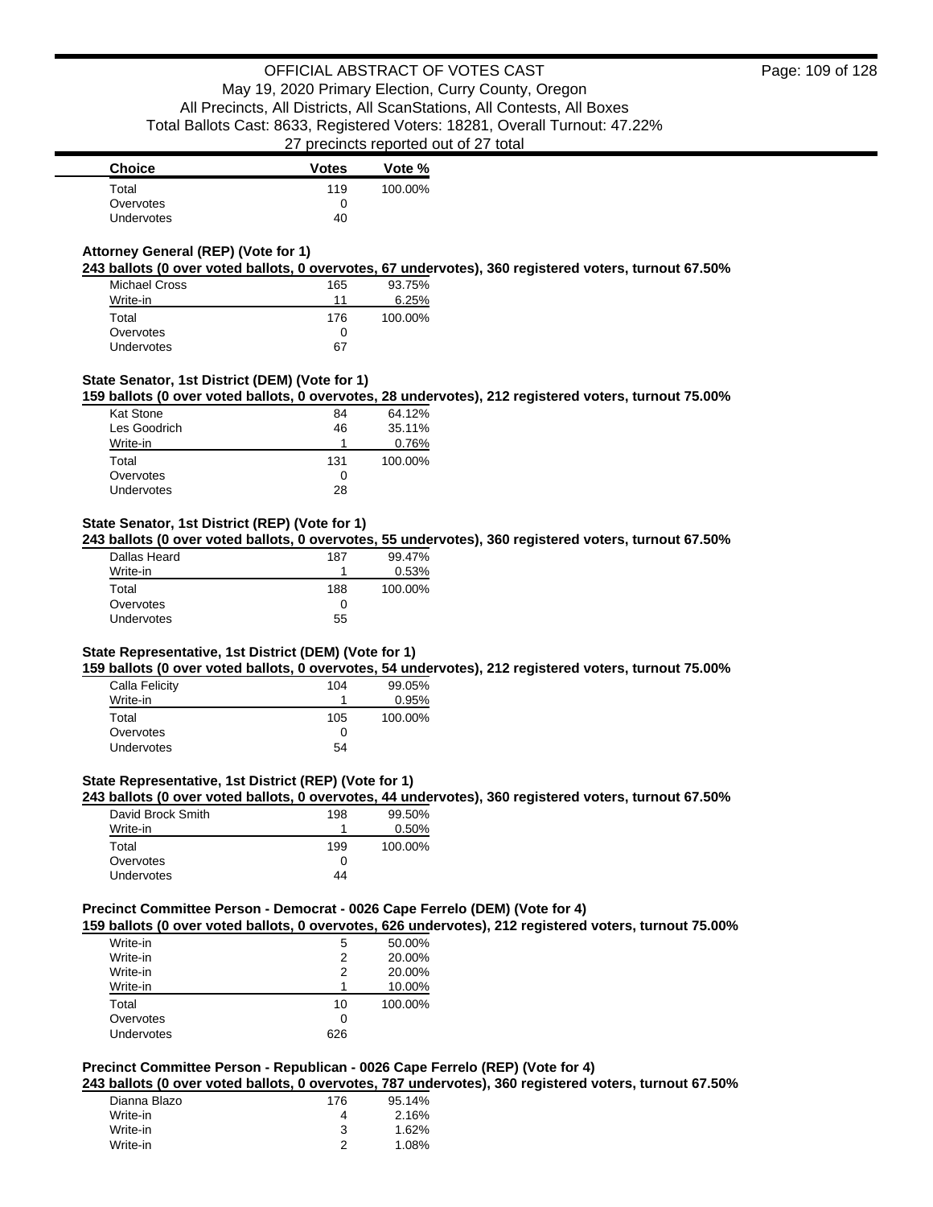| Choice | Votes | Vote % |
| --- | --- | --- |
| Total | 119 | 100.00% |
| Overvotes | 0 | |
| Undervotes | 40 | |

### Attorney General (REP) (Vote for 1)

**243 ballots (0 over voted ballots, 0 overvotes, 67 undervotes), 360 registered voters, turnout 67.50%**

| Choice | Votes | Vote % |
| --- | --- | --- |
| Michael Cross | 165 | 93.75% |
| Write-in | 11 | 6.25% |
| Total | 176 | 100.00% |
| Overvotes | 0 | |
| Undervotes | 67 | |

### State Senator, 1st District (DEM) (Vote for 1)

**159 ballots (0 over voted ballots, 0 overvotes, 28 undervotes), 212 registered voters, turnout 75.00%**

| Choice | Votes | Vote % |
| --- | --- | --- |
| Kat Stone | 84 | 64.12% |
| Les Goodrich | 46 | 35.11% |
| Write-in | 1 | 0.76% |
| Total | 131 | 100.00% |
| Overvotes | 0 | |
| Undervotes | 28 | |

### State Senator, 1st District (REP) (Vote for 1)

**243 ballots (0 over voted ballots, 0 overvotes, 55 undervotes), 360 registered voters, turnout 67.50%**

| Choice | Votes | Vote % |
| --- | --- | --- |
| Dallas Heard | 187 | 99.47% |
| Write-in | 1 | 0.53% |
| Total | 188 | 100.00% |
| Overvotes | 0 | |
| Undervotes | 55 | |

### State Representative, 1st District (DEM) (Vote for 1)

**159 ballots (0 over voted ballots, 0 overvotes, 54 undervotes), 212 registered voters, turnout 75.00%**

| Choice | Votes | Vote % |
| --- | --- | --- |
| Calla Felicity | 104 | 99.05% |
| Write-in | 1 | 0.95% |
| Total | 105 | 100.00% |
| Overvotes | 0 | |
| Undervotes | 54 | |

### State Representative, 1st District (REP) (Vote for 1)

**243 ballots (0 over voted ballots, 0 overvotes, 44 undervotes), 360 registered voters, turnout 67.50%**

| Choice | Votes | Vote % |
| --- | --- | --- |
| David Brock Smith | 198 | 99.50% |
| Write-in | 1 | 0.50% |
| Total | 199 | 100.00% |
| Overvotes | 0 | |
| Undervotes | 44 | |

### Precinct Committee Person - Democrat - 0026 Cape Ferrelo (DEM) (Vote for 4)

**159 ballots (0 over voted ballots, 0 overvotes, 626 undervotes), 212 registered voters, turnout 75.00%**

| Choice | Votes | Vote % |
| --- | --- | --- |
| Write-in | 5 | 50.00% |
| Write-in | 2 | 20.00% |
| Write-in | 2 | 20.00% |
| Write-in | 1 | 10.00% |
| Total | 10 | 100.00% |
| Overvotes | 0 | |
| Undervotes | 626 | |

### Precinct Committee Person - Republican - 0026 Cape Ferrelo (REP) (Vote for 4)

**243 ballots (0 over voted ballots, 0 overvotes, 787 undervotes), 360 registered voters, turnout 67.50%**

| Choice | Votes | Vote % |
| --- | --- | --- |
| Dianna Blazo | 176 | 95.14% |
| Write-in | 4 | 2.16% |
| Write-in | 3 | 1.62% |
| Write-in | 2 | 1.08% |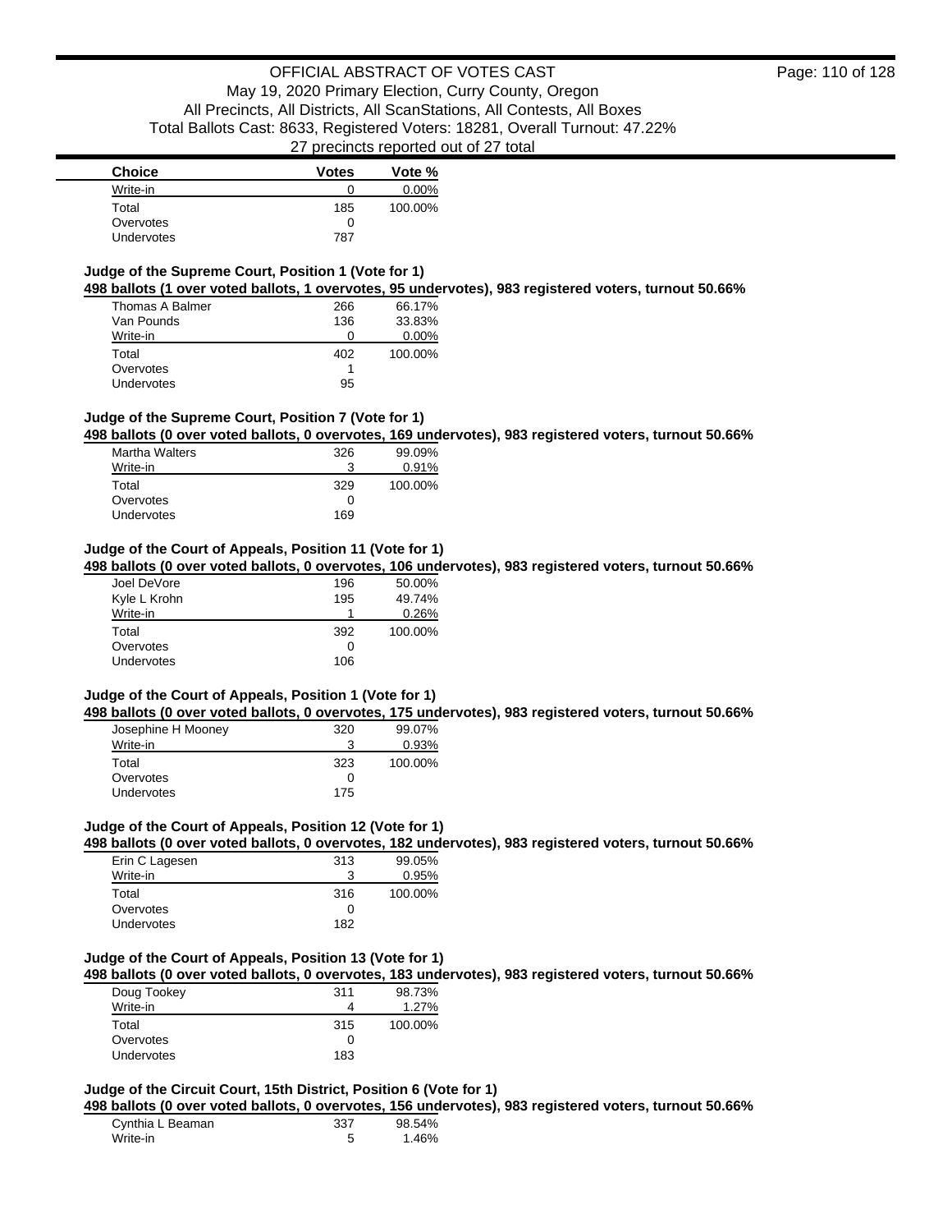| Choice | Votes | Vote % |
|---|---|---|
| Write-in | 0 | 0.00% |
| Total | 185 | 100.00% |
| Overvotes | 0 | |
| Undervotes | 787 | |

### Judge of the Supreme Court, Position 1 (Vote for 1)

**498 ballots (1 over voted ballots, 1 overvotes, 95 undervotes), 983 registered voters, turnout 50.66%**

| Choice | Votes | Vote % |
|---|---|---|
| Thomas A Balmer | 266 | 66.17% |
| Van Pounds | 136 | 33.83% |
| Write-in | 0 | 0.00% |
| Total | 402 | 100.00% |
| Overvotes | 1 | |
| Undervotes | 95 | |

### Judge of the Supreme Court, Position 7 (Vote for 1)

**498 ballots (0 over voted ballots, 0 overvotes, 169 undervotes), 983 registered voters, turnout 50.66%**

| Choice | Votes | Vote % |
|---|---|---|
| Martha Walters | 326 | 99.09% |
| Write-in | 3 | 0.91% |
| Total | 329 | 100.00% |
| Overvotes | 0 | |
| Undervotes | 169 | |

### Judge of the Court of Appeals, Position 11 (Vote for 1)

**498 ballots (0 over voted ballots, 0 overvotes, 106 undervotes), 983 registered voters, turnout 50.66%**

| Choice | Votes | Vote % |
|---|---|---|
| Joel DeVore | 196 | 50.00% |
| Kyle L Krohn | 195 | 49.74% |
| Write-in | 1 | 0.26% |
| Total | 392 | 100.00% |
| Overvotes | 0 | |
| Undervotes | 106 | |

### Judge of the Court of Appeals, Position 1 (Vote for 1)

**498 ballots (0 over voted ballots, 0 overvotes, 175 undervotes), 983 registered voters, turnout 50.66%**

| Choice | Votes | Vote % |
|---|---|---|
| Josephine H Mooney | 320 | 99.07% |
| Write-in | 3 | 0.93% |
| Total | 323 | 100.00% |
| Overvotes | 0 | |
| Undervotes | 175 | |

### Judge of the Court of Appeals, Position 12 (Vote for 1)

**498 ballots (0 over voted ballots, 0 overvotes, 182 undervotes), 983 registered voters, turnout 50.66%**

| Choice | Votes | Vote % |
|---|---|---|
| Erin C Lagesen | 313 | 99.05% |
| Write-in | 3 | 0.95% |
| Total | 316 | 100.00% |
| Overvotes | 0 | |
| Undervotes | 182 | |

### Judge of the Court of Appeals, Position 13 (Vote for 1)

**498 ballots (0 over voted ballots, 0 overvotes, 183 undervotes), 983 registered voters, turnout 50.66%**

| Choice | Votes | Vote % |
|---|---|---|
| Doug Tookey | 311 | 98.73% |
| Write-in | 4 | 1.27% |
| Total | 315 | 100.00% |
| Overvotes | 0 | |
| Undervotes | 183 | |

### Judge of the Circuit Court, 15th District, Position 6 (Vote for 1)

**498 ballots (0 over voted ballots, 0 overvotes, 156 undervotes), 983 registered voters, turnout 50.66%**

| Choice | Votes | Vote % |
|---|---|---|
| Cynthia L Beaman | 337 | 98.54% |
| Write-in | 5 | 1.46% |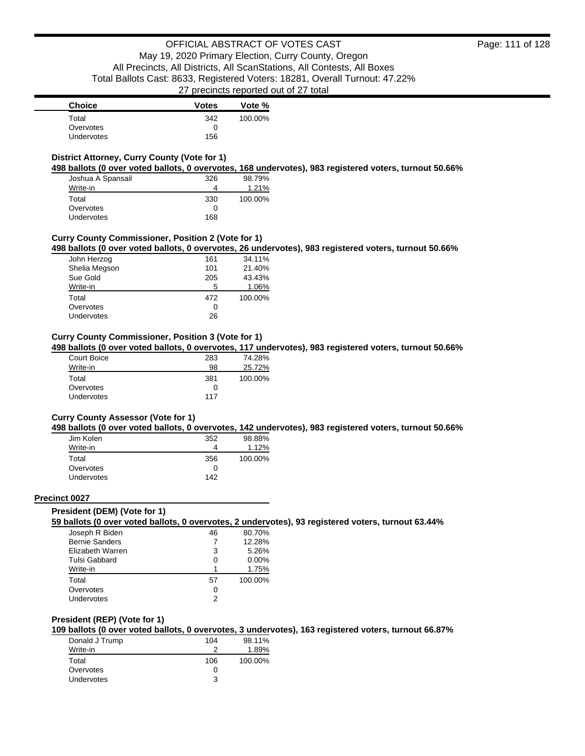| Choice | Votes | Vote % |
|---|---|---|
| Total | 342 | 100.00% |
| Overvotes | 0 | |
| Undervotes | 156 | |

### District Attorney, Curry County (Vote for 1)

**498 ballots (0 over voted ballots, 0 overvotes, 168 undervotes), 983 registered voters, turnout 50.66%**

| Choice | Votes | Vote % |
|---|---|---|
| Joshua A Spansail | 326 | 98.79% |
| Write-in | 4 | 1.21% |
| Total | 330 | 100.00% |
| Overvotes | 0 | |
| Undervotes | 168 | |

### Curry County Commissioner, Position 2 (Vote for 1)

**498 ballots (0 over voted ballots, 0 overvotes, 26 undervotes), 983 registered voters, turnout 50.66%**

| Choice | Votes | Vote % |
|---|---|---|
| John Herzog | 161 | 34.11% |
| Shelia Megson | 101 | 21.40% |
| Sue Gold | 205 | 43.43% |
| Write-in | 5 | 1.06% |
| Total | 472 | 100.00% |
| Overvotes | 0 | |
| Undervotes | 26 | |

### Curry County Commissioner, Position 3 (Vote for 1)

**498 ballots (0 over voted ballots, 0 overvotes, 117 undervotes), 983 registered voters, turnout 50.66%**

| Choice | Votes | Vote % |
|---|---|---|
| Court Boice | 283 | 74.28% |
| Write-in | 98 | 25.72% |
| Total | 381 | 100.00% |
| Overvotes | 0 | |
| Undervotes | 117 | |

### Curry County Assessor (Vote for 1)

**498 ballots (0 over voted ballots, 0 overvotes, 142 undervotes), 983 registered voters, turnout 50.66%**

| Choice | Votes | Vote % |
|---|---|---|
| Jim Kolen | 352 | 98.88% |
| Write-in | 4 | 1.12% |
| Total | 356 | 100.00% |
| Overvotes | 0 | |
| Undervotes | 142 | |

## Precinct 0027

### President (DEM) (Vote for 1)

**59 ballots (0 over voted ballots, 0 overvotes, 2 undervotes), 93 registered voters, turnout 63.44%**

| Choice | Votes | Vote % |
|---|---|---|
| Joseph R Biden | 46 | 80.70% |
| Bernie Sanders | 7 | 12.28% |
| Elizabeth Warren | 3 | 5.26% |
| Tulsi Gabbard | 0 | 0.00% |
| Write-in | 1 | 1.75% |
| Total | 57 | 100.00% |
| Overvotes | 0 | |
| Undervotes | 2 | |

### President (REP) (Vote for 1)

**109 ballots (0 over voted ballots, 0 overvotes, 3 undervotes), 163 registered voters, turnout 66.87%**

| Choice | Votes | Vote % |
|---|---|---|
| Donald J Trump | 104 | 98.11% |
| Write-in | 2 | 1.89% |
| Total | 106 | 100.00% |
| Overvotes | 0 | |
| Undervotes | 3 | |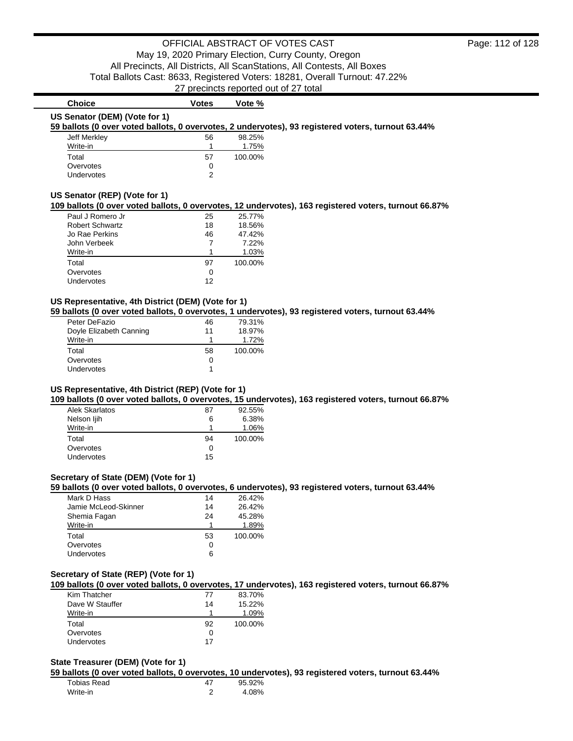OFFICIAL ABSTRACT OF VOTES CAST

May 19, 2020 Primary Election, Curry County, Oregon

All Precincts, All Districts, All ScanStations, All Contests, All Boxes

Total Ballots Cast: 8633, Registered Voters: 18281, Overall Turnout: 47.22%

27 precincts reported out of 27 total

### US Senator (DEM) (Vote for 1)

**59 ballots (0 over voted ballots, 0 overvotes, 2 undervotes), 93 registered voters, turnout 63.44%**

| Choice | Votes | Vote % |
|---|---|---|
| Jeff Merkley | 56 | 98.25% |
| Write-in | 1 | 1.75% |
| Total | 57 | 100.00% |
| Overvotes | 0 | |
| Undervotes | 2 | |

### US Senator (REP) (Vote for 1)

**109 ballots (0 over voted ballots, 0 overvotes, 12 undervotes), 163 registered voters, turnout 66.87%**

| Choice | Votes | Vote % |
|---|---|---|
| Paul J Romero Jr | 25 | 25.77% |
| Robert Schwartz | 18 | 18.56% |
| Jo Rae Perkins | 46 | 47.42% |
| John Verbeek | 7 | 7.22% |
| Write-in | 1 | 1.03% |
| Total | 97 | 100.00% |
| Overvotes | 0 | |
| Undervotes | 12 | |

### US Representative, 4th District (DEM) (Vote for 1)

**59 ballots (0 over voted ballots, 0 overvotes, 1 undervotes), 93 registered voters, turnout 63.44%**

| Choice | Votes | Vote % |
|---|---|---|
| Peter DeFazio | 46 | 79.31% |
| Doyle Elizabeth Canning | 11 | 18.97% |
| Write-in | 1 | 1.72% |
| Total | 58 | 100.00% |
| Overvotes | 0 | |
| Undervotes | 1 | |

### US Representative, 4th District (REP) (Vote for 1)

**109 ballots (0 over voted ballots, 0 overvotes, 15 undervotes), 163 registered voters, turnout 66.87%**

| Choice | Votes | Vote % |
|---|---|---|
| Alek Skarlatos | 87 | 92.55% |
| Nelson Ijih | 6 | 6.38% |
| Write-in | 1 | 1.06% |
| Total | 94 | 100.00% |
| Overvotes | 0 | |
| Undervotes | 15 | |

### Secretary of State (DEM) (Vote for 1)

**59 ballots (0 over voted ballots, 0 overvotes, 6 undervotes), 93 registered voters, turnout 63.44%**

| Choice | Votes | Vote % |
|---|---|---|
| Mark D Hass | 14 | 26.42% |
| Jamie McLeod-Skinner | 14 | 26.42% |
| Shemia Fagan | 24 | 45.28% |
| Write-in | 1 | 1.89% |
| Total | 53 | 100.00% |
| Overvotes | 0 | |
| Undervotes | 6 | |

### Secretary of State (REP) (Vote for 1)

**109 ballots (0 over voted ballots, 0 overvotes, 17 undervotes), 163 registered voters, turnout 66.87%**

| Choice | Votes | Vote % |
|---|---|---|
| Kim Thatcher | 77 | 83.70% |
| Dave W Stauffer | 14 | 15.22% |
| Write-in | 1 | 1.09% |
| Total | 92 | 100.00% |
| Overvotes | 0 | |
| Undervotes | 17 | |

### State Treasurer (DEM) (Vote for 1)

**59 ballots (0 over voted ballots, 0 overvotes, 10 undervotes), 93 registered voters, turnout 63.44%**

| Choice | Votes | Vote % |
|---|---|---|
| Tobias Read | 47 | 95.92% |
| Write-in | 2 | 4.08% |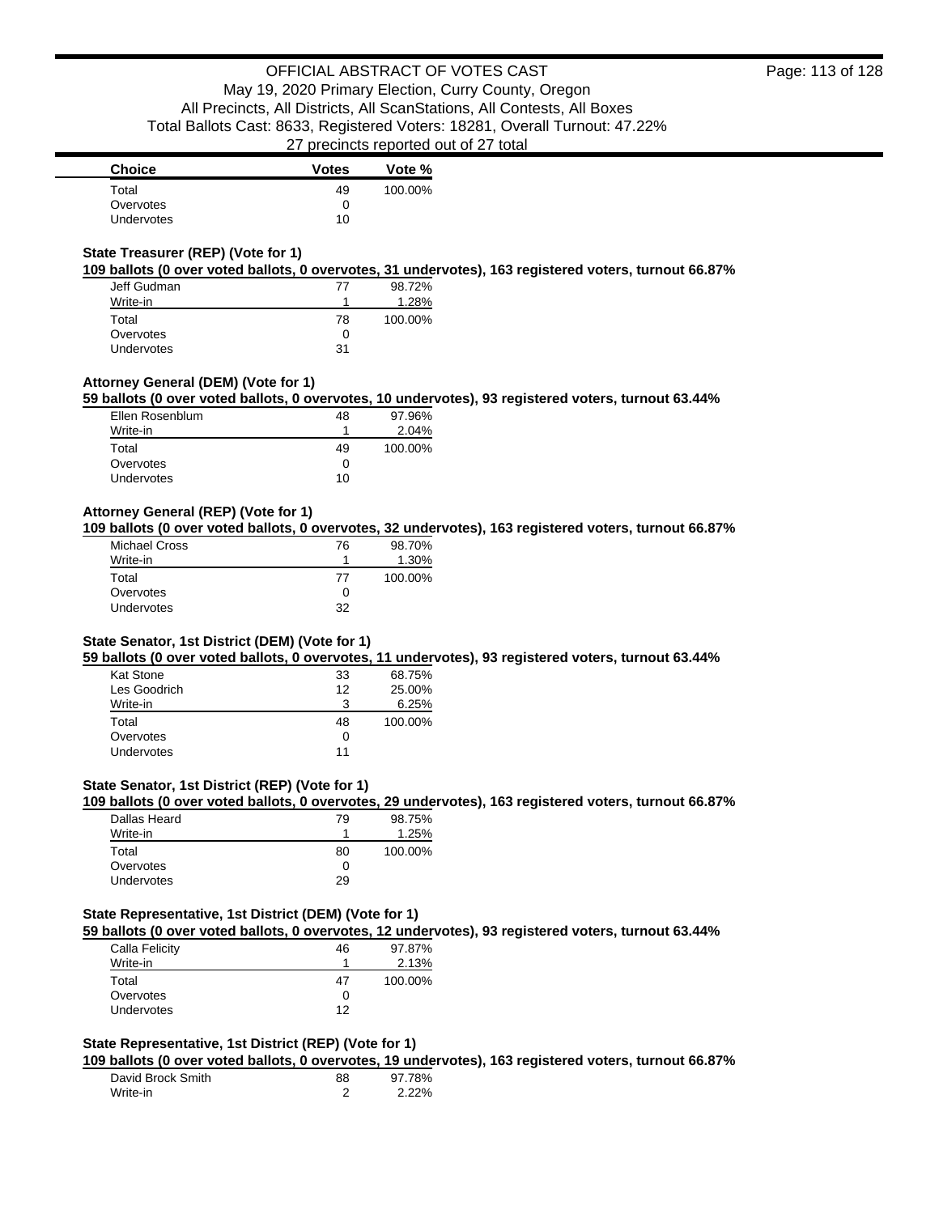| Choice | Votes | Vote % |
| --- | --- | --- |
| Total | 49 | 100.00% |
| Overvotes | 0 | |
| Undervotes | 10 | |

**State Treasurer (REP) (Vote for 1)**

**109 ballots (0 over voted ballots, 0 overvotes, 31 undervotes), 163 registered voters, turnout 66.87%**

| Choice | Votes | Vote % |
| --- | --- | --- |
| Jeff Gudman | 77 | 98.72% |
| Write-in | 1 | 1.28% |
| Total | 78 | 100.00% |
| Overvotes | 0 | |
| Undervotes | 31 | |

**Attorney General (DEM) (Vote for 1)**

**59 ballots (0 over voted ballots, 0 overvotes, 10 undervotes), 93 registered voters, turnout 63.44%**

| Choice | Votes | Vote % |
| --- | --- | --- |
| Ellen Rosenblum | 48 | 97.96% |
| Write-in | 1 | 2.04% |
| Total | 49 | 100.00% |
| Overvotes | 0 | |
| Undervotes | 10 | |

**Attorney General (REP) (Vote for 1)**

**109 ballots (0 over voted ballots, 0 overvotes, 32 undervotes), 163 registered voters, turnout 66.87%**

| Choice | Votes | Vote % |
| --- | --- | --- |
| Michael Cross | 76 | 98.70% |
| Write-in | 1 | 1.30% |
| Total | 77 | 100.00% |
| Overvotes | 0 | |
| Undervotes | 32 | |

**State Senator, 1st District (DEM) (Vote for 1)**

**59 ballots (0 over voted ballots, 0 overvotes, 11 undervotes), 93 registered voters, turnout 63.44%**

| Choice | Votes | Vote % |
| --- | --- | --- |
| Kat Stone | 33 | 68.75% |
| Les Goodrich | 12 | 25.00% |
| Write-in | 3 | 6.25% |
| Total | 48 | 100.00% |
| Overvotes | 0 | |
| Undervotes | 11 | |

**State Senator, 1st District (REP) (Vote for 1)**

**109 ballots (0 over voted ballots, 0 overvotes, 29 undervotes), 163 registered voters, turnout 66.87%**

| Choice | Votes | Vote % |
| --- | --- | --- |
| Dallas Heard | 79 | 98.75% |
| Write-in | 1 | 1.25% |
| Total | 80 | 100.00% |
| Overvotes | 0 | |
| Undervotes | 29 | |

**State Representative, 1st District (DEM) (Vote for 1)**

**59 ballots (0 over voted ballots, 0 overvotes, 12 undervotes), 93 registered voters, turnout 63.44%**

| Choice | Votes | Vote % |
| --- | --- | --- |
| Calla Felicity | 46 | 97.87% |
| Write-in | 1 | 2.13% |
| Total | 47 | 100.00% |
| Overvotes | 0 | |
| Undervotes | 12 | |

**State Representative, 1st District (REP) (Vote for 1)**

**109 ballots (0 over voted ballots, 0 overvotes, 19 undervotes), 163 registered voters, turnout 66.87%**

| Choice | Votes | Vote % |
| --- | --- | --- |
| David Brock Smith | 88 | 97.78% |
| Write-in | 2 | 2.22% |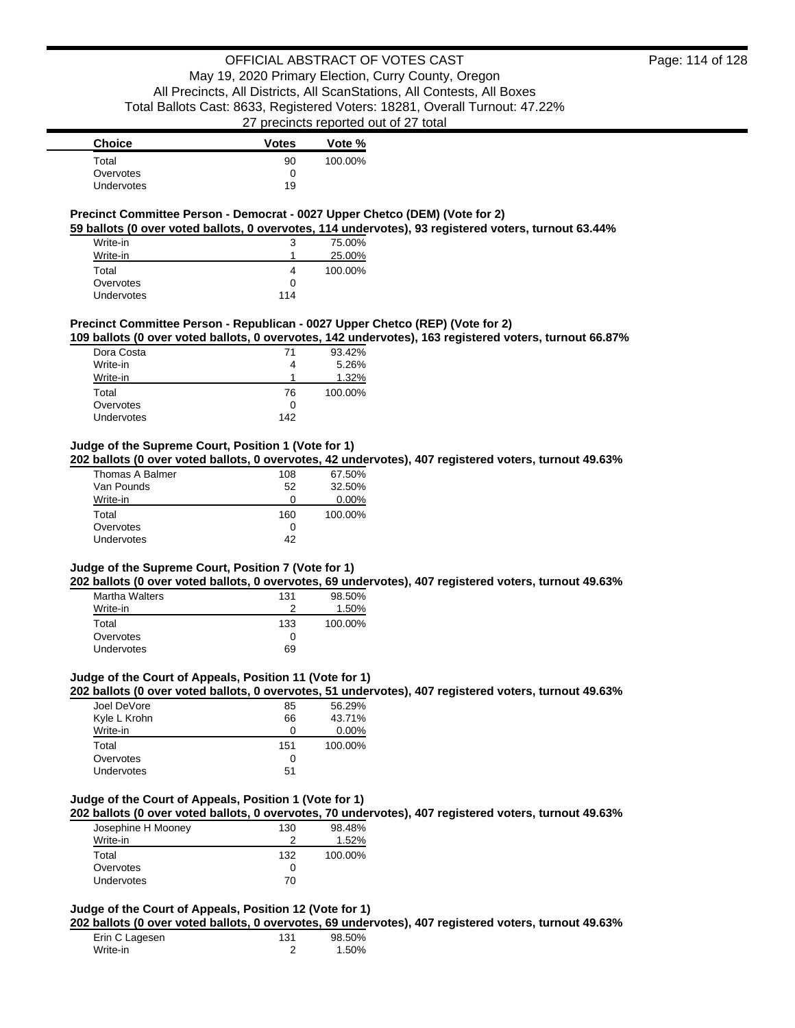| Choice | Votes | Vote % |
|---|---|---|
| Total | 90 | 100.00% |
| Overvotes | 0 | |
| Undervotes | 19 | |

**Precinct Committee Person - Democrat - 0027 Upper Chetco (DEM) (Vote for 2)**

**59 ballots (0 over voted ballots, 0 overvotes, 114 undervotes), 93 registered voters, turnout 63.44%**

| Choice | Votes | Vote % |
|---|---|---|
| Write-in | 3 | 75.00% |
| Write-in | 1 | 25.00% |
| Total | 4 | 100.00% |
| Overvotes | 0 | |
| Undervotes | 114 | |

**Precinct Committee Person - Republican - 0027 Upper Chetco (REP) (Vote for 2)**

**109 ballots (0 over voted ballots, 0 overvotes, 142 undervotes), 163 registered voters, turnout 66.87%**

| Choice | Votes | Vote % |
|---|---|---|
| Dora Costa | 71 | 93.42% |
| Write-in | 4 | 5.26% |
| Write-in | 1 | 1.32% |
| Total | 76 | 100.00% |
| Overvotes | 0 | |
| Undervotes | 142 | |

**Judge of the Supreme Court, Position 1 (Vote for 1)**

**202 ballots (0 over voted ballots, 0 overvotes, 42 undervotes), 407 registered voters, turnout 49.63%**

| Choice | Votes | Vote % |
|---|---|---|
| Thomas A Balmer | 108 | 67.50% |
| Van Pounds | 52 | 32.50% |
| Write-in | 0 | 0.00% |
| Total | 160 | 100.00% |
| Overvotes | 0 | |
| Undervotes | 42 | |

**Judge of the Supreme Court, Position 7 (Vote for 1)**

**202 ballots (0 over voted ballots, 0 overvotes, 69 undervotes), 407 registered voters, turnout 49.63%**

| Choice | Votes | Vote % |
|---|---|---|
| Martha Walters | 131 | 98.50% |
| Write-in | 2 | 1.50% |
| Total | 133 | 100.00% |
| Overvotes | 0 | |
| Undervotes | 69 | |

**Judge of the Court of Appeals, Position 11 (Vote for 1)**

**202 ballots (0 over voted ballots, 0 overvotes, 51 undervotes), 407 registered voters, turnout 49.63%**

| Choice | Votes | Vote % |
|---|---|---|
| Joel DeVore | 85 | 56.29% |
| Kyle L Krohn | 66 | 43.71% |
| Write-in | 0 | 0.00% |
| Total | 151 | 100.00% |
| Overvotes | 0 | |
| Undervotes | 51 | |

**Judge of the Court of Appeals, Position 1 (Vote for 1)**

**202 ballots (0 over voted ballots, 0 overvotes, 70 undervotes), 407 registered voters, turnout 49.63%**

| Choice | Votes | Vote % |
|---|---|---|
| Josephine H Mooney | 130 | 98.48% |
| Write-in | 2 | 1.52% |
| Total | 132 | 100.00% |
| Overvotes | 0 | |
| Undervotes | 70 | |

**Judge of the Court of Appeals, Position 12 (Vote for 1)**

**202 ballots (0 over voted ballots, 0 overvotes, 69 undervotes), 407 registered voters, turnout 49.63%**

| Choice | Votes | Vote % |
|---|---|---|
| Erin C Lagesen | 131 | 98.50% |
| Write-in | 2 | 1.50% |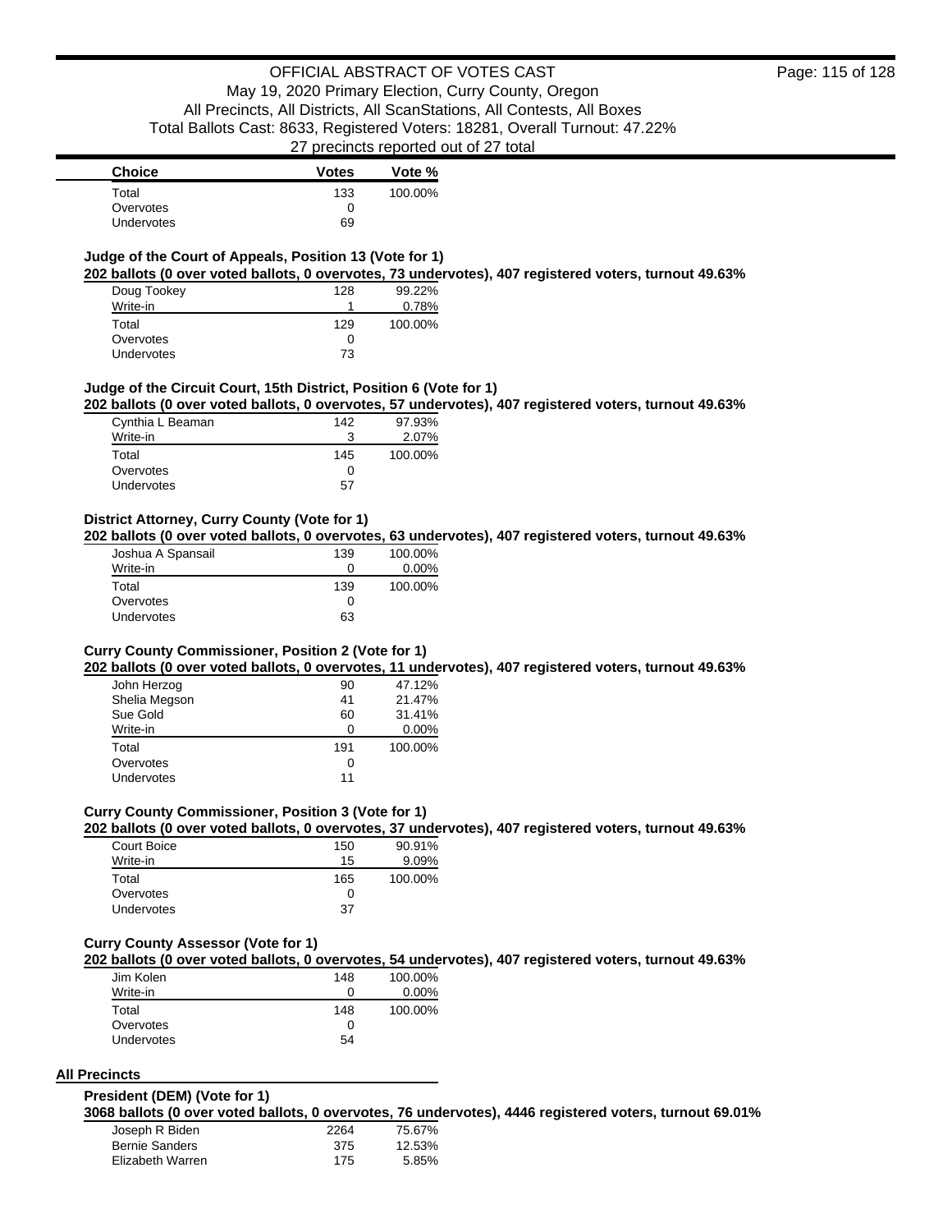| Choice | Votes | Vote % |
|---|---|---|
| Total | 133 | 100.00% |
| Overvotes | 0 | |
| Undervotes | 69 | |

**Judge of the Court of Appeals, Position 13 (Vote for 1)**

**202 ballots (0 over voted ballots, 0 overvotes, 73 undervotes), 407 registered voters, turnout 49.63%**

| Choice | Votes | Vote % |
|---|---|---|
| Doug Tookey | 128 | 99.22% |
| Write-in | 1 | 0.78% |
| Total | 129 | 100.00% |
| Overvotes | 0 | |
| Undervotes | 73 | |

**Judge of the Circuit Court, 15th District, Position 6 (Vote for 1)**

**202 ballots (0 over voted ballots, 0 overvotes, 57 undervotes), 407 registered voters, turnout 49.63%**

| Choice | Votes | Vote % |
|---|---|---|
| Cynthia L Beaman | 142 | 97.93% |
| Write-in | 3 | 2.07% |
| Total | 145 | 100.00% |
| Overvotes | 0 | |
| Undervotes | 57 | |

**District Attorney, Curry County (Vote for 1)**

**202 ballots (0 over voted ballots, 0 overvotes, 63 undervotes), 407 registered voters, turnout 49.63%**

| Choice | Votes | Vote % |
|---|---|---|
| Joshua A Spansail | 139 | 100.00% |
| Write-in | 0 | 0.00% |
| Total | 139 | 100.00% |
| Overvotes | 0 | |
| Undervotes | 63 | |

**Curry County Commissioner, Position 2 (Vote for 1)**

**202 ballots (0 over voted ballots, 0 overvotes, 11 undervotes), 407 registered voters, turnout 49.63%**

| Choice | Votes | Vote % |
|---|---|---|
| John Herzog | 90 | 47.12% |
| Shelia Megson | 41 | 21.47% |
| Sue Gold | 60 | 31.41% |
| Write-in | 0 | 0.00% |
| Total | 191 | 100.00% |
| Overvotes | 0 | |
| Undervotes | 11 | |

**Curry County Commissioner, Position 3 (Vote for 1)**

**202 ballots (0 over voted ballots, 0 overvotes, 37 undervotes), 407 registered voters, turnout 49.63%**

| Choice | Votes | Vote % |
|---|---|---|
| Court Boice | 150 | 90.91% |
| Write-in | 15 | 9.09% |
| Total | 165 | 100.00% |
| Overvotes | 0 | |
| Undervotes | 37 | |

**Curry County Assessor (Vote for 1)**

**202 ballots (0 over voted ballots, 0 overvotes, 54 undervotes), 407 registered voters, turnout 49.63%**

| Choice | Votes | Vote % |
|---|---|---|
| Jim Kolen | 148 | 100.00% |
| Write-in | 0 | 0.00% |
| Total | 148 | 100.00% |
| Overvotes | 0 | |
| Undervotes | 54 | |

## All Precincts

**President (DEM) (Vote for 1)**

**3068 ballots (0 over voted ballots, 0 overvotes, 76 undervotes), 4446 registered voters, turnout 69.01%**

| Choice | Votes | Vote % |
|---|---|---|
| Joseph R Biden | 2264 | 75.67% |
| Bernie Sanders | 375 | 12.53% |
| Elizabeth Warren | 175 | 5.85% |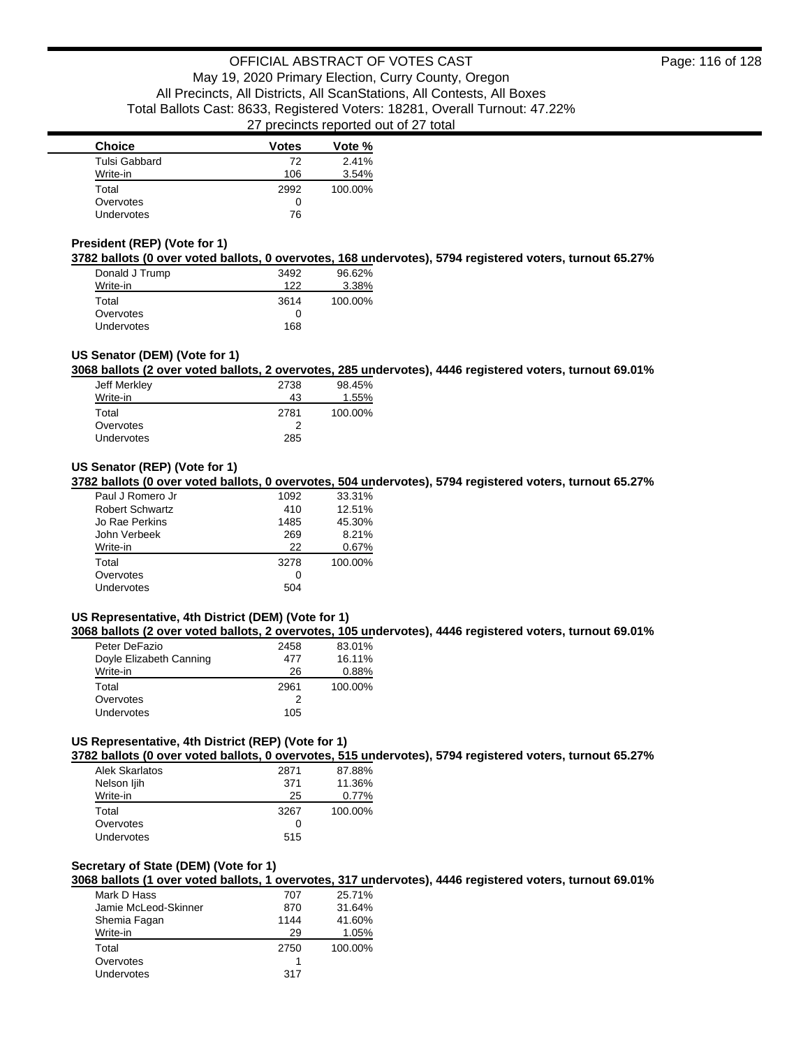| Choice | Votes | Vote % |
|---|---|---|
| Tulsi Gabbard | 72 | 2.41% |
| Write-in | 106 | 3.54% |
| Total | 2992 | 100.00% |
| Overvotes | 0 | |
| Undervotes | 76 | |

### President (REP) (Vote for 1)

**3782 ballots (0 over voted ballots, 0 overvotes, 168 undervotes), 5794 registered voters, turnout 65.27%**

| Choice | Votes | Vote % |
|---|---|---|
| Donald J Trump | 3492 | 96.62% |
| Write-in | 122 | 3.38% |
| Total | 3614 | 100.00% |
| Overvotes | 0 | |
| Undervotes | 168 | |

### US Senator (DEM) (Vote for 1)

**3068 ballots (2 over voted ballots, 2 overvotes, 285 undervotes), 4446 registered voters, turnout 69.01%**

| Choice | Votes | Vote % |
|---|---|---|
| Jeff Merkley | 2738 | 98.45% |
| Write-in | 43 | 1.55% |
| Total | 2781 | 100.00% |
| Overvotes | 2 | |
| Undervotes | 285 | |

### US Senator (REP) (Vote for 1)

**3782 ballots (0 over voted ballots, 0 overvotes, 504 undervotes), 5794 registered voters, turnout 65.27%**

| Choice | Votes | Vote % |
|---|---|---|
| Paul J Romero Jr | 1092 | 33.31% |
| Robert Schwartz | 410 | 12.51% |
| Jo Rae Perkins | 1485 | 45.30% |
| John Verbeek | 269 | 8.21% |
| Write-in | 22 | 0.67% |
| Total | 3278 | 100.00% |
| Overvotes | 0 | |
| Undervotes | 504 | |

### US Representative, 4th District (DEM) (Vote for 1)

**3068 ballots (2 over voted ballots, 2 overvotes, 105 undervotes), 4446 registered voters, turnout 69.01%**

| Choice | Votes | Vote % |
|---|---|---|
| Peter DeFazio | 2458 | 83.01% |
| Doyle Elizabeth Canning | 477 | 16.11% |
| Write-in | 26 | 0.88% |
| Total | 2961 | 100.00% |
| Overvotes | 2 | |
| Undervotes | 105 | |

### US Representative, 4th District (REP) (Vote for 1)

**3782 ballots (0 over voted ballots, 0 overvotes, 515 undervotes), 5794 registered voters, turnout 65.27%**

| Choice | Votes | Vote % |
|---|---|---|
| Alek Skarlatos | 2871 | 87.88% |
| Nelson Ijih | 371 | 11.36% |
| Write-in | 25 | 0.77% |
| Total | 3267 | 100.00% |
| Overvotes | 0 | |
| Undervotes | 515 | |

### Secretary of State (DEM) (Vote for 1)

**3068 ballots (1 over voted ballots, 1 overvotes, 317 undervotes), 4446 registered voters, turnout 69.01%**

| Choice | Votes | Vote % |
|---|---|---|
| Mark D Hass | 707 | 25.71% |
| Jamie McLeod-Skinner | 870 | 31.64% |
| Shemia Fagan | 1144 | 41.60% |
| Write-in | 29 | 1.05% |
| Total | 2750 | 100.00% |
| Overvotes | 1 | |
| Undervotes | 317 | |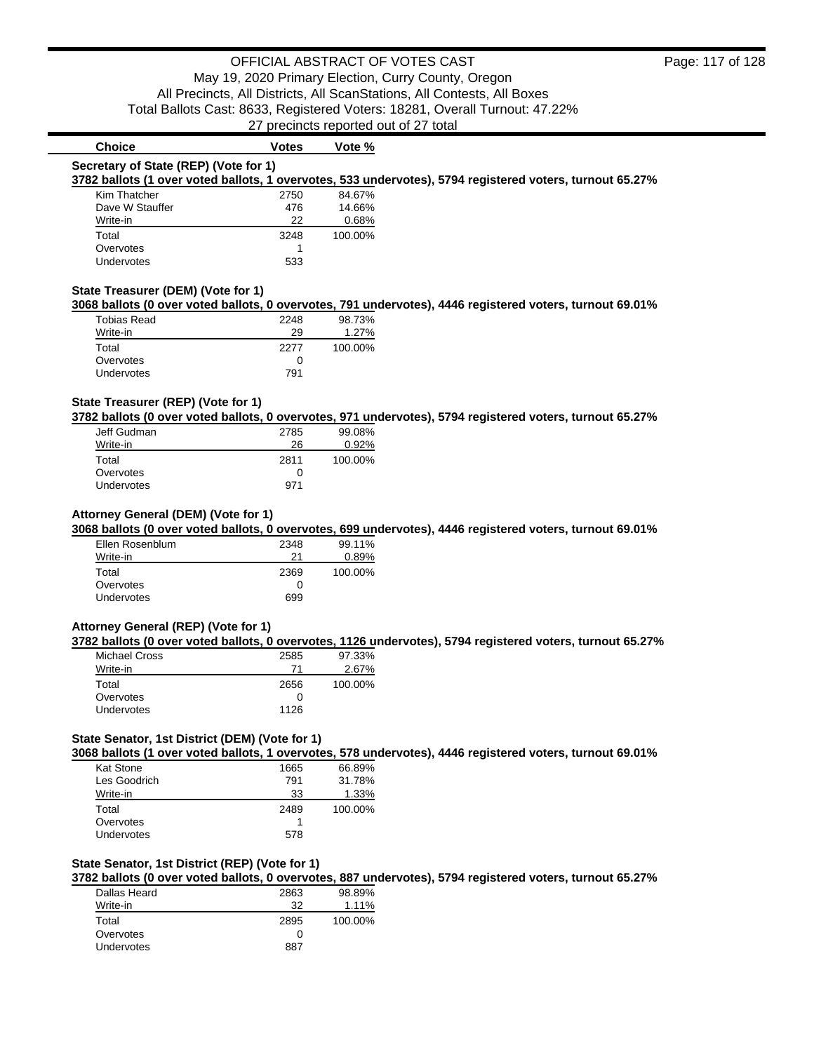# OFFICIAL ABSTRACT OF VOTES CAST

May 19, 2020 Primary Election, Curry County, Oregon
All Precincts, All Districts, All ScanStations, All Contests, All Boxes
Total Ballots Cast: 8633, Registered Voters: 18281, Overall Turnout: 47.22%
27 precincts reported out of 27 total

### Secretary of State (REP) (Vote for 1)

**3782 ballots (1 over voted ballots, 1 overvotes, 533 undervotes), 5794 registered voters, turnout 65.27%**

| Choice | Votes | Vote % |
|---|---|---|
| Kim Thatcher | 2750 | 84.67% |
| Dave W Stauffer | 476 | 14.66% |
| Write-in | 22 | 0.68% |
| Total | 3248 | 100.00% |
| Overvotes | 1 | |
| Undervotes | 533 | |

### State Treasurer (DEM) (Vote for 1)

**3068 ballots (0 over voted ballots, 0 overvotes, 791 undervotes), 4446 registered voters, turnout 69.01%**

| Choice | Votes | Vote % |
|---|---|---|
| Tobias Read | 2248 | 98.73% |
| Write-in | 29 | 1.27% |
| Total | 2277 | 100.00% |
| Overvotes | 0 | |
| Undervotes | 791 | |

### State Treasurer (REP) (Vote for 1)

**3782 ballots (0 over voted ballots, 0 overvotes, 971 undervotes), 5794 registered voters, turnout 65.27%**

| Choice | Votes | Vote % |
|---|---|---|
| Jeff Gudman | 2785 | 99.08% |
| Write-in | 26 | 0.92% |
| Total | 2811 | 100.00% |
| Overvotes | 0 | |
| Undervotes | 971 | |

### Attorney General (DEM) (Vote for 1)

**3068 ballots (0 over voted ballots, 0 overvotes, 699 undervotes), 4446 registered voters, turnout 69.01%**

| Choice | Votes | Vote % |
|---|---|---|
| Ellen Rosenblum | 2348 | 99.11% |
| Write-in | 21 | 0.89% |
| Total | 2369 | 100.00% |
| Overvotes | 0 | |
| Undervotes | 699 | |

### Attorney General (REP) (Vote for 1)

**3782 ballots (0 over voted ballots, 0 overvotes, 1126 undervotes), 5794 registered voters, turnout 65.27%**

| Choice | Votes | Vote % |
|---|---|---|
| Michael Cross | 2585 | 97.33% |
| Write-in | 71 | 2.67% |
| Total | 2656 | 100.00% |
| Overvotes | 0 | |
| Undervotes | 1126 | |

### State Senator, 1st District (DEM) (Vote for 1)

**3068 ballots (1 over voted ballots, 1 overvotes, 578 undervotes), 4446 registered voters, turnout 69.01%**

| Choice | Votes | Vote % |
|---|---|---|
| Kat Stone | 1665 | 66.89% |
| Les Goodrich | 791 | 31.78% |
| Write-in | 33 | 1.33% |
| Total | 2489 | 100.00% |
| Overvotes | 1 | |
| Undervotes | 578 | |

### State Senator, 1st District (REP) (Vote for 1)

**3782 ballots (0 over voted ballots, 0 overvotes, 887 undervotes), 5794 registered voters, turnout 65.27%**

| Choice | Votes | Vote % |
|---|---|---|
| Dallas Heard | 2863 | 98.89% |
| Write-in | 32 | 1.11% |
| Total | 2895 | 100.00% |
| Overvotes | 0 | |
| Undervotes | 887 | |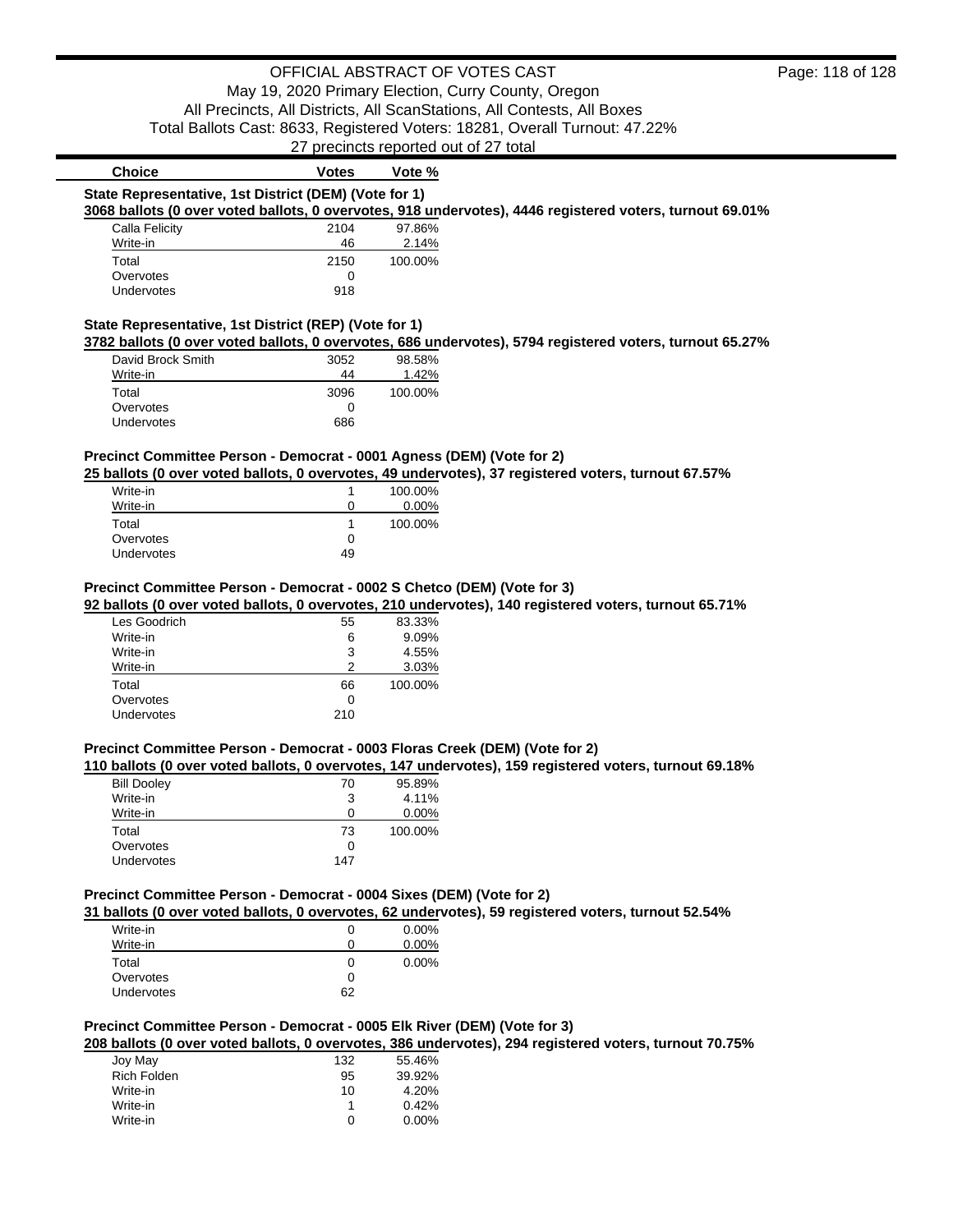# OFFICIAL ABSTRACT OF VOTES CAST

May 19, 2020 Primary Election, Curry County, Oregon
All Precincts, All Districts, All ScanStations, All Contests, All Boxes
Total Ballots Cast: 8633, Registered Voters: 18281, Overall Turnout: 47.22%
27 precincts reported out of 27 total

### State Representative, 1st District (DEM) (Vote for 1)

**3068 ballots (0 over voted ballots, 0 overvotes, 918 undervotes), 4446 registered voters, turnout 69.01%**

| Choice | Votes | Vote % |
|---|---|---|
| Calla Felicity | 2104 | 97.86% |
| Write-in | 46 | 2.14% |
| Total | 2150 | 100.00% |
| Overvotes | 0 | |
| Undervotes | 918 | |

### State Representative, 1st District (REP) (Vote for 1)

**3782 ballots (0 over voted ballots, 0 overvotes, 686 undervotes), 5794 registered voters, turnout 65.27%**

| Choice | Votes | Vote % |
|---|---|---|
| David Brock Smith | 3052 | 98.58% |
| Write-in | 44 | 1.42% |
| Total | 3096 | 100.00% |
| Overvotes | 0 | |
| Undervotes | 686 | |

### Precinct Committee Person - Democrat - 0001 Agness (DEM) (Vote for 2)

**25 ballots (0 over voted ballots, 0 overvotes, 49 undervotes), 37 registered voters, turnout 67.57%**

| Choice | Votes | Vote % |
|---|---|---|
| Write-in | 1 | 100.00% |
| Write-in | 0 | 0.00% |
| Total | 1 | 100.00% |
| Overvotes | 0 | |
| Undervotes | 49 | |

### Precinct Committee Person - Democrat - 0002 S Chetco (DEM) (Vote for 3)

**92 ballots (0 over voted ballots, 0 overvotes, 210 undervotes), 140 registered voters, turnout 65.71%**

| Choice | Votes | Vote % |
|---|---|---|
| Les Goodrich | 55 | 83.33% |
| Write-in | 6 | 9.09% |
| Write-in | 3 | 4.55% |
| Write-in | 2 | 3.03% |
| Total | 66 | 100.00% |
| Overvotes | 0 | |
| Undervotes | 210 | |

### Precinct Committee Person - Democrat - 0003 Floras Creek (DEM) (Vote for 2)

**110 ballots (0 over voted ballots, 0 overvotes, 147 undervotes), 159 registered voters, turnout 69.18%**

| Choice | Votes | Vote % |
|---|---|---|
| Bill Dooley | 70 | 95.89% |
| Write-in | 3 | 4.11% |
| Write-in | 0 | 0.00% |
| Total | 73 | 100.00% |
| Overvotes | 0 | |
| Undervotes | 147 | |

### Precinct Committee Person - Democrat - 0004 Sixes (DEM) (Vote for 2)

**31 ballots (0 over voted ballots, 0 overvotes, 62 undervotes), 59 registered voters, turnout 52.54%**

| Choice | Votes | Vote % |
|---|---|---|
| Write-in | 0 | 0.00% |
| Write-in | 0 | 0.00% |
| Total | 0 | 0.00% |
| Overvotes | 0 | |
| Undervotes | 62 | |

### Precinct Committee Person - Democrat - 0005 Elk River (DEM) (Vote for 3)

**208 ballots (0 over voted ballots, 0 overvotes, 386 undervotes), 294 registered voters, turnout 70.75%**

| Choice | Votes | Vote % |
|---|---|---|
| Joy May | 132 | 55.46% |
| Rich Folden | 95 | 39.92% |
| Write-in | 10 | 4.20% |
| Write-in | 1 | 0.42% |
| Write-in | 0 | 0.00% |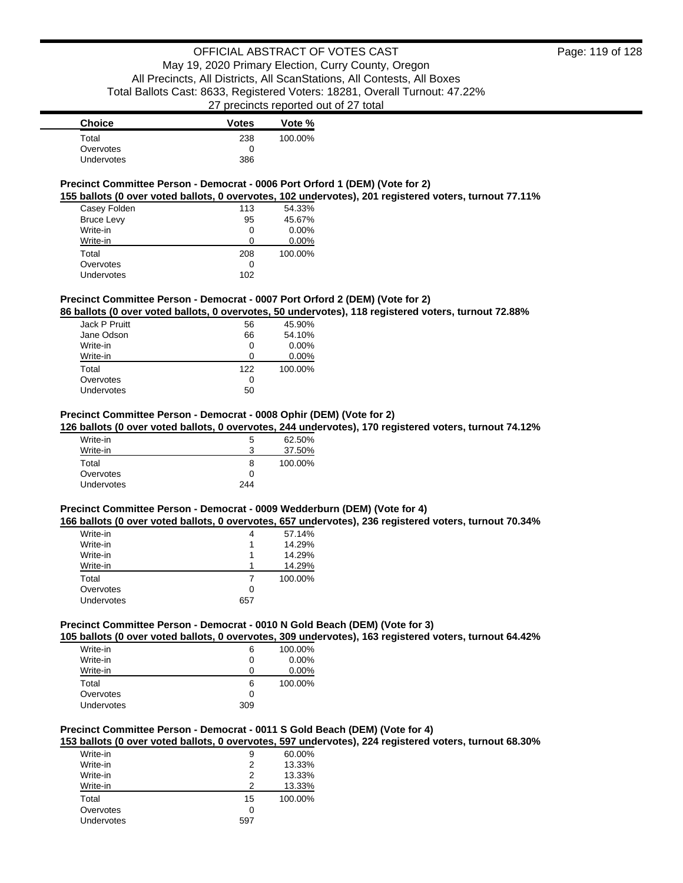| Choice | Votes | Vote % |
| --- | --- | --- |
| Total | 238 | 100.00% |
| Overvotes | 0 | |
| Undervotes | 386 | |

### Precinct Committee Person - Democrat - 0006 Port Orford 1 (DEM) (Vote for 2)

**155 ballots (0 over voted ballots, 0 overvotes, 102 undervotes), 201 registered voters, turnout 77.11%**

| Choice | Votes | Vote % |
| --- | --- | --- |
| Casey Folden | 113 | 54.33% |
| Bruce Levy | 95 | 45.67% |
| Write-in | 0 | 0.00% |
| Write-in | 0 | 0.00% |
| Total | 208 | 100.00% |
| Overvotes | 0 | |
| Undervotes | 102 | |

### Precinct Committee Person - Democrat - 0007 Port Orford 2 (DEM) (Vote for 2)

**86 ballots (0 over voted ballots, 0 overvotes, 50 undervotes), 118 registered voters, turnout 72.88%**

| Choice | Votes | Vote % |
| --- | --- | --- |
| Jack P Pruitt | 56 | 45.90% |
| Jane Odson | 66 | 54.10% |
| Write-in | 0 | 0.00% |
| Write-in | 0 | 0.00% |
| Total | 122 | 100.00% |
| Overvotes | 0 | |
| Undervotes | 50 | |

### Precinct Committee Person - Democrat - 0008 Ophir (DEM) (Vote for 2)

**126 ballots (0 over voted ballots, 0 overvotes, 244 undervotes), 170 registered voters, turnout 74.12%**

| Choice | Votes | Vote % |
| --- | --- | --- |
| Write-in | 5 | 62.50% |
| Write-in | 3 | 37.50% |
| Total | 8 | 100.00% |
| Overvotes | 0 | |
| Undervotes | 244 | |

### Precinct Committee Person - Democrat - 0009 Wedderburn (DEM) (Vote for 4)

**166 ballots (0 over voted ballots, 0 overvotes, 657 undervotes), 236 registered voters, turnout 70.34%**

| Choice | Votes | Vote % |
| --- | --- | --- |
| Write-in | 4 | 57.14% |
| Write-in | 1 | 14.29% |
| Write-in | 1 | 14.29% |
| Write-in | 1 | 14.29% |
| Total | 7 | 100.00% |
| Overvotes | 0 | |
| Undervotes | 657 | |

### Precinct Committee Person - Democrat - 0010 N Gold Beach (DEM) (Vote for 3)

**105 ballots (0 over voted ballots, 0 overvotes, 309 undervotes), 163 registered voters, turnout 64.42%**

| Choice | Votes | Vote % |
| --- | --- | --- |
| Write-in | 6 | 100.00% |
| Write-in | 0 | 0.00% |
| Write-in | 0 | 0.00% |
| Total | 6 | 100.00% |
| Overvotes | 0 | |
| Undervotes | 309 | |

### Precinct Committee Person - Democrat - 0011 S Gold Beach (DEM) (Vote for 4)

**153 ballots (0 over voted ballots, 0 overvotes, 597 undervotes), 224 registered voters, turnout 68.30%**

| Choice | Votes | Vote % |
| --- | --- | --- |
| Write-in | 9 | 60.00% |
| Write-in | 2 | 13.33% |
| Write-in | 2 | 13.33% |
| Write-in | 2 | 13.33% |
| Total | 15 | 100.00% |
| Overvotes | 0 | |
| Undervotes | 597 | |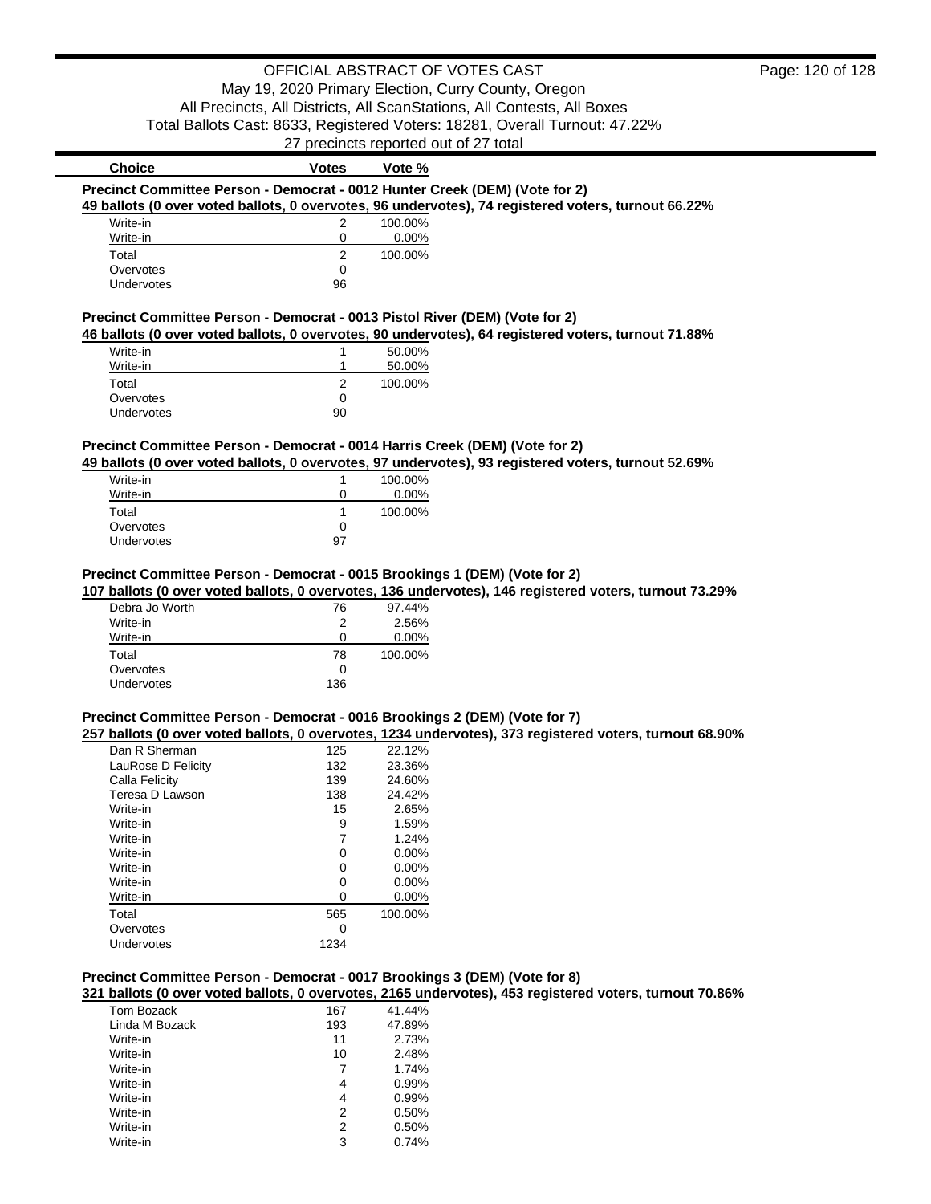OFFICIAL ABSTRACT OF VOTES CAST
May 19, 2020 Primary Election, Curry County, Oregon
All Precincts, All Districts, All ScanStations, All Contests, All Boxes
Total Ballots Cast: 8633, Registered Voters: 18281, Overall Turnout: 47.22%
27 precincts reported out of 27 total

### Precinct Committee Person - Democrat - 0012 Hunter Creek (DEM) (Vote for 2)

**49 ballots (0 over voted ballots, 0 overvotes, 96 undervotes), 74 registered voters, turnout 66.22%**

| Choice | Votes | Vote % |
|---|---|---|
| Write-in | 2 | 100.00% |
| Write-in | 0 | 0.00% |
| Total | 2 | 100.00% |
| Overvotes | 0 | |
| Undervotes | 96 | |

### Precinct Committee Person - Democrat - 0013 Pistol River (DEM) (Vote for 2)

**46 ballots (0 over voted ballots, 0 overvotes, 90 undervotes), 64 registered voters, turnout 71.88%**

| Choice | Votes | Vote % |
|---|---|---|
| Write-in | 1 | 50.00% |
| Write-in | 1 | 50.00% |
| Total | 2 | 100.00% |
| Overvotes | 0 | |
| Undervotes | 90 | |

### Precinct Committee Person - Democrat - 0014 Harris Creek (DEM) (Vote for 2)

**49 ballots (0 over voted ballots, 0 overvotes, 97 undervotes), 93 registered voters, turnout 52.69%**

| Choice | Votes | Vote % |
|---|---|---|
| Write-in | 1 | 100.00% |
| Write-in | 0 | 0.00% |
| Total | 1 | 100.00% |
| Overvotes | 0 | |
| Undervotes | 97 | |

### Precinct Committee Person - Democrat - 0015 Brookings 1 (DEM) (Vote for 2)

**107 ballots (0 over voted ballots, 0 overvotes, 136 undervotes), 146 registered voters, turnout 73.29%**

| Choice | Votes | Vote % |
|---|---|---|
| Debra Jo Worth | 76 | 97.44% |
| Write-in | 2 | 2.56% |
| Write-in | 0 | 0.00% |
| Total | 78 | 100.00% |
| Overvotes | 0 | |
| Undervotes | 136 | |

### Precinct Committee Person - Democrat - 0016 Brookings 2 (DEM) (Vote for 7)

**257 ballots (0 over voted ballots, 0 overvotes, 1234 undervotes), 373 registered voters, turnout 68.90%**

| Choice | Votes | Vote % |
|---|---|---|
| Dan R Sherman | 125 | 22.12% |
| LauRose D Felicity | 132 | 23.36% |
| Calla Felicity | 139 | 24.60% |
| Teresa D Lawson | 138 | 24.42% |
| Write-in | 15 | 2.65% |
| Write-in | 9 | 1.59% |
| Write-in | 7 | 1.24% |
| Write-in | 0 | 0.00% |
| Write-in | 0 | 0.00% |
| Write-in | 0 | 0.00% |
| Write-in | 0 | 0.00% |
| Total | 565 | 100.00% |
| Overvotes | 0 | |
| Undervotes | 1234 | |

### Precinct Committee Person - Democrat - 0017 Brookings 3 (DEM) (Vote for 8)

**321 ballots (0 over voted ballots, 0 overvotes, 2165 undervotes), 453 registered voters, turnout 70.86%**

| Choice | Votes | Vote % |
|---|---|---|
| Tom Bozack | 167 | 41.44% |
| Linda M Bozack | 193 | 47.89% |
| Write-in | 11 | 2.73% |
| Write-in | 10 | 2.48% |
| Write-in | 7 | 1.74% |
| Write-in | 4 | 0.99% |
| Write-in | 4 | 0.99% |
| Write-in | 2 | 0.50% |
| Write-in | 2 | 0.50% |
| Write-in | 3 | 0.74% |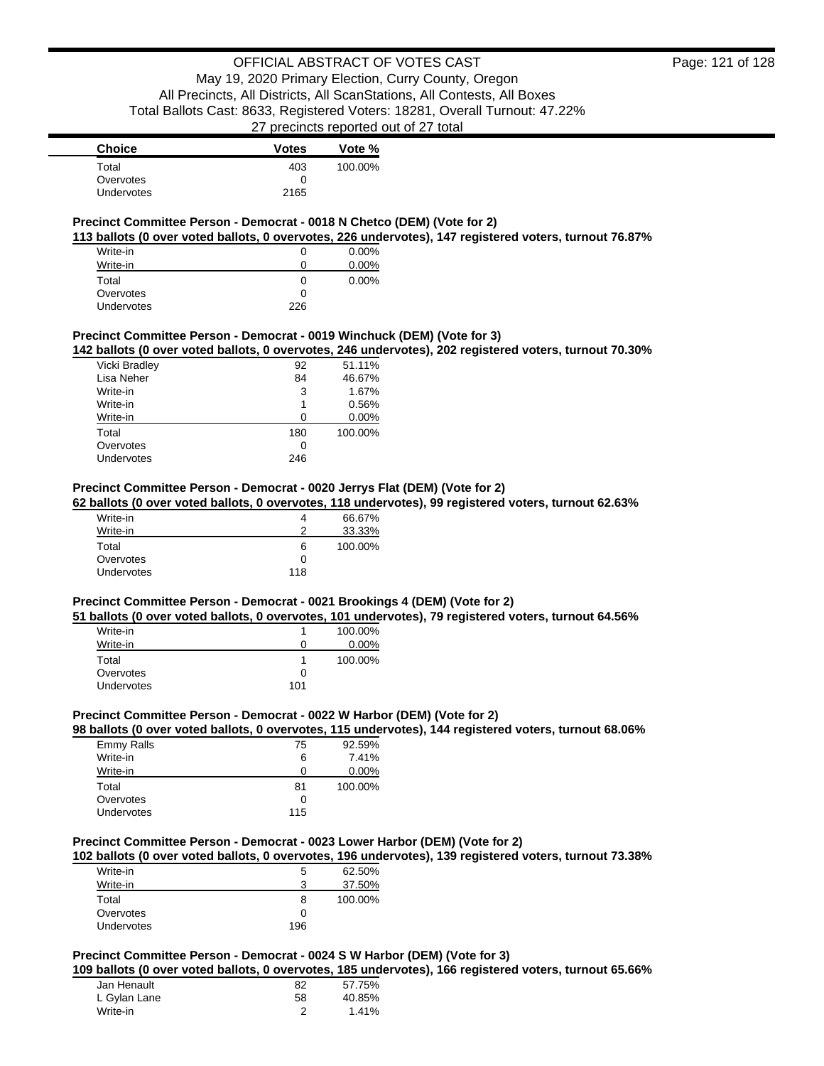| Choice | Votes | Vote % |
|---|---|---|
| Total | 403 | 100.00% |
| Overvotes | 0 | |
| Undervotes | 2165 | |

**Precinct Committee Person - Democrat - 0018 N Chetco (DEM) (Vote for 2)**

**113 ballots (0 over voted ballots, 0 overvotes, 226 undervotes), 147 registered voters, turnout 76.87%**

| Choice | Votes | Vote % |
|---|---|---|
| Write-in | 0 | 0.00% |
| Write-in | 0 | 0.00% |
| Total | 0 | 0.00% |
| Overvotes | 0 | |
| Undervotes | 226 | |

**Precinct Committee Person - Democrat - 0019 Winchuck (DEM) (Vote for 3)**

**142 ballots (0 over voted ballots, 0 overvotes, 246 undervotes), 202 registered voters, turnout 70.30%**

| Choice | Votes | Vote % |
|---|---|---|
| Vicki Bradley | 92 | 51.11% |
| Lisa Neher | 84 | 46.67% |
| Write-in | 3 | 1.67% |
| Write-in | 1 | 0.56% |
| Write-in | 0 | 0.00% |
| Total | 180 | 100.00% |
| Overvotes | 0 | |
| Undervotes | 246 | |

**Precinct Committee Person - Democrat - 0020 Jerrys Flat (DEM) (Vote for 2)**

**62 ballots (0 over voted ballots, 0 overvotes, 118 undervotes), 99 registered voters, turnout 62.63%**

| Choice | Votes | Vote % |
|---|---|---|
| Write-in | 4 | 66.67% |
| Write-in | 2 | 33.33% |
| Total | 6 | 100.00% |
| Overvotes | 0 | |
| Undervotes | 118 | |

**Precinct Committee Person - Democrat - 0021 Brookings 4 (DEM) (Vote for 2)**

**51 ballots (0 over voted ballots, 0 overvotes, 101 undervotes), 79 registered voters, turnout 64.56%**

| Choice | Votes | Vote % |
|---|---|---|
| Write-in | 1 | 100.00% |
| Write-in | 0 | 0.00% |
| Total | 1 | 100.00% |
| Overvotes | 0 | |
| Undervotes | 101 | |

**Precinct Committee Person - Democrat - 0022 W Harbor (DEM) (Vote for 2)**

**98 ballots (0 over voted ballots, 0 overvotes, 115 undervotes), 144 registered voters, turnout 68.06%**

| Choice | Votes | Vote % |
|---|---|---|
| Emmy Ralls | 75 | 92.59% |
| Write-in | 6 | 7.41% |
| Write-in | 0 | 0.00% |
| Total | 81 | 100.00% |
| Overvotes | 0 | |
| Undervotes | 115 | |

**Precinct Committee Person - Democrat - 0023 Lower Harbor (DEM) (Vote for 2)**

**102 ballots (0 over voted ballots, 0 overvotes, 196 undervotes), 139 registered voters, turnout 73.38%**

| Choice | Votes | Vote % |
|---|---|---|
| Write-in | 5 | 62.50% |
| Write-in | 3 | 37.50% |
| Total | 8 | 100.00% |
| Overvotes | 0 | |
| Undervotes | 196 | |

**Precinct Committee Person - Democrat - 0024 S W Harbor (DEM) (Vote for 3)**

**109 ballots (0 over voted ballots, 0 overvotes, 185 undervotes), 166 registered voters, turnout 65.66%**

| Choice | Votes | Vote % |
|---|---|---|
| Jan Henault | 82 | 57.75% |
| L Gylan Lane | 58 | 40.85% |
| Write-in | 2 | 1.41% |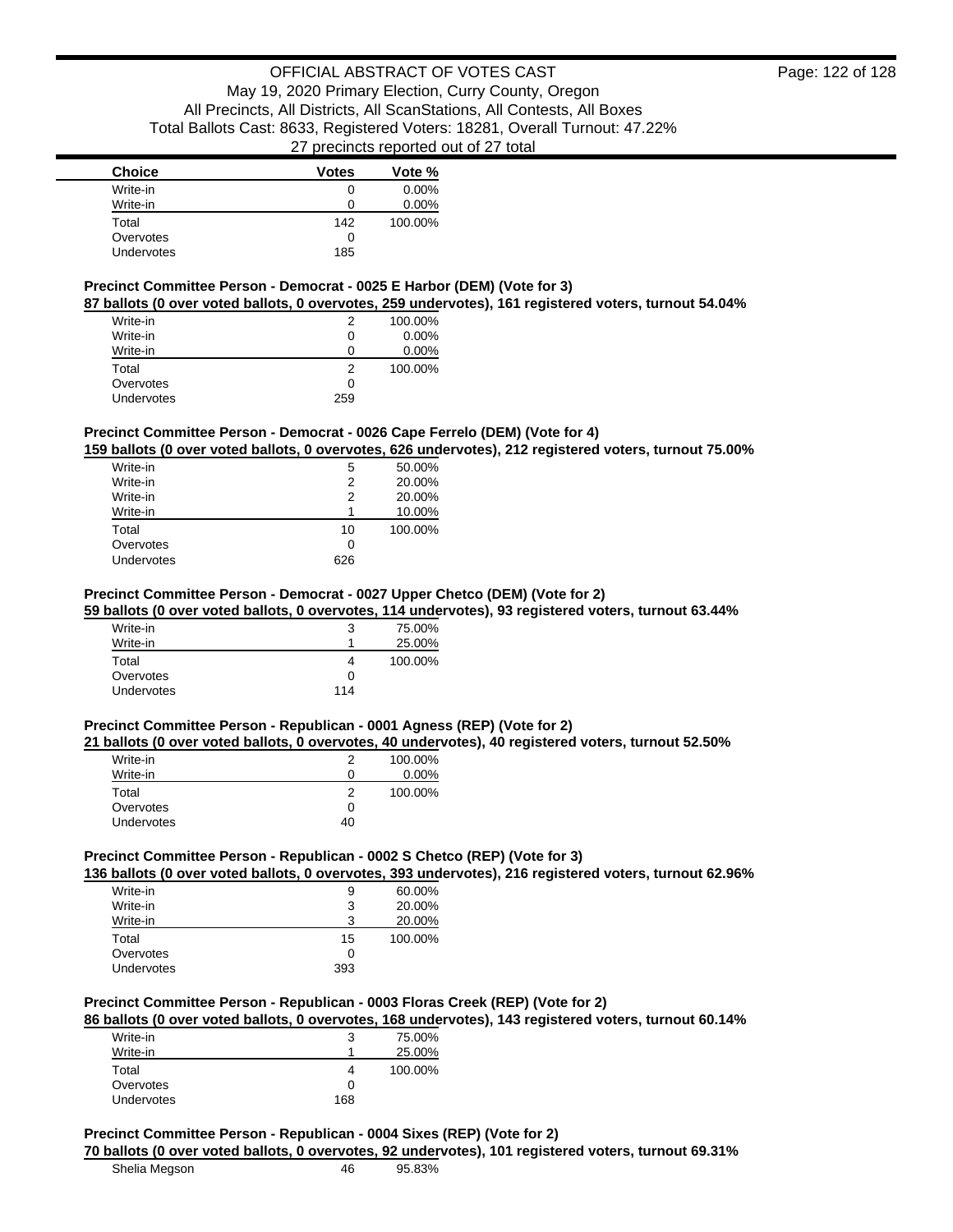| Choice | Votes | Vote % |
|---|---|---|
| Write-in | 0 | 0.00% |
| Write-in | 0 | 0.00% |
| Total | 142 | 100.00% |
| Overvotes | 0 | |
| Undervotes | 185 | |

**Precinct Committee Person - Democrat - 0025 E Harbor (DEM) (Vote for 3)**

**87 ballots (0 over voted ballots, 0 overvotes, 259 undervotes), 161 registered voters, turnout 54.04%**

| Choice | Votes | Vote % |
|---|---|---|
| Write-in | 2 | 100.00% |
| Write-in | 0 | 0.00% |
| Write-in | 0 | 0.00% |
| Total | 2 | 100.00% |
| Overvotes | 0 | |
| Undervotes | 259 | |

**Precinct Committee Person - Democrat - 0026 Cape Ferrelo (DEM) (Vote for 4)**

**159 ballots (0 over voted ballots, 0 overvotes, 626 undervotes), 212 registered voters, turnout 75.00%**

| Choice | Votes | Vote % |
|---|---|---|
| Write-in | 5 | 50.00% |
| Write-in | 2 | 20.00% |
| Write-in | 2 | 20.00% |
| Write-in | 1 | 10.00% |
| Total | 10 | 100.00% |
| Overvotes | 0 | |
| Undervotes | 626 | |

**Precinct Committee Person - Democrat - 0027 Upper Chetco (DEM) (Vote for 2)**

**59 ballots (0 over voted ballots, 0 overvotes, 114 undervotes), 93 registered voters, turnout 63.44%**

| Choice | Votes | Vote % |
|---|---|---|
| Write-in | 3 | 75.00% |
| Write-in | 1 | 25.00% |
| Total | 4 | 100.00% |
| Overvotes | 0 | |
| Undervotes | 114 | |

**Precinct Committee Person - Republican - 0001 Agness (REP) (Vote for 2)**

**21 ballots (0 over voted ballots, 0 overvotes, 40 undervotes), 40 registered voters, turnout 52.50%**

| Choice | Votes | Vote % |
|---|---|---|
| Write-in | 2 | 100.00% |
| Write-in | 0 | 0.00% |
| Total | 2 | 100.00% |
| Overvotes | 0 | |
| Undervotes | 40 | |

**Precinct Committee Person - Republican - 0002 S Chetco (REP) (Vote for 3)**

**136 ballots (0 over voted ballots, 0 overvotes, 393 undervotes), 216 registered voters, turnout 62.96%**

| Choice | Votes | Vote % |
|---|---|---|
| Write-in | 9 | 60.00% |
| Write-in | 3 | 20.00% |
| Write-in | 3 | 20.00% |
| Total | 15 | 100.00% |
| Overvotes | 0 | |
| Undervotes | 393 | |

**Precinct Committee Person - Republican - 0003 Floras Creek (REP) (Vote for 2)**

**86 ballots (0 over voted ballots, 0 overvotes, 168 undervotes), 143 registered voters, turnout 60.14%**

| Choice | Votes | Vote % |
|---|---|---|
| Write-in | 3 | 75.00% |
| Write-in | 1 | 25.00% |
| Total | 4 | 100.00% |
| Overvotes | 0 | |
| Undervotes | 168 | |

**Precinct Committee Person - Republican - 0004 Sixes (REP) (Vote for 2)**

**70 ballots (0 over voted ballots, 0 overvotes, 92 undervotes), 101 registered voters, turnout 69.31%**

| Choice | Votes | Vote % |
|---|---|---|
| Shelia Megson | 46 | 95.83% |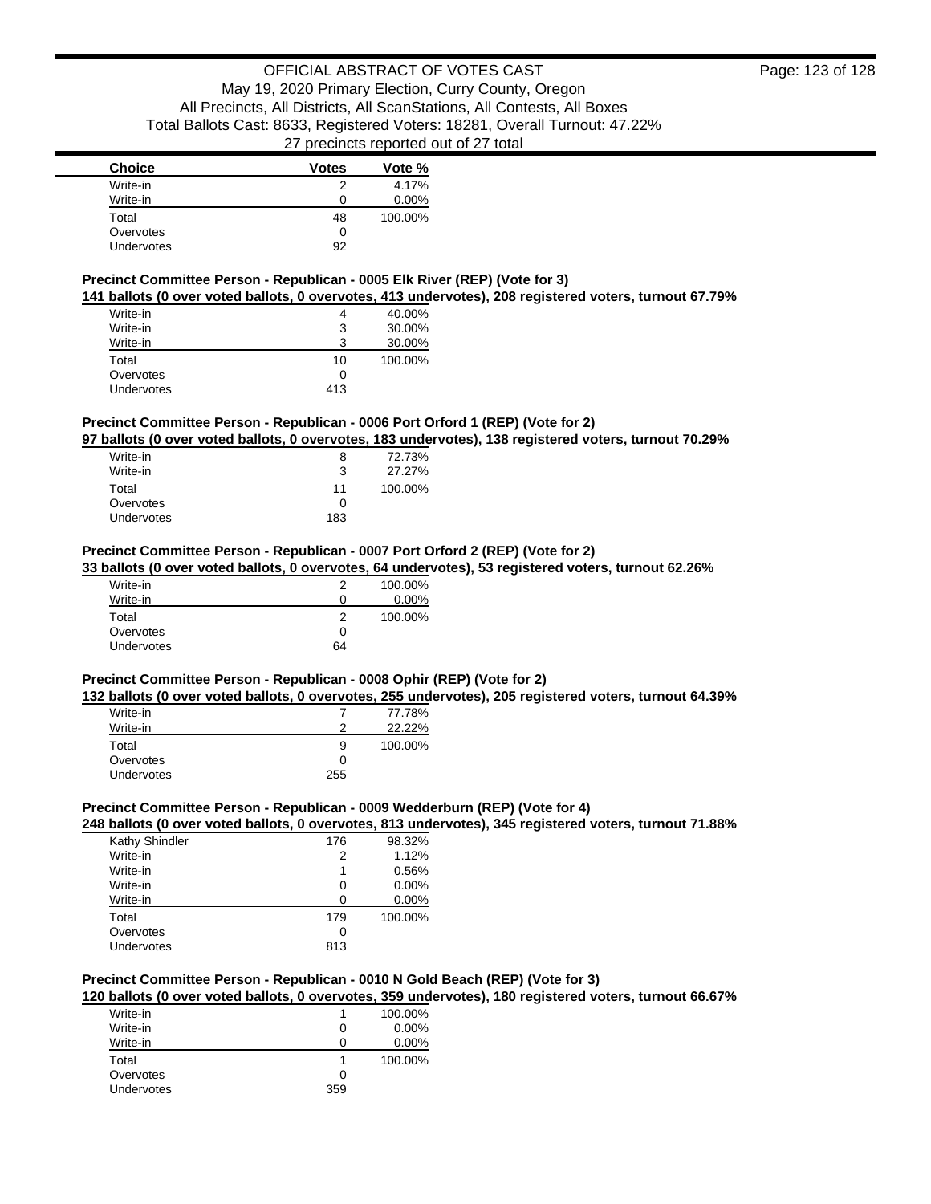| Choice | Votes | Vote % |
|---|---|---|
| Write-in | 2 | 4.17% |
| Write-in | 0 | 0.00% |
| Total | 48 | 100.00% |
| Overvotes | 0 | |
| Undervotes | 92 | |

### Precinct Committee Person - Republican - 0005 Elk River (REP) (Vote for 3)

**141 ballots (0 over voted ballots, 0 overvotes, 413 undervotes), 208 registered voters, turnout 67.79%**

| Choice | Votes | Vote % |
|---|---|---|
| Write-in | 4 | 40.00% |
| Write-in | 3 | 30.00% |
| Write-in | 3 | 30.00% |
| Total | 10 | 100.00% |
| Overvotes | 0 | |
| Undervotes | 413 | |

### Precinct Committee Person - Republican - 0006 Port Orford 1 (REP) (Vote for 2)

**97 ballots (0 over voted ballots, 0 overvotes, 183 undervotes), 138 registered voters, turnout 70.29%**

| Choice | Votes | Vote % |
|---|---|---|
| Write-in | 8 | 72.73% |
| Write-in | 3 | 27.27% |
| Total | 11 | 100.00% |
| Overvotes | 0 | |
| Undervotes | 183 | |

### Precinct Committee Person - Republican - 0007 Port Orford 2 (REP) (Vote for 2)

**33 ballots (0 over voted ballots, 0 overvotes, 64 undervotes), 53 registered voters, turnout 62.26%**

| Choice | Votes | Vote % |
|---|---|---|
| Write-in | 2 | 100.00% |
| Write-in | 0 | 0.00% |
| Total | 2 | 100.00% |
| Overvotes | 0 | |
| Undervotes | 64 | |

### Precinct Committee Person - Republican - 0008 Ophir (REP) (Vote for 2)

**132 ballots (0 over voted ballots, 0 overvotes, 255 undervotes), 205 registered voters, turnout 64.39%**

| Choice | Votes | Vote % |
|---|---|---|
| Write-in | 7 | 77.78% |
| Write-in | 2 | 22.22% |
| Total | 9 | 100.00% |
| Overvotes | 0 | |
| Undervotes | 255 | |

### Precinct Committee Person - Republican - 0009 Wedderburn (REP) (Vote for 4)

**248 ballots (0 over voted ballots, 0 overvotes, 813 undervotes), 345 registered voters, turnout 71.88%**

| Choice | Votes | Vote % |
|---|---|---|
| Kathy Shindler | 176 | 98.32% |
| Write-in | 2 | 1.12% |
| Write-in | 1 | 0.56% |
| Write-in | 0 | 0.00% |
| Write-in | 0 | 0.00% |
| Total | 179 | 100.00% |
| Overvotes | 0 | |
| Undervotes | 813 | |

### Precinct Committee Person - Republican - 0010 N Gold Beach (REP) (Vote for 3)

**120 ballots (0 over voted ballots, 0 overvotes, 359 undervotes), 180 registered voters, turnout 66.67%**

| Choice | Votes | Vote % |
|---|---|---|
| Write-in | 1 | 100.00% |
| Write-in | 0 | 0.00% |
| Write-in | 0 | 0.00% |
| Total | 1 | 100.00% |
| Overvotes | 0 | |
| Undervotes | 359 | |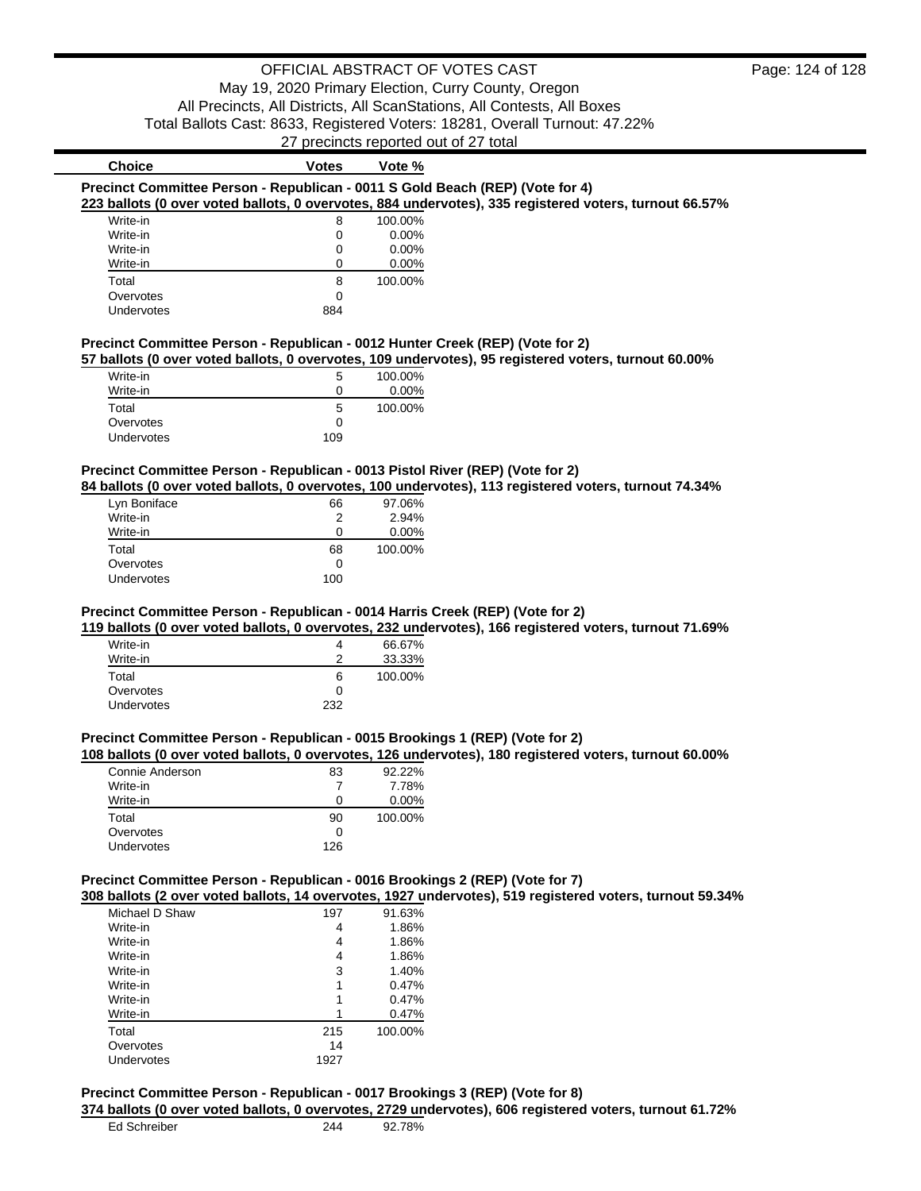# OFFICIAL ABSTRACT OF VOTES CAST

May 19, 2020 Primary Election, Curry County, Oregon
All Precincts, All Districts, All ScanStations, All Contests, All Boxes
Total Ballots Cast: 8633, Registered Voters: 18281, Overall Turnout: 47.22%
27 precincts reported out of 27 total

### Precinct Committee Person - Republican - 0011 S Gold Beach (REP) (Vote for 4)

**223 ballots (0 over voted ballots, 0 overvotes, 884 undervotes), 335 registered voters, turnout 66.57%**

| Choice | Votes | Vote % |
|---|---|---|
| Write-in | 8 | 100.00% |
| Write-in | 0 | 0.00% |
| Write-in | 0 | 0.00% |
| Write-in | 0 | 0.00% |
| Total | 8 | 100.00% |
| Overvotes | 0 | |
| Undervotes | 884 | |

### Precinct Committee Person - Republican - 0012 Hunter Creek (REP) (Vote for 2)

**57 ballots (0 over voted ballots, 0 overvotes, 109 undervotes), 95 registered voters, turnout 60.00%**

| Choice | Votes | Vote % |
|---|---|---|
| Write-in | 5 | 100.00% |
| Write-in | 0 | 0.00% |
| Total | 5 | 100.00% |
| Overvotes | 0 | |
| Undervotes | 109 | |

### Precinct Committee Person - Republican - 0013 Pistol River (REP) (Vote for 2)

**84 ballots (0 over voted ballots, 0 overvotes, 100 undervotes), 113 registered voters, turnout 74.34%**

| Choice | Votes | Vote % |
|---|---|---|
| Lyn Boniface | 66 | 97.06% |
| Write-in | 2 | 2.94% |
| Write-in | 0 | 0.00% |
| Total | 68 | 100.00% |
| Overvotes | 0 | |
| Undervotes | 100 | |

### Precinct Committee Person - Republican - 0014 Harris Creek (REP) (Vote for 2)

**119 ballots (0 over voted ballots, 0 overvotes, 232 undervotes), 166 registered voters, turnout 71.69%**

| Choice | Votes | Vote % |
|---|---|---|
| Write-in | 4 | 66.67% |
| Write-in | 2 | 33.33% |
| Total | 6 | 100.00% |
| Overvotes | 0 | |
| Undervotes | 232 | |

### Precinct Committee Person - Republican - 0015 Brookings 1 (REP) (Vote for 2)

**108 ballots (0 over voted ballots, 0 overvotes, 126 undervotes), 180 registered voters, turnout 60.00%**

| Choice | Votes | Vote % |
|---|---|---|
| Connie Anderson | 83 | 92.22% |
| Write-in | 7 | 7.78% |
| Write-in | 0 | 0.00% |
| Total | 90 | 100.00% |
| Overvotes | 0 | |
| Undervotes | 126 | |

### Precinct Committee Person - Republican - 0016 Brookings 2 (REP) (Vote for 7)

**308 ballots (2 over voted ballots, 14 overvotes, 1927 undervotes), 519 registered voters, turnout 59.34%**

| Choice | Votes | Vote % |
|---|---|---|
| Michael D Shaw | 197 | 91.63% |
| Write-in | 4 | 1.86% |
| Write-in | 4 | 1.86% |
| Write-in | 4 | 1.86% |
| Write-in | 3 | 1.40% |
| Write-in | 1 | 0.47% |
| Write-in | 1 | 0.47% |
| Write-in | 1 | 0.47% |
| Total | 215 | 100.00% |
| Overvotes | 14 | |
| Undervotes | 1927 | |

### Precinct Committee Person - Republican - 0017 Brookings 3 (REP) (Vote for 8)

**374 ballots (0 over voted ballots, 0 overvotes, 2729 undervotes), 606 registered voters, turnout 61.72%**

| Choice | Votes | Vote % |
|---|---|---|
| Ed Schreiber | 244 | 92.78% |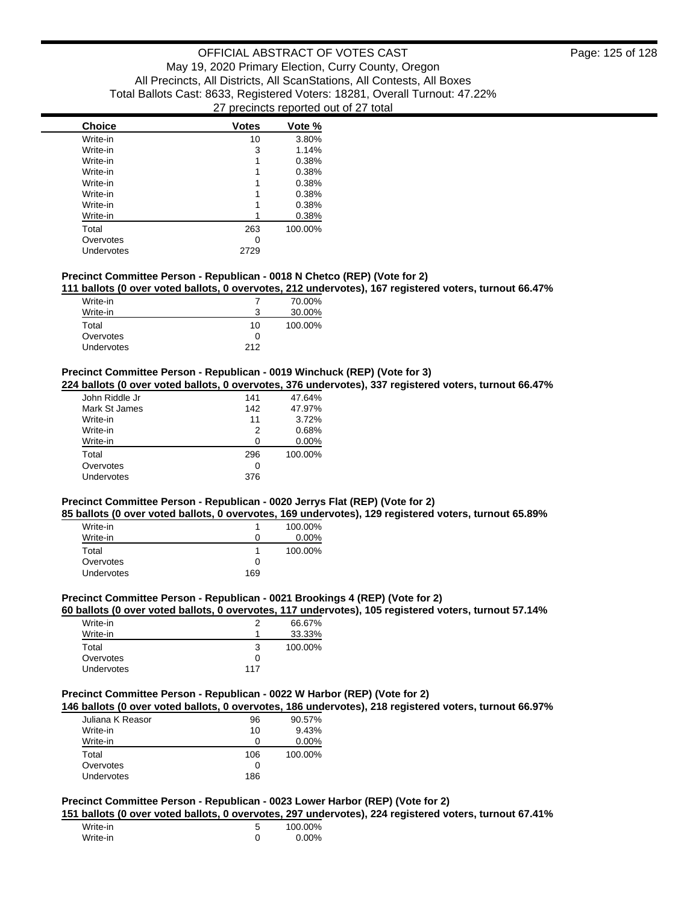| Choice | Votes | Vote % |
|---|---|---|
| Write-in | 10 | 3.80% |
| Write-in | 3 | 1.14% |
| Write-in | 1 | 0.38% |
| Write-in | 1 | 0.38% |
| Write-in | 1 | 0.38% |
| Write-in | 1 | 0.38% |
| Write-in | 1 | 0.38% |
| Write-in | 1 | 0.38% |
| Total | 263 | 100.00% |
| Overvotes | 0 | |
| Undervotes | 2729 | |

### Precinct Committee Person - Republican - 0018 N Chetco (REP) (Vote for 2)

**111 ballots (0 over voted ballots, 0 overvotes, 212 undervotes), 167 registered voters, turnout 66.47%**

| Choice | Votes | Vote % |
|---|---|---|
| Write-in | 7 | 70.00% |
| Write-in | 3 | 30.00% |
| Total | 10 | 100.00% |
| Overvotes | 0 | |
| Undervotes | 212 | |

### Precinct Committee Person - Republican - 0019 Winchuck (REP) (Vote for 3)

**224 ballots (0 over voted ballots, 0 overvotes, 376 undervotes), 337 registered voters, turnout 66.47%**

| Choice | Votes | Vote % |
|---|---|---|
| John Riddle Jr | 141 | 47.64% |
| Mark St James | 142 | 47.97% |
| Write-in | 11 | 3.72% |
| Write-in | 2 | 0.68% |
| Write-in | 0 | 0.00% |
| Total | 296 | 100.00% |
| Overvotes | 0 | |
| Undervotes | 376 | |

### Precinct Committee Person - Republican - 0020 Jerrys Flat (REP) (Vote for 2)

**85 ballots (0 over voted ballots, 0 overvotes, 169 undervotes), 129 registered voters, turnout 65.89%**

| Choice | Votes | Vote % |
|---|---|---|
| Write-in | 1 | 100.00% |
| Write-in | 0 | 0.00% |
| Total | 1 | 100.00% |
| Overvotes | 0 | |
| Undervotes | 169 | |

### Precinct Committee Person - Republican - 0021 Brookings 4 (REP) (Vote for 2)

**60 ballots (0 over voted ballots, 0 overvotes, 117 undervotes), 105 registered voters, turnout 57.14%**

| Choice | Votes | Vote % |
|---|---|---|
| Write-in | 2 | 66.67% |
| Write-in | 1 | 33.33% |
| Total | 3 | 100.00% |
| Overvotes | 0 | |
| Undervotes | 117 | |

### Precinct Committee Person - Republican - 0022 W Harbor (REP) (Vote for 2)

**146 ballots (0 over voted ballots, 0 overvotes, 186 undervotes), 218 registered voters, turnout 66.97%**

| Choice | Votes | Vote % |
|---|---|---|
| Juliana K Reasor | 96 | 90.57% |
| Write-in | 10 | 9.43% |
| Write-in | 0 | 0.00% |
| Total | 106 | 100.00% |
| Overvotes | 0 | |
| Undervotes | 186 | |

### Precinct Committee Person - Republican - 0023 Lower Harbor (REP) (Vote for 2)

**151 ballots (0 over voted ballots, 0 overvotes, 297 undervotes), 224 registered voters, turnout 67.41%**

| Choice | Votes | Vote % |
|---|---|---|
| Write-in | 5 | 100.00% |
| Write-in | 0 | 0.00% |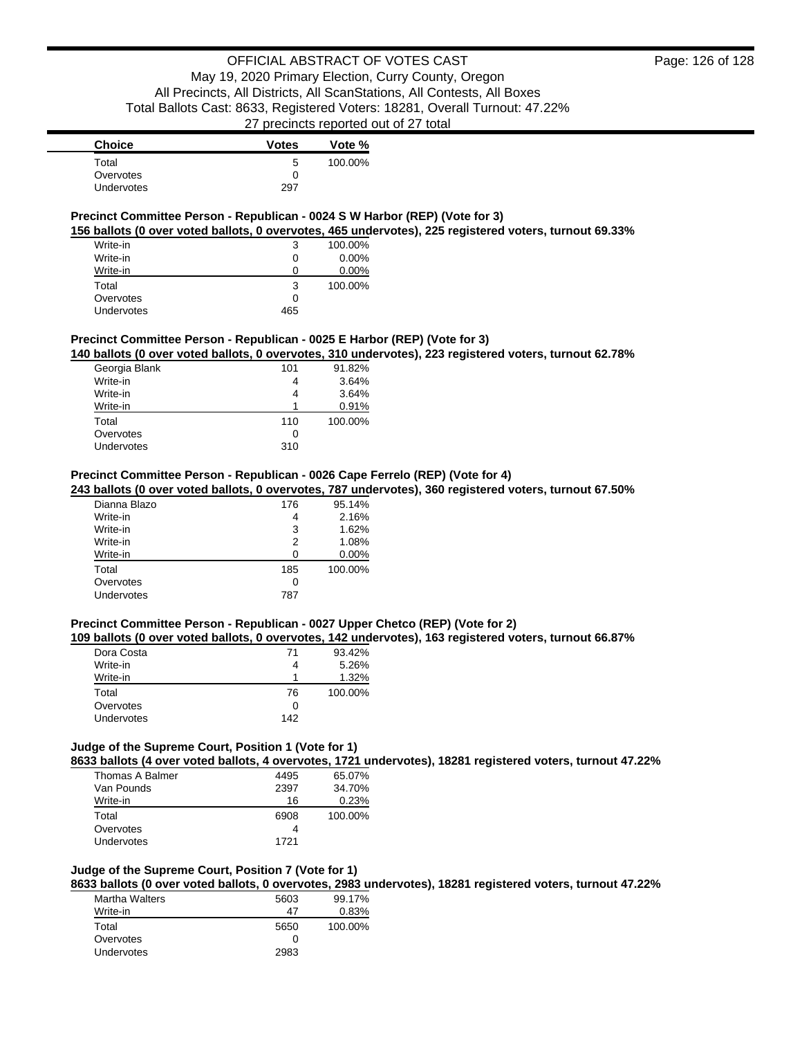| Choice | Votes | Vote % |
|---|---|---|
| Total | 5 | 100.00% |
| Overvotes | 0 | |
| Undervotes | 297 | |

**Precinct Committee Person - Republican - 0024 S W Harbor (REP) (Vote for 3)**

**156 ballots (0 over voted ballots, 0 overvotes, 465 undervotes), 225 registered voters, turnout 69.33%**

| Choice | Votes | Vote % |
|---|---|---|
| Write-in | 3 | 100.00% |
| Write-in | 0 | 0.00% |
| Write-in | 0 | 0.00% |
| Total | 3 | 100.00% |
| Overvotes | 0 | |
| Undervotes | 465 | |

**Precinct Committee Person - Republican - 0025 E Harbor (REP) (Vote for 3)**

**140 ballots (0 over voted ballots, 0 overvotes, 310 undervotes), 223 registered voters, turnout 62.78%**

| Choice | Votes | Vote % |
|---|---|---|
| Georgia Blank | 101 | 91.82% |
| Write-in | 4 | 3.64% |
| Write-in | 4 | 3.64% |
| Write-in | 1 | 0.91% |
| Total | 110 | 100.00% |
| Overvotes | 0 | |
| Undervotes | 310 | |

**Precinct Committee Person - Republican - 0026 Cape Ferrelo (REP) (Vote for 4)**

**243 ballots (0 over voted ballots, 0 overvotes, 787 undervotes), 360 registered voters, turnout 67.50%**

| Choice | Votes | Vote % |
|---|---|---|
| Dianna Blazo | 176 | 95.14% |
| Write-in | 4 | 2.16% |
| Write-in | 3 | 1.62% |
| Write-in | 2 | 1.08% |
| Write-in | 0 | 0.00% |
| Total | 185 | 100.00% |
| Overvotes | 0 | |
| Undervotes | 787 | |

**Precinct Committee Person - Republican - 0027 Upper Chetco (REP) (Vote for 2)**

**109 ballots (0 over voted ballots, 0 overvotes, 142 undervotes), 163 registered voters, turnout 66.87%**

| Choice | Votes | Vote % |
|---|---|---|
| Dora Costa | 71 | 93.42% |
| Write-in | 4 | 5.26% |
| Write-in | 1 | 1.32% |
| Total | 76 | 100.00% |
| Overvotes | 0 | |
| Undervotes | 142 | |

**Judge of the Supreme Court, Position 1 (Vote for 1)**

**8633 ballots (4 over voted ballots, 4 overvotes, 1721 undervotes), 18281 registered voters, turnout 47.22%**

| Choice | Votes | Vote % |
|---|---|---|
| Thomas A Balmer | 4495 | 65.07% |
| Van Pounds | 2397 | 34.70% |
| Write-in | 16 | 0.23% |
| Total | 6908 | 100.00% |
| Overvotes | 4 | |
| Undervotes | 1721 | |

**Judge of the Supreme Court, Position 7 (Vote for 1)**

**8633 ballots (0 over voted ballots, 0 overvotes, 2983 undervotes), 18281 registered voters, turnout 47.22%**

| Choice | Votes | Vote % |
|---|---|---|
| Martha Walters | 5603 | 99.17% |
| Write-in | 47 | 0.83% |
| Total | 5650 | 100.00% |
| Overvotes | 0 | |
| Undervotes | 2983 | |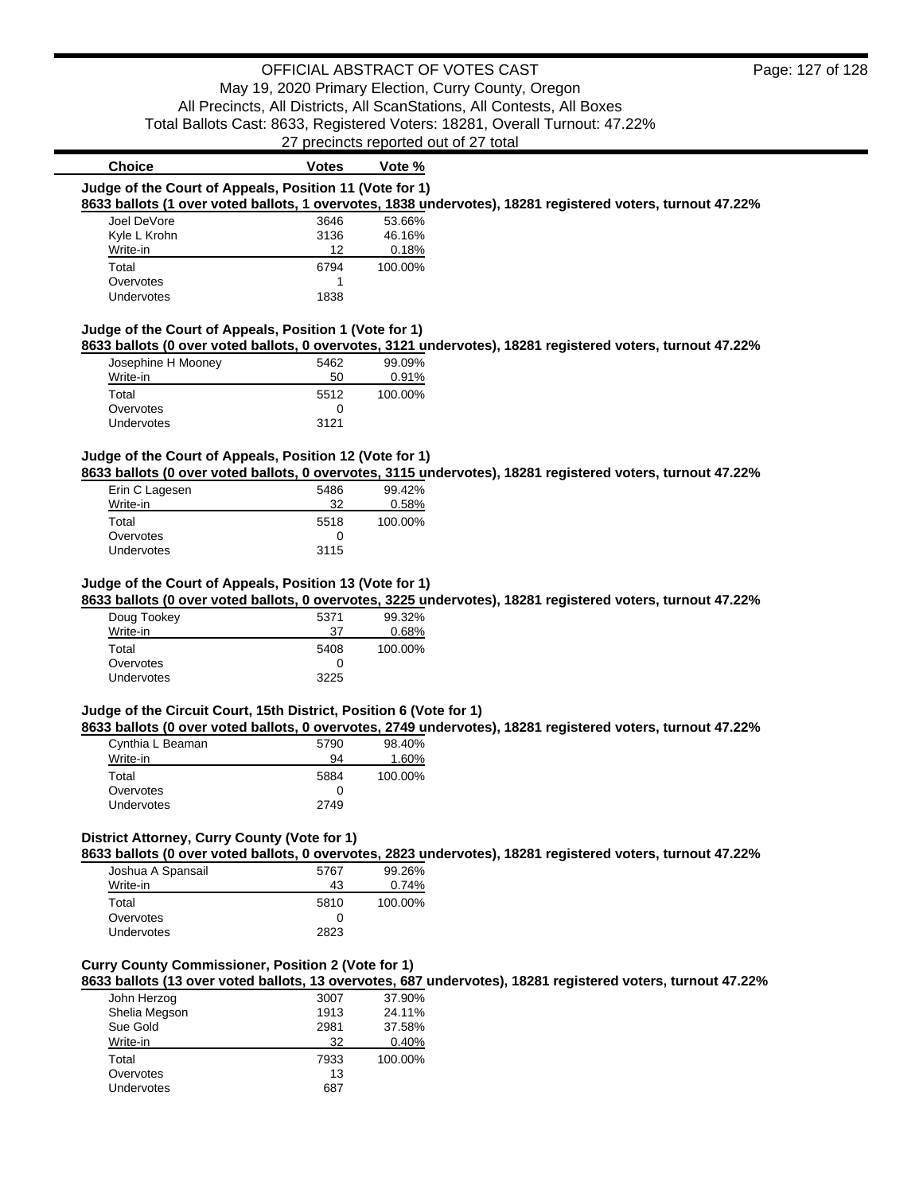| Choice | Votes | Vote % |
|---|---|---|

**Judge of the Court of Appeals, Position 11 (Vote for 1)**

**8633 ballots (1 over voted ballots, 1 overvotes, 1838 undervotes), 18281 registered voters, turnout 47.22%**

| Choice | Votes | Vote % |
|---|---|---|
| Joel DeVore | 3646 | 53.66% |
| Kyle L Krohn | 3136 | 46.16% |
| Write-in | 12 | 0.18% |
| Total | 6794 | 100.00% |
| Overvotes | 1 | |
| Undervotes | 1838 | |

**Judge of the Court of Appeals, Position 1 (Vote for 1)**

**8633 ballots (0 over voted ballots, 0 overvotes, 3121 undervotes), 18281 registered voters, turnout 47.22%**

| Choice | Votes | Vote % |
|---|---|---|
| Josephine H Mooney | 5462 | 99.09% |
| Write-in | 50 | 0.91% |
| Total | 5512 | 100.00% |
| Overvotes | 0 | |
| Undervotes | 3121 | |

**Judge of the Court of Appeals, Position 12 (Vote for 1)**

**8633 ballots (0 over voted ballots, 0 overvotes, 3115 undervotes), 18281 registered voters, turnout 47.22%**

| Choice | Votes | Vote % |
|---|---|---|
| Erin C Lagesen | 5486 | 99.42% |
| Write-in | 32 | 0.58% |
| Total | 5518 | 100.00% |
| Overvotes | 0 | |
| Undervotes | 3115 | |

**Judge of the Court of Appeals, Position 13 (Vote for 1)**

**8633 ballots (0 over voted ballots, 0 overvotes, 3225 undervotes), 18281 registered voters, turnout 47.22%**

| Choice | Votes | Vote % |
|---|---|---|
| Doug Tookey | 5371 | 99.32% |
| Write-in | 37 | 0.68% |
| Total | 5408 | 100.00% |
| Overvotes | 0 | |
| Undervotes | 3225 | |

**Judge of the Circuit Court, 15th District, Position 6 (Vote for 1)**

**8633 ballots (0 over voted ballots, 0 overvotes, 2749 undervotes), 18281 registered voters, turnout 47.22%**

| Choice | Votes | Vote % |
|---|---|---|
| Cynthia L Beaman | 5790 | 98.40% |
| Write-in | 94 | 1.60% |
| Total | 5884 | 100.00% |
| Overvotes | 0 | |
| Undervotes | 2749 | |

**District Attorney, Curry County (Vote for 1)**

**8633 ballots (0 over voted ballots, 0 overvotes, 2823 undervotes), 18281 registered voters, turnout 47.22%**

| Choice | Votes | Vote % |
|---|---|---|
| Joshua A Spansail | 5767 | 99.26% |
| Write-in | 43 | 0.74% |
| Total | 5810 | 100.00% |
| Overvotes | 0 | |
| Undervotes | 2823 | |

**Curry County Commissioner, Position 2 (Vote for 1)**

**8633 ballots (13 over voted ballots, 13 overvotes, 687 undervotes), 18281 registered voters, turnout 47.22%**

| Choice | Votes | Vote % |
|---|---|---|
| John Herzog | 3007 | 37.90% |
| Shelia Megson | 1913 | 24.11% |
| Sue Gold | 2981 | 37.58% |
| Write-in | 32 | 0.40% |
| Total | 7933 | 100.00% |
| Overvotes | 13 | |
| Undervotes | 687 | |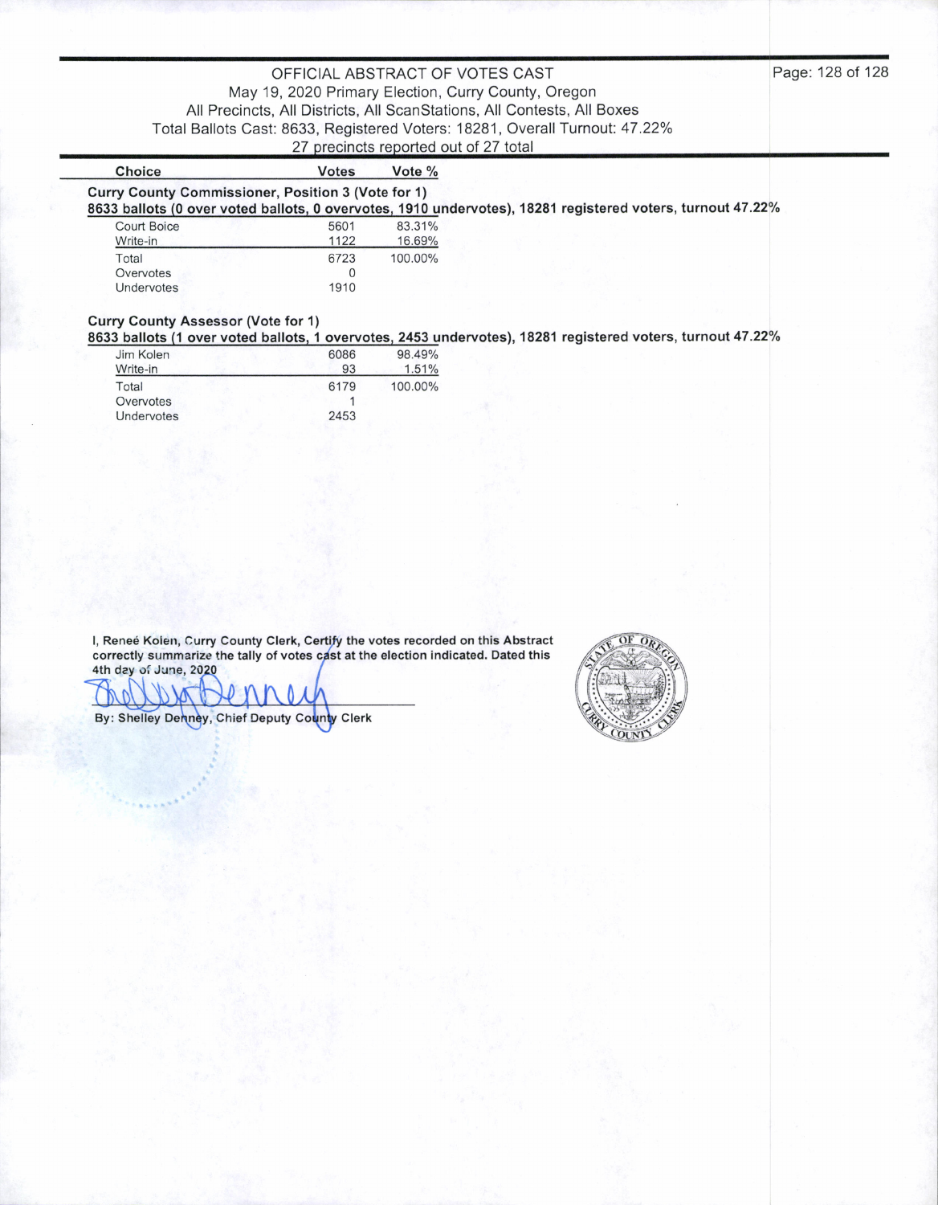OFFICIAL ABSTRACT OF VOTES CAST

May 19, 2020 Primary Election, Curry County, Oregon

All Precincts, All Districts, All ScanStations, All Contests, All Boxes

Total Ballots Cast: 8633, Registered Voters: 18281, Overall Turnout: 47.22%

27 precincts reported out of 27 total

**Curry County Commissioner, Position 3 (Vote for 1)**

**8633 ballots (0 over voted ballots, 0 overvotes, 1910 undervotes), 18281 registered voters, turnout 47.22%**

| Choice | Votes | Vote % |
|---|---|---|
| Court Boice | 5601 | 83.31% |
| Write-in | 1122 | 16.69% |
| Total | 6723 | 100.00% |
| Overvotes | 0 | |
| Undervotes | 1910 | |

**Curry County Assessor (Vote for 1)**

**8633 ballots (1 over voted ballots, 1 overvotes, 2453 undervotes), 18281 registered voters, turnout 47.22%**

| Choice | Votes | Vote % |
|---|---|---|
| Jim Kolen | 6086 | 98.49% |
| Write-in | 93 | 1.51% |
| Total | 6179 | 100.00% |
| Overvotes | 1 | |
| Undervotes | 2453 | |

**I, Reneé Kolen, Curry County Clerk, Certify the votes recorded on this Abstract correctly summarize the tally of votes cast at the election indicated. Dated this 4th day of June, 2020**

**By: Shelley Denney, Chief Deputy County Clerk**

STATE OF OREGON CURRY COUNTY CLERK